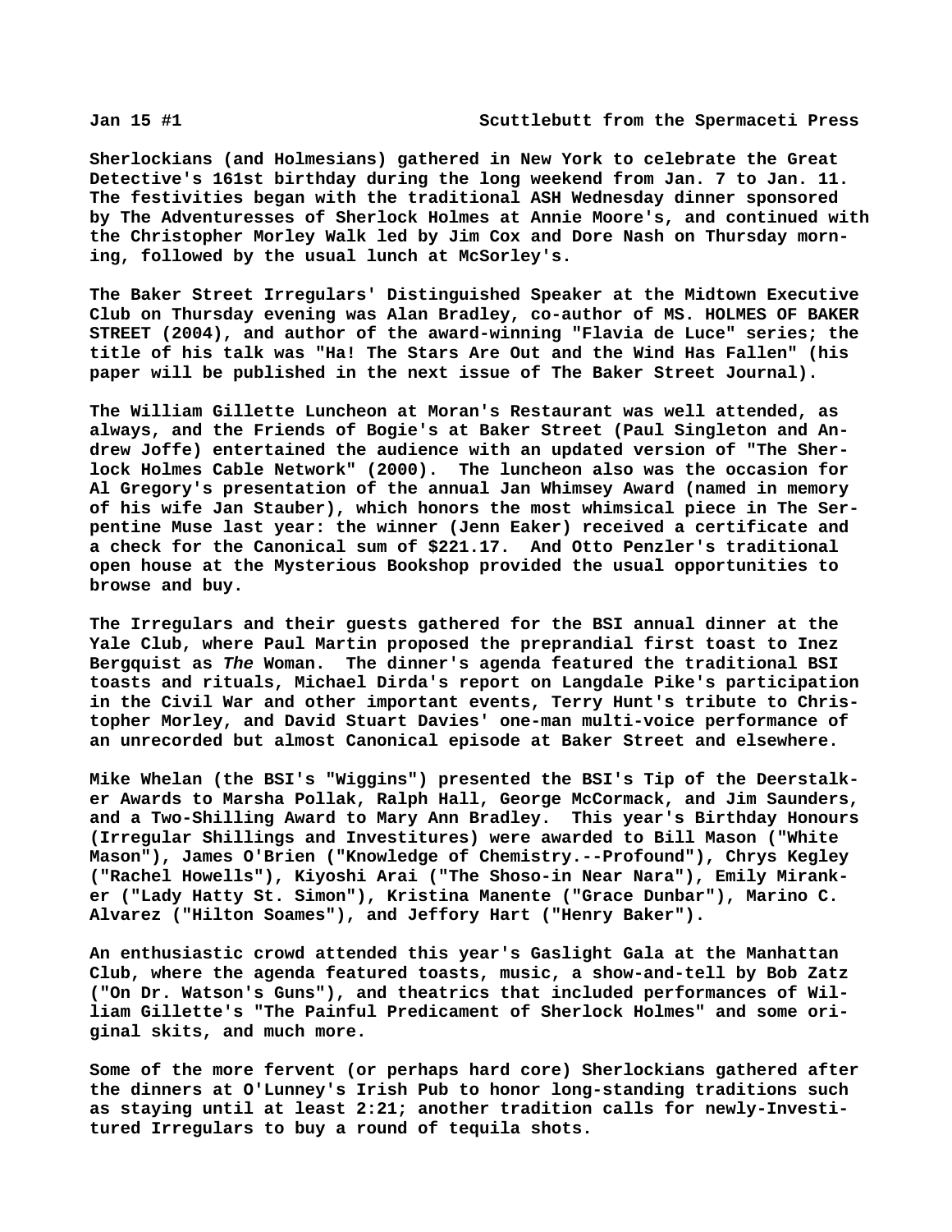**Jan 15 #1 Scuttlebutt from the Spermaceti Press**

Sherlockians (and Holmesians) gathered in New York to celebrate the Great Detective's 161st birthday during the long weekend from Jan. 7 to Jan. 11. The festivities began with the traditional ASH Wednesday dinner sponsored by The Adventuresses of Sherlock Holmes at Annie Moore's, and continued with the Christopher Morley Walk led by Jim Cox and Dore Nash on Thursday morning, followed by the usual lunch at McSorley's.

The Baker Street Irregulars' Distinguished Speaker at the Midtown Executive Club on Thursday evening was Alan Bradley, co-author of MS. HOLMES OF BAKER STREET (2004), and author of the award-winning "Flavia de Luce" series; the title of his talk was "Ha! The Stars Are Out and the Wind Has Fallen" (his paper will be published in the next issue of The Baker Street Journal).

The William Gillette Luncheon at Moran's Restaurant was well attended, as always, and the Friends of Bogie's at Baker Street (Paul Singleton and Andrew Joffe) entertained the audience with an updated version of "The Sherlock Holmes Cable Network" (2000). The luncheon also was the occasion for Al Gregory's presentation of the annual Jan Whimsey Award (named in memory of his wife Jan Stauber), which honors the most whimsical piece in The Serpentine Muse last year: the winner (Jenn Eaker) received a certificate and a check for the Canonical sum of $221.17. And Otto Penzler's traditional open house at the Mysterious Bookshop provided the usual opportunities to browse and buy.

The Irregulars and their guests gathered for the BSI annual dinner at the Yale Club, where Paul Martin proposed the preprandial first toast to Inez Bergquist as *The* Woman. The dinner's agenda featured the traditional BSI toasts and rituals, Michael Dirda's report on Langdale Pike's participation in the Civil War and other important events, Terry Hunt's tribute to Christopher Morley, and David Stuart Davies' one-man multi-voice performance of an unrecorded but almost Canonical episode at Baker Street and elsewhere.

Mike Whelan (the BSI's "Wiggins") presented the BSI's Tip of the Deerstalker Awards to Marsha Pollak, Ralph Hall, George McCormack, and Jim Saunders, and a Two-Shilling Award to Mary Ann Bradley. This year's Birthday Honours (Irregular Shillings and Investitures) were awarded to Bill Mason ("White Mason"), James O'Brien ("Knowledge of Chemistry.--Profound"), Chrys Kegley ("Rachel Howells"), Kiyoshi Arai ("The Shoso-in Near Nara"), Emily Miranker ("Lady Hatty St. Simon"), Kristina Manente ("Grace Dunbar"), Marino C. Alvarez ("Hilton Soames"), and Jeffory Hart ("Henry Baker").

An enthusiastic crowd attended this year's Gaslight Gala at the Manhattan Club, where the agenda featured toasts, music, a show-and-tell by Bob Zatz ("On Dr. Watson's Guns"), and theatrics that included performances of William Gillette's "The Painful Predicament of Sherlock Holmes" and some original skits, and much more.

Some of the more fervent (or perhaps hard core) Sherlockians gathered after the dinners at O'Lunney's Irish Pub to honor long-standing traditions such as staying until at least 2:21; another tradition calls for newly-Investitured Irregulars to buy a round of tequila shots.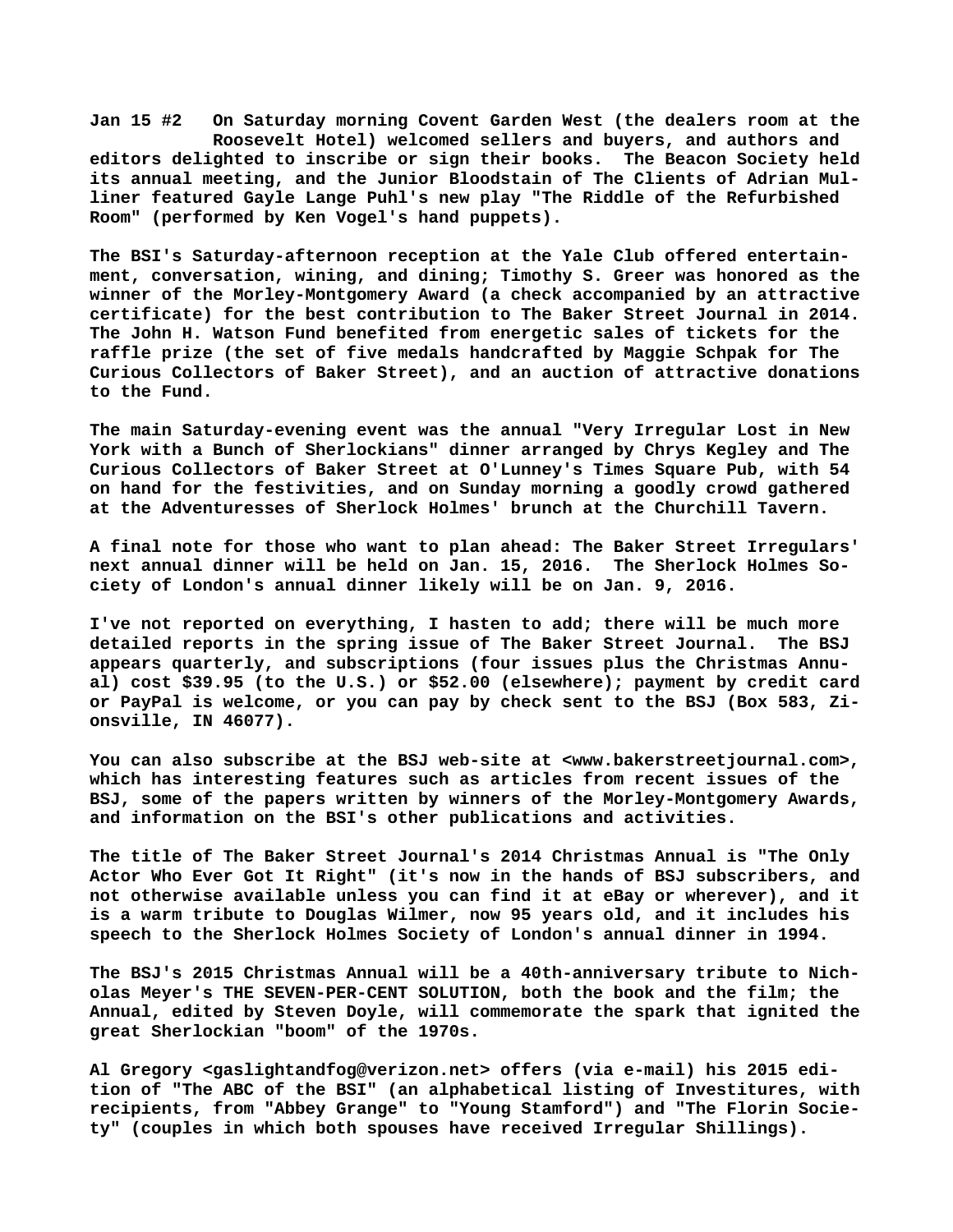**Jan 15 #2 On Saturday morning Covent Garden West (the dealers room at the Roosevelt Hotel) welcomed sellers and buyers, and authors and editors delighted to inscribe or sign their books. The Beacon Society held its annual meeting, and the Junior Bloodstain of The Clients of Adrian Mulliner featured Gayle Lange Puhl's new play "The Riddle of the Refurbished Room" (performed by Ken Vogel's hand puppets).**

**The BSI's Saturday-afternoon reception at the Yale Club offered entertainment, conversation, wining, and dining; Timothy S. Greer was honored as the winner of the Morley-Montgomery Award (a check accompanied by an attractive certificate) for the best contribution to The Baker Street Journal in 2014. The John H. Watson Fund benefited from energetic sales of tickets for the raffle prize (the set of five medals handcrafted by Maggie Schpak for The Curious Collectors of Baker Street), and an auction of attractive donations to the Fund.**

**The main Saturday-evening event was the annual "Very Irregular Lost in New York with a Bunch of Sherlockians" dinner arranged by Chrys Kegley and The Curious Collectors of Baker Street at O'Lunney's Times Square Pub, with 54 on hand for the festivities, and on Sunday morning a goodly crowd gathered at the Adventuresses of Sherlock Holmes' brunch at the Churchill Tavern.**

**A final note for those who want to plan ahead: The Baker Street Irregulars' next annual dinner will be held on Jan. 15, 2016. The Sherlock Holmes Society of London's annual dinner likely will be on Jan. 9, 2016.**

**I've not reported on everything, I hasten to add; there will be much more detailed reports in the spring issue of The Baker Street Journal. The BSJ appears quarterly, and subscriptions (four issues plus the Christmas Annual) cost $39.95 (to the U.S.) or $52.00 (elsewhere); payment by credit card or PayPal is welcome, or you can pay by check sent to the BSJ (Box 583, Zionsville, IN 46077).**

**You can also subscribe at the BSJ web-site at <www.bakerstreetjournal.com>, which has interesting features such as articles from recent issues of the BSJ, some of the papers written by winners of the Morley-Montgomery Awards, and information on the BSI's other publications and activities.**

**The title of The Baker Street Journal's 2014 Christmas Annual is "The Only Actor Who Ever Got It Right" (it's now in the hands of BSJ subscribers, and not otherwise available unless you can find it at eBay or wherever), and it is a warm tribute to Douglas Wilmer, now 95 years old, and it includes his speech to the Sherlock Holmes Society of London's annual dinner in 1994.**

**The BSJ's 2015 Christmas Annual will be a 40th-anniversary tribute to Nicholas Meyer's THE SEVEN-PER-CENT SOLUTION, both the book and the film; the Annual, edited by Steven Doyle, will commemorate the spark that ignited the great Sherlockian "boom" of the 1970s.**

**Al Gregory <gaslightandfog@verizon.net> offers (via e-mail) his 2015 edition of "The ABC of the BSI" (an alphabetical listing of Investitures, with recipients, from "Abbey Grange" to "Young Stamford") and "The Florin Society" (couples in which both spouses have received Irregular Shillings).**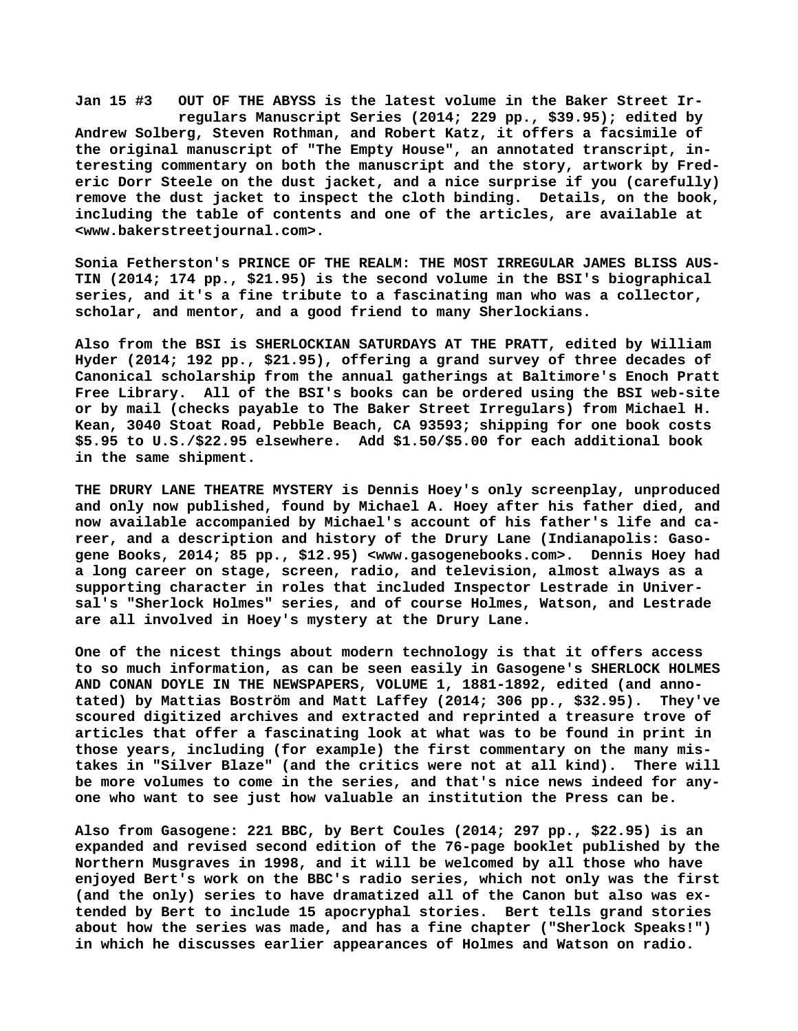**Jan 15 #3 OUT OF THE ABYSS is the latest volume in the Baker Street Irregulars Manuscript Series (2014; 229 pp., $39.95); edited by Andrew Solberg, Steven Rothman, and Robert Katz, it offers a facsimile of the original manuscript of "The Empty House", an annotated transcript, interesting commentary on both the manuscript and the story, artwork by Frederic Dorr Steele on the dust jacket, and a nice surprise if you (carefully) remove the dust jacket to inspect the cloth binding. Details, on the book, including the table of contents and one of the articles, are available at <www.bakerstreetjournal.com>.**

**Sonia Fetherston's PRINCE OF THE REALM: THE MOST IRREGULAR JAMES BLISS AUSTIN (2014; 174 pp., $21.95) is the second volume in the BSI's biographical series, and it's a fine tribute to a fascinating man who was a collector, scholar, and mentor, and a good friend to many Sherlockians.**

**Also from the BSI is SHERLOCKIAN SATURDAYS AT THE PRATT, edited by William Hyder (2014; 192 pp., $21.95), offering a grand survey of three decades of Canonical scholarship from the annual gatherings at Baltimore's Enoch Pratt Free Library. All of the BSI's books can be ordered using the BSI web-site or by mail (checks payable to The Baker Street Irregulars) from Michael H. Kean, 3040 Stoat Road, Pebble Beach, CA 93593; shipping for one book costs $5.95 to U.S./$22.95 elsewhere. Add $1.50/$5.00 for each additional book in the same shipment.**

**THE DRURY LANE THEATRE MYSTERY is Dennis Hoey's only screenplay, unproduced and only now published, found by Michael A. Hoey after his father died, and now available accompanied by Michael's account of his father's life and career, and a description and history of the Drury Lane (Indianapolis: Gasogene Books, 2014; 85 pp., $12.95) <www.gasogenebooks.com>. Dennis Hoey had a long career on stage, screen, radio, and television, almost always as a supporting character in roles that included Inspector Lestrade in Universal's "Sherlock Holmes" series, and of course Holmes, Watson, and Lestrade are all involved in Hoey's mystery at the Drury Lane.**

**One of the nicest things about modern technology is that it offers access to so much information, as can be seen easily in Gasogene's SHERLOCK HOLMES AND CONAN DOYLE IN THE NEWSPAPERS, VOLUME 1, 1881-1892, edited (and annotated) by Mattias Boström and Matt Laffey (2014; 306 pp., $32.95). They've scoured digitized archives and extracted and reprinted a treasure trove of articles that offer a fascinating look at what was to be found in print in those years, including (for example) the first commentary on the many mistakes in "Silver Blaze" (and the critics were not at all kind). There will be more volumes to come in the series, and that's nice news indeed for anyone who want to see just how valuable an institution the Press can be.**

**Also from Gasogene: 221 BBC, by Bert Coules (2014; 297 pp., $22.95) is an expanded and revised second edition of the 76-page booklet published by the Northern Musgraves in 1998, and it will be welcomed by all those who have enjoyed Bert's work on the BBC's radio series, which not only was the first (and the only) series to have dramatized all of the Canon but also was extended by Bert to include 15 apocryphal stories. Bert tells grand stories about how the series was made, and has a fine chapter ("Sherlock Speaks!") in which he discusses earlier appearances of Holmes and Watson on radio.**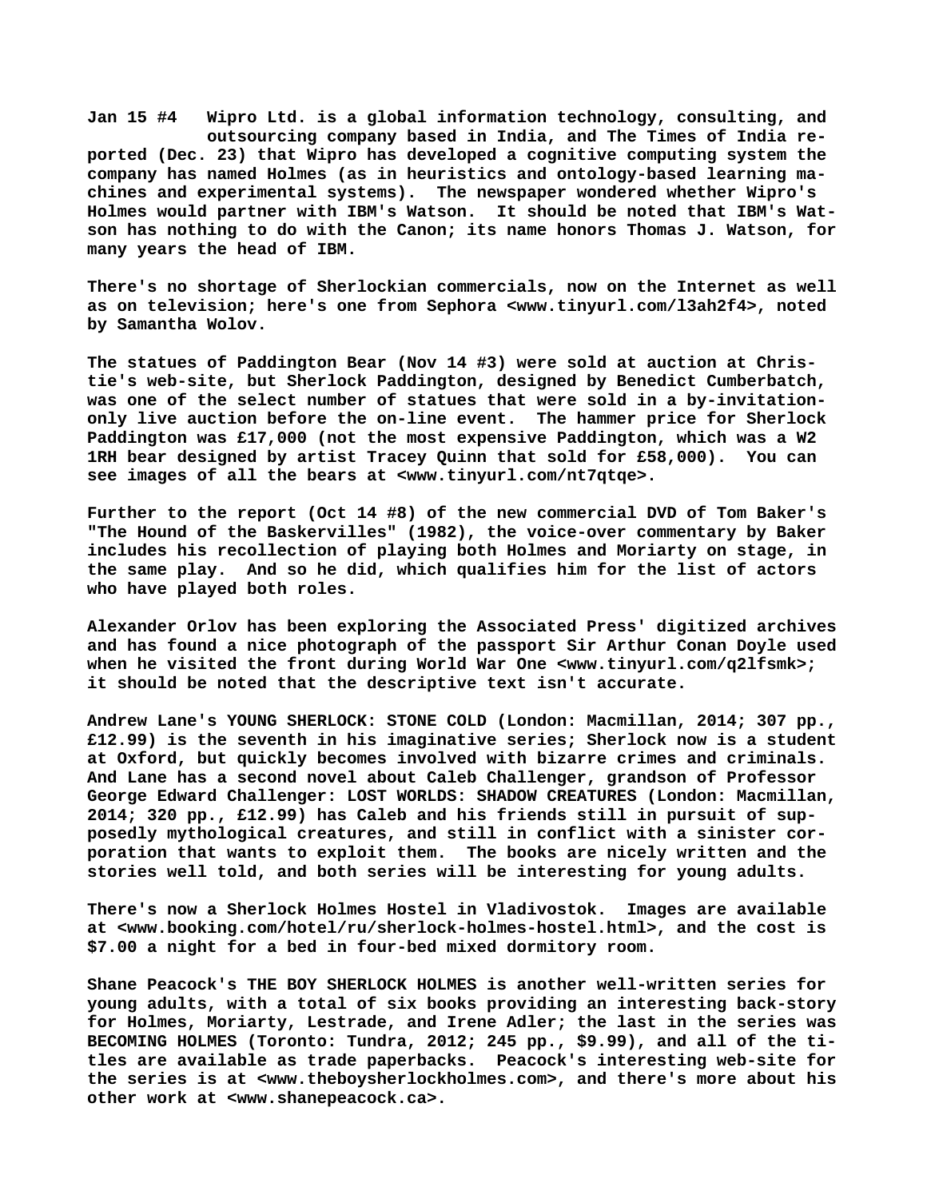Jan 15 #4 Wipro Ltd. is a global information technology, consulting, and outsourcing company based in India, and The Times of India reported (Dec. 23) that Wipro has developed a cognitive computing system the company has named Holmes (as in heuristics and ontology-based learning machines and experimental systems). The newspaper wondered whether Wipro's Holmes would partner with IBM's Watson. It should be noted that IBM's Watson has nothing to do with the Canon; its name honors Thomas J. Watson, for many years the head of IBM.

There's no shortage of Sherlockian commercials, now on the Internet as well as on television; here's one from Sephora <www.tinyurl.com/l3ah2f4>, noted by Samantha Wolov.

The statues of Paddington Bear (Nov 14 #3) were sold at auction at Christie's web-site, but Sherlock Paddington, designed by Benedict Cumberbatch, was one of the select number of statues that were sold in a by-invitation-only live auction before the on-line event. The hammer price for Sherlock Paddington was £17,000 (not the most expensive Paddington, which was a W2 1RH bear designed by artist Tracey Quinn that sold for £58,000). You can see images of all the bears at <www.tinyurl.com/nt7qtqe>.

Further to the report (Oct 14 #8) of the new commercial DVD of Tom Baker's "The Hound of the Baskervilles" (1982), the voice-over commentary by Baker includes his recollection of playing both Holmes and Moriarty on stage, in the same play. And so he did, which qualifies him for the list of actors who have played both roles.

Alexander Orlov has been exploring the Associated Press' digitized archives and has found a nice photograph of the passport Sir Arthur Conan Doyle used when he visited the front during World War One <www.tinyurl.com/q2lfsmk>; it should be noted that the descriptive text isn't accurate.

Andrew Lane's YOUNG SHERLOCK: STONE COLD (London: Macmillan, 2014; 307 pp., £12.99) is the seventh in his imaginative series; Sherlock now is a student at Oxford, but quickly becomes involved with bizarre crimes and criminals. And Lane has a second novel about Caleb Challenger, grandson of Professor George Edward Challenger: LOST WORLDS: SHADOW CREATURES (London: Macmillan, 2014; 320 pp., £12.99) has Caleb and his friends still in pursuit of supposedly mythological creatures, and still in conflict with a sinister corporation that wants to exploit them. The books are nicely written and the stories well told, and both series will be interesting for young adults.

There's now a Sherlock Holmes Hostel in Vladivostok. Images are available at <www.booking.com/hotel/ru/sherlock-holmes-hostel.html>, and the cost is $7.00 a night for a bed in four-bed mixed dormitory room.

Shane Peacock's THE BOY SHERLOCK HOLMES is another well-written series for young adults, with a total of six books providing an interesting back-story for Holmes, Moriarty, Lestrade, and Irene Adler; the last in the series was BECOMING HOLMES (Toronto: Tundra, 2012; 245 pp., $9.99), and all of the titles are available as trade paperbacks. Peacock's interesting web-site for the series is at <www.theboysherlockholmes.com>, and there's more about his other work at <www.shanepeacock.ca>.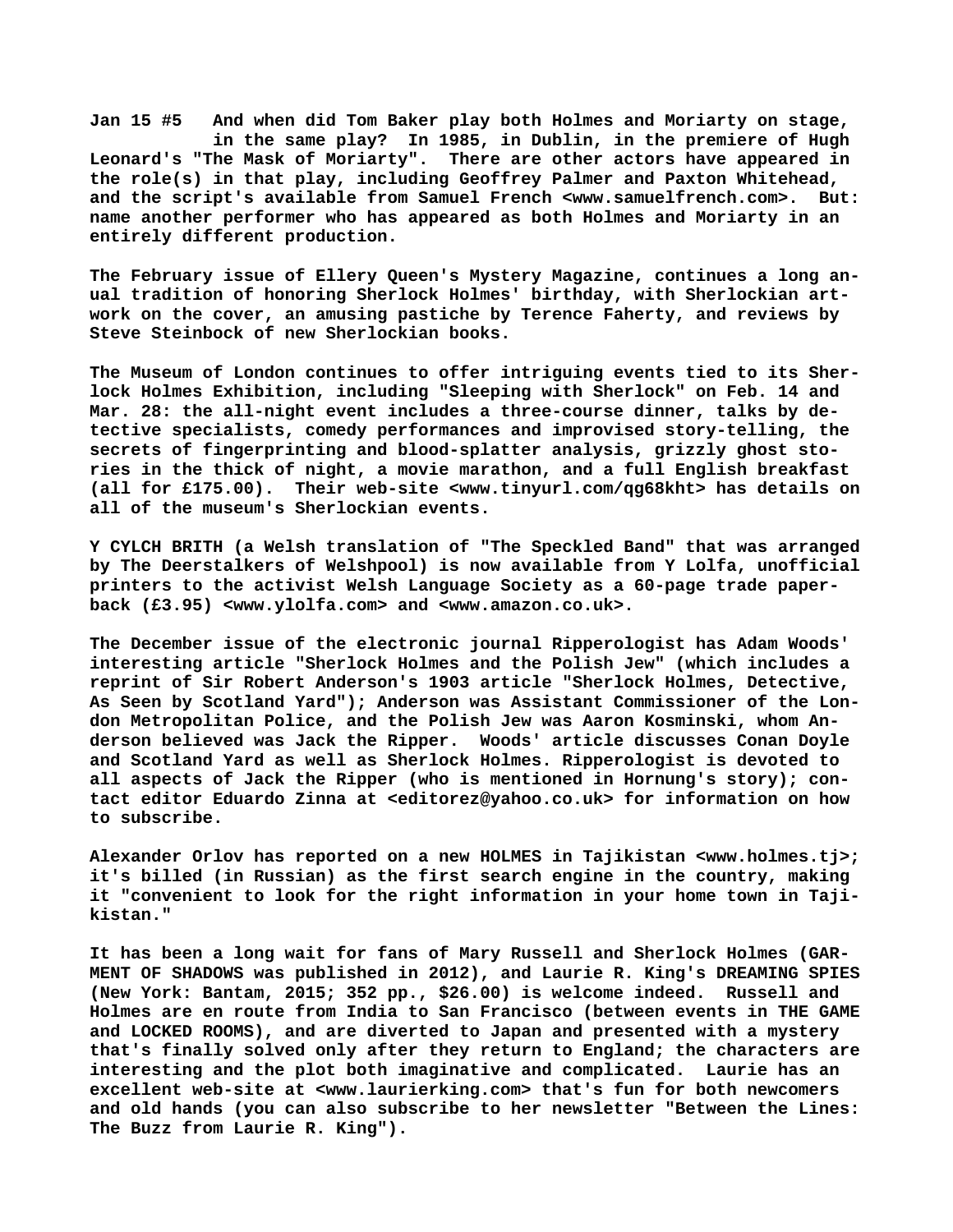**Jan 15 #5 And when did Tom Baker play both Holmes and Moriarty on stage, in the same play? In 1985, in Dublin, in the premiere of Hugh Leonard's "The Mask of Moriarty". There are other actors have appeared in the role(s) in that play, including Geoffrey Palmer and Paxton Whitehead, and the script's available from Samuel French <www.samuelfrench.com>. But: name another performer who has appeared as both Holmes and Moriarty in an entirely different production.**

**The February issue of Ellery Queen's Mystery Magazine, continues a long anual tradition of honoring Sherlock Holmes' birthday, with Sherlockian artwork on the cover, an amusing pastiche by Terence Faherty, and reviews by Steve Steinbock of new Sherlockian books.**

**The Museum of London continues to offer intriguing events tied to its Sherlock Holmes Exhibition, including "Sleeping with Sherlock" on Feb. 14 and Mar. 28: the all-night event includes a three-course dinner, talks by detective specialists, comedy performances and improvised story-telling, the secrets of fingerprinting and blood-splatter analysis, grizzly ghost stories in the thick of night, a movie marathon, and a full English breakfast (all for £175.00). Their web-site <www.tinyurl.com/qg68kht> has details on all of the museum's Sherlockian events.**

**Y CYLCH BRITH (a Welsh translation of "The Speckled Band" that was arranged by The Deerstalkers of Welshpool) is now available from Y Lolfa, unofficial printers to the activist Welsh Language Society as a 60-page trade paperback (£3.95) <www.ylolfa.com> and <www.amazon.co.uk>.**

**The December issue of the electronic journal Ripperologist has Adam Woods' interesting article "Sherlock Holmes and the Polish Jew" (which includes a reprint of Sir Robert Anderson's 1903 article "Sherlock Holmes, Detective, As Seen by Scotland Yard"); Anderson was Assistant Commissioner of the London Metropolitan Police, and the Polish Jew was Aaron Kosminski, whom Anderson believed was Jack the Ripper. Woods' article discusses Conan Doyle and Scotland Yard as well as Sherlock Holmes. Ripperologist is devoted to all aspects of Jack the Ripper (who is mentioned in Hornung's story); contact editor Eduardo Zinna at <editorez@yahoo.co.uk> for information on how to subscribe.**

**Alexander Orlov has reported on a new HOLMES in Tajikistan <www.holmes.tj>; it's billed (in Russian) as the first search engine in the country, making it "convenient to look for the right information in your home town in Tajikistan."**

**It has been a long wait for fans of Mary Russell and Sherlock Holmes (GARMENT OF SHADOWS was published in 2012), and Laurie R. King's DREAMING SPIES (New York: Bantam, 2015; 352 pp., $26.00) is welcome indeed. Russell and Holmes are en route from India to San Francisco (between events in THE GAME and LOCKED ROOMS), and are diverted to Japan and presented with a mystery that's finally solved only after they return to England; the characters are interesting and the plot both imaginative and complicated. Laurie has an excellent web-site at <www.laurierking.com> that's fun for both newcomers and old hands (you can also subscribe to her newsletter "Between the Lines: The Buzz from Laurie R. King").**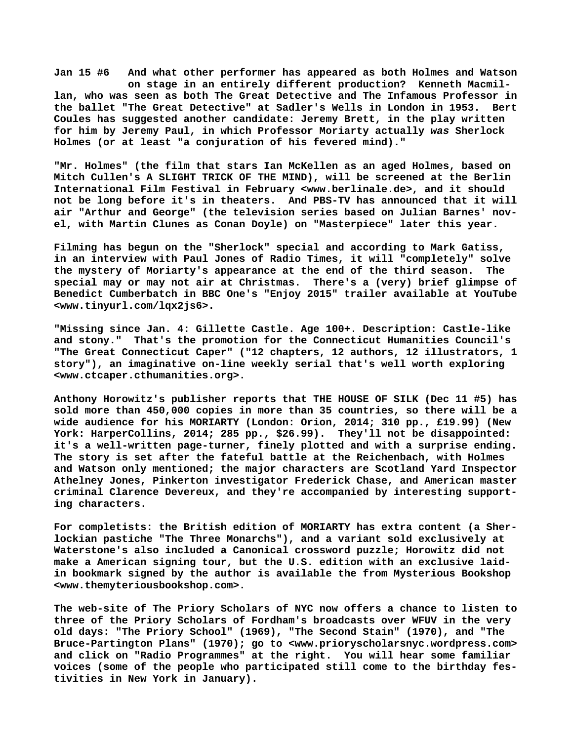**Jan 15 #6 And what other performer has appeared as both Holmes and Watson on stage in an entirely different production? Kenneth Macmillan, who was seen as both The Great Detective and The Infamous Professor in the ballet "The Great Detective" at Sadler's Wells in London in 1953. Bert Coules has suggested another candidate: Jeremy Brett, in the play written for him by Jeremy Paul, in which Professor Moriarty actually *was* Sherlock Holmes (or at least "a conjuration of his fevered mind)."**

**"Mr. Holmes" (the film that stars Ian McKellen as an aged Holmes, based on Mitch Cullen's A SLIGHT TRICK OF THE MIND), will be screened at the Berlin International Film Festival in February <www.berlinale.de>, and it should not be long before it's in theaters. And PBS-TV has announced that it will air "Arthur and George" (the television series based on Julian Barnes' novel, with Martin Clunes as Conan Doyle) on "Masterpiece" later this year.**

**Filming has begun on the "Sherlock" special and according to Mark Gatiss, in an interview with Paul Jones of Radio Times, it will "completely" solve the mystery of Moriarty's appearance at the end of the third season. The special may or may not air at Christmas. There's a (very) brief glimpse of Benedict Cumberbatch in BBC One's "Enjoy 2015" trailer available at YouTube <www.tinyurl.com/lqx2js6>.**

**"Missing since Jan. 4: Gillette Castle. Age 100+. Description: Castle-like and stony." That's the promotion for the Connecticut Humanities Council's "The Great Connecticut Caper" ("12 chapters, 12 authors, 12 illustrators, 1 story"), an imaginative on-line weekly serial that's well worth exploring <www.ctcaper.cthumanities.org>.**

**Anthony Horowitz's publisher reports that THE HOUSE OF SILK (Dec 11 #5) has sold more than 450,000 copies in more than 35 countries, so there will be a wide audience for his MORIARTY (London: Orion, 2014; 310 pp., £19.99) (New York: HarperCollins, 2014; 285 pp., $26.99). They'll not be disappointed: it's a well-written page-turner, finely plotted and with a surprise ending. The story is set after the fateful battle at the Reichenbach, with Holmes and Watson only mentioned; the major characters are Scotland Yard Inspector Athelney Jones, Pinkerton investigator Frederick Chase, and American master criminal Clarence Devereux, and they're accompanied by interesting supporting characters.**

**For completists: the British edition of MORIARTY has extra content (a Sherlockian pastiche "The Three Monarchs"), and a variant sold exclusively at Waterstone's also included a Canonical crossword puzzle; Horowitz did not make a American signing tour, but the U.S. edition with an exclusive laid-in bookmark signed by the author is available the from Mysterious Bookshop <www.themyteriousbookshop.com>.**

**The web-site of The Priory Scholars of NYC now offers a chance to listen to three of the Priory Scholars of Fordham's broadcasts over WFUV in the very old days: "The Priory School" (1969), "The Second Stain" (1970), and "The Bruce-Partington Plans" (1970); go to <www.prioryscholarsnyc.wordpress.com> and click on "Radio Programmes" at the right. You will hear some familiar voices (some of the people who participated still come to the birthday festivities in New York in January).**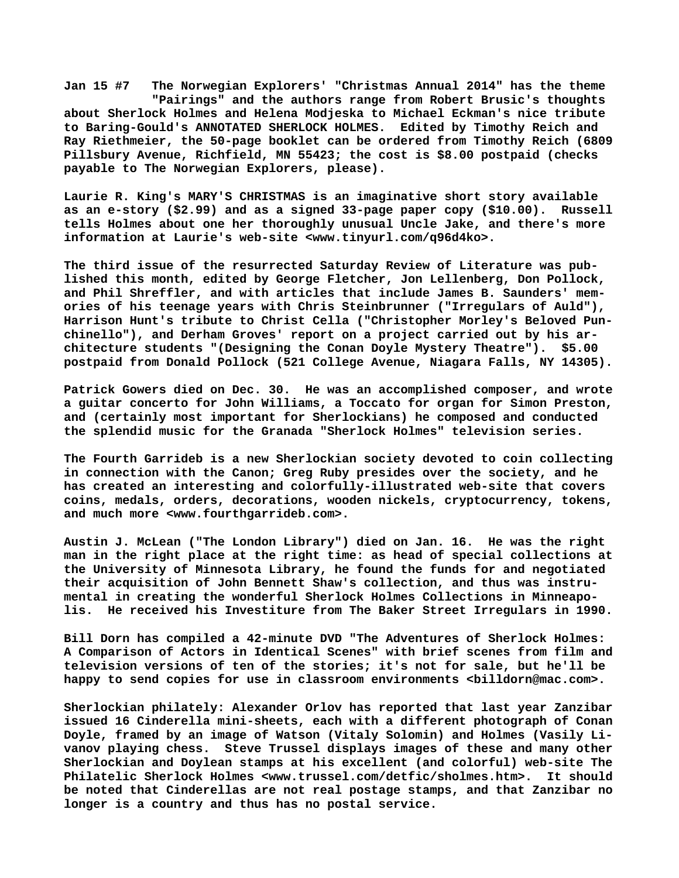**Jan 15 #7   The Norwegian Explorers' "Christmas Annual 2014" has the theme "Pairings" and the authors range from Robert Brusic's thoughts about Sherlock Holmes and Helena Modjeska to Michael Eckman's nice tribute to Baring-Gould's ANNOTATED SHERLOCK HOLMES.  Edited by Timothy Reich and Ray Riethmeier, the 50-page booklet can be ordered from Timothy Reich (6809 Pillsbury Avenue, Richfield, MN 55423; the cost is $8.00 postpaid (checks payable to The Norwegian Explorers, please).**

**Laurie R. King's MARY'S CHRISTMAS is an imaginative short story available as an e-story ($2.99) and as a signed 33-page paper copy ($10.00).  Russell tells Holmes about one her thoroughly unusual Uncle Jake, and there's more information at Laurie's web-site <www.tinyurl.com/q96d4ko>.**

**The third issue of the resurrected Saturday Review of Literature was published this month, edited by George Fletcher, Jon Lellenberg, Don Pollock, and Phil Shreffler, and with articles that include James B. Saunders' memories of his teenage years with Chris Steinbrunner ("Irregulars of Auld"), Harrison Hunt's tribute to Christ Cella ("Christopher Morley's Beloved Punchinello"), and Derham Groves' report on a project carried out by his architecture students "(Designing the Conan Doyle Mystery Theatre").  $5.00 postpaid from Donald Pollock (521 College Avenue, Niagara Falls, NY 14305).**

**Patrick Gowers died on Dec. 30.  He was an accomplished composer, and wrote a guitar concerto for John Williams, a Toccato for organ for Simon Preston, and (certainly most important for Sherlockians) he composed and conducted the splendid music for the Granada "Sherlock Holmes" television series.**

**The Fourth Garrideb is a new Sherlockian society devoted to coin collecting in connection with the Canon; Greg Ruby presides over the society, and he has created an interesting and colorfully-illustrated web-site that covers coins, medals, orders, decorations, wooden nickels, cryptocurrency, tokens, and much more <www.fourthgarrideb.com>.**

**Austin J. McLean ("The London Library") died on Jan. 16.  He was the right man in the right place at the right time: as head of special collections at the University of Minnesota Library, he found the funds for and negotiated their acquisition of John Bennett Shaw's collection, and thus was instrumental in creating the wonderful Sherlock Holmes Collections in Minneapolis.  He received his Investiture from The Baker Street Irregulars in 1990.**

**Bill Dorn has compiled a 42-minute DVD "The Adventures of Sherlock Holmes: A Comparison of Actors in Identical Scenes" with brief scenes from film and television versions of ten of the stories; it's not for sale, but he'll be happy to send copies for use in classroom environments <billdorn@mac.com>.**

**Sherlockian philately: Alexander Orlov has reported that last year Zanzibar issued 16 Cinderella mini-sheets, each with a different photograph of Conan Doyle, framed by an image of Watson (Vitaly Solomin) and Holmes (Vasily Livanov playing chess.  Steve Trussel displays images of these and many other Sherlockian and Doylean stamps at his excellent (and colorful) web-site The Philatelic Sherlock Holmes <www.trussel.com/detfic/sholmes.htm>.  It should be noted that Cinderellas are not real postage stamps, and that Zanzibar no longer is a country and thus has no postal service.**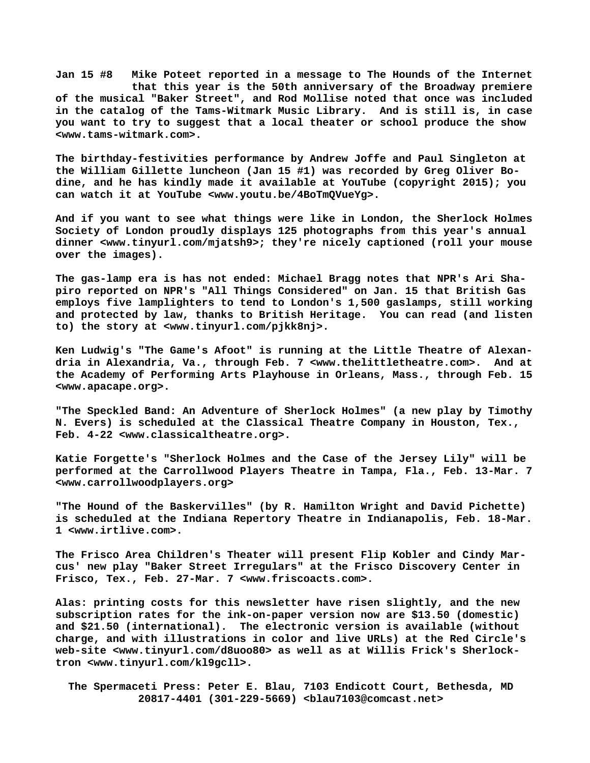**Jan 15 #8 Mike Poteet reported in a message to The Hounds of the Internet that this year is the 50th anniversary of the Broadway premiere of the musical "Baker Street", and Rod Mollise noted that once was included in the catalog of the Tams-Witmark Music Library. And is still is, in case you want to try to suggest that a local theater or school produce the show <www.tams-witmark.com>.**

**The birthday-festivities performance by Andrew Joffe and Paul Singleton at the William Gillette luncheon (Jan 15 #1) was recorded by Greg Oliver Bodine, and he has kindly made it available at YouTube (copyright 2015); you can watch it at YouTube <www.youtu.be/4BoTmQVueYg>.**

**And if you want to see what things were like in London, the Sherlock Holmes Society of London proudly displays 125 photographs from this year's annual dinner <www.tinyurl.com/mjatsh9>; they're nicely captioned (roll your mouse over the images).**

**The gas-lamp era is has not ended: Michael Bragg notes that NPR's Ari Shapiro reported on NPR's "All Things Considered" on Jan. 15 that British Gas employs five lamplighters to tend to London's 1,500 gaslamps, still working and protected by law, thanks to British Heritage. You can read (and listen to) the story at <www.tinyurl.com/pjkk8nj>.**

**Ken Ludwig's "The Game's Afoot" is running at the Little Theatre of Alexandria in Alexandria, Va., through Feb. 7 <www.thelittletheatre.com>. And at the Academy of Performing Arts Playhouse in Orleans, Mass., through Feb. 15 <www.apacape.org>.**

**"The Speckled Band: An Adventure of Sherlock Holmes" (a new play by Timothy N. Evers) is scheduled at the Classical Theatre Company in Houston, Tex., Feb. 4-22 <www.classicaltheatre.org>.**

**Katie Forgette's "Sherlock Holmes and the Case of the Jersey Lily" will be performed at the Carrollwood Players Theatre in Tampa, Fla., Feb. 13-Mar. 7 <www.carrollwoodplayers.org>**

**"The Hound of the Baskervilles" (by R. Hamilton Wright and David Pichette) is scheduled at the Indiana Repertory Theatre in Indianapolis, Feb. 18-Mar. 1 <www.irtlive.com>.**

**The Frisco Area Children's Theater will present Flip Kobler and Cindy Marcus' new play "Baker Street Irregulars" at the Frisco Discovery Center in Frisco, Tex., Feb. 27-Mar. 7 <www.friscoacts.com>.**

**Alas: printing costs for this newsletter have risen slightly, and the new subscription rates for the ink-on-paper version now are $13.50 (domestic) and $21.50 (international). The electronic version is available (without charge, and with illustrations in color and live URLs) at the Red Circle's web-site <www.tinyurl.com/d8uoo80> as well as at Willis Frick's Sherlocktron <www.tinyurl.com/kl9gcll>.**

**The Spermaceti Press: Peter E. Blau, 7103 Endicott Court, Bethesda, MD 20817-4401 (301-229-5669) <blau7103@comcast.net>**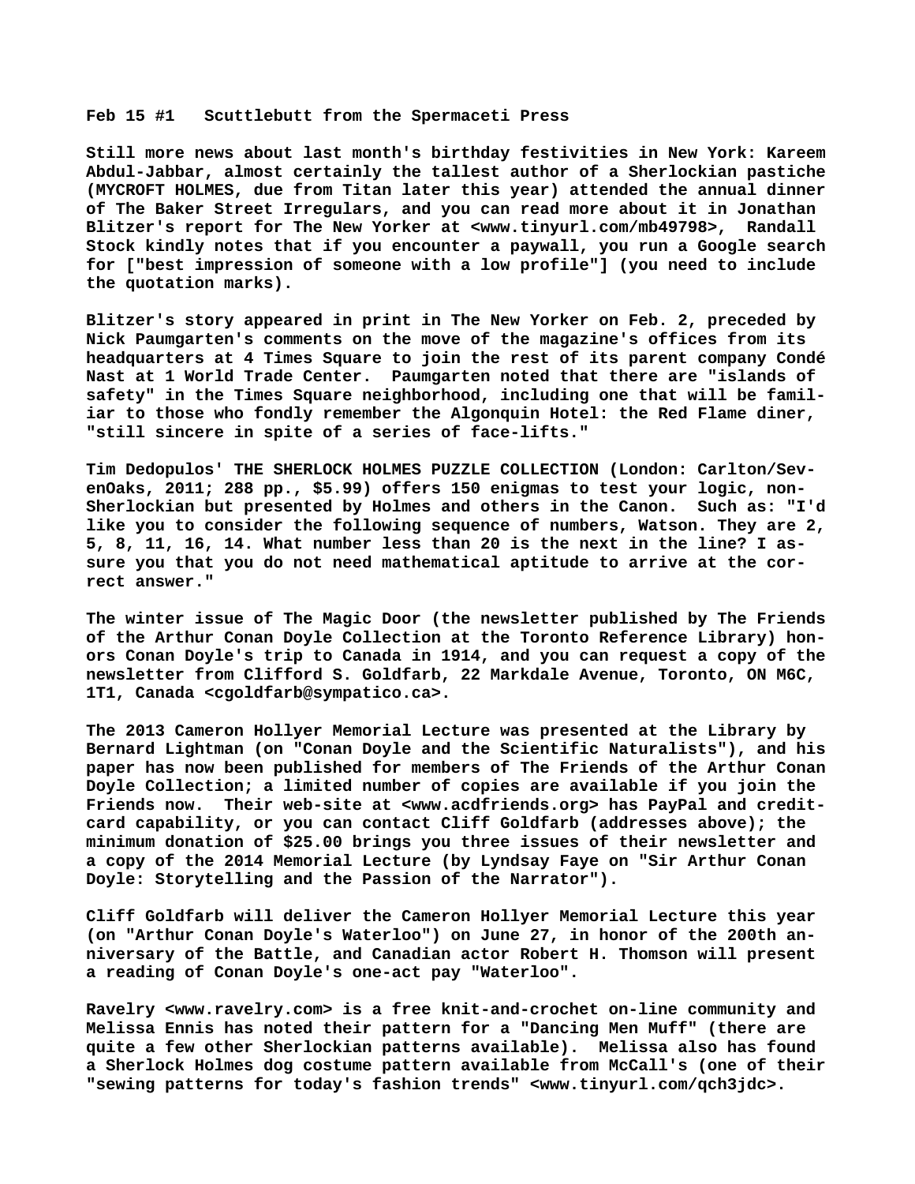**Feb 15 #1   Scuttlebutt from the Spermaceti Press**

**Still more news about last month's birthday festivities in New York: Kareem Abdul-Jabbar, almost certainly the tallest author of a Sherlockian pastiche (MYCROFT HOLMES, due from Titan later this year) attended the annual dinner of The Baker Street Irregulars, and you can read more about it in Jonathan Blitzer's report for The New Yorker at <www.tinyurl.com/mb49798>,  Randall Stock kindly notes that if you encounter a paywall, you run a Google search for ["best impression of someone with a low profile"] (you need to include the quotation marks).**

**Blitzer's story appeared in print in The New Yorker on Feb. 2, preceded by Nick Paumgarten's comments on the move of the magazine's offices from its headquarters at 4 Times Square to join the rest of its parent company Condé Nast at 1 World Trade Center.  Paumgarten noted that there are "islands of safety" in the Times Square neighborhood, including one that will be familiar to those who fondly remember the Algonquin Hotel: the Red Flame diner, "still sincere in spite of a series of face-lifts."**

**Tim Dedopulos' THE SHERLOCK HOLMES PUZZLE COLLECTION (London: Carlton/SevenOaks, 2011; 288 pp., $5.99) offers 150 enigmas to test your logic, non-Sherlockian but presented by Holmes and others in the Canon.  Such as: "I'd like you to consider the following sequence of numbers, Watson. They are 2, 5, 8, 11, 16, 14. What number less than 20 is the next in the line? I assure you that you do not need mathematical aptitude to arrive at the correct answer."**

**The winter issue of The Magic Door (the newsletter published by The Friends of the Arthur Conan Doyle Collection at the Toronto Reference Library) honors Conan Doyle's trip to Canada in 1914, and you can request a copy of the newsletter from Clifford S. Goldfarb, 22 Markdale Avenue, Toronto, ON M6C, 1T1, Canada <cgoldfarb@sympatico.ca>.**

**The 2013 Cameron Hollyer Memorial Lecture was presented at the Library by Bernard Lightman (on "Conan Doyle and the Scientific Naturalists"), and his paper has now been published for members of The Friends of the Arthur Conan Doyle Collection; a limited number of copies are available if you join the Friends now.  Their web-site at <www.acdfriends.org> has PayPal and credit-card capability, or you can contact Cliff Goldfarb (addresses above); the minimum donation of $25.00 brings you three issues of their newsletter and a copy of the 2014 Memorial Lecture (by Lyndsay Faye on "Sir Arthur Conan Doyle: Storytelling and the Passion of the Narrator").**

**Cliff Goldfarb will deliver the Cameron Hollyer Memorial Lecture this year (on "Arthur Conan Doyle's Waterloo") on June 27, in honor of the 200th anniversary of the Battle, and Canadian actor Robert H. Thomson will present a reading of Conan Doyle's one-act pay "Waterloo".**

**Ravelry <www.ravelry.com> is a free knit-and-crochet on-line community and Melissa Ennis has noted their pattern for a "Dancing Men Muff" (there are quite a few other Sherlockian patterns available).  Melissa also has found a Sherlock Holmes dog costume pattern available from McCall's (one of their "sewing patterns for today's fashion trends" <www.tinyurl.com/qch3jdc>.**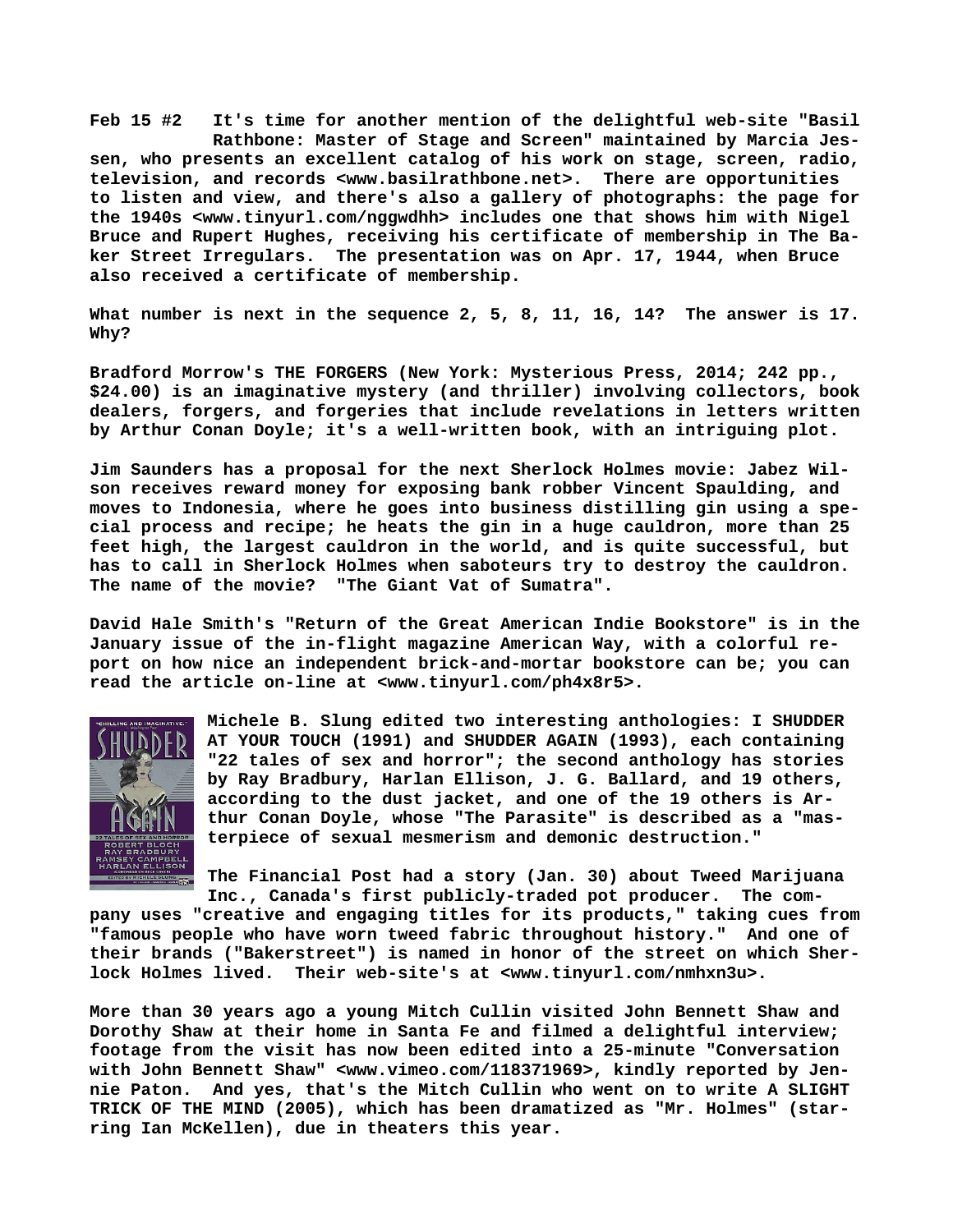**Feb 15 #2 It's time for another mention of the delightful web-site "Basil Rathbone: Master of Stage and Screen" maintained by Marcia Jessen, who presents an excellent catalog of his work on stage, screen, radio, television, and records <www.basilrathbone.net>. There are opportunities to listen and view, and there's also a gallery of photographs: the page for the 1940s <www.tinyurl.com/nggwdhh> includes one that shows him with Nigel Bruce and Rupert Hughes, receiving his certificate of membership in The Baker Street Irregulars. The presentation was on Apr. 17, 1944, when Bruce also received a certificate of membership.**

**What number is next in the sequence 2, 5, 8, 11, 16, 14? The answer is 17. Why?**

**Bradford Morrow's THE FORGERS (New York: Mysterious Press, 2014; 242 pp., $24.00) is an imaginative mystery (and thriller) involving collectors, book dealers, forgers, and forgeries that include revelations in letters written by Arthur Conan Doyle; it's a well-written book, with an intriguing plot.**

**Jim Saunders has a proposal for the next Sherlock Holmes movie: Jabez Wilson receives reward money for exposing bank robber Vincent Spaulding, and moves to Indonesia, where he goes into business distilling gin using a special process and recipe; he heats the gin in a huge cauldron, more than 25 feet high, the largest cauldron in the world, and is quite successful, but has to call in Sherlock Holmes when saboteurs try to destroy the cauldron. The name of the movie? "The Giant Vat of Sumatra".**

**David Hale Smith's "Return of the Great American Indie Bookstore" is in the January issue of the in-flight magazine American Way, with a colorful report on how nice an independent brick-and-mortar bookstore can be; you can read the article on-line at <www.tinyurl.com/ph4x8r5>.**

**Michele B. Slung edited two interesting anthologies: I SHUDDER AT YOUR TOUCH (1991) and SHUDDER AGAIN (1993), each containing "22 tales of sex and horror"; the second anthology has stories by Ray Bradbury, Harlan Ellison, J. G. Ballard, and 19 others, according to the dust jacket, and one of the 19 others is Arthur Conan Doyle, whose "The Parasite" is described as a "masterpiece of sexual mesmerism and demonic destruction."**

**The Financial Post had a story (Jan. 30) about Tweed Marijuana Inc., Canada's first publicly-traded pot producer. The company uses "creative and engaging titles for its products," taking cues from "famous people who have worn tweed fabric throughout history." And one of their brands ("Bakerstreet") is named in honor of the street on which Sherlock Holmes lived. Their web-site's at <www.tinyurl.com/nmhxn3u>.**

**More than 30 years ago a young Mitch Cullin visited John Bennett Shaw and Dorothy Shaw at their home in Santa Fe and filmed a delightful interview; footage from the visit has now been edited into a 25-minute "Conversation with John Bennett Shaw" <www.vimeo.com/118371969>, kindly reported by Jennie Paton. And yes, that's the Mitch Cullin who went on to write A SLIGHT TRICK OF THE MIND (2005), which has been dramatized as "Mr. Holmes" (starring Ian McKellen), due in theaters this year.**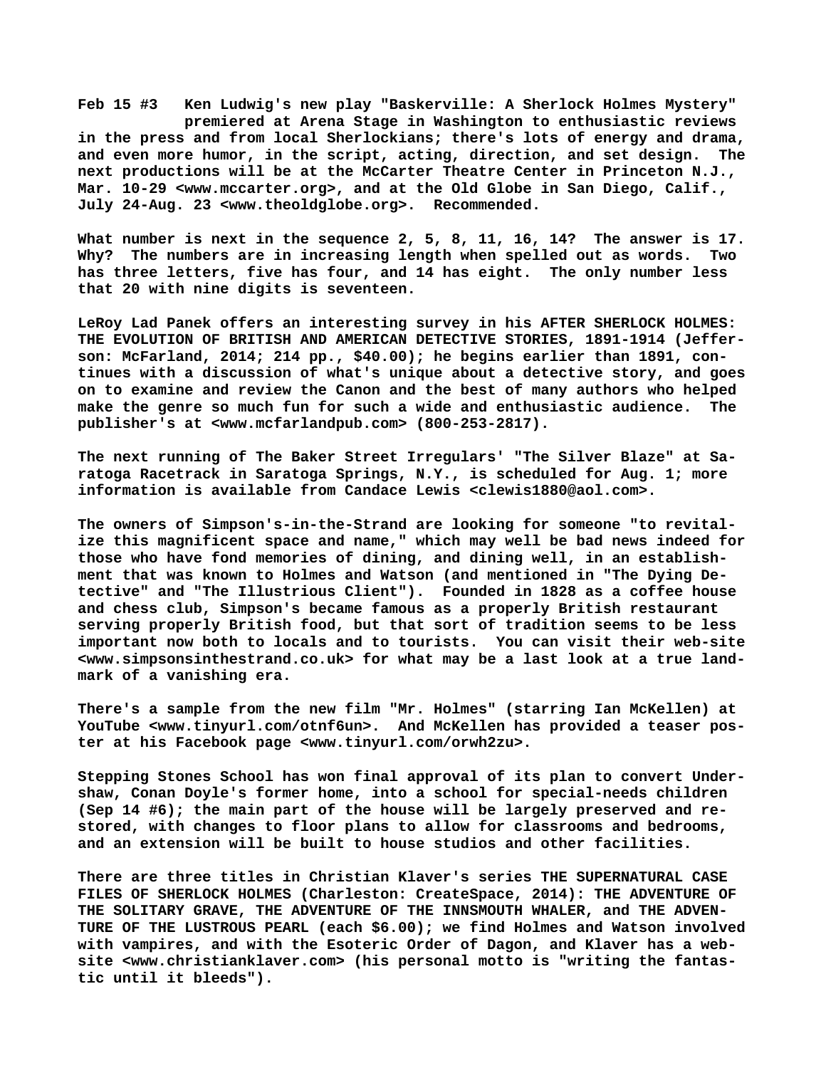**Feb 15 #3** Ken Ludwig's new play "Baskerville: A Sherlock Holmes Mystery" premiered at Arena Stage in Washington to enthusiastic reviews in the press and from local Sherlockians; there's lots of energy and drama, and even more humor, in the script, acting, direction, and set design. The next productions will be at the McCarter Theatre Center in Princeton N.J., Mar. 10-29 <www.mccarter.org>, and at the Old Globe in San Diego, Calif., July 24-Aug. 23 <www.theoldglobe.org>. Recommended.

What number is next in the sequence 2, 5, 8, 11, 16, 14? The answer is 17. Why? The numbers are in increasing length when spelled out as words. Two has three letters, five has four, and 14 has eight. The only number less that 20 with nine digits is seventeen.

LeRoy Lad Panek offers an interesting survey in his AFTER SHERLOCK HOLMES: THE EVOLUTION OF BRITISH AND AMERICAN DETECTIVE STORIES, 1891-1914 (Jefferson: McFarland, 2014; 214 pp., $40.00); he begins earlier than 1891, continues with a discussion of what's unique about a detective story, and goes on to examine and review the Canon and the best of many authors who helped make the genre so much fun for such a wide and enthusiastic audience. The publisher's at <www.mcfarlandpub.com> (800-253-2817).

The next running of The Baker Street Irregulars' "The Silver Blaze" at Saratoga Racetrack in Saratoga Springs, N.Y., is scheduled for Aug. 1; more information is available from Candace Lewis <clewis1880@aol.com>.

The owners of Simpson's-in-the-Strand are looking for someone "to revitalize this magnificent space and name," which may well be bad news indeed for those who have fond memories of dining, and dining well, in an establishment that was known to Holmes and Watson (and mentioned in "The Dying Detective" and "The Illustrious Client"). Founded in 1828 as a coffee house and chess club, Simpson's became famous as a properly British restaurant serving properly British food, but that sort of tradition seems to be less important now both to locals and to tourists. You can visit their web-site <www.simpsonsinthestrand.co.uk> for what may be a last look at a true landmark of a vanishing era.

There's a sample from the new film "Mr. Holmes" (starring Ian McKellen) at YouTube <www.tinyurl.com/otnf6un>. And McKellen has provided a teaser poster at his Facebook page <www.tinyurl.com/orwh2zu>.

Stepping Stones School has won final approval of its plan to convert Undershaw, Conan Doyle's former home, into a school for special-needs children (Sep 14 #6); the main part of the house will be largely preserved and restored, with changes to floor plans to allow for classrooms and bedrooms, and an extension will be built to house studios and other facilities.

There are three titles in Christian Klaver's series THE SUPERNATURAL CASE FILES OF SHERLOCK HOLMES (Charleston: CreateSpace, 2014): THE ADVENTURE OF THE SOLITARY GRAVE, THE ADVENTURE OF THE INNSMOUTH WHALER, and THE ADVENTURE OF THE LUSTROUS PEARL (each $6.00); we find Holmes and Watson involved with vampires, and with the Esoteric Order of Dagon, and Klaver has a website <www.christianklaver.com> (his personal motto is "writing the fantastic until it bleeds").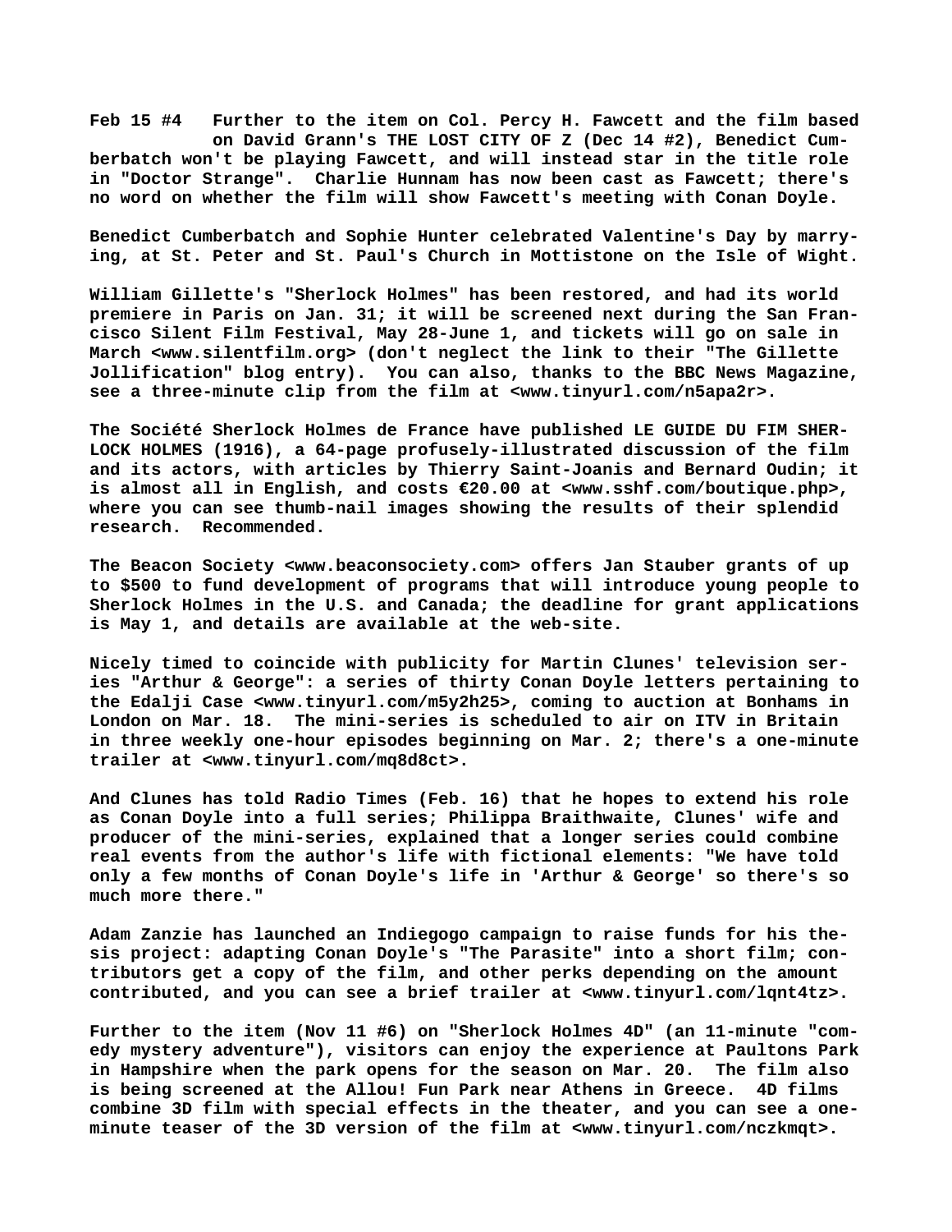**Feb 15 #4 Further to the item on Col. Percy H. Fawcett and the film based on David Grann's THE LOST CITY OF Z (Dec 14 #2), Benedict Cumberbatch won't be playing Fawcett, and will instead star in the title role in "Doctor Strange". Charlie Hunnam has now been cast as Fawcett; there's no word on whether the film will show Fawcett's meeting with Conan Doyle.**

**Benedict Cumberbatch and Sophie Hunter celebrated Valentine's Day by marrying, at St. Peter and St. Paul's Church in Mottistone on the Isle of Wight.**

**William Gillette's "Sherlock Holmes" has been restored, and had its world premiere in Paris on Jan. 31; it will be screened next during the San Francisco Silent Film Festival, May 28-June 1, and tickets will go on sale in March <www.silentfilm.org> (don't neglect the link to their "The Gillette Jollification" blog entry). You can also, thanks to the BBC News Magazine, see a three-minute clip from the film at <www.tinyurl.com/n5apa2r>.**

**The Société Sherlock Holmes de France have published LE GUIDE DU FIM SHERLOCK HOLMES (1916), a 64-page profusely-illustrated discussion of the film and its actors, with articles by Thierry Saint-Joanis and Bernard Oudin; it is almost all in English, and costs €20.00 at <www.sshf.com/boutique.php>, where you can see thumb-nail images showing the results of their splendid research. Recommended.**

**The Beacon Society <www.beaconsociety.com> offers Jan Stauber grants of up to $500 to fund development of programs that will introduce young people to Sherlock Holmes in the U.S. and Canada; the deadline for grant applications is May 1, and details are available at the web-site.**

**Nicely timed to coincide with publicity for Martin Clunes' television series "Arthur & George": a series of thirty Conan Doyle letters pertaining to the Edalji Case <www.tinyurl.com/m5y2h25>, coming to auction at Bonhams in London on Mar. 18. The mini-series is scheduled to air on ITV in Britain in three weekly one-hour episodes beginning on Mar. 2; there's a one-minute trailer at <www.tinyurl.com/mq8d8ct>.**

**And Clunes has told Radio Times (Feb. 16) that he hopes to extend his role as Conan Doyle into a full series; Philippa Braithwaite, Clunes' wife and producer of the mini-series, explained that a longer series could combine real events from the author's life with fictional elements: "We have told only a few months of Conan Doyle's life in 'Arthur & George' so there's so much more there."**

**Adam Zanzie has launched an Indiegogo campaign to raise funds for his thesis project: adapting Conan Doyle's "The Parasite" into a short film; contributors get a copy of the film, and other perks depending on the amount contributed, and you can see a brief trailer at <www.tinyurl.com/lqnt4tz>.**

**Further to the item (Nov 11 #6) on "Sherlock Holmes 4D" (an 11-minute "comedy mystery adventure"), visitors can enjoy the experience at Paultons Park in Hampshire when the park opens for the season on Mar. 20. The film also is being screened at the Allou! Fun Park near Athens in Greece. 4D films combine 3D film with special effects in the theater, and you can see a one-minute teaser of the 3D version of the film at <www.tinyurl.com/nczkmqt>.**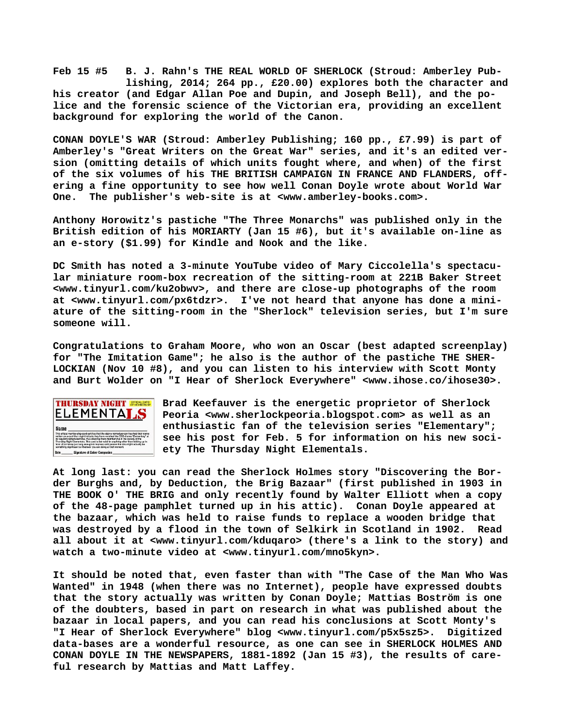**Feb 15 #5 B. J. Rahn's THE REAL WORLD OF SHERLOCK (Stroud: Amberley Publishing, 2014; 264 pp., £20.00) explores both the character and his creator (and Edgar Allan Poe and Dupin, and Joseph Bell), and the police and the forensic science of the Victorian era, providing an excellent background for exploring the world of the Canon.**

**CONAN DOYLE'S WAR (Stroud: Amberley Publishing; 160 pp., £7.99) is part of Amberley's "Great Writers on the Great War" series, and it's an edited version (omitting details of which units fought where, and when) of the first of the six volumes of his THE BRITISH CAMPAIGN IN FRANCE AND FLANDERS, offering a fine opportunity to see how well Conan Doyle wrote about World War One. The publisher's web-site is at <www.amberley-books.com>.**

**Anthony Horowitz's pastiche "The Three Monarchs" was published only in the British edition of his MORIARTY (Jan 15 #6), but it's available on-line as an e-story ($1.99) for Kindle and Nook and the like.**

**DC Smith has noted a 3-minute YouTube video of Mary Ciccolella's spectacular miniature room-box recreation of the sitting-room at 221B Baker Street <www.tinyurl.com/ku2obwv>, and there are close-up photographs of the room at <www.tinyurl.com/px6tdzr>. I've not heard that anyone has done a miniature of the sitting-room in the "Sherlock" television series, but I'm sure someone will.**

**Congratulations to Graham Moore, who won an Oscar (best adapted screenplay) for "The Imitation Game"; he also is the author of the pastiche THE SHERLOCKIAN (Nov 10 #8), and you can listen to his interview with Scott Monty and Burt Wolder on "I Hear of Sherlock Everywhere" <www.ihose.co/ihose30>.**

**Brad Keefauver is the energetic proprietor of Sherlock Peoria <www.sherlockpeoria.blogspot.com> as well as an enthusiastic fan of the television series "Elementary"; see his post for Feb. 5 for information on his new society The Thursday Night Elementals.**

**At long last: you can read the Sherlock Holmes story "Discovering the Border Burghs and, by Deduction, the Brig Bazaar" (first published in 1903 in THE BOOK O' THE BRIG and only recently found by Walter Elliott when a copy of the 48-page pamphlet turned up in his attic). Conan Doyle appeared at the bazaar, which was held to raise funds to replace a wooden bridge that was destroyed by a flood in the town of Selkirk in Scotland in 1902. Read all about it at <www.tinyurl.com/kduqaro> (there's a link to the story) and watch a two-minute video at <www.tinyurl.com/mno5kyn>.**

**It should be noted that, even faster than with "The Case of the Man Who Was Wanted" in 1948 (when there was no Internet), people have expressed doubts that the story actually was written by Conan Doyle; Mattias Boström is one of the doubters, based in part on research in what was published about the bazaar in local papers, and you can read his conclusions at Scott Monty's "I Hear of Sherlock Everywhere" blog <www.tinyurl.com/p5x5sz5>. Digitized data-bases are a wonderful resource, as one can see in SHERLOCK HOLMES AND CONAN DOYLE IN THE NEWSPAPERS, 1881-1892 (Jan 15 #3), the results of careful research by Mattias and Matt Laffey.**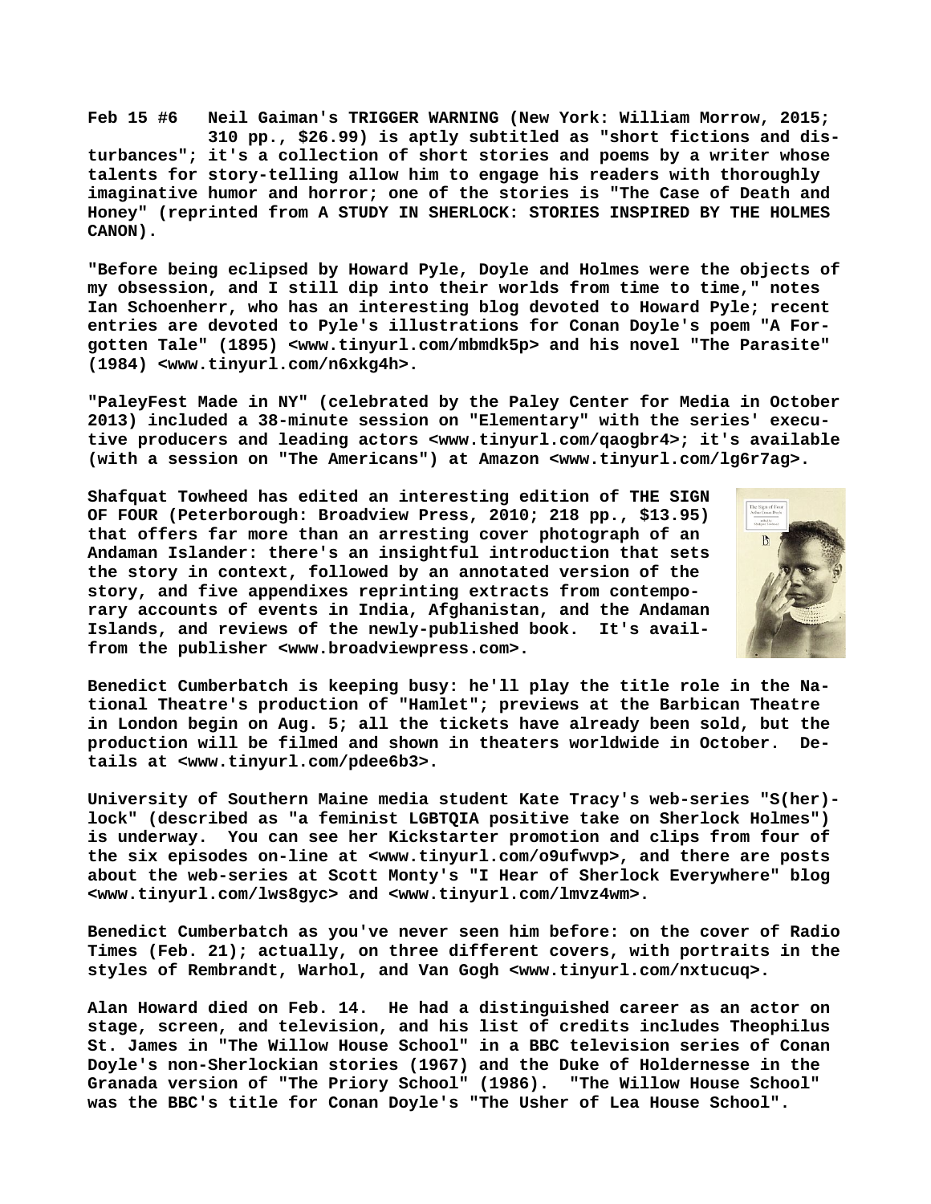**Feb 15 #6 Neil Gaiman's TRIGGER WARNING (New York: William Morrow, 2015; 310 pp., $26.99) is aptly subtitled as "short fictions and disturbances"; it's a collection of short stories and poems by a writer whose talents for story-telling allow him to engage his readers with thoroughly imaginative humor and horror; one of the stories is "The Case of Death and Honey" (reprinted from A STUDY IN SHERLOCK: STORIES INSPIRED BY THE HOLMES CANON).**

**"Before being eclipsed by Howard Pyle, Doyle and Holmes were the objects of my obsession, and I still dip into their worlds from time to time," notes Ian Schoenherr, who has an interesting blog devoted to Howard Pyle; recent entries are devoted to Pyle's illustrations for Conan Doyle's poem "A Forgotten Tale" (1895) <www.tinyurl.com/mbmdk5p> and his novel "The Parasite" (1984) <www.tinyurl.com/n6xkg4h>.**

**"PaleyFest Made in NY" (celebrated by the Paley Center for Media in October 2013) included a 38-minute session on "Elementary" with the series' executive producers and leading actors <www.tinyurl.com/qaogbr4>; it's available (with a session on "The Americans") at Amazon <www.tinyurl.com/lg6r7ag>.**

**Shafquat Towheed has edited an interesting edition of THE SIGN OF FOUR (Peterborough: Broadview Press, 2010; 218 pp., $13.95) that offers far more than an arresting cover photograph of an Andaman Islander: there's an insightful introduction that sets the story in context, followed by an annotated version of the story, and five appendixes reprinting extracts from contemporary accounts of events in India, Afghanistan, and the Andaman Islands, and reviews of the newly-published book. It's availfrom the publisher <www.broadviewpress.com>.**

**Benedict Cumberbatch is keeping busy: he'll play the title role in the National Theatre's production of "Hamlet"; previews at the Barbican Theatre in London begin on Aug. 5; all the tickets have already been sold, but the production will be filmed and shown in theaters worldwide in October. Details at <www.tinyurl.com/pdee6b3>.**

**University of Southern Maine media student Kate Tracy's web-series "S(her)lock" (described as "a feminist LGBTQIA positive take on Sherlock Holmes") is underway. You can see her Kickstarter promotion and clips from four of the six episodes on-line at <www.tinyurl.com/o9ufwvp>, and there are posts about the web-series at Scott Monty's "I Hear of Sherlock Everywhere" blog <www.tinyurl.com/lws8gyc> and <www.tinyurl.com/lmvz4wm>.**

**Benedict Cumberbatch as you've never seen him before: on the cover of Radio Times (Feb. 21); actually, on three different covers, with portraits in the styles of Rembrandt, Warhol, and Van Gogh <www.tinyurl.com/nxtucuq>.**

**Alan Howard died on Feb. 14. He had a distinguished career as an actor on stage, screen, and television, and his list of credits includes Theophilus St. James in "The Willow House School" in a BBC television series of Conan Doyle's non-Sherlockian stories (1967) and the Duke of Holdernesse in the Granada version of "The Priory School" (1986). "The Willow House School" was the BBC's title for Conan Doyle's "The Usher of Lea House School".**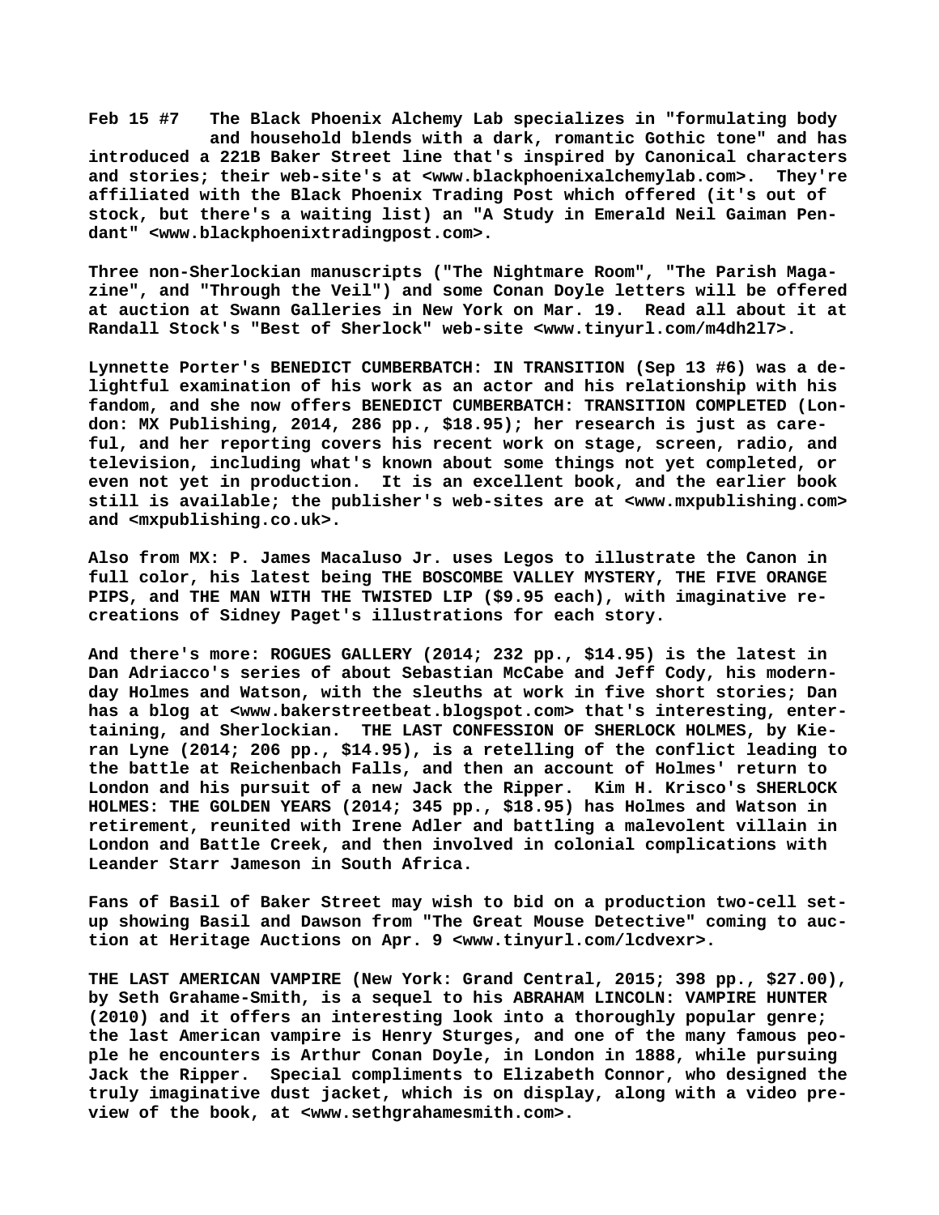**Feb 15 #7 The Black Phoenix Alchemy Lab specializes in "formulating body and household blends with a dark, romantic Gothic tone" and has introduced a 221B Baker Street line that's inspired by Canonical characters and stories; their web-site's at <www.blackphoenixalchemylab.com>. They're affiliated with the Black Phoenix Trading Post which offered (it's out of stock, but there's a waiting list) an "A Study in Emerald Neil Gaiman Pendant" <www.blackphoenixtradingpost.com>.**

**Three non-Sherlockian manuscripts ("The Nightmare Room", "The Parish Magazine", and "Through the Veil") and some Conan Doyle letters will be offered at auction at Swann Galleries in New York on Mar. 19. Read all about it at Randall Stock's "Best of Sherlock" web-site <www.tinyurl.com/m4dh2l7>.**

**Lynnette Porter's BENEDICT CUMBERBATCH: IN TRANSITION (Sep 13 #6) was a delightful examination of his work as an actor and his relationship with his fandom, and she now offers BENEDICT CUMBERBATCH: TRANSITION COMPLETED (London: MX Publishing, 2014, 286 pp., $18.95); her research is just as careful, and her reporting covers his recent work on stage, screen, radio, and television, including what's known about some things not yet completed, or even not yet in production. It is an excellent book, and the earlier book still is available; the publisher's web-sites are at <www.mxpublishing.com> and <mxpublishing.co.uk>.**

**Also from MX: P. James Macaluso Jr. uses Legos to illustrate the Canon in full color, his latest being THE BOSCOMBE VALLEY MYSTERY, THE FIVE ORANGE PIPS, and THE MAN WITH THE TWISTED LIP ($9.95 each), with imaginative recreations of Sidney Paget's illustrations for each story.**

**And there's more: ROGUES GALLERY (2014; 232 pp., $14.95) is the latest in Dan Adriacco's series of about Sebastian McCabe and Jeff Cody, his modern-day Holmes and Watson, with the sleuths at work in five short stories; Dan has a blog at <www.bakerstreetbeat.blogspot.com> that's interesting, entertaining, and Sherlockian. THE LAST CONFESSION OF SHERLOCK HOLMES, by Kieran Lyne (2014; 206 pp., $14.95), is a retelling of the conflict leading to the battle at Reichenbach Falls, and then an account of Holmes' return to London and his pursuit of a new Jack the Ripper. Kim H. Krisco's SHERLOCK HOLMES: THE GOLDEN YEARS (2014; 345 pp., $18.95) has Holmes and Watson in retirement, reunited with Irene Adler and battling a malevolent villain in London and Battle Creek, and then involved in colonial complications with Leander Starr Jameson in South Africa.**

**Fans of Basil of Baker Street may wish to bid on a production two-cell set-up showing Basil and Dawson from "The Great Mouse Detective" coming to auction at Heritage Auctions on Apr. 9 <www.tinyurl.com/lcdvexr>.**

**THE LAST AMERICAN VAMPIRE (New York: Grand Central, 2015; 398 pp., $27.00), by Seth Grahame-Smith, is a sequel to his ABRAHAM LINCOLN: VAMPIRE HUNTER (2010) and it offers an interesting look into a thoroughly popular genre; the last American vampire is Henry Sturges, and one of the many famous people he encounters is Arthur Conan Doyle, in London in 1888, while pursuing Jack the Ripper. Special compliments to Elizabeth Connor, who designed the truly imaginative dust jacket, which is on display, along with a video preview of the book, at <www.sethgrahamesmith.com>.**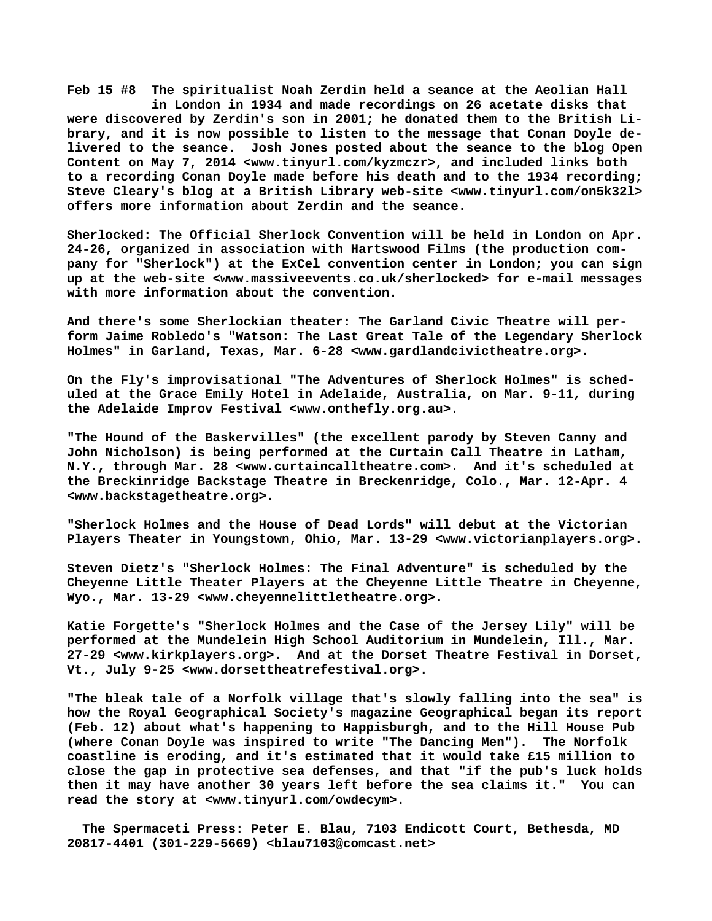**Feb 15 #8 The spiritualist Noah Zerdin held a seance at the Aeolian Hall in London in 1934 and made recordings on 26 acetate disks that were discovered by Zerdin's son in 2001; he donated them to the British Library, and it is now possible to listen to the message that Conan Doyle delivered to the seance. Josh Jones posted about the seance to the blog Open Content on May 7, 2014 <www.tinyurl.com/kyzmczr>, and included links both to a recording Conan Doyle made before his death and to the 1934 recording; Steve Cleary's blog at a British Library web-site <www.tinyurl.com/on5k32l> offers more information about Zerdin and the seance.**

**Sherlocked: The Official Sherlock Convention will be held in London on Apr. 24-26, organized in association with Hartswood Films (the production company for "Sherlock") at the ExCel convention center in London; you can sign up at the web-site <www.massiveevents.co.uk/sherlocked> for e-mail messages with more information about the convention.**

**And there's some Sherlockian theater: The Garland Civic Theatre will perform Jaime Robledo's "Watson: The Last Great Tale of the Legendary Sherlock Holmes" in Garland, Texas, Mar. 6-28 <www.gardlandcivictheatre.org>.**

**On the Fly's improvisational "The Adventures of Sherlock Holmes" is scheduled at the Grace Emily Hotel in Adelaide, Australia, on Mar. 9-11, during the Adelaide Improv Festival <www.onthefly.org.au>.**

**"The Hound of the Baskervilles" (the excellent parody by Steven Canny and John Nicholson) is being performed at the Curtain Call Theatre in Latham, N.Y., through Mar. 28 <www.curtaincalltheatre.com>. And it's scheduled at the Breckinridge Backstage Theatre in Breckenridge, Colo., Mar. 12-Apr. 4 <www.backstagetheatre.org>.**

**"Sherlock Holmes and the House of Dead Lords" will debut at the Victorian Players Theater in Youngstown, Ohio, Mar. 13-29 <www.victorianplayers.org>.**

**Steven Dietz's "Sherlock Holmes: The Final Adventure" is scheduled by the Cheyenne Little Theater Players at the Cheyenne Little Theatre in Cheyenne, Wyo., Mar. 13-29 <www.cheyennelittletheatre.org>.**

**Katie Forgette's "Sherlock Holmes and the Case of the Jersey Lily" will be performed at the Mundelein High School Auditorium in Mundelein, Ill., Mar. 27-29 <www.kirkplayers.org>. And at the Dorset Theatre Festival in Dorset, Vt., July 9-25 <www.dorsettheatrefestival.org>.**

**"The bleak tale of a Norfolk village that's slowly falling into the sea" is how the Royal Geographical Society's magazine Geographical began its report (Feb. 12) about what's happening to Happisburgh, and to the Hill House Pub (where Conan Doyle was inspired to write "The Dancing Men"). The Norfolk coastline is eroding, and it's estimated that it would take £15 million to close the gap in protective sea defenses, and that "if the pub's luck holds then it may have another 30 years left before the sea claims it." You can read the story at <www.tinyurl.com/owdecym>.**

**The Spermaceti Press: Peter E. Blau, 7103 Endicott Court, Bethesda, MD 20817-4401 (301-229-5669) <blau7103@comcast.net>**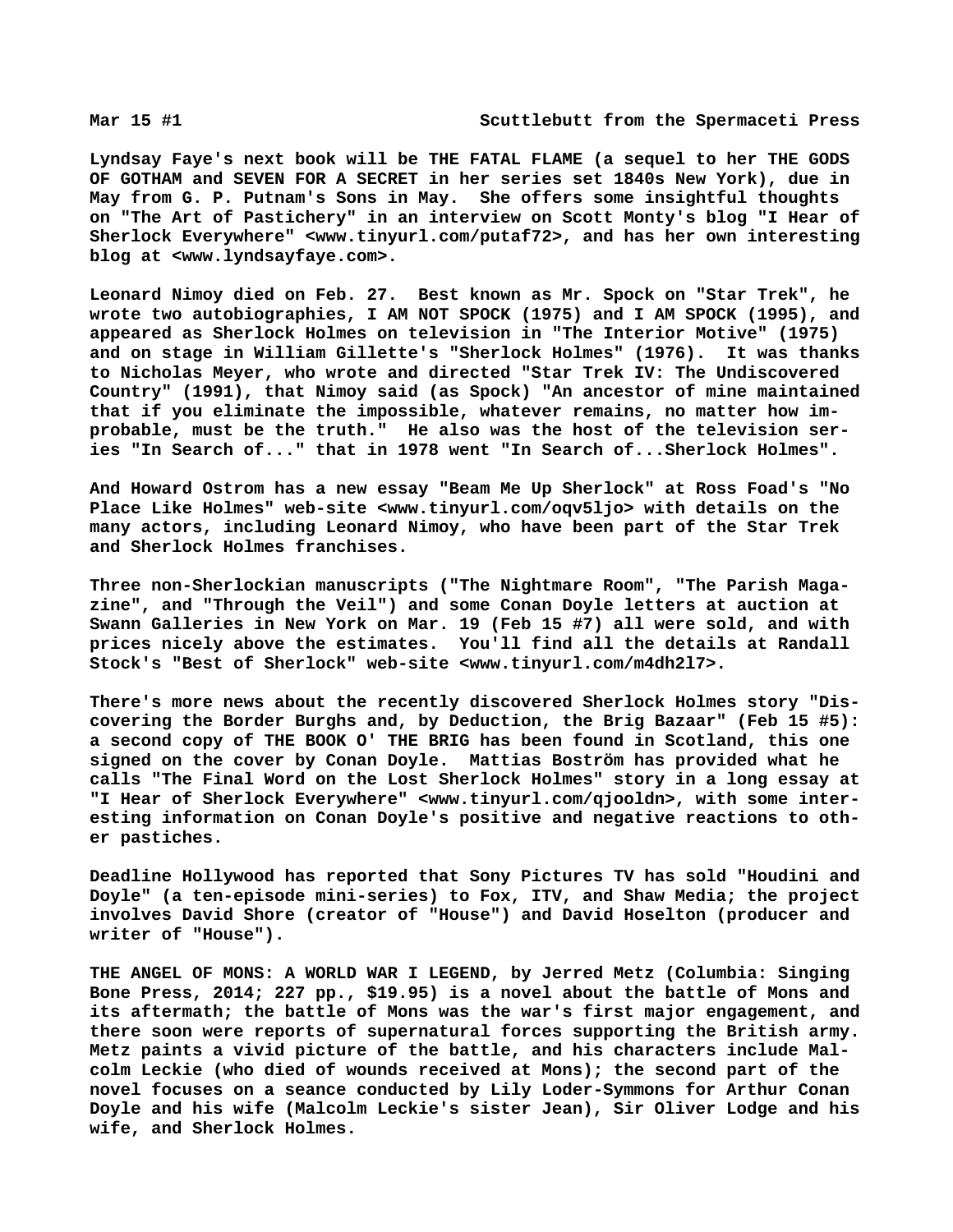Mar 15 #1 Scuttlebutt from the Spermaceti Press

Lyndsay Faye's next book will be THE FATAL FLAME (a sequel to her THE GODS OF GOTHAM and SEVEN FOR A SECRET in her series set 1840s New York), due in May from G. P. Putnam's Sons in May. She offers some insightful thoughts on "The Art of Pastichery" in an interview on Scott Monty's blog "I Hear of Sherlock Everywhere" <www.tinyurl.com/putaf72>, and has her own interesting blog at <www.lyndsayfaye.com>.

Leonard Nimoy died on Feb. 27. Best known as Mr. Spock on "Star Trek", he wrote two autobiographies, I AM NOT SPOCK (1975) and I AM SPOCK (1995), and appeared as Sherlock Holmes on television in "The Interior Motive" (1975) and on stage in William Gillette's "Sherlock Holmes" (1976). It was thanks to Nicholas Meyer, who wrote and directed "Star Trek IV: The Undiscovered Country" (1991), that Nimoy said (as Spock) "An ancestor of mine maintained that if you eliminate the impossible, whatever remains, no matter how improbable, must be the truth." He also was the host of the television series "In Search of..." that in 1978 went "In Search of...Sherlock Holmes".

And Howard Ostrom has a new essay "Beam Me Up Sherlock" at Ross Foad's "No Place Like Holmes" web-site <www.tinyurl.com/oqv5ljo> with details on the many actors, including Leonard Nimoy, who have been part of the Star Trek and Sherlock Holmes franchises.

Three non-Sherlockian manuscripts ("The Nightmare Room", "The Parish Magazine", and "Through the Veil") and some Conan Doyle letters at auction at Swann Galleries in New York on Mar. 19 (Feb 15 #7) all were sold, and with prices nicely above the estimates. You'll find all the details at Randall Stock's "Best of Sherlock" web-site <www.tinyurl.com/m4dh2l7>.

There's more news about the recently discovered Sherlock Holmes story "Discovering the Border Burghs and, by Deduction, the Brig Bazaar" (Feb 15 #5): a second copy of THE BOOK O' THE BRIG has been found in Scotland, this one signed on the cover by Conan Doyle. Mattias Boström has provided what he calls "The Final Word on the Lost Sherlock Holmes" story in a long essay at "I Hear of Sherlock Everywhere" <www.tinyurl.com/qjooldn>, with some interesting information on Conan Doyle's positive and negative reactions to other pastiches.

Deadline Hollywood has reported that Sony Pictures TV has sold "Houdini and Doyle" (a ten-episode mini-series) to Fox, ITV, and Shaw Media; the project involves David Shore (creator of "House") and David Hoselton (producer and writer of "House").

THE ANGEL OF MONS: A WORLD WAR I LEGEND, by Jerred Metz (Columbia: Singing Bone Press, 2014; 227 pp., $19.95) is a novel about the battle of Mons and its aftermath; the battle of Mons was the war's first major engagement, and there soon were reports of supernatural forces supporting the British army. Metz paints a vivid picture of the battle, and his characters include Malcolm Leckie (who died of wounds received at Mons); the second part of the novel focuses on a seance conducted by Lily Loder-Symmons for Arthur Conan Doyle and his wife (Malcolm Leckie's sister Jean), Sir Oliver Lodge and his wife, and Sherlock Holmes.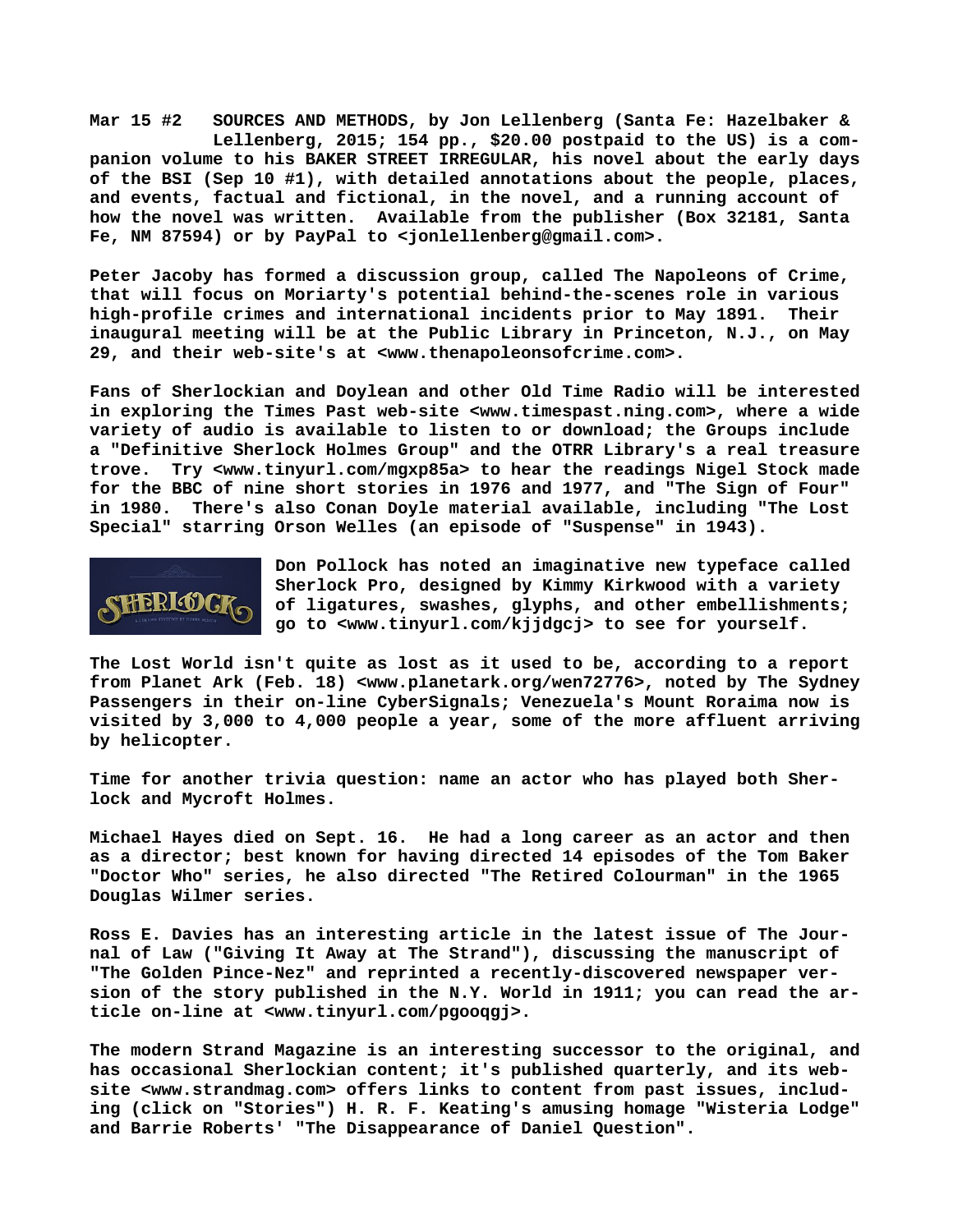**Mar 15 #2 SOURCES AND METHODS, by Jon Lellenberg (Santa Fe: Hazelbaker & Lellenberg, 2015; 154 pp., $20.00 postpaid to the US) is a companion volume to his BAKER STREET IRREGULAR, his novel about the early days of the BSI (Sep 10 #1), with detailed annotations about the people, places, and events, factual and fictional, in the novel, and a running account of how the novel was written. Available from the publisher (Box 32181, Santa Fe, NM 87594) or by PayPal to <jonlellenberg@gmail.com>.**

**Peter Jacoby has formed a discussion group, called The Napoleons of Crime, that will focus on Moriarty's potential behind-the-scenes role in various high-profile crimes and international incidents prior to May 1891. Their inaugural meeting will be at the Public Library in Princeton, N.J., on May 29, and their web-site's at <www.thenapoleonsofcrime.com>.**

**Fans of Sherlockian and Doylean and other Old Time Radio will be interested in exploring the Times Past web-site <www.timespast.ning.com>, where a wide variety of audio is available to listen to or download; the Groups include a "Definitive Sherlock Holmes Group" and the OTRR Library's a real treasure trove. Try <www.tinyurl.com/mgxp85a> to hear the readings Nigel Stock made for the BBC of nine short stories in 1976 and 1977, and "The Sign of Four" in 1980. There's also Conan Doyle material available, including "The Lost Special" starring Orson Welles (an episode of "Suspense" in 1943).**

**Don Pollock has noted an imaginative new typeface called Sherlock Pro, designed by Kimmy Kirkwood with a variety of ligatures, swashes, glyphs, and other embellishments; go to <www.tinyurl.com/kjjdgcj> to see for yourself.**

**The Lost World isn't quite as lost as it used to be, according to a report from Planet Ark (Feb. 18) <www.planetark.org/wen72776>, noted by The Sydney Passengers in their on-line CyberSignals; Venezuela's Mount Roraima now is visited by 3,000 to 4,000 people a year, some of the more affluent arriving by helicopter.**

**Time for another trivia question: name an actor who has played both Sherlock and Mycroft Holmes.**

**Michael Hayes died on Sept. 16. He had a long career as an actor and then as a director; best known for having directed 14 episodes of the Tom Baker "Doctor Who" series, he also directed "The Retired Colourman" in the 1965 Douglas Wilmer series.**

**Ross E. Davies has an interesting article in the latest issue of The Journal of Law ("Giving It Away at The Strand"), discussing the manuscript of "The Golden Pince-Nez" and reprinted a recently-discovered newspaper version of the story published in the N.Y. World in 1911; you can read the article on-line at <www.tinyurl.com/pgooqgj>.**

**The modern Strand Magazine is an interesting successor to the original, and has occasional Sherlockian content; it's published quarterly, and its website <www.strandmag.com> offers links to content from past issues, including (click on "Stories") H. R. F. Keating's amusing homage "Wisteria Lodge" and Barrie Roberts' "The Disappearance of Daniel Question".**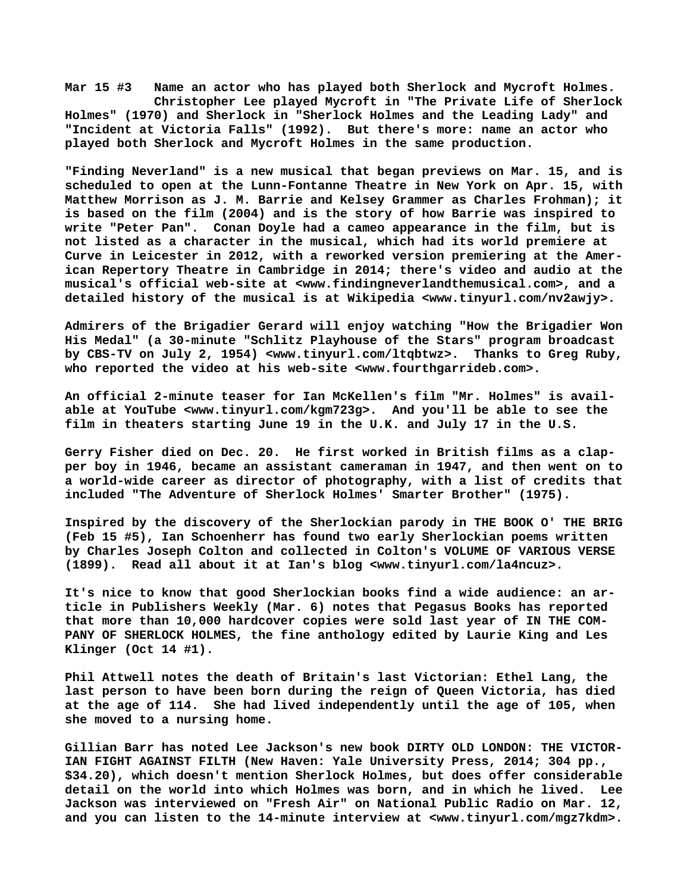**Mar 15 #3 Name an actor who has played both Sherlock and Mycroft Holmes. Christopher Lee played Mycroft in "The Private Life of Sherlock Holmes" (1970) and Sherlock in "Sherlock Holmes and the Leading Lady" and "Incident at Victoria Falls" (1992). But there's more: name an actor who played both Sherlock and Mycroft Holmes in the same production.**

**"Finding Neverland" is a new musical that began previews on Mar. 15, and is scheduled to open at the Lunn-Fontanne Theatre in New York on Apr. 15, with Matthew Morrison as J. M. Barrie and Kelsey Grammer as Charles Frohman); it is based on the film (2004) and is the story of how Barrie was inspired to write "Peter Pan". Conan Doyle had a cameo appearance in the film, but is not listed as a character in the musical, which had its world premiere at Curve in Leicester in 2012, with a reworked version premiering at the American Repertory Theatre in Cambridge in 2014; there's video and audio at the musical's official web-site at <www.findingneverlandthemusical.com>, and a detailed history of the musical is at Wikipedia <www.tinyurl.com/nv2awjy>.**

**Admirers of the Brigadier Gerard will enjoy watching "How the Brigadier Won His Medal" (a 30-minute "Schlitz Playhouse of the Stars" program broadcast by CBS-TV on July 2, 1954) <www.tinyurl.com/ltqbtwz>. Thanks to Greg Ruby, who reported the video at his web-site <www.fourthgarrideb.com>.**

**An official 2-minute teaser for Ian McKellen's film "Mr. Holmes" is available at YouTube <www.tinyurl.com/kgm723g>. And you'll be able to see the film in theaters starting June 19 in the U.K. and July 17 in the U.S.**

**Gerry Fisher died on Dec. 20. He first worked in British films as a clapper boy in 1946, became an assistant cameraman in 1947, and then went on to a world-wide career as director of photography, with a list of credits that included "The Adventure of Sherlock Holmes' Smarter Brother" (1975).**

**Inspired by the discovery of the Sherlockian parody in THE BOOK O' THE BRIG (Feb 15 #5), Ian Schoenherr has found two early Sherlockian poems written by Charles Joseph Colton and collected in Colton's VOLUME OF VARIOUS VERSE (1899). Read all about it at Ian's blog <www.tinyurl.com/la4ncuz>.**

**It's nice to know that good Sherlockian books find a wide audience: an article in Publishers Weekly (Mar. 6) notes that Pegasus Books has reported that more than 10,000 hardcover copies were sold last year of IN THE COMPANY OF SHERLOCK HOLMES, the fine anthology edited by Laurie King and Les Klinger (Oct 14 #1).**

**Phil Attwell notes the death of Britain's last Victorian: Ethel Lang, the last person to have been born during the reign of Queen Victoria, has died at the age of 114. She had lived independently until the age of 105, when she moved to a nursing home.**

**Gillian Barr has noted Lee Jackson's new book DIRTY OLD LONDON: THE VICTORIAN FIGHT AGAINST FILTH (New Haven: Yale University Press, 2014; 304 pp., $34.20), which doesn't mention Sherlock Holmes, but does offer considerable detail on the world into which Holmes was born, and in which he lived. Lee Jackson was interviewed on "Fresh Air" on National Public Radio on Mar. 12, and you can listen to the 14-minute interview at <www.tinyurl.com/mgz7kdm>.**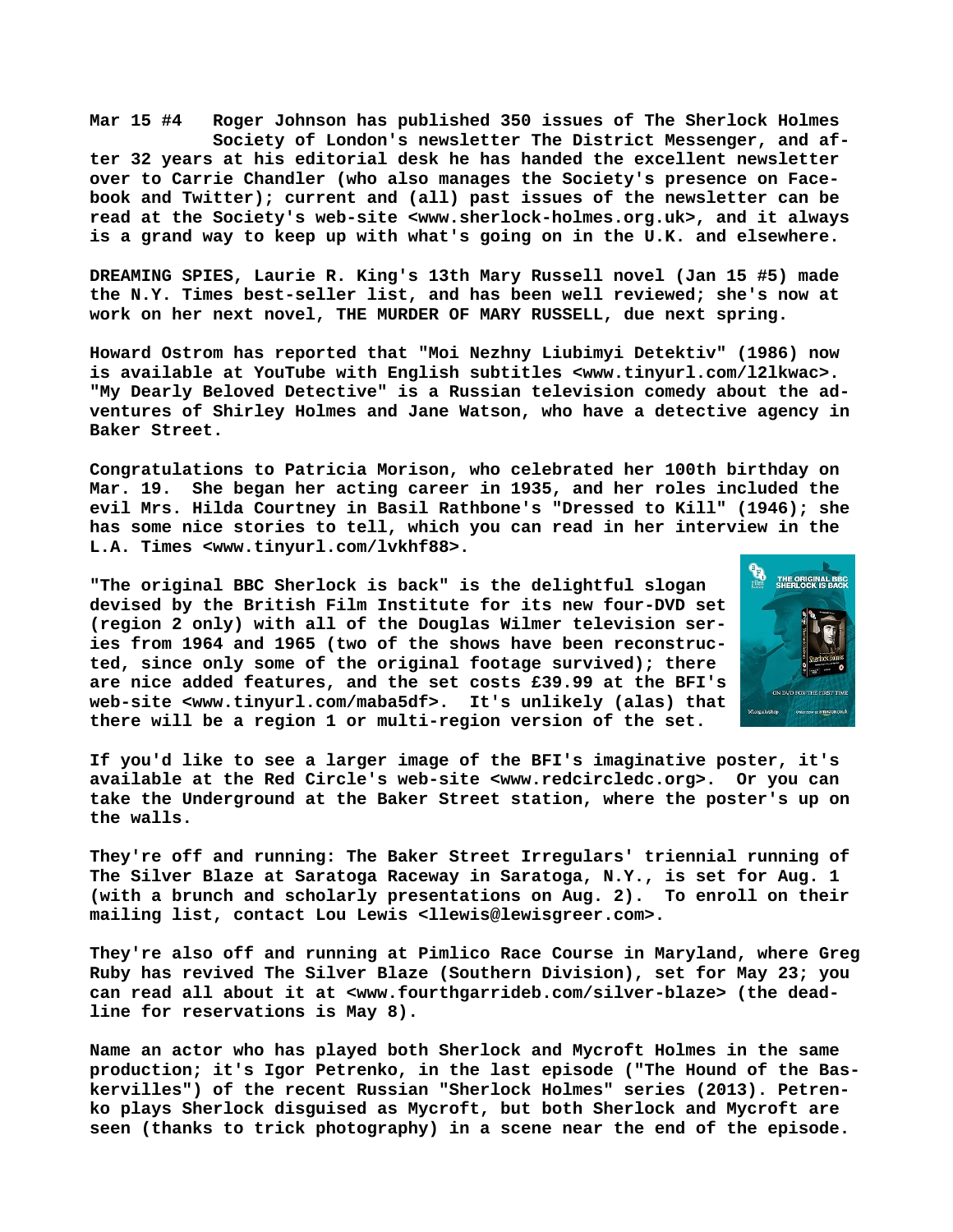**Mar 15 #4** Roger Johnson has published 350 issues of The Sherlock Holmes Society of London's newsletter The District Messenger, and after 32 years at his editorial desk he has handed the excellent newsletter over to Carrie Chandler (who also manages the Society's presence on Facebook and Twitter); current and (all) past issues of the newsletter can be read at the Society's web-site <www.sherlock-holmes.org.uk>, and it always is a grand way to keep up with what's going on in the U.K. and elsewhere.

DREAMING SPIES, Laurie R. King's 13th Mary Russell novel (Jan 15 #5) made the N.Y. Times best-seller list, and has been well reviewed; she's now at work on her next novel, THE MURDER OF MARY RUSSELL, due next spring.

Howard Ostrom has reported that "Moi Nezhny Liubimyi Detektiv" (1986) now is available at YouTube with English subtitles <www.tinyurl.com/l2lkwac>. "My Dearly Beloved Detective" is a Russian television comedy about the adventures of Shirley Holmes and Jane Watson, who have a detective agency in Baker Street.

Congratulations to Patricia Morison, who celebrated her 100th birthday on Mar. 19. She began her acting career in 1935, and her roles included the evil Mrs. Hilda Courtney in Basil Rathbone's "Dressed to Kill" (1946); she has some nice stories to tell, which you can read in her interview in the L.A. Times <www.tinyurl.com/lvkhf88>.

"The original BBC Sherlock is back" is the delightful slogan devised by the British Film Institute for its new four-DVD set (region 2 only) with all of the Douglas Wilmer television series from 1964 and 1965 (two of the shows have been reconstructed, since only some of the original footage survived); there are nice added features, and the set costs £39.99 at the BFI's web-site <www.tinyurl.com/maba5df>. It's unlikely (alas) that there will be a region 1 or multi-region version of the set.

If you'd like to see a larger image of the BFI's imaginative poster, it's available at the Red Circle's web-site <www.redcircledc.org>. Or you can take the Underground at the Baker Street station, where the poster's up on the walls.

They're off and running: The Baker Street Irregulars' triennial running of The Silver Blaze at Saratoga Raceway in Saratoga, N.Y., is set for Aug. 1 (with a brunch and scholarly presentations on Aug. 2). To enroll on their mailing list, contact Lou Lewis <llewis@lewisgreer.com>.

They're also off and running at Pimlico Race Course in Maryland, where Greg Ruby has revived The Silver Blaze (Southern Division), set for May 23; you can read all about it at <www.fourthgarrideb.com/silver-blaze> (the deadline for reservations is May 8).

Name an actor who has played both Sherlock and Mycroft Holmes in the same production; it's Igor Petrenko, in the last episode ("The Hound of the Baskervilles") of the recent Russian "Sherlock Holmes" series (2013). Petrenko plays Sherlock disguised as Mycroft, but both Sherlock and Mycroft are seen (thanks to trick photography) in a scene near the end of the episode.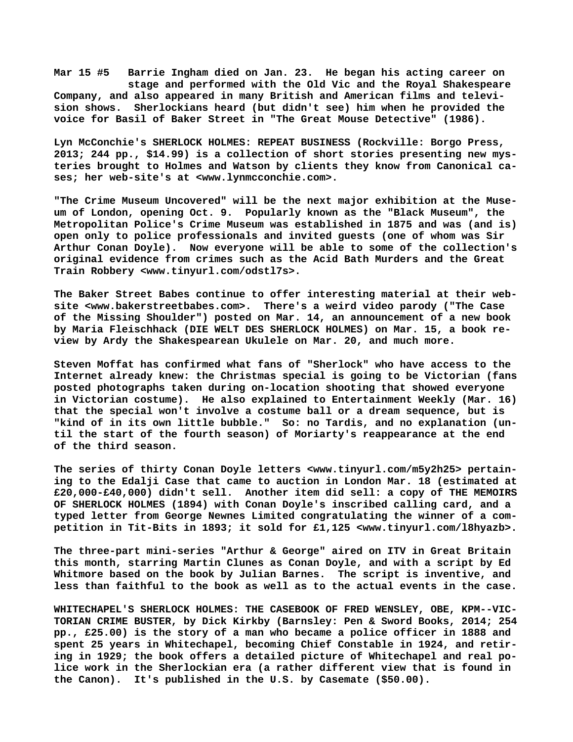**Mar 15 #5 Barrie Ingham died on Jan. 23. He began his acting career on stage and performed with the Old Vic and the Royal Shakespeare Company, and also appeared in many British and American films and television shows. Sherlockians heard (but didn't see) him when he provided the voice for Basil of Baker Street in "The Great Mouse Detective" (1986).**

**Lyn McConchie's SHERLOCK HOLMES: REPEAT BUSINESS (Rockville: Borgo Press, 2013; 244 pp., $14.99) is a collection of short stories presenting new mysteries brought to Holmes and Watson by clients they know from Canonical cases; her web-site's at <www.lynmcconchie.com>.**

**"The Crime Museum Uncovered" will be the next major exhibition at the Museum of London, opening Oct. 9. Popularly known as the "Black Museum", the Metropolitan Police's Crime Museum was established in 1875 and was (and is) open only to police professionals and invited guests (one of whom was Sir Arthur Conan Doyle). Now everyone will be able to some of the collection's original evidence from crimes such as the Acid Bath Murders and the Great Train Robbery <www.tinyurl.com/odstl7s>.**

**The Baker Street Babes continue to offer interesting material at their website <www.bakerstreetbabes.com>. There's a weird video parody ("The Case of the Missing Shoulder") posted on Mar. 14, an announcement of a new book by Maria Fleischhack (DIE WELT DES SHERLOCK HOLMES) on Mar. 15, a book review by Ardy the Shakespearean Ukulele on Mar. 20, and much more.**

**Steven Moffat has confirmed what fans of "Sherlock" who have access to the Internet already knew: the Christmas special is going to be Victorian (fans posted photographs taken during on-location shooting that showed everyone in Victorian costume). He also explained to Entertainment Weekly (Mar. 16) that the special won't involve a costume ball or a dream sequence, but is "kind of in its own little bubble." So: no Tardis, and no explanation (until the start of the fourth season) of Moriarty's reappearance at the end of the third season.**

**The series of thirty Conan Doyle letters <www.tinyurl.com/m5y2h25> pertaining to the Edalji Case that came to auction in London Mar. 18 (estimated at £20,000-£40,000) didn't sell. Another item did sell: a copy of THE MEMOIRS OF SHERLOCK HOLMES (1894) with Conan Doyle's inscribed calling card, and a typed letter from George Newnes Limited congratulating the winner of a competition in Tit-Bits in 1893; it sold for £1,125 <www.tinyurl.com/l8hyazb>.**

**The three-part mini-series "Arthur & George" aired on ITV in Great Britain this month, starring Martin Clunes as Conan Doyle, and with a script by Ed Whitmore based on the book by Julian Barnes. The script is inventive, and less than faithful to the book as well as to the actual events in the case.**

**WHITECHAPEL'S SHERLOCK HOLMES: THE CASEBOOK OF FRED WENSLEY, OBE, KPM--VICTORIAN CRIME BUSTER, by Dick Kirkby (Barnsley: Pen & Sword Books, 2014; 254 pp., £25.00) is the story of a man who became a police officer in 1888 and spent 25 years in Whitechapel, becoming Chief Constable in 1924, and retiring in 1929; the book offers a detailed picture of Whitechapel and real police work in the Sherlockian era (a rather different view that is found in the Canon). It's published in the U.S. by Casemate ($50.00).**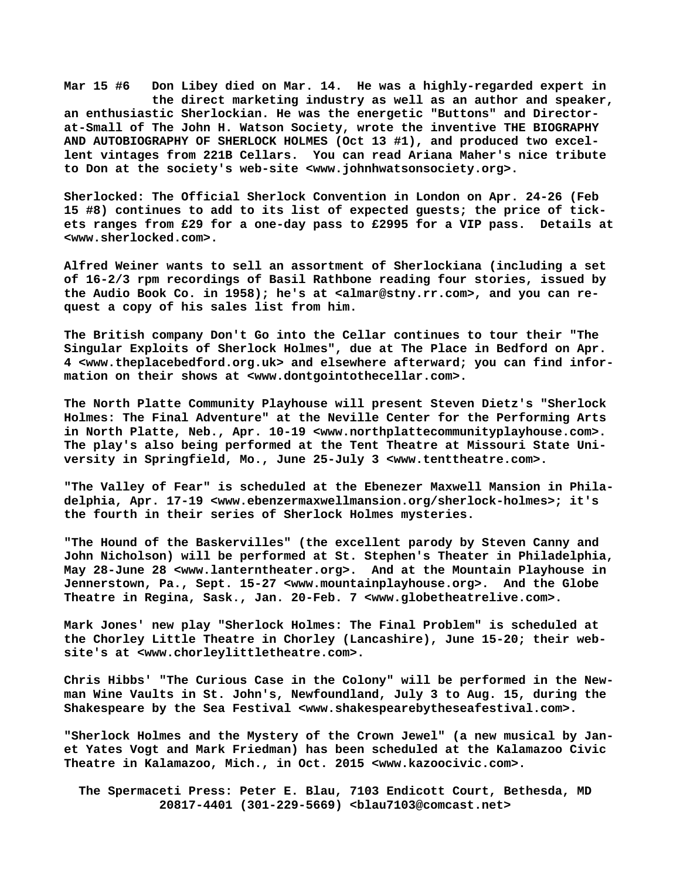**Mar 15 #6 Don Libey died on Mar. 14. He was a highly-regarded expert in the direct marketing industry as well as an author and speaker, an enthusiastic Sherlockian. He was the energetic "Buttons" and Director-at-Small of The John H. Watson Society, wrote the inventive THE BIOGRAPHY AND AUTOBIOGRAPHY OF SHERLOCK HOLMES (Oct 13 #1), and produced two excellent vintages from 221B Cellars. You can read Ariana Maher's nice tribute to Don at the society's web-site <www.johnhwatsonsociety.org>.**

**Sherlocked: The Official Sherlock Convention in London on Apr. 24-26 (Feb 15 #8) continues to add to its list of expected guests; the price of tickets ranges from £29 for a one-day pass to £2995 for a VIP pass. Details at <www.sherlocked.com>.**

**Alfred Weiner wants to sell an assortment of Sherlockiana (including a set of 16-2/3 rpm recordings of Basil Rathbone reading four stories, issued by the Audio Book Co. in 1958); he's at <almar@stny.rr.com>, and you can request a copy of his sales list from him.**

**The British company Don't Go into the Cellar continues to tour their "The Singular Exploits of Sherlock Holmes", due at The Place in Bedford on Apr. 4 <www.theplacebedford.org.uk> and elsewhere afterward; you can find information on their shows at <www.dontgointothecellar.com>.**

**The North Platte Community Playhouse will present Steven Dietz's "Sherlock Holmes: The Final Adventure" at the Neville Center for the Performing Arts in North Platte, Neb., Apr. 10-19 <www.northplattecommunityplayhouse.com>. The play's also being performed at the Tent Theatre at Missouri State University in Springfield, Mo., June 25-July 3 <www.tenttheatre.com>.**

**"The Valley of Fear" is scheduled at the Ebenezer Maxwell Mansion in Philadelphia, Apr. 17-19 <www.ebenzermaxwellmansion.org/sherlock-holmes>; it's the fourth in their series of Sherlock Holmes mysteries.**

**"The Hound of the Baskervilles" (the excellent parody by Steven Canny and John Nicholson) will be performed at St. Stephen's Theater in Philadelphia, May 28-June 28 <www.lanterntheater.org>. And at the Mountain Playhouse in Jennerstown, Pa., Sept. 15-27 <www.mountainplayhouse.org>. And the Globe Theatre in Regina, Sask., Jan. 20-Feb. 7 <www.globetheatrelive.com>.**

**Mark Jones' new play "Sherlock Holmes: The Final Problem" is scheduled at the Chorley Little Theatre in Chorley (Lancashire), June 15-20; their website's at <www.chorleylittletheatre.com>.**

**Chris Hibbs' "The Curious Case in the Colony" will be performed in the Newman Wine Vaults in St. John's, Newfoundland, July 3 to Aug. 15, during the Shakespeare by the Sea Festival <www.shakespearebytheseafestival.com>.**

**"Sherlock Holmes and the Mystery of the Crown Jewel" (a new musical by Janet Yates Vogt and Mark Friedman) has been scheduled at the Kalamazoo Civic Theatre in Kalamazoo, Mich., in Oct. 2015 <www.kazoocivic.com>.**

**The Spermaceti Press: Peter E. Blau, 7103 Endicott Court, Bethesda, MD 20817-4401 (301-229-5669) <blau7103@comcast.net>**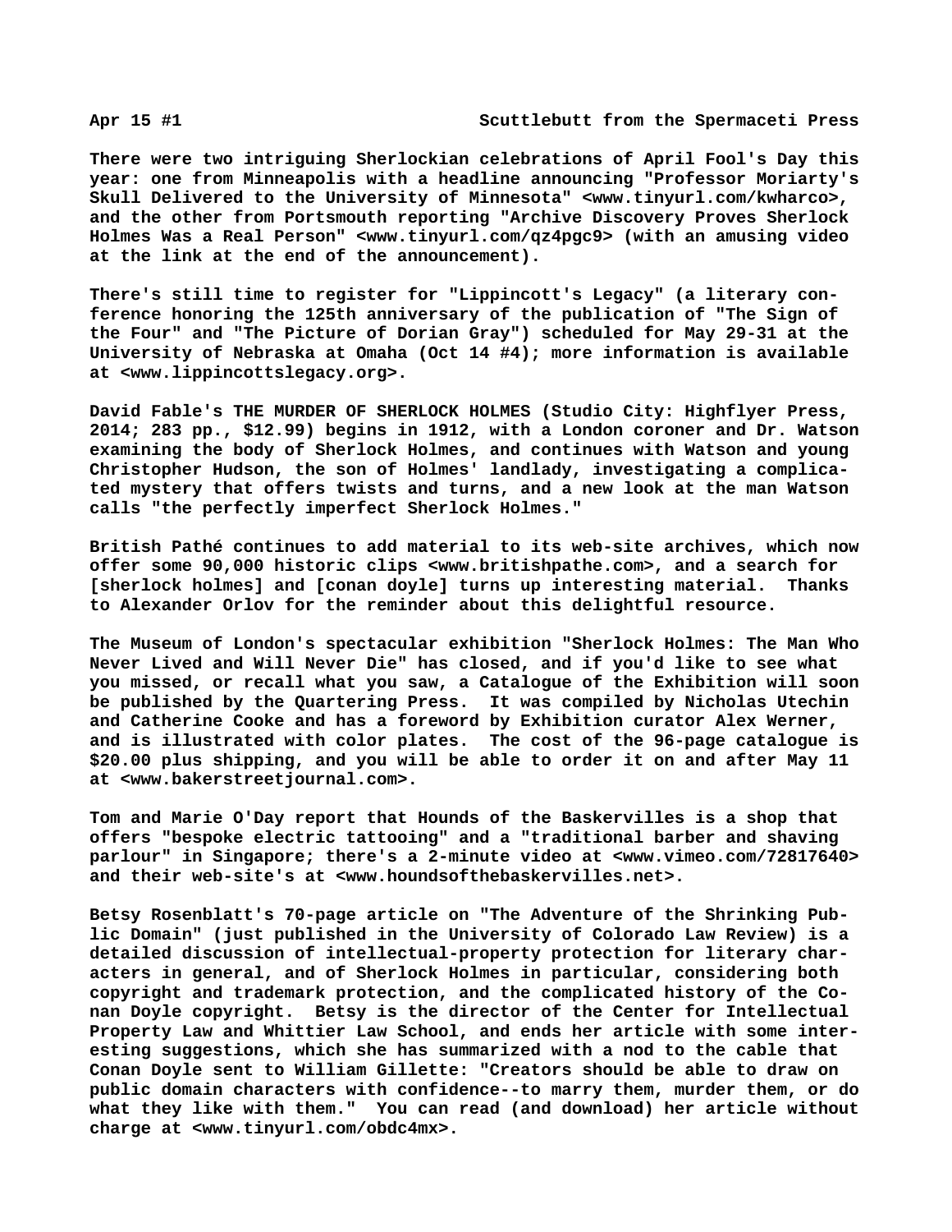There were two intriguing Sherlockian celebrations of April Fool's Day this year: one from Minneapolis with a headline announcing "Professor Moriarty's Skull Delivered to the University of Minnesota" <www.tinyurl.com/kwharco>, and the other from Portsmouth reporting "Archive Discovery Proves Sherlock Holmes Was a Real Person" <www.tinyurl.com/qz4pgc9> (with an amusing video at the link at the end of the announcement).

There's still time to register for "Lippincott's Legacy" (a literary conference honoring the 125th anniversary of the publication of "The Sign of the Four" and "The Picture of Dorian Gray") scheduled for May 29-31 at the University of Nebraska at Omaha (Oct 14 #4); more information is available at <www.lippincottslegacy.org>.

David Fable's THE MURDER OF SHERLOCK HOLMES (Studio City: Highflyer Press, 2014; 283 pp., $12.99) begins in 1912, with a London coroner and Dr. Watson examining the body of Sherlock Holmes, and continues with Watson and young Christopher Hudson, the son of Holmes' landlady, investigating a complicated mystery that offers twists and turns, and a new look at the man Watson calls "the perfectly imperfect Sherlock Holmes."

British Pathé continues to add material to its web-site archives, which now offer some 90,000 historic clips <www.britishpathe.com>, and a search for [sherlock holmes] and [conan doyle] turns up interesting material. Thanks to Alexander Orlov for the reminder about this delightful resource.

The Museum of London's spectacular exhibition "Sherlock Holmes: The Man Who Never Lived and Will Never Die" has closed, and if you'd like to see what you missed, or recall what you saw, a Catalogue of the Exhibition will soon be published by the Quartering Press. It was compiled by Nicholas Utechin and Catherine Cooke and has a foreword by Exhibition curator Alex Werner, and is illustrated with color plates. The cost of the 96-page catalogue is $20.00 plus shipping, and you will be able to order it on and after May 11 at <www.bakerstreetjournal.com>.

Tom and Marie O'Day report that Hounds of the Baskervilles is a shop that offers "bespoke electric tattooing" and a "traditional barber and shaving parlour" in Singapore; there's a 2-minute video at <www.vimeo.com/72817640> and their web-site's at <www.houndsofthebaskervilles.net>.

Betsy Rosenblatt's 70-page article on "The Adventure of the Shrinking Public Domain" (just published in the University of Colorado Law Review) is a detailed discussion of intellectual-property protection for literary characters in general, and of Sherlock Holmes in particular, considering both copyright and trademark protection, and the complicated history of the Conan Doyle copyright. Betsy is the director of the Center for Intellectual Property Law and Whittier Law School, and ends her article with some interesting suggestions, which she has summarized with a nod to the cable that Conan Doyle sent to William Gillette: "Creators should be able to draw on public domain characters with confidence--to marry them, murder them, or do what they like with them." You can read (and download) her article without charge at <www.tinyurl.com/obdc4mx>.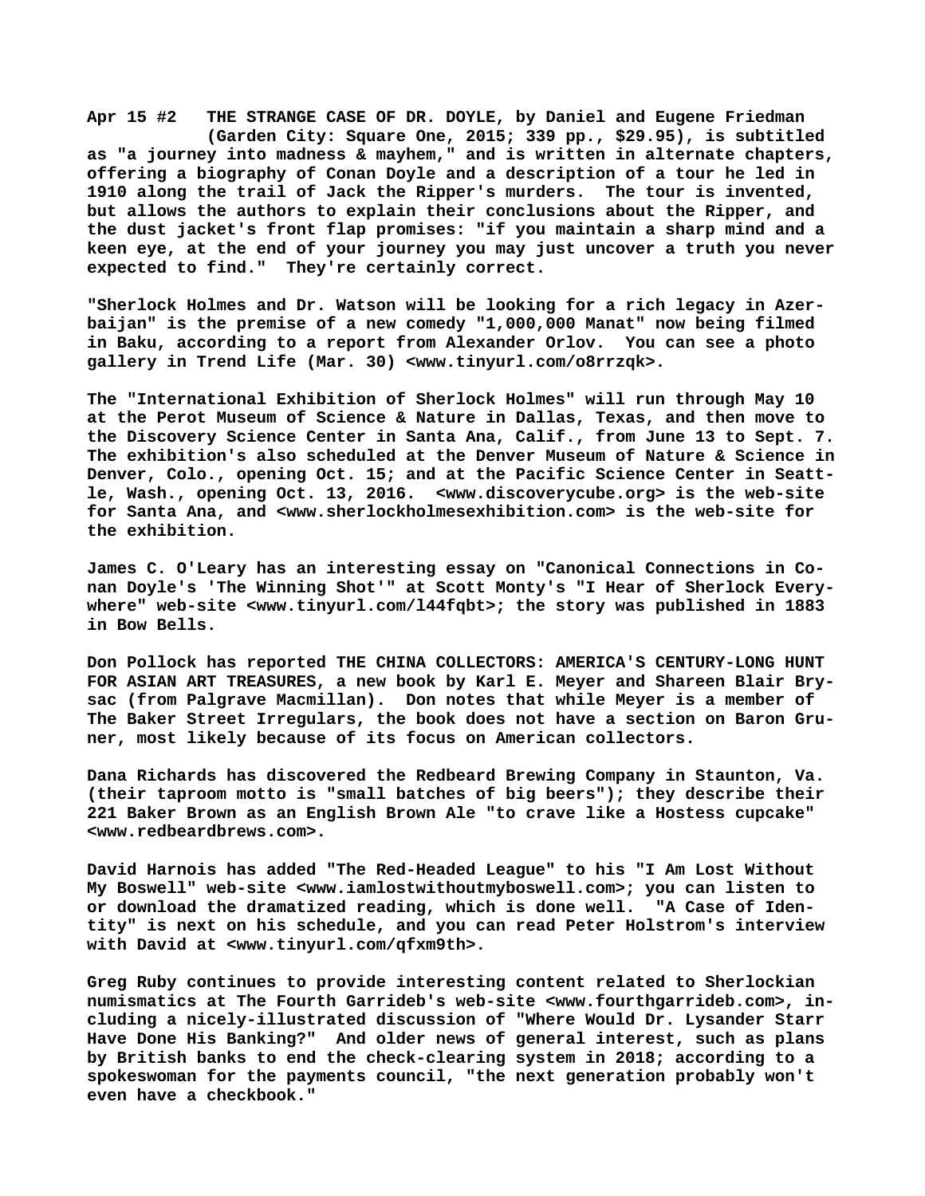**Apr 15 #2 THE STRANGE CASE OF DR. DOYLE, by Daniel and Eugene Friedman (Garden City: Square One, 2015; 339 pp., $29.95), is subtitled as "a journey into madness & mayhem," and is written in alternate chapters, offering a biography of Conan Doyle and a description of a tour he led in 1910 along the trail of Jack the Ripper's murders. The tour is invented, but allows the authors to explain their conclusions about the Ripper, and the dust jacket's front flap promises: "if you maintain a sharp mind and a keen eye, at the end of your journey you may just uncover a truth you never expected to find." They're certainly correct.**

**"Sherlock Holmes and Dr. Watson will be looking for a rich legacy in Azerbaijan" is the premise of a new comedy "1,000,000 Manat" now being filmed in Baku, according to a report from Alexander Orlov. You can see a photo gallery in Trend Life (Mar. 30) <www.tinyurl.com/o8rrzqk>.**

**The "International Exhibition of Sherlock Holmes" will run through May 10 at the Perot Museum of Science & Nature in Dallas, Texas, and then move to the Discovery Science Center in Santa Ana, Calif., from June 13 to Sept. 7. The exhibition's also scheduled at the Denver Museum of Nature & Science in Denver, Colo., opening Oct. 15; and at the Pacific Science Center in Seattle, Wash., opening Oct. 13, 2016. <www.discoverycube.org> is the web-site for Santa Ana, and <www.sherlockholmesexhibition.com> is the web-site for the exhibition.**

**James C. O'Leary has an interesting essay on "Canonical Connections in Conan Doyle's 'The Winning Shot'" at Scott Monty's "I Hear of Sherlock Everywhere" web-site <www.tinyurl.com/l44fqbt>; the story was published in 1883 in Bow Bells.**

**Don Pollock has reported THE CHINA COLLECTORS: AMERICA'S CENTURY-LONG HUNT FOR ASIAN ART TREASURES, a new book by Karl E. Meyer and Shareen Blair Brysac (from Palgrave Macmillan). Don notes that while Meyer is a member of The Baker Street Irregulars, the book does not have a section on Baron Gruner, most likely because of its focus on American collectors.**

**Dana Richards has discovered the Redbeard Brewing Company in Staunton, Va. (their taproom motto is "small batches of big beers"); they describe their 221 Baker Brown as an English Brown Ale "to crave like a Hostess cupcake" <www.redbeardbrews.com>.**

**David Harnois has added "The Red-Headed League" to his "I Am Lost Without My Boswell" web-site <www.iamlostwithoutmyboswell.com>; you can listen to or download the dramatized reading, which is done well. "A Case of Identity" is next on his schedule, and you can read Peter Holstrom's interview with David at <www.tinyurl.com/qfxm9th>.**

**Greg Ruby continues to provide interesting content related to Sherlockian numismatics at The Fourth Garrideb's web-site <www.fourthgarrideb.com>, including a nicely-illustrated discussion of "Where Would Dr. Lysander Starr Have Done His Banking?" And older news of general interest, such as plans by British banks to end the check-clearing system in 2018; according to a spokeswoman for the payments council, "the next generation probably won't even have a checkbook."**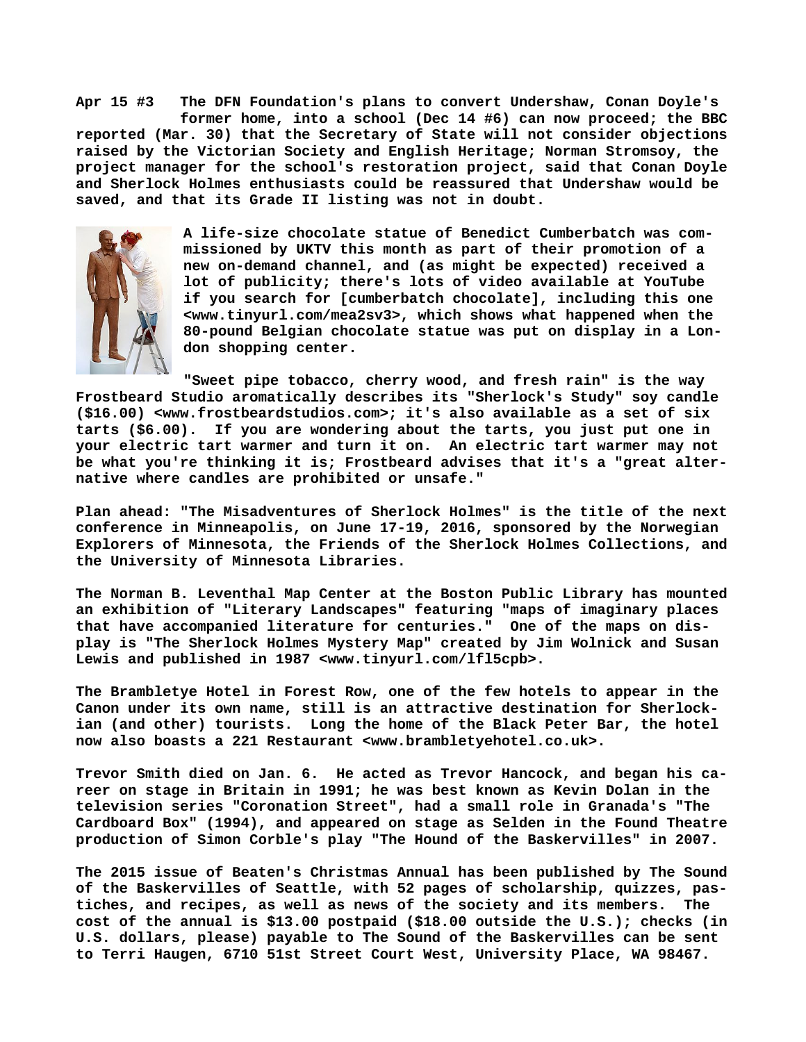**Apr 15 #3 The DFN Foundation's plans to convert Undershaw, Conan Doyle's former home, into a school (Dec 14 #6) can now proceed; the BBC reported (Mar. 30) that the Secretary of State will not consider objections raised by the Victorian Society and English Heritage; Norman Stromsoy, the project manager for the school's restoration project, said that Conan Doyle and Sherlock Holmes enthusiasts could be reassured that Undershaw would be saved, and that its Grade II listing was not in doubt.**

**A life-size chocolate statue of Benedict Cumberbatch was commissioned by UKTV this month as part of their promotion of a new on-demand channel, and (as might be expected) received a lot of publicity; there's lots of video available at YouTube if you search for [cumberbatch chocolate], including this one <www.tinyurl.com/mea2sv3>, which shows what happened when the 80-pound Belgian chocolate statue was put on display in a London shopping center.**

**"Sweet pipe tobacco, cherry wood, and fresh rain" is the way Frostbeard Studio aromatically describes its "Sherlock's Study" soy candle ($16.00) <www.frostbeardstudios.com>; it's also available as a set of six tarts ($6.00). If you are wondering about the tarts, you just put one in your electric tart warmer and turn it on. An electric tart warmer may not be what you're thinking it is; Frostbeard advises that it's a "great alternative where candles are prohibited or unsafe."**

**Plan ahead: "The Misadventures of Sherlock Holmes" is the title of the next conference in Minneapolis, on June 17-19, 2016, sponsored by the Norwegian Explorers of Minnesota, the Friends of the Sherlock Holmes Collections, and the University of Minnesota Libraries.**

**The Norman B. Leventhal Map Center at the Boston Public Library has mounted an exhibition of "Literary Landscapes" featuring "maps of imaginary places that have accompanied literature for centuries." One of the maps on display is "The Sherlock Holmes Mystery Map" created by Jim Wolnick and Susan Lewis and published in 1987 <www.tinyurl.com/lfl5cpb>.**

**The Brambletye Hotel in Forest Row, one of the few hotels to appear in the Canon under its own name, still is an attractive destination for Sherlockian (and other) tourists. Long the home of the Black Peter Bar, the hotel now also boasts a 221 Restaurant <www.brambletyehotel.co.uk>.**

**Trevor Smith died on Jan. 6. He acted as Trevor Hancock, and began his career on stage in Britain in 1991; he was best known as Kevin Dolan in the television series "Coronation Street", had a small role in Granada's "The Cardboard Box" (1994), and appeared on stage as Selden in the Found Theatre production of Simon Corble's play "The Hound of the Baskervilles" in 2007.**

**The 2015 issue of Beaten's Christmas Annual has been published by The Sound of the Baskervilles of Seattle, with 52 pages of scholarship, quizzes, pastiches, and recipes, as well as news of the society and its members. The cost of the annual is $13.00 postpaid ($18.00 outside the U.S.); checks (in U.S. dollars, please) payable to The Sound of the Baskervilles can be sent to Terri Haugen, 6710 51st Street Court West, University Place, WA 98467.**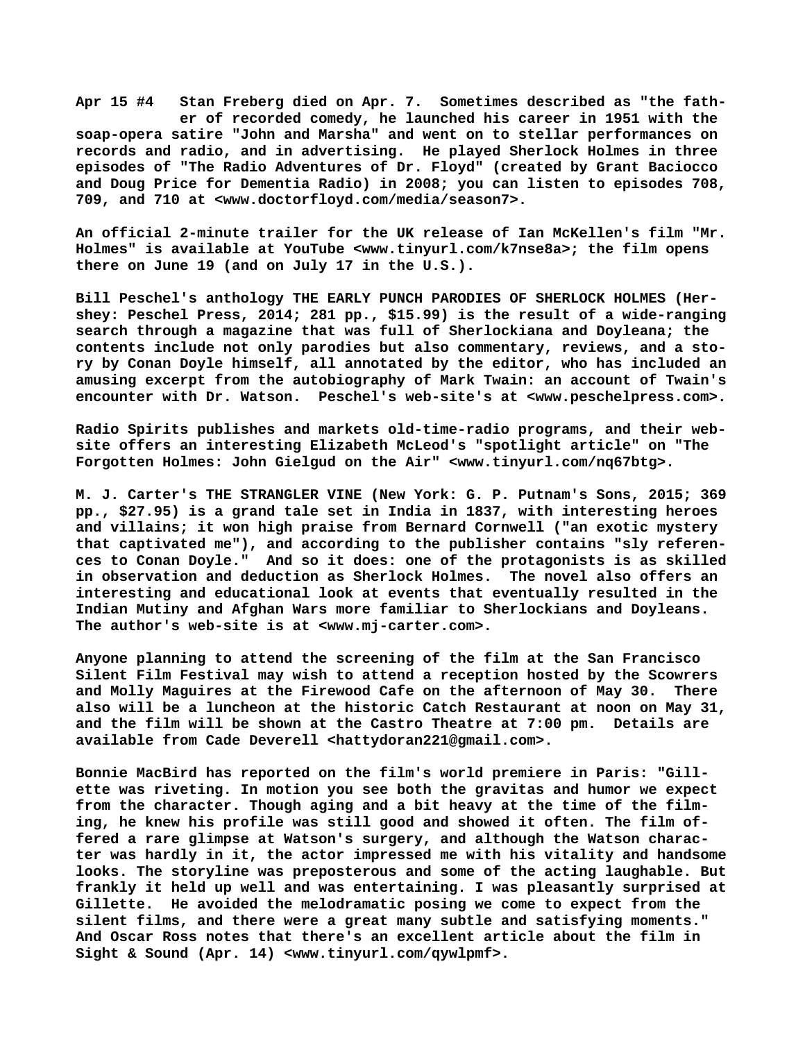**Apr 15 #4   Stan Freberg died on Apr. 7.  Sometimes described as "the father of recorded comedy, he launched his career in 1951 with the soap-opera satire "John and Marsha" and went on to stellar performances on records and radio, and in advertising.  He played Sherlock Holmes in three episodes of "The Radio Adventures of Dr. Floyd" (created by Grant Baciocco and Doug Price for Dementia Radio) in 2008; you can listen to episodes 708, 709, and 710 at <www.doctorfloyd.com/media/season7>.**

**An official 2-minute trailer for the UK release of Ian McKellen's film "Mr. Holmes" is available at YouTube <www.tinyurl.com/k7nse8a>; the film opens there on June 19 (and on July 17 in the U.S.).**

**Bill Peschel's anthology THE EARLY PUNCH PARODIES OF SHERLOCK HOLMES (Hershey: Peschel Press, 2014; 281 pp., $15.99) is the result of a wide-ranging search through a magazine that was full of Sherlockiana and Doyleana; the contents include not only parodies but also commentary, reviews, and a story by Conan Doyle himself, all annotated by the editor, who has included an amusing excerpt from the autobiography of Mark Twain: an account of Twain's encounter with Dr. Watson.  Peschel's web-site's at <www.peschelpress.com>.**

**Radio Spirits publishes and markets old-time-radio programs, and their website offers an interesting Elizabeth McLeod's "spotlight article" on "The Forgotten Holmes: John Gielgud on the Air" <www.tinyurl.com/nq67btg>.**

**M. J. Carter's THE STRANGLER VINE (New York: G. P. Putnam's Sons, 2015; 369 pp., $27.95) is a grand tale set in India in 1837, with interesting heroes and villains; it won high praise from Bernard Cornwell ("an exotic mystery that captivated me"), and according to the publisher contains "sly references to Conan Doyle."  And so it does: one of the protagonists is as skilled in observation and deduction as Sherlock Holmes.  The novel also offers an interesting and educational look at events that eventually resulted in the Indian Mutiny and Afghan Wars more familiar to Sherlockians and Doyleans. The author's web-site is at <www.mj-carter.com>.**

**Anyone planning to attend the screening of the film at the San Francisco Silent Film Festival may wish to attend a reception hosted by the Scowrers and Molly Maguires at the Firewood Cafe on the afternoon of May 30.  There also will be a luncheon at the historic Catch Restaurant at noon on May 31, and the film will be shown at the Castro Theatre at 7:00 pm.  Details are available from Cade Deverell <hattydoran221@gmail.com>.**

**Bonnie MacBird has reported on the film's world premiere in Paris: "Gillette was riveting. In motion you see both the gravitas and humor we expect from the character. Though aging and a bit heavy at the time of the filming, he knew his profile was still good and showed it often. The film offered a rare glimpse at Watson's surgery, and although the Watson character was hardly in it, the actor impressed me with his vitality and handsome looks. The storyline was preposterous and some of the acting laughable. But frankly it held up well and was entertaining. I was pleasantly surprised at Gillette.  He avoided the melodramatic posing we come to expect from the silent films, and there were a great many subtle and satisfying moments." And Oscar Ross notes that there's an excellent article about the film in Sight & Sound (Apr. 14) <www.tinyurl.com/qywlpmf>.**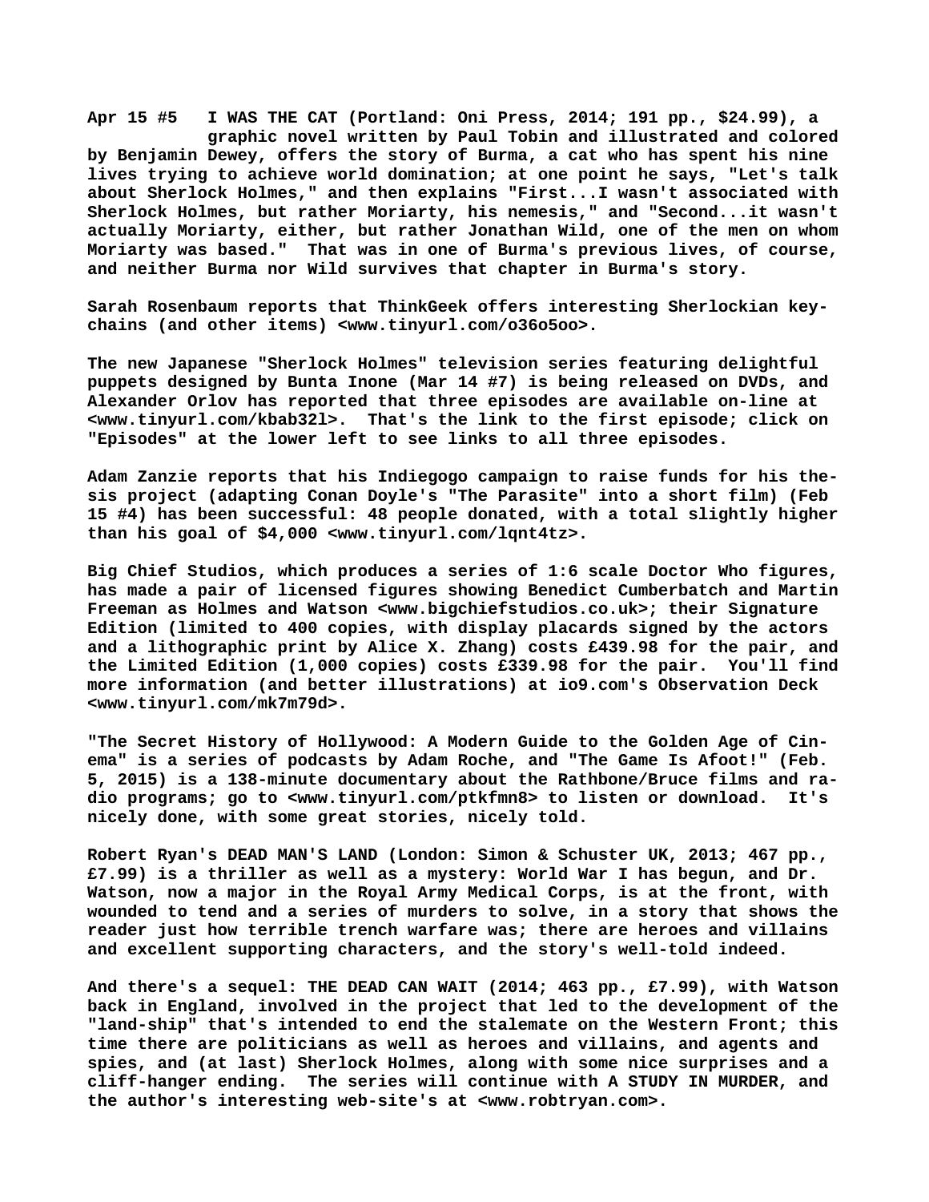**Apr 15 #5 I WAS THE CAT (Portland: Oni Press, 2014; 191 pp., $24.99), a graphic novel written by Paul Tobin and illustrated and colored by Benjamin Dewey, offers the story of Burma, a cat who has spent his nine lives trying to achieve world domination; at one point he says, "Let's talk about Sherlock Holmes," and then explains "First...I wasn't associated with Sherlock Holmes, but rather Moriarty, his nemesis," and "Second...it wasn't actually Moriarty, either, but rather Jonathan Wild, one of the men on whom Moriarty was based." That was in one of Burma's previous lives, of course, and neither Burma nor Wild survives that chapter in Burma's story.**

**Sarah Rosenbaum reports that ThinkGeek offers interesting Sherlockian key-chains (and other items) <www.tinyurl.com/o36o5oo>.**

**The new Japanese "Sherlock Holmes" television series featuring delightful puppets designed by Bunta Inone (Mar 14 #7) is being released on DVDs, and Alexander Orlov has reported that three episodes are available on-line at <www.tinyurl.com/kbab32l>. That's the link to the first episode; click on "Episodes" at the lower left to see links to all three episodes.**

**Adam Zanzie reports that his Indiegogo campaign to raise funds for his thesis project (adapting Conan Doyle's "The Parasite" into a short film) (Feb 15 #4) has been successful: 48 people donated, with a total slightly higher than his goal of $4,000 <www.tinyurl.com/lqnt4tz>.**

**Big Chief Studios, which produces a series of 1:6 scale Doctor Who figures, has made a pair of licensed figures showing Benedict Cumberbatch and Martin Freeman as Holmes and Watson <www.bigchiefstudios.co.uk>; their Signature Edition (limited to 400 copies, with display placards signed by the actors and a lithographic print by Alice X. Zhang) costs £439.98 for the pair, and the Limited Edition (1,000 copies) costs £339.98 for the pair. You'll find more information (and better illustrations) at io9.com's Observation Deck <www.tinyurl.com/mk7m79d>.**

**"The Secret History of Hollywood: A Modern Guide to the Golden Age of Cinema" is a series of podcasts by Adam Roche, and "The Game Is Afoot!" (Feb. 5, 2015) is a 138-minute documentary about the Rathbone/Bruce films and radio programs; go to <www.tinyurl.com/ptkfmn8> to listen or download. It's nicely done, with some great stories, nicely told.**

**Robert Ryan's DEAD MAN'S LAND (London: Simon & Schuster UK, 2013; 467 pp., £7.99) is a thriller as well as a mystery: World War I has begun, and Dr. Watson, now a major in the Royal Army Medical Corps, is at the front, with wounded to tend and a series of murders to solve, in a story that shows the reader just how terrible trench warfare was; there are heroes and villains and excellent supporting characters, and the story's well-told indeed.**

**And there's a sequel: THE DEAD CAN WAIT (2014; 463 pp., £7.99), with Watson back in England, involved in the project that led to the development of the "land-ship" that's intended to end the stalemate on the Western Front; this time there are politicians as well as heroes and villains, and agents and spies, and (at last) Sherlock Holmes, along with some nice surprises and a cliff-hanger ending. The series will continue with A STUDY IN MURDER, and the author's interesting web-site's at <www.robtryan.com>.**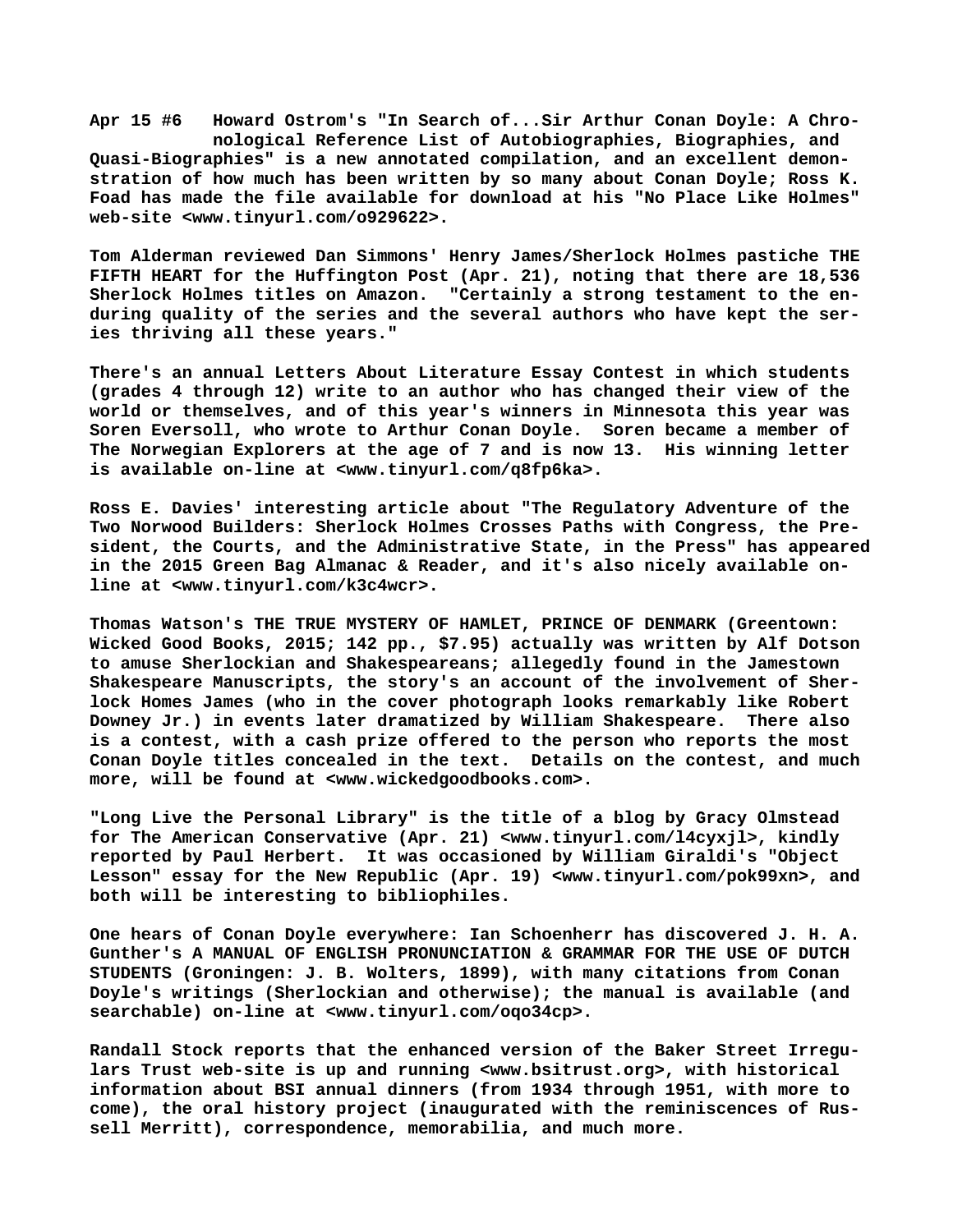**Apr 15 #6 Howard Ostrom's "In Search of...Sir Arthur Conan Doyle: A Chronological Reference List of Autobiographies, Biographies, and Quasi-Biographies" is a new annotated compilation, and an excellent demonstration of how much has been written by so many about Conan Doyle; Ross K. Foad has made the file available for download at his "No Place Like Holmes" web-site <www.tinyurl.com/o929622>.**

**Tom Alderman reviewed Dan Simmons' Henry James/Sherlock Holmes pastiche THE FIFTH HEART for the Huffington Post (Apr. 21), noting that there are 18,536 Sherlock Holmes titles on Amazon. "Certainly a strong testament to the enduring quality of the series and the several authors who have kept the series thriving all these years."**

**There's an annual Letters About Literature Essay Contest in which students (grades 4 through 12) write to an author who has changed their view of the world or themselves, and of this year's winners in Minnesota this year was Soren Eversoll, who wrote to Arthur Conan Doyle. Soren became a member of The Norwegian Explorers at the age of 7 and is now 13. His winning letter is available on-line at <www.tinyurl.com/q8fp6ka>.**

**Ross E. Davies' interesting article about "The Regulatory Adventure of the Two Norwood Builders: Sherlock Holmes Crosses Paths with Congress, the President, the Courts, and the Administrative State, in the Press" has appeared in the 2015 Green Bag Almanac & Reader, and it's also nicely available online at <www.tinyurl.com/k3c4wcr>.**

**Thomas Watson's THE TRUE MYSTERY OF HAMLET, PRINCE OF DENMARK (Greentown: Wicked Good Books, 2015; 142 pp., $7.95) actually was written by Alf Dotson to amuse Sherlockian and Shakespeareans; allegedly found in the Jamestown Shakespeare Manuscripts, the story's an account of the involvement of Sherlock Homes James (who in the cover photograph looks remarkably like Robert Downey Jr.) in events later dramatized by William Shakespeare. There also is a contest, with a cash prize offered to the person who reports the most Conan Doyle titles concealed in the text. Details on the contest, and much more, will be found at <www.wickedgoodbooks.com>.**

**"Long Live the Personal Library" is the title of a blog by Gracy Olmstead for The American Conservative (Apr. 21) <www.tinyurl.com/l4cyxjl>, kindly reported by Paul Herbert. It was occasioned by William Giraldi's "Object Lesson" essay for the New Republic (Apr. 19) <www.tinyurl.com/pok99xn>, and both will be interesting to bibliophiles.**

**One hears of Conan Doyle everywhere: Ian Schoenherr has discovered J. H. A. Gunther's A MANUAL OF ENGLISH PRONUNCIATION & GRAMMAR FOR THE USE OF DUTCH STUDENTS (Groningen: J. B. Wolters, 1899), with many citations from Conan Doyle's writings (Sherlockian and otherwise); the manual is available (and searchable) on-line at <www.tinyurl.com/oqo34cp>.**

**Randall Stock reports that the enhanced version of the Baker Street Irregulars Trust web-site is up and running <www.bsitrust.org>, with historical information about BSI annual dinners (from 1934 through 1951, with more to come), the oral history project (inaugurated with the reminiscences of Russell Merritt), correspondence, memorabilia, and much more.**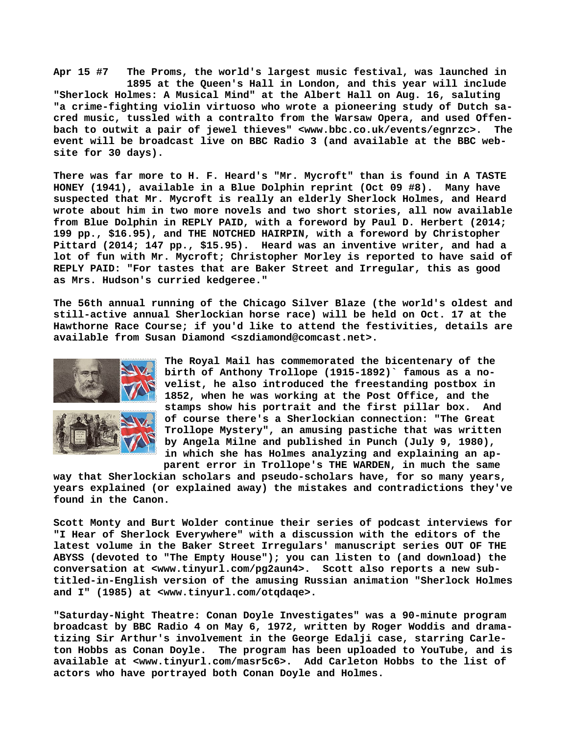**Apr 15 #7 The Proms, the world's largest music festival, was launched in 1895 at the Queen's Hall in London, and this year will include "Sherlock Holmes: A Musical Mind" at the Albert Hall on Aug. 16, saluting "a crime-fighting violin virtuoso who wrote a pioneering study of Dutch sacred music, tussled with a contralto from the Warsaw Opera, and used Offenbach to outwit a pair of jewel thieves" <www.bbc.co.uk/events/egnrzc>. The event will be broadcast live on BBC Radio 3 (and available at the BBC website for 30 days).**

**There was far more to H. F. Heard's "Mr. Mycroft" than is found in A TASTE HONEY (1941), available in a Blue Dolphin reprint (Oct 09 #8). Many have suspected that Mr. Mycroft is really an elderly Sherlock Holmes, and Heard wrote about him in two more novels and two short stories, all now available from Blue Dolphin in REPLY PAID, with a foreword by Paul D. Herbert (2014; 199 pp., $16.95), and THE NOTCHED HAIRPIN, with a foreword by Christopher Pittard (2014; 147 pp., $15.95). Heard was an inventive writer, and had a lot of fun with Mr. Mycroft; Christopher Morley is reported to have said of REPLY PAID: "For tastes that are Baker Street and Irregular, this as good as Mrs. Hudson's curried kedgeree."**

**The 56th annual running of the Chicago Silver Blaze (the world's oldest and still-active annual Sherlockian horse race) will be held on Oct. 17 at the Hawthorne Race Course; if you'd like to attend the festivities, details are available from Susan Diamond <szdiamond@comcast.net>.**

**The Royal Mail has commemorated the bicentenary of the birth of Anthony Trollope (1915-1892)` famous as a novelist, he also introduced the freestanding postbox in 1852, when he was working at the Post Office, and the stamps show his portrait and the first pillar box. And of course there's a Sherlockian connection: "The Great Trollope Mystery", an amusing pastiche that was written by Angela Milne and published in Punch (July 9, 1980), in which she has Holmes analyzing and explaining an apparent error in Trollope's THE WARDEN, in much the same way that Sherlockian scholars and pseudo-scholars have, for so many years, years explained (or explained away) the mistakes and contradictions they've found in the Canon.**

**Scott Monty and Burt Wolder continue their series of podcast interviews for "I Hear of Sherlock Everywhere" with a discussion with the editors of the latest volume in the Baker Street Irregulars' manuscript series OUT OF THE ABYSS (devoted to "The Empty House"); you can listen to (and download) the conversation at <www.tinyurl.com/pg2aun4>. Scott also reports a new subtitled-in-English version of the amusing Russian animation "Sherlock Holmes and I" (1985) at <www.tinyurl.com/otqdaqe>.**

**"Saturday-Night Theatre: Conan Doyle Investigates" was a 90-minute program broadcast by BBC Radio 4 on May 6, 1972, written by Roger Woddis and dramatizing Sir Arthur's involvement in the George Edalji case, starring Carleton Hobbs as Conan Doyle. The program has been uploaded to YouTube, and is available at <www.tinyurl.com/masr5c6>. Add Carleton Hobbs to the list of actors who have portrayed both Conan Doyle and Holmes.**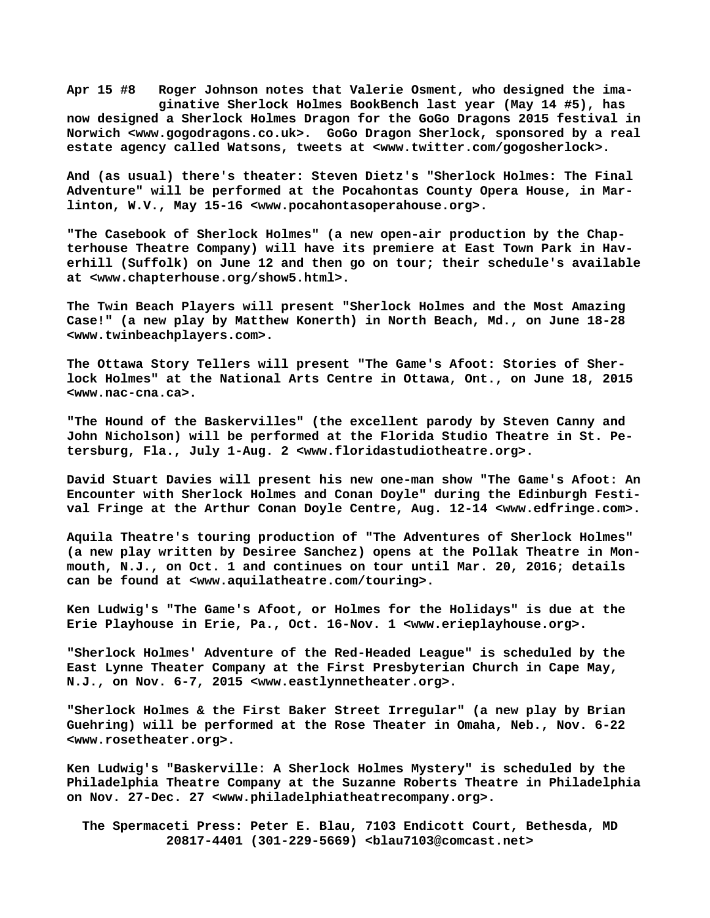**Apr 15 #8 Roger Johnson notes that Valerie Osment, who designed the imaginative Sherlock Holmes BookBench last year (May 14 #5), has now designed a Sherlock Holmes Dragon for the GoGo Dragons 2015 festival in Norwich <www.gogodragons.co.uk>. GoGo Dragon Sherlock, sponsored by a real estate agency called Watsons, tweets at <www.twitter.com/gogosherlock>.**

**And (as usual) there's theater: Steven Dietz's "Sherlock Holmes: The Final Adventure" will be performed at the Pocahontas County Opera House, in Marlinton, W.V., May 15-16 <www.pocahontasoperahouse.org>.**

**"The Casebook of Sherlock Holmes" (a new open-air production by the Chapterhouse Theatre Company) will have its premiere at East Town Park in Haverhill (Suffolk) on June 12 and then go on tour; their schedule's available at <www.chapterhouse.org/show5.html>.**

**The Twin Beach Players will present "Sherlock Holmes and the Most Amazing Case!" (a new play by Matthew Konerth) in North Beach, Md., on June 18-28 <www.twinbeachplayers.com>.**

**The Ottawa Story Tellers will present "The Game's Afoot: Stories of Sherlock Holmes" at the National Arts Centre in Ottawa, Ont., on June 18, 2015 <www.nac-cna.ca>.**

**"The Hound of the Baskervilles" (the excellent parody by Steven Canny and John Nicholson) will be performed at the Florida Studio Theatre in St. Petersburg, Fla., July 1-Aug. 2 <www.floridastudiotheatre.org>.**

**David Stuart Davies will present his new one-man show "The Game's Afoot: An Encounter with Sherlock Holmes and Conan Doyle" during the Edinburgh Festival Fringe at the Arthur Conan Doyle Centre, Aug. 12-14 <www.edfringe.com>.**

**Aquila Theatre's touring production of "The Adventures of Sherlock Holmes" (a new play written by Desiree Sanchez) opens at the Pollak Theatre in Monmouth, N.J., on Oct. 1 and continues on tour until Mar. 20, 2016; details can be found at <www.aquilatheatre.com/touring>.**

**Ken Ludwig's "The Game's Afoot, or Holmes for the Holidays" is due at the Erie Playhouse in Erie, Pa., Oct. 16-Nov. 1 <www.erieplayhouse.org>.**

**"Sherlock Holmes' Adventure of the Red-Headed League" is scheduled by the East Lynne Theater Company at the First Presbyterian Church in Cape May, N.J., on Nov. 6-7, 2015 <www.eastlynnetheater.org>.**

**"Sherlock Holmes & the First Baker Street Irregular" (a new play by Brian Guehring) will be performed at the Rose Theater in Omaha, Neb., Nov. 6-22 <www.rosetheater.org>.**

**Ken Ludwig's "Baskerville: A Sherlock Holmes Mystery" is scheduled by the Philadelphia Theatre Company at the Suzanne Roberts Theatre in Philadelphia on Nov. 27-Dec. 27 <www.philadelphiatheatrecompany.org>.**

**The Spermaceti Press: Peter E. Blau, 7103 Endicott Court, Bethesda, MD 20817-4401 (301-229-5669) <blau7103@comcast.net>**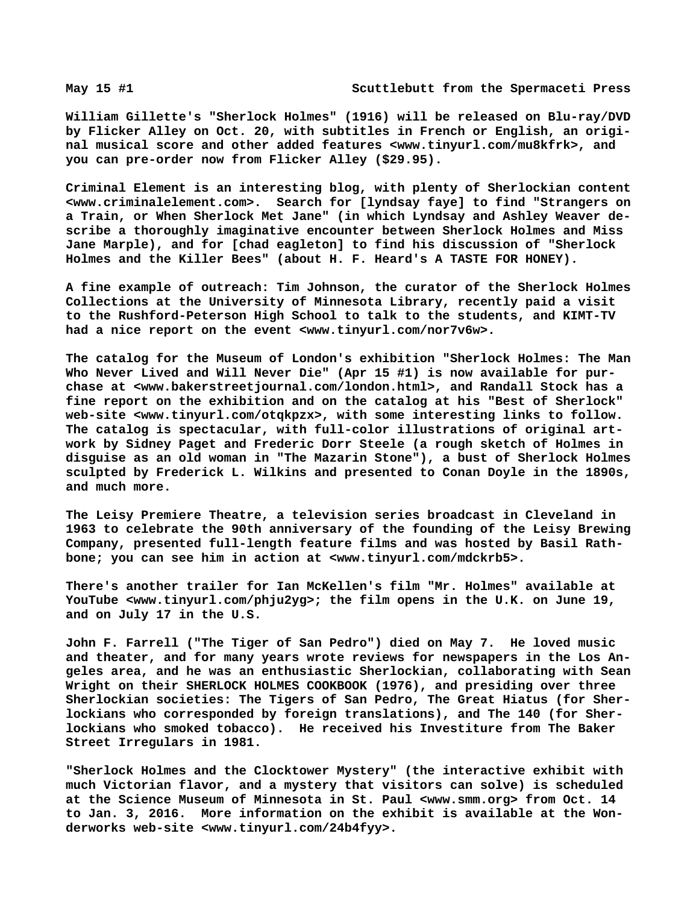William Gillette's "Sherlock Holmes" (1916) will be released on Blu-ray/DVD by Flicker Alley on Oct. 20, with subtitles in French or English, an original musical score and other added features <www.tinyurl.com/mu8kfrk>, and you can pre-order now from Flicker Alley ($29.95).

Criminal Element is an interesting blog, with plenty of Sherlockian content <www.criminalelement.com>. Search for [lyndsay faye] to find "Strangers on a Train, or When Sherlock Met Jane" (in which Lyndsay and Ashley Weaver describe a thoroughly imaginative encounter between Sherlock Holmes and Miss Jane Marple), and for [chad eagleton] to find his discussion of "Sherlock Holmes and the Killer Bees" (about H. F. Heard's A TASTE FOR HONEY).

A fine example of outreach: Tim Johnson, the curator of the Sherlock Holmes Collections at the University of Minnesota Library, recently paid a visit to the Rushford-Peterson High School to talk to the students, and KIMT-TV had a nice report on the event <www.tinyurl.com/nor7v6w>.

The catalog for the Museum of London's exhibition "Sherlock Holmes: The Man Who Never Lived and Will Never Die" (Apr 15 #1) is now available for purchase at <www.bakerstreetjournal.com/london.html>, and Randall Stock has a fine report on the exhibition and on the catalog at his "Best of Sherlock" web-site <www.tinyurl.com/otqkpzx>, with some interesting links to follow. The catalog is spectacular, with full-color illustrations of original artwork by Sidney Paget and Frederic Dorr Steele (a rough sketch of Holmes in disguise as an old woman in "The Mazarin Stone"), a bust of Sherlock Holmes sculpted by Frederick L. Wilkins and presented to Conan Doyle in the 1890s, and much more.

The Leisy Premiere Theatre, a television series broadcast in Cleveland in 1963 to celebrate the 90th anniversary of the founding of the Leisy Brewing Company, presented full-length feature films and was hosted by Basil Rathbone; you can see him in action at <www.tinyurl.com/mdckrb5>.

There's another trailer for Ian McKellen's film "Mr. Holmes" available at YouTube <www.tinyurl.com/phju2yg>; the film opens in the U.K. on June 19, and on July 17 in the U.S.

John F. Farrell ("The Tiger of San Pedro") died on May 7. He loved music and theater, and for many years wrote reviews for newspapers in the Los Angeles area, and he was an enthusiastic Sherlockian, collaborating with Sean Wright on their SHERLOCK HOLMES COOKBOOK (1976), and presiding over three Sherlockian societies: The Tigers of San Pedro, The Great Hiatus (for Sherlockians who corresponded by foreign translations), and The 140 (for Sherlockians who smoked tobacco). He received his Investiture from The Baker Street Irregulars in 1981.

"Sherlock Holmes and the Clocktower Mystery" (the interactive exhibit with much Victorian flavor, and a mystery that visitors can solve) is scheduled at the Science Museum of Minnesota in St. Paul <www.smm.org> from Oct. 14 to Jan. 3, 2016. More information on the exhibit is available at the Wonderworks web-site <www.tinyurl.com/24b4fyy>.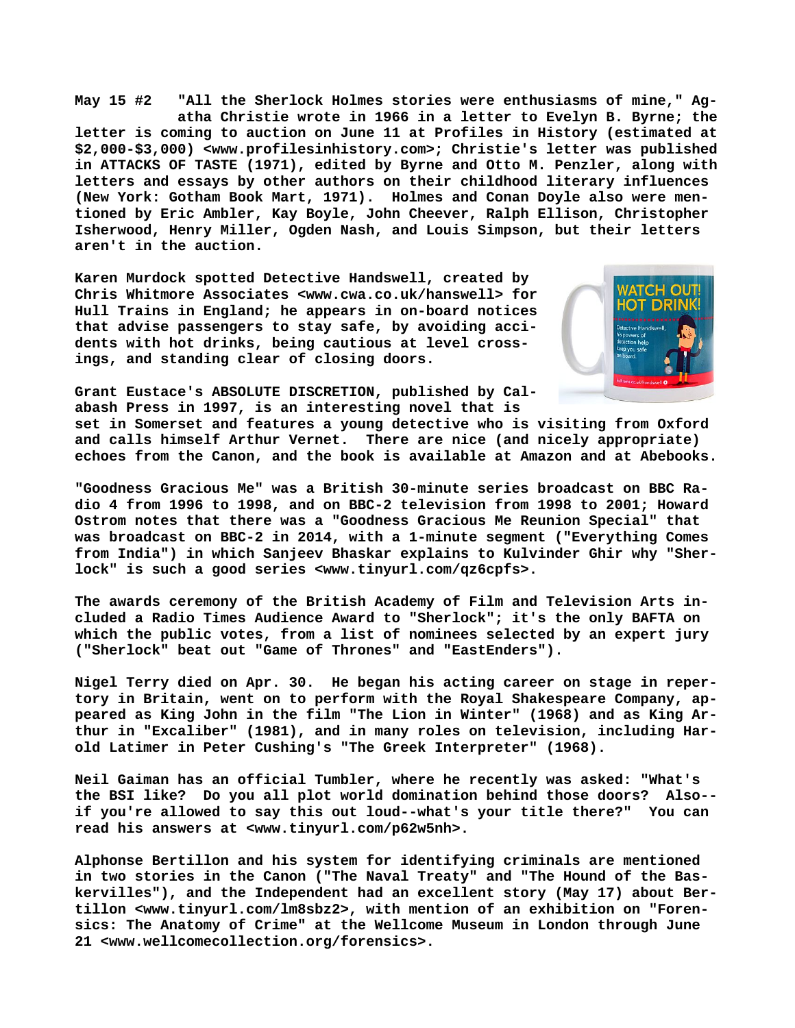**May 15 #2 "All the Sherlock Holmes stories were enthusiasms of mine," Agatha Christie wrote in 1966 in a letter to Evelyn B. Byrne; the letter is coming to auction on June 11 at Profiles in History (estimated at $2,000-$3,000) <www.profilesinhistory.com>; Christie's letter was published in ATTACKS OF TASTE (1971), edited by Byrne and Otto M. Penzler, along with letters and essays by other authors on their childhood literary influences (New York: Gotham Book Mart, 1971). Holmes and Conan Doyle also were mentioned by Eric Ambler, Kay Boyle, John Cheever, Ralph Ellison, Christopher Isherwood, Henry Miller, Ogden Nash, and Louis Simpson, but their letters aren't in the auction.**

**Karen Murdock spotted Detective Handswell, created by Chris Whitmore Associates <www.cwa.co.uk/hanswell> for Hull Trains in England; he appears in on-board notices that advise passengers to stay safe, by avoiding accidents with hot drinks, being cautious at level crossings, and standing clear of closing doors.**

**Grant Eustace's ABSOLUTE DISCRETION, published by Calabash Press in 1997, is an interesting novel that is set in Somerset and features a young detective who is visiting from Oxford and calls himself Arthur Vernet. There are nice (and nicely appropriate) echoes from the Canon, and the book is available at Amazon and at Abebooks.**

**"Goodness Gracious Me" was a British 30-minute series broadcast on BBC Radio 4 from 1996 to 1998, and on BBC-2 television from 1998 to 2001; Howard Ostrom notes that there was a "Goodness Gracious Me Reunion Special" that was broadcast on BBC-2 in 2014, with a 1-minute segment ("Everything Comes from India") in which Sanjeev Bhaskar explains to Kulvinder Ghir why "Sherlock" is such a good series <www.tinyurl.com/qz6cpfs>.**

**The awards ceremony of the British Academy of Film and Television Arts included a Radio Times Audience Award to "Sherlock"; it's the only BAFTA on which the public votes, from a list of nominees selected by an expert jury ("Sherlock" beat out "Game of Thrones" and "EastEnders").**

**Nigel Terry died on Apr. 30. He began his acting career on stage in repertory in Britain, went on to perform with the Royal Shakespeare Company, appeared as King John in the film "The Lion in Winter" (1968) and as King Arthur in "Excaliber" (1981), and in many roles on television, including Harold Latimer in Peter Cushing's "The Greek Interpreter" (1968).**

**Neil Gaiman has an official Tumbler, where he recently was asked: "What's the BSI like? Do you all plot world domination behind those doors? Also--if you're allowed to say this out loud--what's your title there?" You can read his answers at <www.tinyurl.com/p62w5nh>.**

**Alphonse Bertillon and his system for identifying criminals are mentioned in two stories in the Canon ("The Naval Treaty" and "The Hound of the Baskervilles"), and the Independent had an excellent story (May 17) about Bertillon <www.tinyurl.com/lm8sbz2>, with mention of an exhibition on "Forensics: The Anatomy of Crime" at the Wellcome Museum in London through June 21 <www.wellcomecollection.org/forensics>.**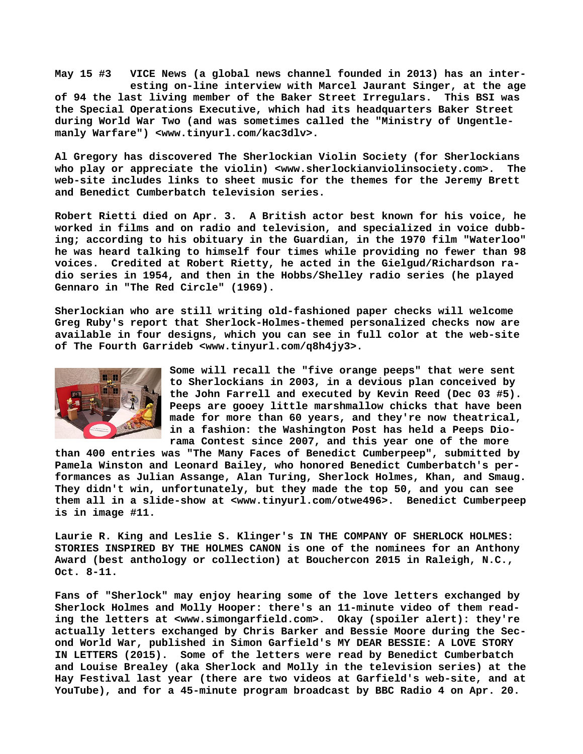**May 15 #3** VICE News (a global news channel founded in 2013) has an interesting on-line interview with Marcel Jaurant Singer, at the age of 94 the last living member of the Baker Street Irregulars. This BSI was the Special Operations Executive, which had its headquarters Baker Street during World War Two (and was sometimes called the "Ministry of Ungentlemanly Warfare") <www.tinyurl.com/kac3dlv>.

Al Gregory has discovered The Sherlockian Violin Society (for Sherlockians who play or appreciate the violin) <www.sherlockianviolinsociety.com>. The web-site includes links to sheet music for the themes for the Jeremy Brett and Benedict Cumberbatch television series.

Robert Rietti died on Apr. 3. A British actor best known for his voice, he worked in films and on radio and television, and specialized in voice dubbing; according to his obituary in the Guardian, in the 1970 film "Waterloo" he was heard talking to himself four times while providing no fewer than 98 voices. Credited at Robert Rietty, he acted in the Gielgud/Richardson radio series in 1954, and then in the Hobbs/Shelley radio series (he played Gennaro in "The Red Circle" (1969).

Sherlockian who are still writing old-fashioned paper checks will welcome Greg Ruby's report that Sherlock-Holmes-themed personalized checks now are available in four designs, which you can see in full color at the web-site of The Fourth Garrideb <www.tinyurl.com/q8h4jy3>.

Some will recall the "five orange peeps" that were sent to Sherlockians in 2003, in a devious plan conceived by the John Farrell and executed by Kevin Reed (Dec 03 #5). Peeps are gooey little marshmallow chicks that have been made for more than 60 years, and they're now theatrical, in a fashion: the Washington Post has held a Peeps Diorama Contest since 2007, and this year one of the more than 400 entries was "The Many Faces of Benedict Cumberpeep", submitted by Pamela Winston and Leonard Bailey, who honored Benedict Cumberbatch's performances as Julian Assange, Alan Turing, Sherlock Holmes, Khan, and Smaug. They didn't win, unfortunately, but they made the top 50, and you can see them all in a slide-show at <www.tinyurl.com/otwe496>. Benedict Cumberpeep is in image #11.

Laurie R. King and Leslie S. Klinger's IN THE COMPANY OF SHERLOCK HOLMES: STORIES INSPIRED BY THE HOLMES CANON is one of the nominees for an Anthony Award (best anthology or collection) at Bouchercon 2015 in Raleigh, N.C., Oct. 8-11.

Fans of "Sherlock" may enjoy hearing some of the love letters exchanged by Sherlock Holmes and Molly Hooper: there's an 11-minute video of them reading the letters at <www.simongarfield.com>. Okay (spoiler alert): they're actually letters exchanged by Chris Barker and Bessie Moore during the Second World War, published in Simon Garfield's MY DEAR BESSIE: A LOVE STORY IN LETTERS (2015). Some of the letters were read by Benedict Cumberbatch and Louise Brealey (aka Sherlock and Molly in the television series) at the Hay Festival last year (there are two videos at Garfield's web-site, and at YouTube), and for a 45-minute program broadcast by BBC Radio 4 on Apr. 20.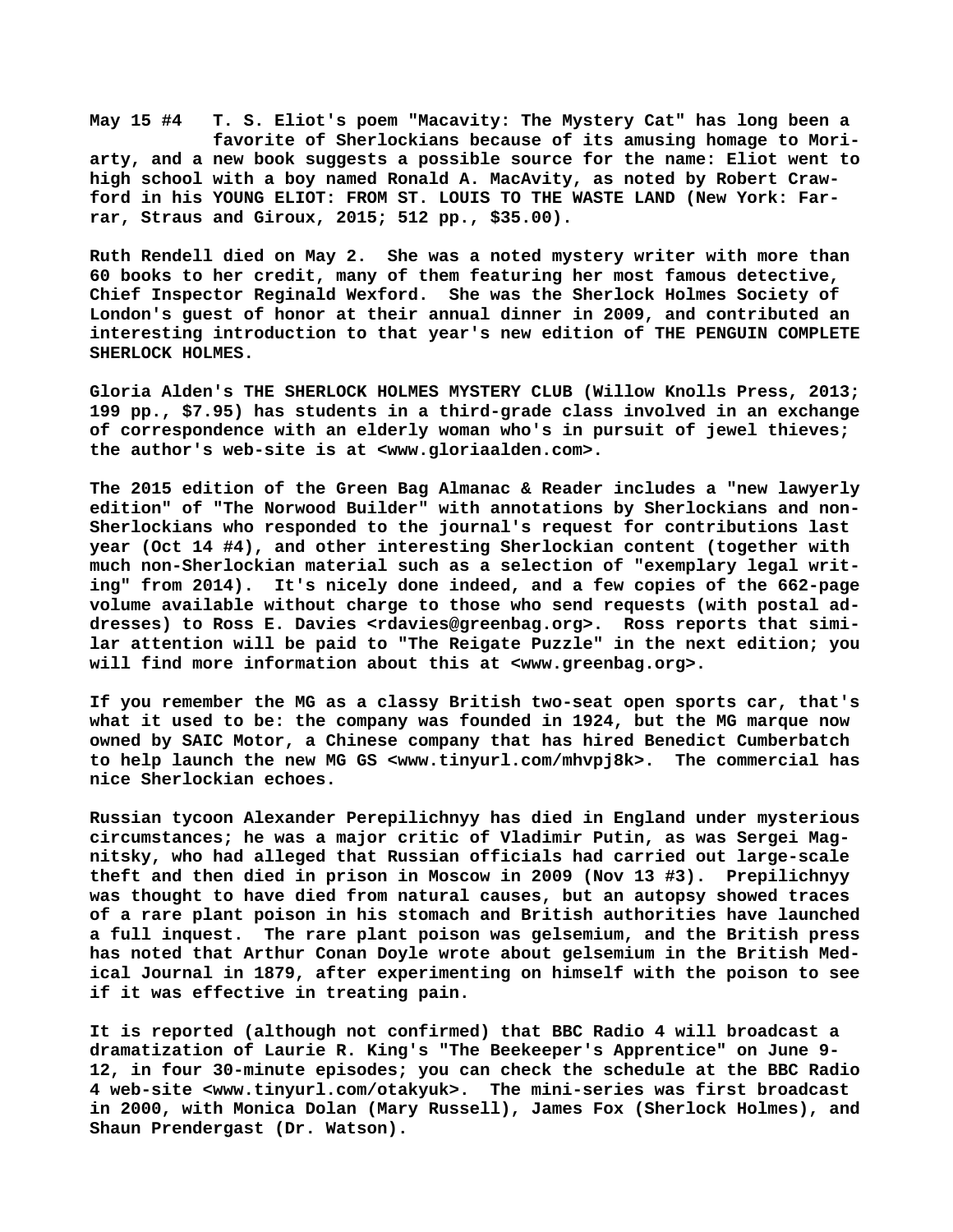**May 15 #4** T. S. Eliot's poem "Macavity: The Mystery Cat" has long been a favorite of Sherlockians because of its amusing homage to Moriarty, and a new book suggests a possible source for the name: Eliot went to high school with a boy named Ronald A. MacAvity, as noted by Robert Crawford in his YOUNG ELIOT: FROM ST. LOUIS TO THE WASTE LAND (New York: Farrar, Straus and Giroux, 2015; 512 pp., $35.00).

Ruth Rendell died on May 2. She was a noted mystery writer with more than 60 books to her credit, many of them featuring her most famous detective, Chief Inspector Reginald Wexford. She was the Sherlock Holmes Society of London's guest of honor at their annual dinner in 2009, and contributed an interesting introduction to that year's new edition of THE PENGUIN COMPLETE SHERLOCK HOLMES.

Gloria Alden's THE SHERLOCK HOLMES MYSTERY CLUB (Willow Knolls Press, 2013; 199 pp., $7.95) has students in a third-grade class involved in an exchange of correspondence with an elderly woman who's in pursuit of jewel thieves; the author's web-site is at <www.gloriaalden.com>.

The 2015 edition of the Green Bag Almanac & Reader includes a "new lawyerly edition" of "The Norwood Builder" with annotations by Sherlockians and non-Sherlockians who responded to the journal's request for contributions last year (Oct 14 #4), and other interesting Sherlockian content (together with much non-Sherlockian material such as a selection of "exemplary legal writing" from 2014). It's nicely done indeed, and a few copies of the 662-page volume available without charge to those who send requests (with postal addresses) to Ross E. Davies <rdavies@greenbag.org>. Ross reports that similar attention will be paid to "The Reigate Puzzle" in the next edition; you will find more information about this at <www.greenbag.org>.

If you remember the MG as a classy British two-seat open sports car, that's what it used to be: the company was founded in 1924, but the MG marque now owned by SAIC Motor, a Chinese company that has hired Benedict Cumberbatch to help launch the new MG GS <www.tinyurl.com/mhvpj8k>. The commercial has nice Sherlockian echoes.

Russian tycoon Alexander Perepilichnyy has died in England under mysterious circumstances; he was a major critic of Vladimir Putin, as was Sergei Magnitsky, who had alleged that Russian officials had carried out large-scale theft and then died in prison in Moscow in 2009 (Nov 13 #3). Prepilichnyy was thought to have died from natural causes, but an autopsy showed traces of a rare plant poison in his stomach and British authorities have launched a full inquest. The rare plant poison was gelsemium, and the British press has noted that Arthur Conan Doyle wrote about gelsemium in the British Medical Journal in 1879, after experimenting on himself with the poison to see if it was effective in treating pain.

It is reported (although not confirmed) that BBC Radio 4 will broadcast a dramatization of Laurie R. King's "The Beekeeper's Apprentice" on June 9-12, in four 30-minute episodes; you can check the schedule at the BBC Radio 4 web-site <www.tinyurl.com/otakyuk>. The mini-series was first broadcast in 2000, with Monica Dolan (Mary Russell), James Fox (Sherlock Holmes), and Shaun Prendergast (Dr. Watson).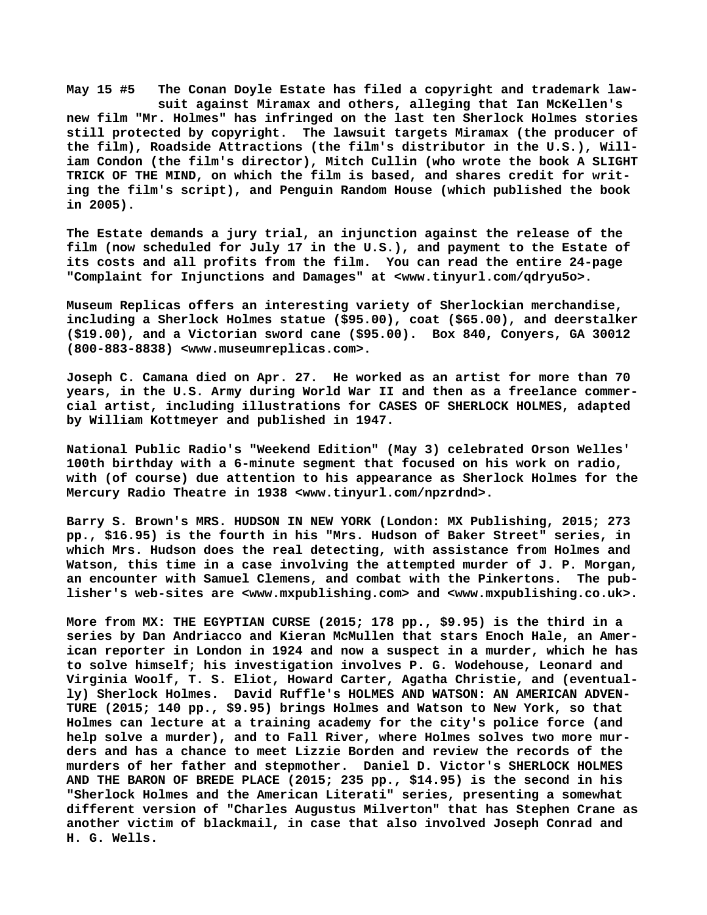**May 15 #5 The Conan Doyle Estate has filed a copyright and trademark lawsuit against Miramax and others, alleging that Ian McKellen's new film "Mr. Holmes" has infringed on the last ten Sherlock Holmes stories still protected by copyright. The lawsuit targets Miramax (the producer of the film), Roadside Attractions (the film's distributor in the U.S.), William Condon (the film's director), Mitch Cullin (who wrote the book A SLIGHT TRICK OF THE MIND, on which the film is based, and shares credit for writing the film's script), and Penguin Random House (which published the book in 2005).**

**The Estate demands a jury trial, an injunction against the release of the film (now scheduled for July 17 in the U.S.), and payment to the Estate of its costs and all profits from the film. You can read the entire 24-page "Complaint for Injunctions and Damages" at <www.tinyurl.com/qdryu5o>.**

**Museum Replicas offers an interesting variety of Sherlockian merchandise, including a Sherlock Holmes statue ($95.00), coat ($65.00), and deerstalker ($19.00), and a Victorian sword cane ($95.00). Box 840, Conyers, GA 30012 (800-883-8838) <www.museumreplicas.com>.**

**Joseph C. Camana died on Apr. 27. He worked as an artist for more than 70 years, in the U.S. Army during World War II and then as a freelance commercial artist, including illustrations for CASES OF SHERLOCK HOLMES, adapted by William Kottmeyer and published in 1947.**

**National Public Radio's "Weekend Edition" (May 3) celebrated Orson Welles' 100th birthday with a 6-minute segment that focused on his work on radio, with (of course) due attention to his appearance as Sherlock Holmes for the Mercury Radio Theatre in 1938 <www.tinyurl.com/npzrdnd>.**

**Barry S. Brown's MRS. HUDSON IN NEW YORK (London: MX Publishing, 2015; 273 pp., $16.95) is the fourth in his "Mrs. Hudson of Baker Street" series, in which Mrs. Hudson does the real detecting, with assistance from Holmes and Watson, this time in a case involving the attempted murder of J. P. Morgan, an encounter with Samuel Clemens, and combat with the Pinkertons. The publisher's web-sites are <www.mxpublishing.com> and <www.mxpublishing.co.uk>.**

**More from MX: THE EGYPTIAN CURSE (2015; 178 pp., $9.95) is the third in a series by Dan Andriacco and Kieran McMullen that stars Enoch Hale, an American reporter in London in 1924 and now a suspect in a murder, which he has to solve himself; his investigation involves P. G. Wodehouse, Leonard and Virginia Woolf, T. S. Eliot, Howard Carter, Agatha Christie, and (eventually) Sherlock Holmes. David Ruffle's HOLMES AND WATSON: AN AMERICAN ADVENTURE (2015; 140 pp., $9.95) brings Holmes and Watson to New York, so that Holmes can lecture at a training academy for the city's police force (and help solve a murder), and to Fall River, where Holmes solves two more murders and has a chance to meet Lizzie Borden and review the records of the murders of her father and stepmother. Daniel D. Victor's SHERLOCK HOLMES AND THE BARON OF BREDE PLACE (2015; 235 pp., $14.95) is the second in his "Sherlock Holmes and the American Literati" series, presenting a somewhat different version of "Charles Augustus Milverton" that has Stephen Crane as another victim of blackmail, in case that also involved Joseph Conrad and H. G. Wells.**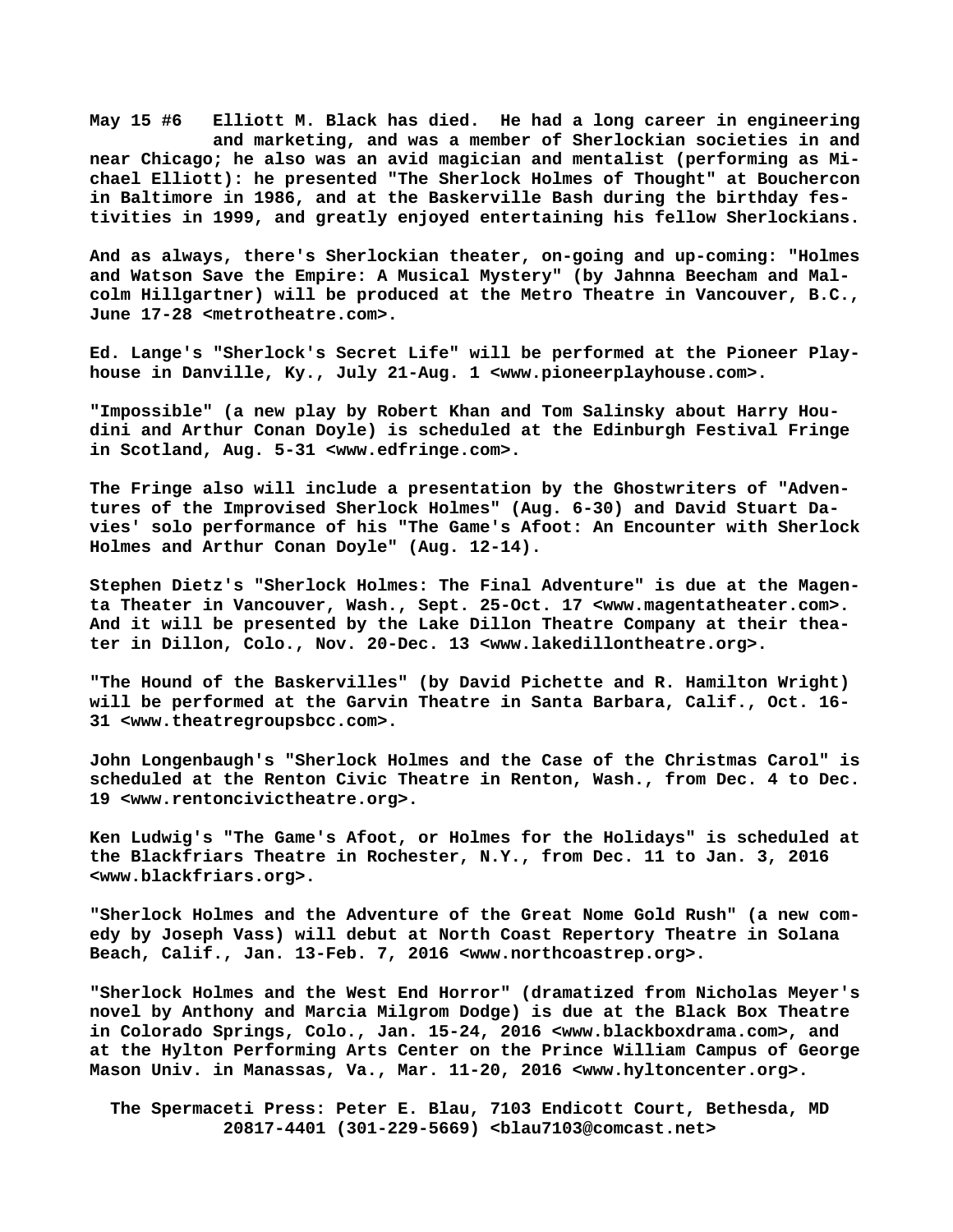**May 15 #6** Elliott M. Black has died. He had a long career in engineering and marketing, and was a member of Sherlockian societies in and near Chicago; he also was an avid magician and mentalist (performing as Michael Elliott): he presented "The Sherlock Holmes of Thought" at Bouchercon in Baltimore in 1986, and at the Baskerville Bash during the birthday festivities in 1999, and greatly enjoyed entertaining his fellow Sherlockians.

And as always, there's Sherlockian theater, on-going and up-coming: "Holmes and Watson Save the Empire: A Musical Mystery" (by Jahnna Beecham and Malcolm Hillgartner) will be produced at the Metro Theatre in Vancouver, B.C., June 17-28 <metrotheatre.com>.

Ed. Lange's "Sherlock's Secret Life" will be performed at the Pioneer Playhouse in Danville, Ky., July 21-Aug. 1 <www.pioneerplayhouse.com>.

"Impossible" (a new play by Robert Khan and Tom Salinsky about Harry Houdini and Arthur Conan Doyle) is scheduled at the Edinburgh Festival Fringe in Scotland, Aug. 5-31 <www.edfringe.com>.

The Fringe also will include a presentation by the Ghostwriters of "Adventures of the Improvised Sherlock Holmes" (Aug. 6-30) and David Stuart Davies' solo performance of his "The Game's Afoot: An Encounter with Sherlock Holmes and Arthur Conan Doyle" (Aug. 12-14).

Stephen Dietz's "Sherlock Holmes: The Final Adventure" is due at the Magenta Theater in Vancouver, Wash., Sept. 25-Oct. 17 <www.magentatheater.com>. And it will be presented by the Lake Dillon Theatre Company at their theater in Dillon, Colo., Nov. 20-Dec. 13 <www.lakedillontheatre.org>.

"The Hound of the Baskervilles" (by David Pichette and R. Hamilton Wright) will be performed at the Garvin Theatre in Santa Barbara, Calif., Oct. 16-31 <www.theatregroupsbcc.com>.

John Longenbaugh's "Sherlock Holmes and the Case of the Christmas Carol" is scheduled at the Renton Civic Theatre in Renton, Wash., from Dec. 4 to Dec. 19 <www.rentoncivictheatre.org>.

Ken Ludwig's "The Game's Afoot, or Holmes for the Holidays" is scheduled at the Blackfriars Theatre in Rochester, N.Y., from Dec. 11 to Jan. 3, 2016 <www.blackfriars.org>.

"Sherlock Holmes and the Adventure of the Great Nome Gold Rush" (a new comedy by Joseph Vass) will debut at North Coast Repertory Theatre in Solana Beach, Calif., Jan. 13-Feb. 7, 2016 <www.northcoastrep.org>.

"Sherlock Holmes and the West End Horror" (dramatized from Nicholas Meyer's novel by Anthony and Marcia Milgrom Dodge) is due at the Black Box Theatre in Colorado Springs, Colo., Jan. 15-24, 2016 <www.blackboxdrama.com>, and at the Hylton Performing Arts Center on the Prince William Campus of George Mason Univ. in Manassas, Va., Mar. 11-20, 2016 <www.hyltoncenter.org>.

The Spermaceti Press: Peter E. Blau, 7103 Endicott Court, Bethesda, MD 20817-4401 (301-229-5669) <blau7103@comcast.net>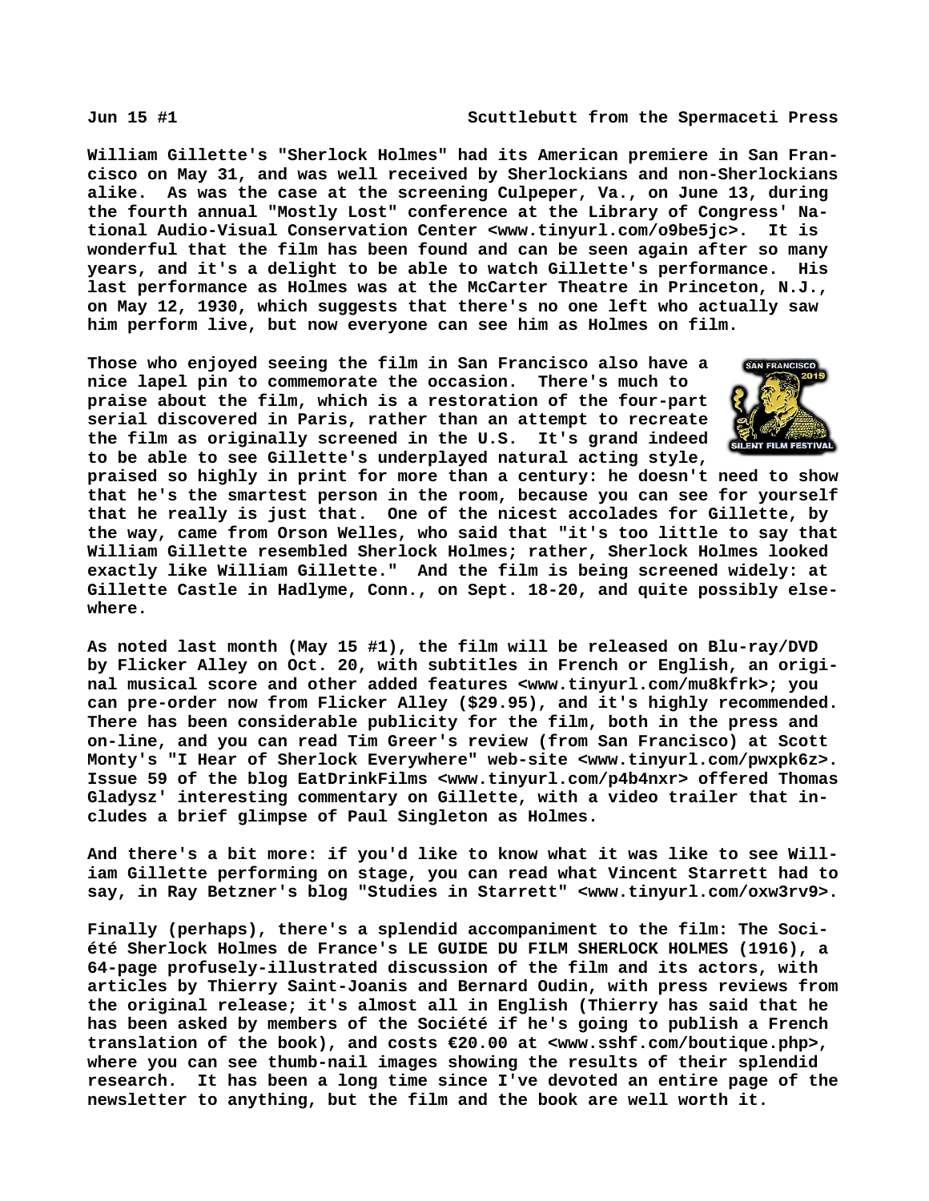William Gillette's "Sherlock Holmes" had its American premiere in San Francisco on May 31, and was well received by Sherlockians and non-Sherlockians alike. As was the case at the screening Culpeper, Va., on June 13, during the fourth annual "Mostly Lost" conference at the Library of Congress' National Audio-Visual Conservation Center <www.tinyurl.com/o9be5jc>. It is wonderful that the film has been found and can be seen again after so many years, and it's a delight to be able to watch Gillette's performance. His last performance as Holmes was at the McCarter Theatre in Princeton, N.J., on May 12, 1930, which suggests that there's no one left who actually saw him perform live, but now everyone can see him as Holmes on film.

Those who enjoyed seeing the film in San Francisco also have a nice lapel pin to commemorate the occasion. There's much to praise about the film, which is a restoration of the four-part serial discovered in Paris, rather than an attempt to recreate the film as originally screened in the U.S. It's grand indeed to be able to see Gillette's underplayed natural acting style, praised so highly in print for more than a century: he doesn't need to show that he's the smartest person in the room, because you can see for yourself that he really is just that. One of the nicest accolades for Gillette, by the way, came from Orson Welles, who said that "it's too little to say that William Gillette resembled Sherlock Holmes; rather, Sherlock Holmes looked exactly like William Gillette." And the film is being screened widely: at Gillette Castle in Hadlyme, Conn., on Sept. 18-20, and quite possibly elsewhere.

As noted last month (May 15 #1), the film will be released on Blu-ray/DVD by Flicker Alley on Oct. 20, with subtitles in French or English, an original musical score and other added features <www.tinyurl.com/mu8kfrk>; you can pre-order now from Flicker Alley ($29.95), and it's highly recommended. There has been considerable publicity for the film, both in the press and on-line, and you can read Tim Greer's review (from San Francisco) at Scott Monty's "I Hear of Sherlock Everywhere" web-site <www.tinyurl.com/pwxpk6z>. Issue 59 of the blog EatDrinkFilms <www.tinyurl.com/p4b4nxr> offered Thomas Gladysz' interesting commentary on Gillette, with a video trailer that includes a brief glimpse of Paul Singleton as Holmes.

And there's a bit more: if you'd like to know what it was like to see William Gillette performing on stage, you can read what Vincent Starrett had to say, in Ray Betzner's blog "Studies in Starrett" <www.tinyurl.com/oxw3rv9>.

Finally (perhaps), there's a splendid accompaniment to the film: The Société Sherlock Holmes de France's LE GUIDE DU FILM SHERLOCK HOLMES (1916), a 64-page profusely-illustrated discussion of the film and its actors, with articles by Thierry Saint-Joanis and Bernard Oudin, with press reviews from the original release; it's almost all in English (Thierry has said that he has been asked by members of the Société if he's going to publish a French translation of the book), and costs €20.00 at <www.sshf.com/boutique.php>, where you can see thumb-nail images showing the results of their splendid research. It has been a long time since I've devoted an entire page of the newsletter to anything, but the film and the book are well worth it.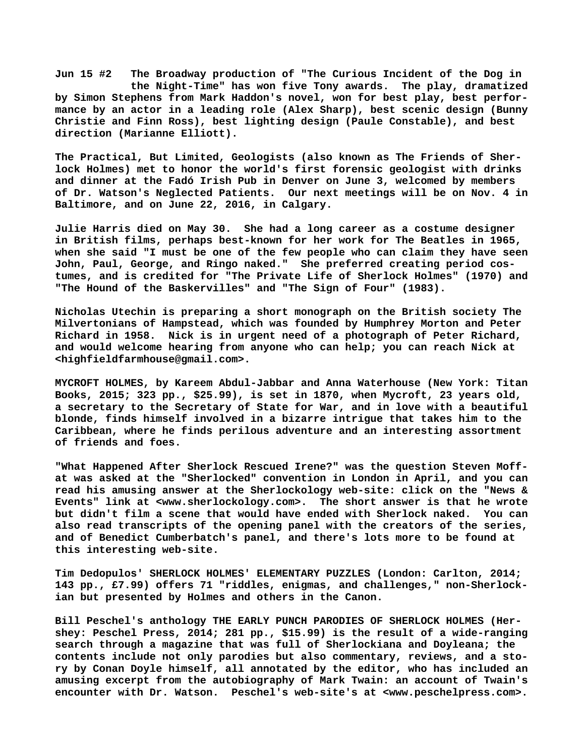**Jun 15 #2 The Broadway production of "The Curious Incident of the Dog in the Night-Time" has won five Tony awards. The play, dramatized by Simon Stephens from Mark Haddon's novel, won for best play, best performance by an actor in a leading role (Alex Sharp), best scenic design (Bunny Christie and Finn Ross), best lighting design (Paule Constable), and best direction (Marianne Elliott).**

**The Practical, But Limited, Geologists (also known as The Friends of Sherlock Holmes) met to honor the world's first forensic geologist with drinks and dinner at the Fadó Irish Pub in Denver on June 3, welcomed by members of Dr. Watson's Neglected Patients. Our next meetings will be on Nov. 4 in Baltimore, and on June 22, 2016, in Calgary.**

**Julie Harris died on May 30. She had a long career as a costume designer in British films, perhaps best-known for her work for The Beatles in 1965, when she said "I must be one of the few people who can claim they have seen John, Paul, George, and Ringo naked." She preferred creating period costumes, and is credited for "The Private Life of Sherlock Holmes" (1970) and "The Hound of the Baskervilles" and "The Sign of Four" (1983).**

**Nicholas Utechin is preparing a short monograph on the British society The Milvertonians of Hampstead, which was founded by Humphrey Morton and Peter Richard in 1958. Nick is in urgent need of a photograph of Peter Richard, and would welcome hearing from anyone who can help; you can reach Nick at <highfieldfarmhouse@gmail.com>.**

**MYCROFT HOLMES, by Kareem Abdul-Jabbar and Anna Waterhouse (New York: Titan Books, 2015; 323 pp., $25.99), is set in 1870, when Mycroft, 23 years old, a secretary to the Secretary of State for War, and in love with a beautiful blonde, finds himself involved in a bizarre intrigue that takes him to the Caribbean, where he finds perilous adventure and an interesting assortment of friends and foes.**

**"What Happened After Sherlock Rescued Irene?" was the question Steven Moffat was asked at the "Sherlocked" convention in London in April, and you can read his amusing answer at the Sherlockology web-site: click on the "News & Events" link at <www.sherlockology.com>. The short answer is that he wrote but didn't film a scene that would have ended with Sherlock naked. You can also read transcripts of the opening panel with the creators of the series, and of Benedict Cumberbatch's panel, and there's lots more to be found at this interesting web-site.**

**Tim Dedopulos' SHERLOCK HOLMES' ELEMENTARY PUZZLES (London: Carlton, 2014; 143 pp., £7.99) offers 71 "riddles, enigmas, and challenges," non-Sherlockian but presented by Holmes and others in the Canon.**

**Bill Peschel's anthology THE EARLY PUNCH PARODIES OF SHERLOCK HOLMES (Hershey: Peschel Press, 2014; 281 pp., $15.99) is the result of a wide-ranging search through a magazine that was full of Sherlockiana and Doyleana; the contents include not only parodies but also commentary, reviews, and a story by Conan Doyle himself, all annotated by the editor, who has included an amusing excerpt from the autobiography of Mark Twain: an account of Twain's encounter with Dr. Watson. Peschel's web-site's at <www.peschelpress.com>.**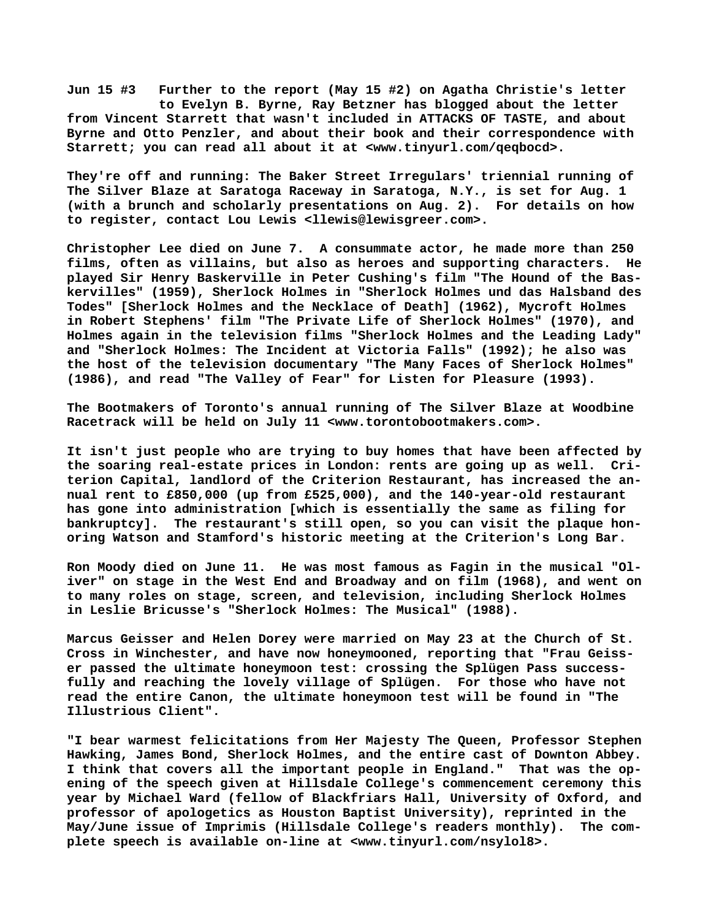**Jun 15 #3 Further to the report (May 15 #2) on Agatha Christie's letter to Evelyn B. Byrne, Ray Betzner has blogged about the letter from Vincent Starrett that wasn't included in ATTACKS OF TASTE, and about Byrne and Otto Penzler, and about their book and their correspondence with Starrett; you can read all about it at <www.tinyurl.com/qeqbocd>.**

**They're off and running: The Baker Street Irregulars' triennial running of The Silver Blaze at Saratoga Raceway in Saratoga, N.Y., is set for Aug. 1 (with a brunch and scholarly presentations on Aug. 2). For details on how to register, contact Lou Lewis <llewis@lewisgreer.com>.**

**Christopher Lee died on June 7. A consummate actor, he made more than 250 films, often as villains, but also as heroes and supporting characters. He played Sir Henry Baskerville in Peter Cushing's film "The Hound of the Baskervilles" (1959), Sherlock Holmes in "Sherlock Holmes und das Halsband des Todes" [Sherlock Holmes and the Necklace of Death] (1962), Mycroft Holmes in Robert Stephens' film "The Private Life of Sherlock Holmes" (1970), and Holmes again in the television films "Sherlock Holmes and the Leading Lady" and "Sherlock Holmes: The Incident at Victoria Falls" (1992); he also was the host of the television documentary "The Many Faces of Sherlock Holmes" (1986), and read "The Valley of Fear" for Listen for Pleasure (1993).**

**The Bootmakers of Toronto's annual running of The Silver Blaze at Woodbine Racetrack will be held on July 11 <www.torontobootmakers.com>.**

**It isn't just people who are trying to buy homes that have been affected by the soaring real-estate prices in London: rents are going up as well. Criterion Capital, landlord of the Criterion Restaurant, has increased the annual rent to £850,000 (up from £525,000), and the 140-year-old restaurant has gone into administration [which is essentially the same as filing for bankruptcy]. The restaurant's still open, so you can visit the plaque honoring Watson and Stamford's historic meeting at the Criterion's Long Bar.**

**Ron Moody died on June 11. He was most famous as Fagin in the musical "Oliver" on stage in the West End and Broadway and on film (1968), and went on to many roles on stage, screen, and television, including Sherlock Holmes in Leslie Bricusse's "Sherlock Holmes: The Musical" (1988).**

**Marcus Geisser and Helen Dorey were married on May 23 at the Church of St. Cross in Winchester, and have now honeymooned, reporting that "Frau Geisser passed the ultimate honeymoon test: crossing the Splügen Pass successfully and reaching the lovely village of Splügen. For those who have not read the entire Canon, the ultimate honeymoon test will be found in "The Illustrious Client".**

**"I bear warmest felicitations from Her Majesty The Queen, Professor Stephen Hawking, James Bond, Sherlock Holmes, and the entire cast of Downton Abbey. I think that covers all the important people in England." That was the opening of the speech given at Hillsdale College's commencement ceremony this year by Michael Ward (fellow of Blackfriars Hall, University of Oxford, and professor of apologetics as Houston Baptist University), reprinted in the May/June issue of Imprimis (Hillsdale College's readers monthly). The complete speech is available on-line at <www.tinyurl.com/nsylol8>.**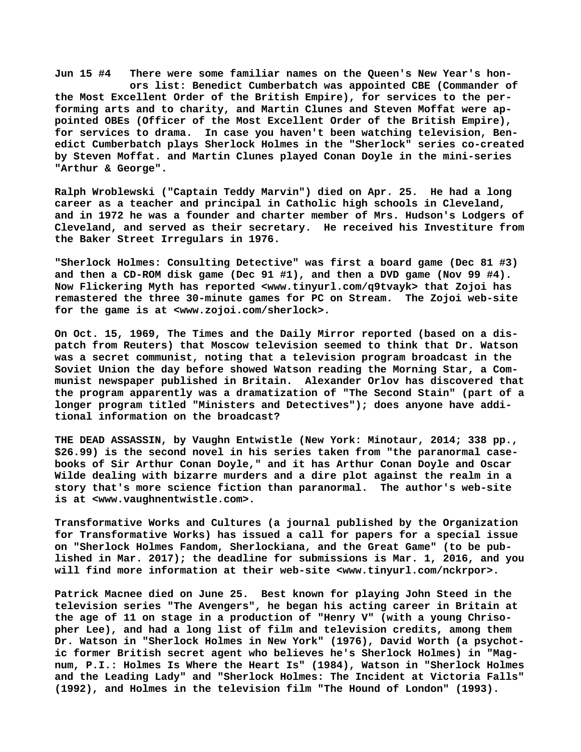**Jun 15 #4 There were some familiar names on the Queen's New Year's honors list: Benedict Cumberbatch was appointed CBE (Commander of the Most Excellent Order of the British Empire), for services to the performing arts and to charity, and Martin Clunes and Steven Moffat were appointed OBEs (Officer of the Most Excellent Order of the British Empire), for services to drama. In case you haven't been watching television, Benedict Cumberbatch plays Sherlock Holmes in the "Sherlock" series co-created by Steven Moffat. and Martin Clunes played Conan Doyle in the mini-series "Arthur & George".**

**Ralph Wroblewski ("Captain Teddy Marvin") died on Apr. 25. He had a long career as a teacher and principal in Catholic high schools in Cleveland, and in 1972 he was a founder and charter member of Mrs. Hudson's Lodgers of Cleveland, and served as their secretary. He received his Investiture from the Baker Street Irregulars in 1976.**

**"Sherlock Holmes: Consulting Detective" was first a board game (Dec 81 #3) and then a CD-ROM disk game (Dec 91 #1), and then a DVD game (Nov 99 #4). Now Flickering Myth has reported <www.tinyurl.com/q9tvayk> that Zojoi has remastered the three 30-minute games for PC on Stream. The Zojoi web-site for the game is at <www.zojoi.com/sherlock>.**

**On Oct. 15, 1969, The Times and the Daily Mirror reported (based on a dispatch from Reuters) that Moscow television seemed to think that Dr. Watson was a secret communist, noting that a television program broadcast in the Soviet Union the day before showed Watson reading the Morning Star, a Communist newspaper published in Britain. Alexander Orlov has discovered that the program apparently was a dramatization of "The Second Stain" (part of a longer program titled "Ministers and Detectives"); does anyone have additional information on the broadcast?**

**THE DEAD ASSASSIN, by Vaughn Entwistle (New York: Minotaur, 2014; 338 pp., $26.99) is the second novel in his series taken from "the paranormal casebooks of Sir Arthur Conan Doyle," and it has Arthur Conan Doyle and Oscar Wilde dealing with bizarre murders and a dire plot against the realm in a story that's more science fiction than paranormal. The author's web-site is at <www.vaughnentwistle.com>.**

**Transformative Works and Cultures (a journal published by the Organization for Transformative Works) has issued a call for papers for a special issue on "Sherlock Holmes Fandom, Sherlockiana, and the Great Game" (to be published in Mar. 2017); the deadline for submissions is Mar. 1, 2016, and you will find more information at their web-site <www.tinyurl.com/nckrpor>.**

**Patrick Macnee died on June 25. Best known for playing John Steed in the television series "The Avengers", he began his acting career in Britain at the age of 11 on stage in a production of "Henry V" (with a young Chrisopher Lee), and had a long list of film and television credits, among them Dr. Watson in "Sherlock Holmes in New York" (1976), David Worth (a psychotic former British secret agent who believes he's Sherlock Holmes) in "Magnum, P.I.: Holmes Is Where the Heart Is" (1984), Watson in "Sherlock Holmes and the Leading Lady" and "Sherlock Holmes: The Incident at Victoria Falls" (1992), and Holmes in the television film "The Hound of London" (1993).**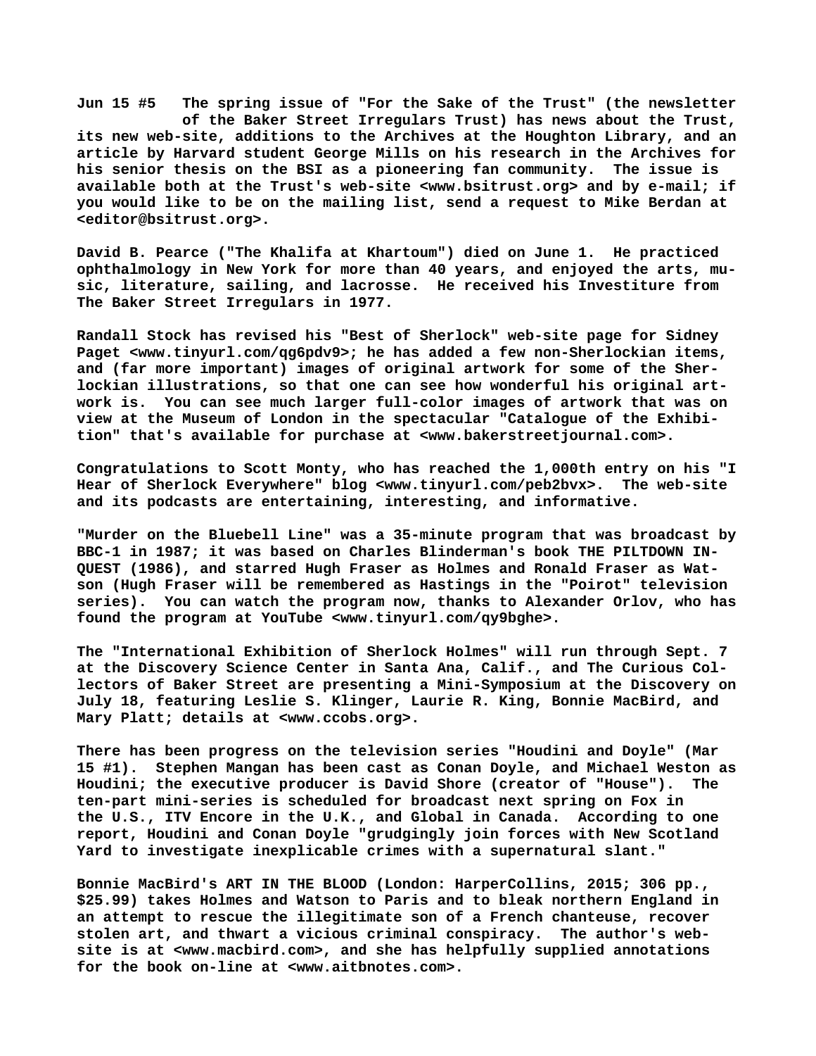**Jun 15 #5   The spring issue of "For the Sake of the Trust" (the newsletter of the Baker Street Irregulars Trust) has news about the Trust, its new web-site, additions to the Archives at the Houghton Library, and an article by Harvard student George Mills on his research in the Archives for his senior thesis on the BSI as a pioneering fan community. The issue is available both at the Trust's web-site <www.bsitrust.org> and by e-mail; if you would like to be on the mailing list, send a request to Mike Berdan at <editor@bsitrust.org>.**

**David B. Pearce ("The Khalifa at Khartoum") died on June 1. He practiced ophthalmology in New York for more than 40 years, and enjoyed the arts, music, literature, sailing, and lacrosse. He received his Investiture from The Baker Street Irregulars in 1977.**

**Randall Stock has revised his "Best of Sherlock" web-site page for Sidney Paget <www.tinyurl.com/qg6pdv9>; he has added a few non-Sherlockian items, and (far more important) images of original artwork for some of the Sherlockian illustrations, so that one can see how wonderful his original artwork is. You can see much larger full-color images of artwork that was on view at the Museum of London in the spectacular "Catalogue of the Exhibition" that's available for purchase at <www.bakerstreetjournal.com>.**

**Congratulations to Scott Monty, who has reached the 1,000th entry on his "I Hear of Sherlock Everywhere" blog <www.tinyurl.com/peb2bvx>. The web-site and its podcasts are entertaining, interesting, and informative.**

**"Murder on the Bluebell Line" was a 35-minute program that was broadcast by BBC-1 in 1987; it was based on Charles Blinderman's book THE PILTDOWN INQUEST (1986), and starred Hugh Fraser as Holmes and Ronald Fraser as Watson (Hugh Fraser will be remembered as Hastings in the "Poirot" television series). You can watch the program now, thanks to Alexander Orlov, who has found the program at YouTube <www.tinyurl.com/qy9bghe>.**

**The "International Exhibition of Sherlock Holmes" will run through Sept. 7 at the Discovery Science Center in Santa Ana, Calif., and The Curious Collectors of Baker Street are presenting a Mini-Symposium at the Discovery on July 18, featuring Leslie S. Klinger, Laurie R. King, Bonnie MacBird, and Mary Platt; details at <www.ccobs.org>.**

**There has been progress on the television series "Houdini and Doyle" (Mar 15 #1). Stephen Mangan has been cast as Conan Doyle, and Michael Weston as Houdini; the executive producer is David Shore (creator of "House"). The ten-part mini-series is scheduled for broadcast next spring on Fox in the U.S., ITV Encore in the U.K., and Global in Canada. According to one report, Houdini and Conan Doyle "grudgingly join forces with New Scotland Yard to investigate inexplicable crimes with a supernatural slant."**

**Bonnie MacBird's ART IN THE BLOOD (London: HarperCollins, 2015; 306 pp., $25.99) takes Holmes and Watson to Paris and to bleak northern England in an attempt to rescue the illegitimate son of a French chanteuse, recover stolen art, and thwart a vicious criminal conspiracy. The author's web-site is at <www.macbird.com>, and she has helpfully supplied annotations for the book on-line at <www.aitbnotes.com>.**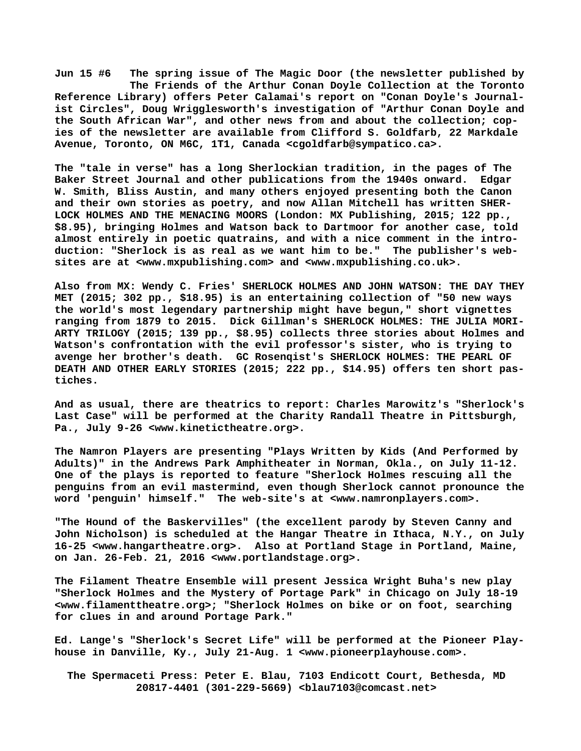**Jun 15 #6** The spring issue of The Magic Door (the newsletter published by The Friends of the Arthur Conan Doyle Collection at the Toronto Reference Library) offers Peter Calamai's report on "Conan Doyle's Journalist Circles", Doug Wrigglesworth's investigation of "Arthur Conan Doyle and the South African War", and other news from and about the collection; copies of the newsletter are available from Clifford S. Goldfarb, 22 Markdale Avenue, Toronto, ON M6C, 1T1, Canada <cgoldfarb@sympatico.ca>.

The "tale in verse" has a long Sherlockian tradition, in the pages of The Baker Street Journal and other publications from the 1940s onward. Edgar W. Smith, Bliss Austin, and many others enjoyed presenting both the Canon and their own stories as poetry, and now Allan Mitchell has written SHERLOCK HOLMES AND THE MENACING MOORS (London: MX Publishing, 2015; 122 pp., $8.95), bringing Holmes and Watson back to Dartmoor for another case, told almost entirely in poetic quatrains, and with a nice comment in the introduction: "Sherlock is as real as we want him to be." The publisher's websites are at <www.mxpublishing.com> and <www.mxpublishing.co.uk>.

Also from MX: Wendy C. Fries' SHERLOCK HOLMES AND JOHN WATSON: THE DAY THEY MET (2015; 302 pp., $18.95) is an entertaining collection of "50 new ways the world's most legendary partnership might have begun," short vignettes ranging from 1879 to 2015. Dick Gillman's SHERLOCK HOLMES: THE JULIA MORIARTY TRILOGY (2015; 139 pp., $8.95) collects three stories about Holmes and Watson's confrontation with the evil professor's sister, who is trying to avenge her brother's death. GC Rosenqist's SHERLOCK HOLMES: THE PEARL OF DEATH AND OTHER EARLY STORIES (2015; 222 pp., $14.95) offers ten short pastiches.

And as usual, there are theatrics to report: Charles Marowitz's "Sherlock's Last Case" will be performed at the Charity Randall Theatre in Pittsburgh, Pa., July 9-26 <www.kinetictheatre.org>.

The Namron Players are presenting "Plays Written by Kids (And Performed by Adults)" in the Andrews Park Amphitheater in Norman, Okla., on July 11-12. One of the plays is reported to feature "Sherlock Holmes rescuing all the penguins from an evil mastermind, even though Sherlock cannot pronounce the word 'penguin' himself." The web-site's at <www.namronplayers.com>.

"The Hound of the Baskervilles" (the excellent parody by Steven Canny and John Nicholson) is scheduled at the Hangar Theatre in Ithaca, N.Y., on July 16-25 <www.hangartheatre.org>. Also at Portland Stage in Portland, Maine, on Jan. 26-Feb. 21, 2016 <www.portlandstage.org>.

The Filament Theatre Ensemble will present Jessica Wright Buha's new play "Sherlock Holmes and the Mystery of Portage Park" in Chicago on July 18-19 <www.filamenttheatre.org>; "Sherlock Holmes on bike or on foot, searching for clues in and around Portage Park."

Ed. Lange's "Sherlock's Secret Life" will be performed at the Pioneer Playhouse in Danville, Ky., July 21-Aug. 1 <www.pioneerplayhouse.com>.

The Spermaceti Press: Peter E. Blau, 7103 Endicott Court, Bethesda, MD 20817-4401 (301-229-5669) <blau7103@comcast.net>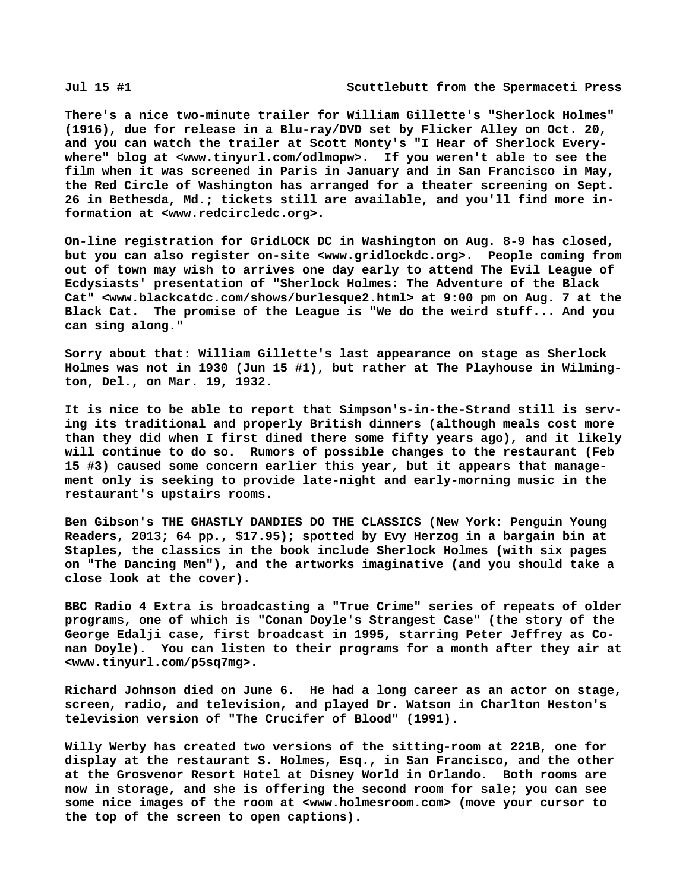There's a nice two-minute trailer for William Gillette's "Sherlock Holmes" (1916), due for release in a Blu-ray/DVD set by Flicker Alley on Oct. 20, and you can watch the trailer at Scott Monty's "I Hear of Sherlock Everywhere" blog at <www.tinyurl.com/odlmopw>. If you weren't able to see the film when it was screened in Paris in January and in San Francisco in May, the Red Circle of Washington has arranged for a theater screening on Sept. 26 in Bethesda, Md.; tickets still are available, and you'll find more information at <www.redcircledc.org>.

On-line registration for GridLOCK DC in Washington on Aug. 8-9 has closed, but you can also register on-site <www.gridlockdc.org>. People coming from out of town may wish to arrives one day early to attend The Evil League of Ecdysiasts' presentation of "Sherlock Holmes: The Adventure of the Black Cat" <www.blackcatdc.com/shows/burlesque2.html> at 9:00 pm on Aug. 7 at the Black Cat. The promise of the League is "We do the weird stuff... And you can sing along."

Sorry about that: William Gillette's last appearance on stage as Sherlock Holmes was not in 1930 (Jun 15 #1), but rather at The Playhouse in Wilmington, Del., on Mar. 19, 1932.

It is nice to be able to report that Simpson's-in-the-Strand still is serving its traditional and properly British dinners (although meals cost more than they did when I first dined there some fifty years ago), and it likely will continue to do so. Rumors of possible changes to the restaurant (Feb 15 #3) caused some concern earlier this year, but it appears that management only is seeking to provide late-night and early-morning music in the restaurant's upstairs rooms.

Ben Gibson's THE GHASTLY DANDIES DO THE CLASSICS (New York: Penguin Young Readers, 2013; 64 pp., $17.95); spotted by Evy Herzog in a bargain bin at Staples, the classics in the book include Sherlock Holmes (with six pages on "The Dancing Men"), and the artworks imaginative (and you should take a close look at the cover).

BBC Radio 4 Extra is broadcasting a "True Crime" series of repeats of older programs, one of which is "Conan Doyle's Strangest Case" (the story of the George Edalji case, first broadcast in 1995, starring Peter Jeffrey as Conan Doyle). You can listen to their programs for a month after they air at <www.tinyurl.com/p5sq7mg>.

Richard Johnson died on June 6. He had a long career as an actor on stage, screen, radio, and television, and played Dr. Watson in Charlton Heston's television version of "The Crucifer of Blood" (1991).

Willy Werby has created two versions of the sitting-room at 221B, one for display at the restaurant S. Holmes, Esq., in San Francisco, and the other at the Grosvenor Resort Hotel at Disney World in Orlando. Both rooms are now in storage, and she is offering the second room for sale; you can see some nice images of the room at <www.holmesroom.com> (move your cursor to the top of the screen to open captions).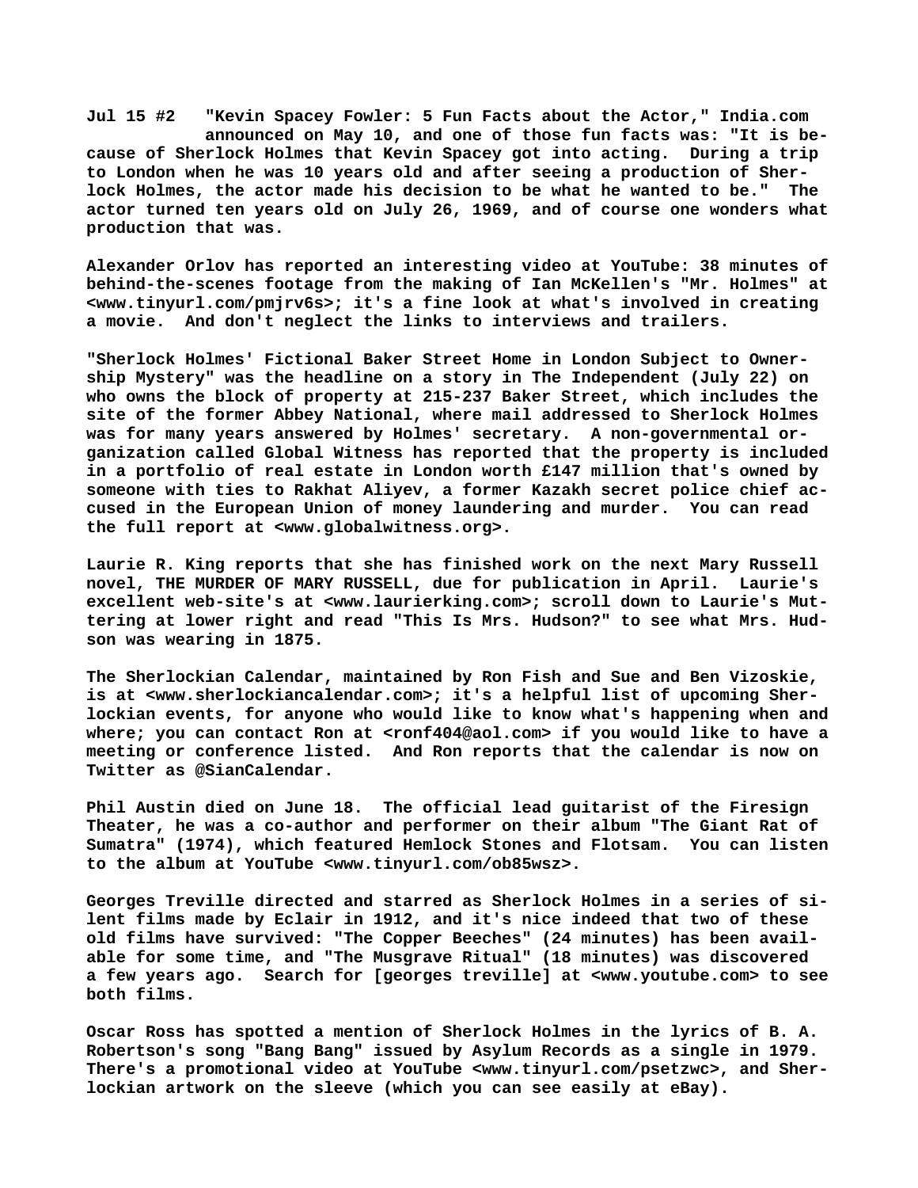**Jul 15 #2 "Kevin Spacey Fowler: 5 Fun Facts about the Actor," India.com announced on May 10, and one of those fun facts was: "It is because of Sherlock Holmes that Kevin Spacey got into acting. During a trip to London when he was 10 years old and after seeing a production of Sherlock Holmes, the actor made his decision to be what he wanted to be." The actor turned ten years old on July 26, 1969, and of course one wonders what production that was.**

**Alexander Orlov has reported an interesting video at YouTube: 38 minutes of behind-the-scenes footage from the making of Ian McKellen's "Mr. Holmes" at <www.tinyurl.com/pmjrv6s>; it's a fine look at what's involved in creating a movie. And don't neglect the links to interviews and trailers.**

**"Sherlock Holmes' Fictional Baker Street Home in London Subject to Ownership Mystery" was the headline on a story in The Independent (July 22) on who owns the block of property at 215-237 Baker Street, which includes the site of the former Abbey National, where mail addressed to Sherlock Holmes was for many years answered by Holmes' secretary. A non-governmental organization called Global Witness has reported that the property is included in a portfolio of real estate in London worth £147 million that's owned by someone with ties to Rakhat Aliyev, a former Kazakh secret police chief accused in the European Union of money laundering and murder. You can read the full report at <www.globalwitness.org>.**

**Laurie R. King reports that she has finished work on the next Mary Russell novel, THE MURDER OF MARY RUSSELL, due for publication in April. Laurie's excellent web-site's at <www.laurierking.com>; scroll down to Laurie's Muttering at lower right and read "This Is Mrs. Hudson?" to see what Mrs. Hudson was wearing in 1875.**

**The Sherlockian Calendar, maintained by Ron Fish and Sue and Ben Vizoskie, is at <www.sherlockiancalendar.com>; it's a helpful list of upcoming Sherlockian events, for anyone who would like to know what's happening when and where; you can contact Ron at <ronf404@aol.com> if you would like to have a meeting or conference listed. And Ron reports that the calendar is now on Twitter as @SianCalendar.**

**Phil Austin died on June 18. The official lead guitarist of the Firesign Theater, he was a co-author and performer on their album "The Giant Rat of Sumatra" (1974), which featured Hemlock Stones and Flotsam. You can listen to the album at YouTube <www.tinyurl.com/ob85wsz>.**

**Georges Treville directed and starred as Sherlock Holmes in a series of silent films made by Eclair in 1912, and it's nice indeed that two of these old films have survived: "The Copper Beeches" (24 minutes) has been available for some time, and "The Musgrave Ritual" (18 minutes) was discovered a few years ago. Search for [georges treville] at <www.youtube.com> to see both films.**

**Oscar Ross has spotted a mention of Sherlock Holmes in the lyrics of B. A. Robertson's song "Bang Bang" issued by Asylum Records as a single in 1979. There's a promotional video at YouTube <www.tinyurl.com/psetzwc>, and Sherlockian artwork on the sleeve (which you can see easily at eBay).**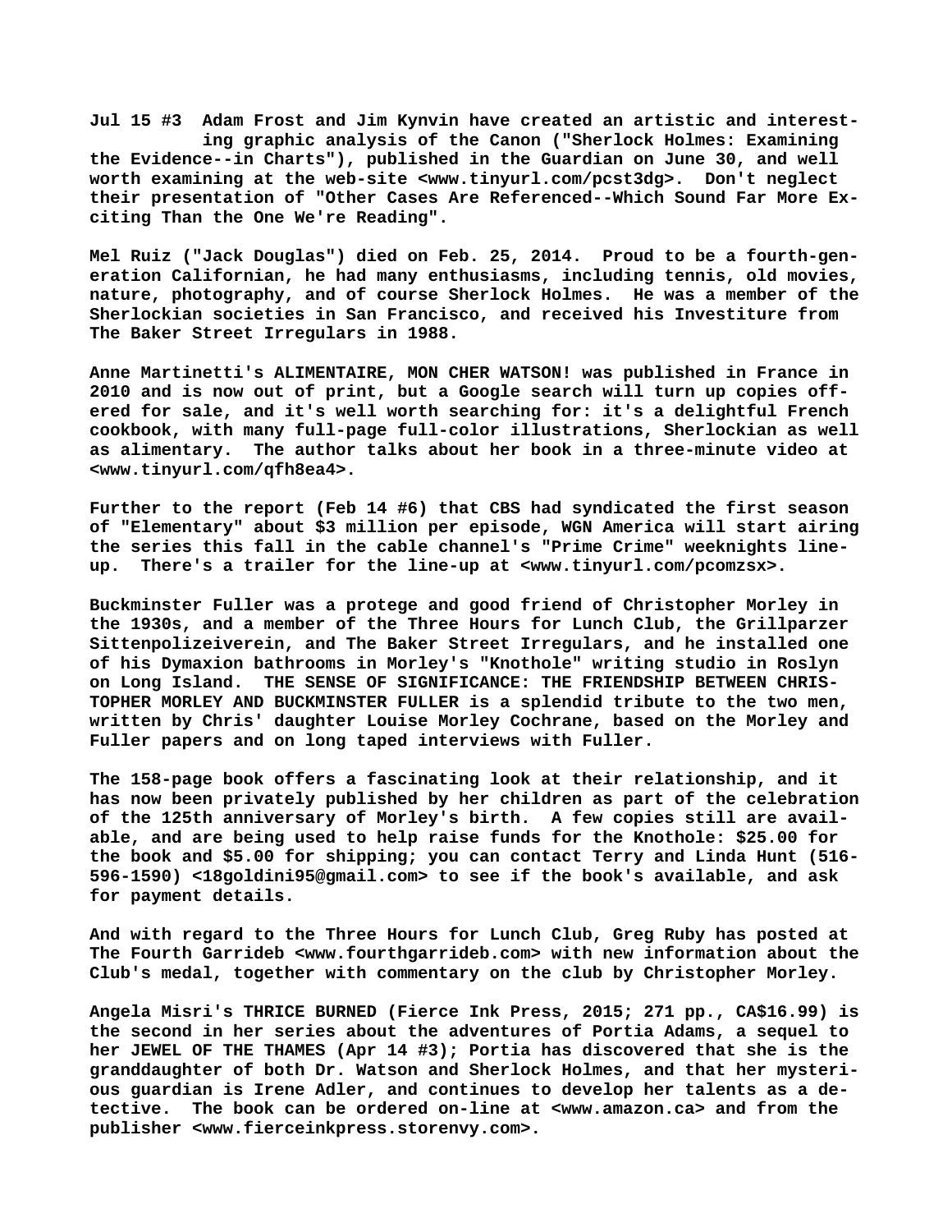**Jul 15 #3 Adam Frost and Jim Kynvin have created an artistic and interesting graphic analysis of the Canon ("Sherlock Holmes: Examining the Evidence--in Charts"), published in the Guardian on June 30, and well worth examining at the web-site <www.tinyurl.com/pcst3dg>. Don't neglect their presentation of "Other Cases Are Referenced--Which Sound Far More Exciting Than the One We're Reading".**

**Mel Ruiz ("Jack Douglas") died on Feb. 25, 2014. Proud to be a fourth-generation Californian, he had many enthusiasms, including tennis, old movies, nature, photography, and of course Sherlock Holmes. He was a member of the Sherlockian societies in San Francisco, and received his Investiture from The Baker Street Irregulars in 1988.**

**Anne Martinetti's ALIMENTAIRE, MON CHER WATSON! was published in France in 2010 and is now out of print, but a Google search will turn up copies offered for sale, and it's well worth searching for: it's a delightful French cookbook, with many full-page full-color illustrations, Sherlockian as well as alimentary. The author talks about her book in a three-minute video at <www.tinyurl.com/qfh8ea4>.**

**Further to the report (Feb 14 #6) that CBS had syndicated the first season of "Elementary" about $3 million per episode, WGN America will start airing the series this fall in the cable channel's "Prime Crime" weeknights lineup. There's a trailer for the line-up at <www.tinyurl.com/pcomzsx>.**

**Buckminster Fuller was a protege and good friend of Christopher Morley in the 1930s, and a member of the Three Hours for Lunch Club, the Grillparzer Sittenpolizeiverein, and The Baker Street Irregulars, and he installed one of his Dymaxion bathrooms in Morley's "Knothole" writing studio in Roslyn on Long Island. THE SENSE OF SIGNIFICANCE: THE FRIENDSHIP BETWEEN CHRISTOPHER MORLEY AND BUCKMINSTER FULLER is a splendid tribute to the two men, written by Chris' daughter Louise Morley Cochrane, based on the Morley and Fuller papers and on long taped interviews with Fuller.**

**The 158-page book offers a fascinating look at their relationship, and it has now been privately published by her children as part of the celebration of the 125th anniversary of Morley's birth. A few copies still are available, and are being used to help raise funds for the Knothole: $25.00 for the book and $5.00 for shipping; you can contact Terry and Linda Hunt (516-596-1590) <18goldini95@gmail.com> to see if the book's available, and ask for payment details.**

**And with regard to the Three Hours for Lunch Club, Greg Ruby has posted at The Fourth Garrideb <www.fourthgarrideb.com> with new information about the Club's medal, together with commentary on the club by Christopher Morley.**

**Angela Misri's THRICE BURNED (Fierce Ink Press, 2015; 271 pp., CA$16.99) is the second in her series about the adventures of Portia Adams, a sequel to her JEWEL OF THE THAMES (Apr 14 #3); Portia has discovered that she is the granddaughter of both Dr. Watson and Sherlock Holmes, and that her mysterious guardian is Irene Adler, and continues to develop her talents as a detective. The book can be ordered on-line at <www.amazon.ca> and from the publisher <www.fierceinkpress.storenvy.com>.**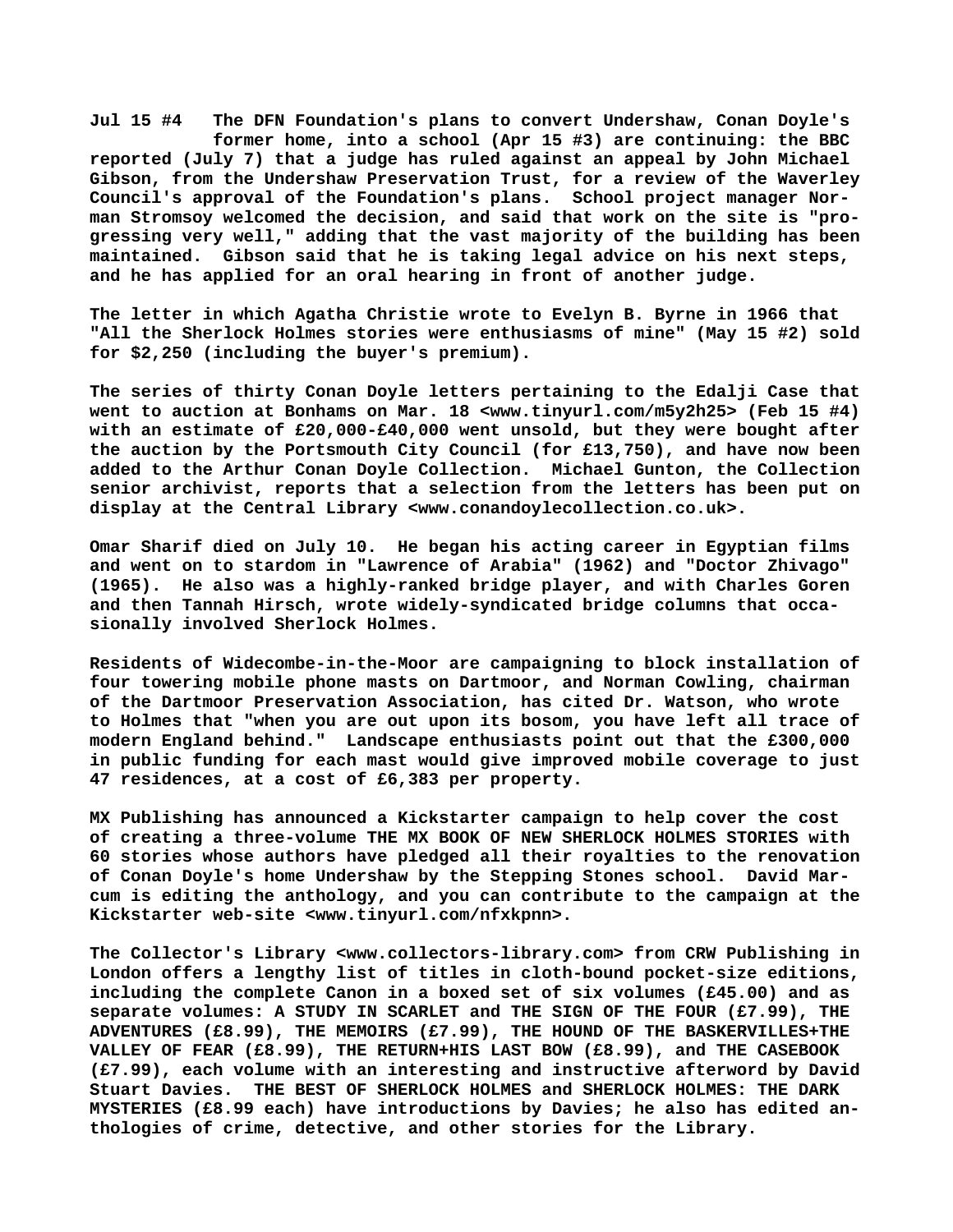**Jul 15 #4 The DFN Foundation's plans to convert Undershaw, Conan Doyle's former home, into a school (Apr 15 #3) are continuing: the BBC reported (July 7) that a judge has ruled against an appeal by John Michael Gibson, from the Undershaw Preservation Trust, for a review of the Waverley Council's approval of the Foundation's plans. School project manager Norman Stromsoy welcomed the decision, and said that work on the site is "progressing very well," adding that the vast majority of the building has been maintained. Gibson said that he is taking legal advice on his next steps, and he has applied for an oral hearing in front of another judge.**

**The letter in which Agatha Christie wrote to Evelyn B. Byrne in 1966 that "All the Sherlock Holmes stories were enthusiasms of mine" (May 15 #2) sold for $2,250 (including the buyer's premium).**

**The series of thirty Conan Doyle letters pertaining to the Edalji Case that went to auction at Bonhams on Mar. 18 <www.tinyurl.com/m5y2h25> (Feb 15 #4) with an estimate of £20,000-£40,000 went unsold, but they were bought after the auction by the Portsmouth City Council (for £13,750), and have now been added to the Arthur Conan Doyle Collection. Michael Gunton, the Collection senior archivist, reports that a selection from the letters has been put on display at the Central Library <www.conandoylecollection.co.uk>.**

**Omar Sharif died on July 10. He began his acting career in Egyptian films and went on to stardom in "Lawrence of Arabia" (1962) and "Doctor Zhivago" (1965). He also was a highly-ranked bridge player, and with Charles Goren and then Tannah Hirsch, wrote widely-syndicated bridge columns that occasionally involved Sherlock Holmes.**

**Residents of Widecombe-in-the-Moor are campaigning to block installation of four towering mobile phone masts on Dartmoor, and Norman Cowling, chairman of the Dartmoor Preservation Association, has cited Dr. Watson, who wrote to Holmes that "when you are out upon its bosom, you have left all trace of modern England behind." Landscape enthusiasts point out that the £300,000 in public funding for each mast would give improved mobile coverage to just 47 residences, at a cost of £6,383 per property.**

**MX Publishing has announced a Kickstarter campaign to help cover the cost of creating a three-volume THE MX BOOK OF NEW SHERLOCK HOLMES STORIES with 60 stories whose authors have pledged all their royalties to the renovation of Conan Doyle's home Undershaw by the Stepping Stones school. David Marcum is editing the anthology, and you can contribute to the campaign at the Kickstarter web-site <www.tinyurl.com/nfxkpnn>.**

**The Collector's Library <www.collectors-library.com> from CRW Publishing in London offers a lengthy list of titles in cloth-bound pocket-size editions, including the complete Canon in a boxed set of six volumes (£45.00) and as separate volumes: A STUDY IN SCARLET and THE SIGN OF THE FOUR (£7.99), THE ADVENTURES (£8.99), THE MEMOIRS (£7.99), THE HOUND OF THE BASKERVILLES+THE VALLEY OF FEAR (£8.99), THE RETURN+HIS LAST BOW (£8.99), and THE CASEBOOK (£7.99), each volume with an interesting and instructive afterword by David Stuart Davies. THE BEST OF SHERLOCK HOLMES and SHERLOCK HOLMES: THE DARK MYSTERIES (£8.99 each) have introductions by Davies; he also has edited anthologies of crime, detective, and other stories for the Library.**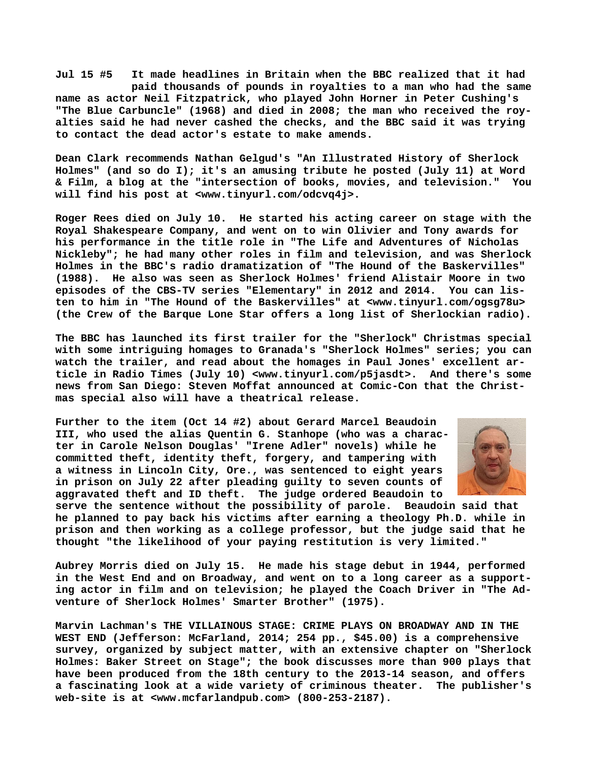**Jul 15 #5** It made headlines in Britain when the BBC realized that it had paid thousands of pounds in royalties to a man who had the same name as actor Neil Fitzpatrick, who played John Horner in Peter Cushing's "The Blue Carbuncle" (1968) and died in 2008; the man who received the royalties said he had never cashed the checks, and the BBC said it was trying to contact the dead actor's estate to make amends.

Dean Clark recommends Nathan Gelgud's "An Illustrated History of Sherlock Holmes" (and so do I); it's an amusing tribute he posted (July 11) at Word & Film, a blog at the "intersection of books, movies, and television." You will find his post at <www.tinyurl.com/odcvq4j>.

Roger Rees died on July 10. He started his acting career on stage with the Royal Shakespeare Company, and went on to win Olivier and Tony awards for his performance in the title role in "The Life and Adventures of Nicholas Nickleby"; he had many other roles in film and television, and was Sherlock Holmes in the BBC's radio dramatization of "The Hound of the Baskervilles" (1988). He also was seen as Sherlock Holmes' friend Alistair Moore in two episodes of the CBS-TV series "Elementary" in 2012 and 2014. You can listen to him in "The Hound of the Baskervilles" at <www.tinyurl.com/ogsg78u> (the Crew of the Barque Lone Star offers a long list of Sherlockian radio).

The BBC has launched its first trailer for the "Sherlock" Christmas special with some intriguing homages to Granada's "Sherlock Holmes" series; you can watch the trailer, and read about the homages in Paul Jones' excellent article in Radio Times (July 10) <www.tinyurl.com/p5jasdt>. And there's some news from San Diego: Steven Moffat announced at Comic-Con that the Christmas special also will have a theatrical release.

Further to the item (Oct 14 #2) about Gerard Marcel Beaudoin III, who used the alias Quentin G. Stanhope (who was a character in Carole Nelson Douglas' "Irene Adler" novels) while he committed theft, identity theft, forgery, and tampering with a witness in Lincoln City, Ore., was sentenced to eight years in prison on July 22 after pleading guilty to seven counts of aggravated theft and ID theft. The judge ordered Beaudoin to serve the sentence without the possibility of parole. Beaudoin said that he planned to pay back his victims after earning a theology Ph.D. while in prison and then working as a college professor, but the judge said that he thought "the likelihood of your paying restitution is very limited."

Aubrey Morris died on July 15. He made his stage debut in 1944, performed in the West End and on Broadway, and went on to a long career as a supporting actor in film and on television; he played the Coach Driver in "The Adventure of Sherlock Holmes' Smarter Brother" (1975).

Marvin Lachman's THE VILLAINOUS STAGE: CRIME PLAYS ON BROADWAY AND IN THE WEST END (Jefferson: McFarland, 2014; 254 pp., $45.00) is a comprehensive survey, organized by subject matter, with an extensive chapter on "Sherlock Holmes: Baker Street on Stage"; the book discusses more than 900 plays that have been produced from the 18th century to the 2013-14 season, and offers a fascinating look at a wide variety of criminous theater. The publisher's web-site is at <www.mcfarlandpub.com> (800-253-2187).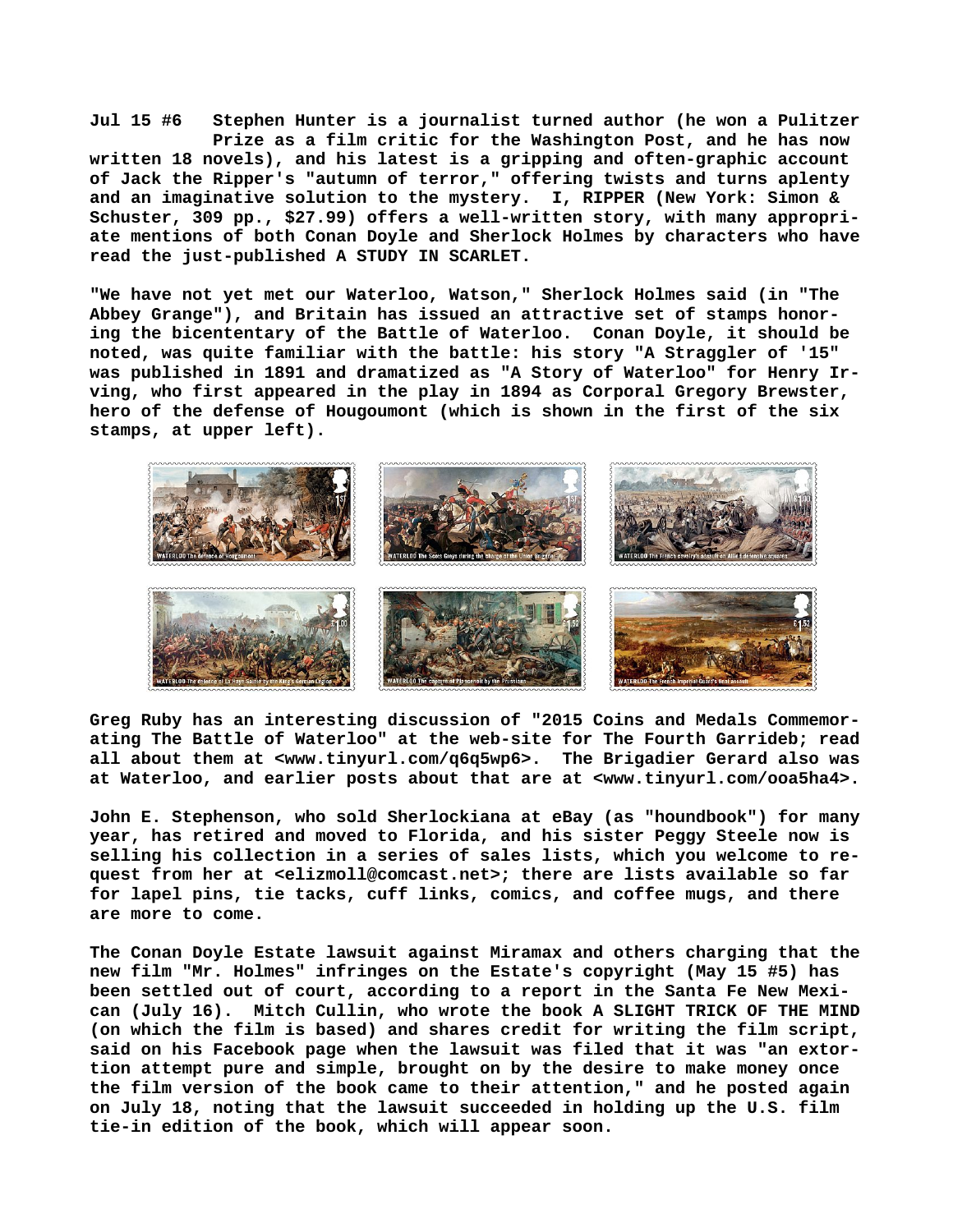**Jul 15 #6 Stephen Hunter is a journalist turned author (he won a Pulitzer Prize as a film critic for the Washington Post, and he has now written 18 novels), and his latest is a gripping and often-graphic account of Jack the Ripper's "autumn of terror," offering twists and turns aplenty and an imaginative solution to the mystery. I, RIPPER (New York: Simon & Schuster, 309 pp., $27.99) offers a well-written story, with many appropriate mentions of both Conan Doyle and Sherlock Holmes by characters who have read the just-published A STUDY IN SCARLET.**

**"We have not yet met our Waterloo, Watson," Sherlock Holmes said (in "The Abbey Grange"), and Britain has issued an attractive set of stamps honoring the bicentenary of the Battle of Waterloo. Conan Doyle, it should be noted, was quite familiar with the battle: his story "A Straggler of '15" was published in 1891 and dramatized as "A Story of Waterloo" for Henry Irving, who first appeared in the play in 1894 as Corporal Gregory Brewster, hero of the defense of Hougoumont (which is shown in the first of the six stamps, at upper left).**

**Greg Ruby has an interesting discussion of "2015 Coins and Medals Commemorating The Battle of Waterloo" at the web-site for The Fourth Garrideb; read all about them at <www.tinyurl.com/q6q5wp6>. The Brigadier Gerard also was at Waterloo, and earlier posts about that are at <www.tinyurl.com/ooa5ha4>.**

**John E. Stephenson, who sold Sherlockiana at eBay (as "houndbook") for many year, has retired and moved to Florida, and his sister Peggy Steele now is selling his collection in a series of sales lists, which you welcome to request from her at <elizmoll@comcast.net>; there are lists available so far for lapel pins, tie tacks, cuff links, comics, and coffee mugs, and there are more to come.**

**The Conan Doyle Estate lawsuit against Miramax and others charging that the new film "Mr. Holmes" infringes on the Estate's copyright (May 15 #5) has been settled out of court, according to a report in the Santa Fe New Mexican (July 16). Mitch Cullin, who wrote the book A SLIGHT TRICK OF THE MIND (on which the film is based) and shares credit for writing the film script, said on his Facebook page when the lawsuit was filed that it was "an extortion attempt pure and simple, brought on by the desire to make money once the film version of the book came to their attention," and he posted again on July 18, noting that the lawsuit succeeded in holding up the U.S. film tie-in edition of the book, which will appear soon.**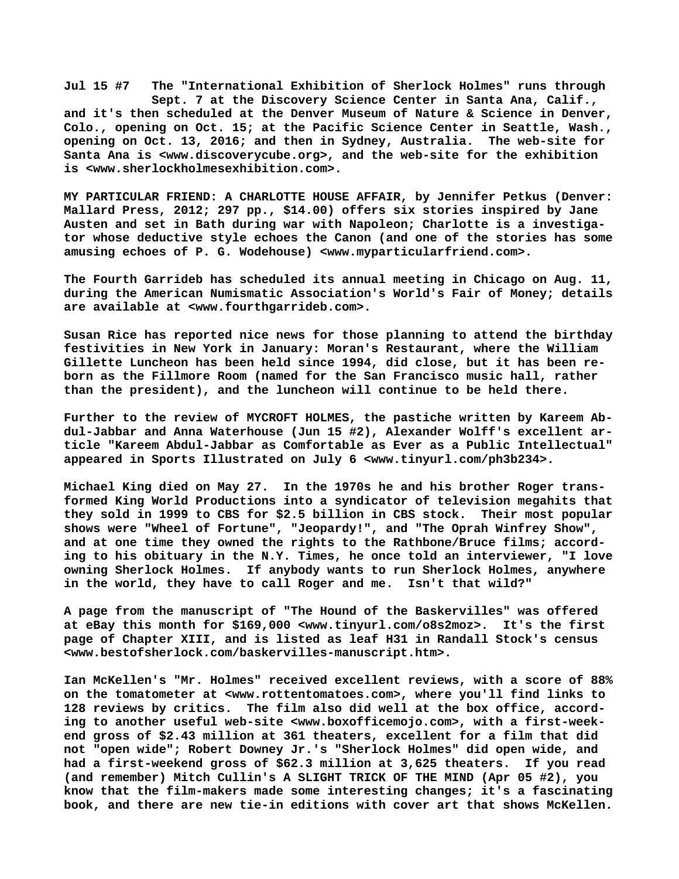**Jul 15 #7** The "International Exhibition of Sherlock Holmes" runs through Sept. 7 at the Discovery Science Center in Santa Ana, Calif., and it's then scheduled at the Denver Museum of Nature & Science in Denver, Colo., opening on Oct. 15; at the Pacific Science Center in Seattle, Wash., opening on Oct. 13, 2016; and then in Sydney, Australia. The web-site for Santa Ana is <www.discoverycube.org>, and the web-site for the exhibition is <www.sherlockholmesexhibition.com>.

MY PARTICULAR FRIEND: A CHARLOTTE HOUSE AFFAIR, by Jennifer Petkus (Denver: Mallard Press, 2012; 297 pp., $14.00) offers six stories inspired by Jane Austen and set in Bath during war with Napoleon; Charlotte is a investigator whose deductive style echoes the Canon (and one of the stories has some amusing echoes of P. G. Wodehouse) <www.myparticularfriend.com>.

The Fourth Garrideb has scheduled its annual meeting in Chicago on Aug. 11, during the American Numismatic Association's World's Fair of Money; details are available at <www.fourthgarrideb.com>.

Susan Rice has reported nice news for those planning to attend the birthday festivities in New York in January: Moran's Restaurant, where the William Gillette Luncheon has been held since 1994, did close, but it has been reborn as the Fillmore Room (named for the San Francisco music hall, rather than the president), and the luncheon will continue to be held there.

Further to the review of MYCROFT HOLMES, the pastiche written by Kareem Abdul-Jabbar and Anna Waterhouse (Jun 15 #2), Alexander Wolff's excellent article "Kareem Abdul-Jabbar as Comfortable as Ever as a Public Intellectual" appeared in Sports Illustrated on July 6 <www.tinyurl.com/ph3b234>.

Michael King died on May 27. In the 1970s he and his brother Roger transformed King World Productions into a syndicator of television megahits that they sold in 1999 to CBS for $2.5 billion in CBS stock. Their most popular shows were "Wheel of Fortune", "Jeopardy!", and "The Oprah Winfrey Show", and at one time they owned the rights to the Rathbone/Bruce films; according to his obituary in the N.Y. Times, he once told an interviewer, "I love owning Sherlock Holmes. If anybody wants to run Sherlock Holmes, anywhere in the world, they have to call Roger and me. Isn't that wild?"

A page from the manuscript of "The Hound of the Baskervilles" was offered at eBay this month for $169,000 <www.tinyurl.com/o8s2moz>. It's the first page of Chapter XIII, and is listed as leaf H31 in Randall Stock's census <www.bestofsherlock.com/baskervilles-manuscript.htm>.

Ian McKellen's "Mr. Holmes" received excellent reviews, with a score of 88% on the tomatometer at <www.rottentomatoes.com>, where you'll find links to 128 reviews by critics. The film also did well at the box office, according to another useful web-site <www.boxofficemojo.com>, with a first-weekend gross of $2.43 million at 361 theaters, excellent for a film that did not "open wide"; Robert Downey Jr.'s "Sherlock Holmes" did open wide, and had a first-weekend gross of $62.3 million at 3,625 theaters. If you read (and remember) Mitch Cullin's A SLIGHT TRICK OF THE MIND (Apr 05 #2), you know that the film-makers made some interesting changes; it's a fascinating book, and there are new tie-in editions with cover art that shows McKellen.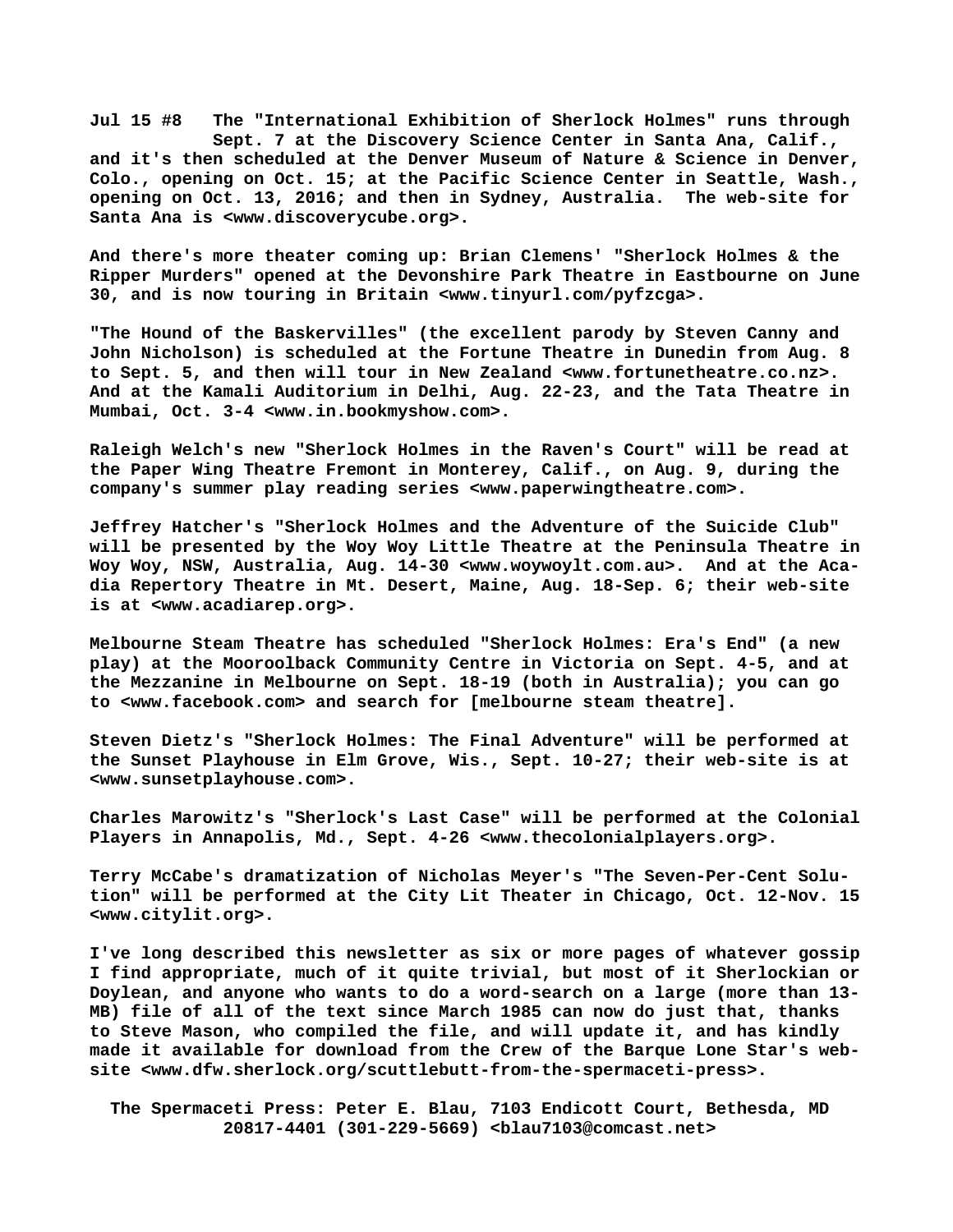Jul 15 #8 The "International Exhibition of Sherlock Holmes" runs through Sept. 7 at the Discovery Science Center in Santa Ana, Calif., and it's then scheduled at the Denver Museum of Nature & Science in Denver, Colo., opening on Oct. 15; at the Pacific Science Center in Seattle, Wash., opening on Oct. 13, 2016; and then in Sydney, Australia. The web-site for Santa Ana is <www.discoverycube.org>.

And there's more theater coming up: Brian Clemens' "Sherlock Holmes & the Ripper Murders" opened at the Devonshire Park Theatre in Eastbourne on June 30, and is now touring in Britain <www.tinyurl.com/pyfzcga>.

"The Hound of the Baskervilles" (the excellent parody by Steven Canny and John Nicholson) is scheduled at the Fortune Theatre in Dunedin from Aug. 8 to Sept. 5, and then will tour in New Zealand <www.fortunetheatre.co.nz>. And at the Kamali Auditorium in Delhi, Aug. 22-23, and the Tata Theatre in Mumbai, Oct. 3-4 <www.in.bookmyshow.com>.

Raleigh Welch's new "Sherlock Holmes in the Raven's Court" will be read at the Paper Wing Theatre Fremont in Monterey, Calif., on Aug. 9, during the company's summer play reading series <www.paperwingtheatre.com>.

Jeffrey Hatcher's "Sherlock Holmes and the Adventure of the Suicide Club" will be presented by the Woy Woy Little Theatre at the Peninsula Theatre in Woy Woy, NSW, Australia, Aug. 14-30 <www.woywoylt.com.au>. And at the Acadia Repertory Theatre in Mt. Desert, Maine, Aug. 18-Sep. 6; their web-site is at <www.acadiarep.org>.

Melbourne Steam Theatre has scheduled "Sherlock Holmes: Era's End" (a new play) at the Mooroolback Community Centre in Victoria on Sept. 4-5, and at the Mezzanine in Melbourne on Sept. 18-19 (both in Australia); you can go to <www.facebook.com> and search for [melbourne steam theatre].

Steven Dietz's "Sherlock Holmes: The Final Adventure" will be performed at the Sunset Playhouse in Elm Grove, Wis., Sept. 10-27; their web-site is at <www.sunsetplayhouse.com>.

Charles Marowitz's "Sherlock's Last Case" will be performed at the Colonial Players in Annapolis, Md., Sept. 4-26 <www.thecolonialplayers.org>.

Terry McCabe's dramatization of Nicholas Meyer's "The Seven-Per-Cent Solution" will be performed at the City Lit Theater in Chicago, Oct. 12-Nov. 15 <www.citylit.org>.

I've long described this newsletter as six or more pages of whatever gossip I find appropriate, much of it quite trivial, but most of it Sherlockian or Doylean, and anyone who wants to do a word-search on a large (more than 13-MB) file of all of the text since March 1985 can now do just that, thanks to Steve Mason, who compiled the file, and will update it, and has kindly made it available for download from the Crew of the Barque Lone Star's web-site <www.dfw.sherlock.org/scuttlebutt-from-the-spermaceti-press>.

The Spermaceti Press: Peter E. Blau, 7103 Endicott Court, Bethesda, MD 20817-4401 (301-229-5669) <blau7103@comcast.net>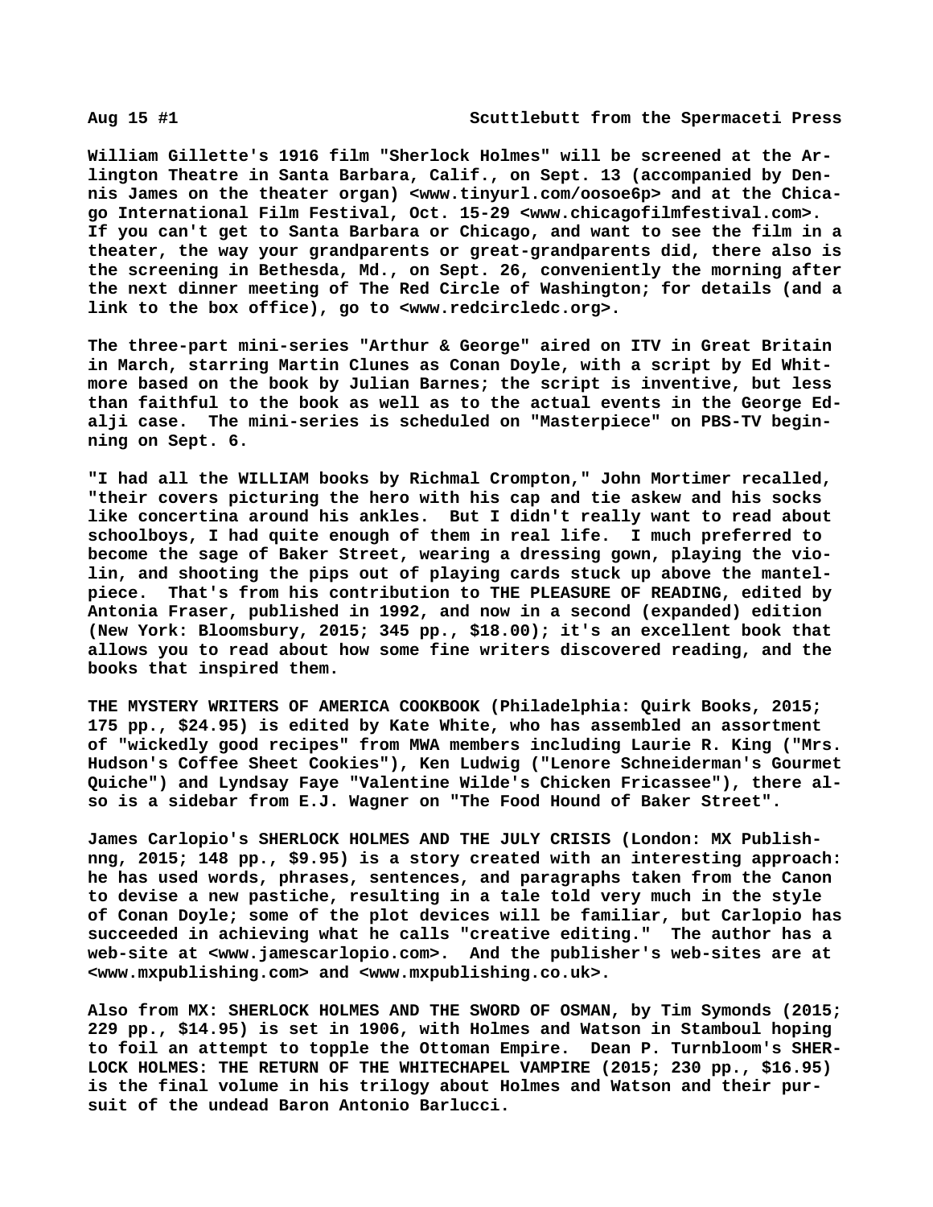William Gillette's 1916 film "Sherlock Holmes" will be screened at the Arlington Theatre in Santa Barbara, Calif., on Sept. 13 (accompanied by Dennis James on the theater organ) <www.tinyurl.com/oosoe6p> and at the Chicago International Film Festival, Oct. 15-29 <www.chicagofilmfestival.com>. If you can't get to Santa Barbara or Chicago, and want to see the film in a theater, the way your grandparents or great-grandparents did, there also is the screening in Bethesda, Md., on Sept. 26, conveniently the morning after the next dinner meeting of The Red Circle of Washington; for details (and a link to the box office), go to <www.redcircledc.org>.

The three-part mini-series "Arthur & George" aired on ITV in Great Britain in March, starring Martin Clunes as Conan Doyle, with a script by Ed Whitmore based on the book by Julian Barnes; the script is inventive, but less than faithful to the book as well as to the actual events in the George Edalji case. The mini-series is scheduled on "Masterpiece" on PBS-TV beginning on Sept. 6.

"I had all the WILLIAM books by Richmal Crompton," John Mortimer recalled, "their covers picturing the hero with his cap and tie askew and his socks like concertina around his ankles. But I didn't really want to read about schoolboys, I had quite enough of them in real life. I much preferred to become the sage of Baker Street, wearing a dressing gown, playing the violin, and shooting the pips out of playing cards stuck up above the mantelpiece. That's from his contribution to THE PLEASURE OF READING, edited by Antonia Fraser, published in 1992, and now in a second (expanded) edition (New York: Bloomsbury, 2015; 345 pp., $18.00); it's an excellent book that allows you to read about how some fine writers discovered reading, and the books that inspired them.

THE MYSTERY WRITERS OF AMERICA COOKBOOK (Philadelphia: Quirk Books, 2015; 175 pp., $24.95) is edited by Kate White, who has assembled an assortment of "wickedly good recipes" from MWA members including Laurie R. King ("Mrs. Hudson's Coffee Sheet Cookies"), Ken Ludwig ("Lenore Schneiderman's Gourmet Quiche") and Lyndsay Faye "Valentine Wilde's Chicken Fricassee"), there also is a sidebar from E.J. Wagner on "The Food Hound of Baker Street".

James Carlopio's SHERLOCK HOLMES AND THE JULY CRISIS (London: MX Publishnng, 2015; 148 pp., $9.95) is a story created with an interesting approach: he has used words, phrases, sentences, and paragraphs taken from the Canon to devise a new pastiche, resulting in a tale told very much in the style of Conan Doyle; some of the plot devices will be familiar, but Carlopio has succeeded in achieving what he calls "creative editing." The author has a web-site at <www.jamescarlopio.com>. And the publisher's web-sites are at <www.mxpublishing.com> and <www.mxpublishing.co.uk>.

Also from MX: SHERLOCK HOLMES AND THE SWORD OF OSMAN, by Tim Symonds (2015; 229 pp., $14.95) is set in 1906, with Holmes and Watson in Stamboul hoping to foil an attempt to topple the Ottoman Empire. Dean P. Turnbloom's SHERLOCK HOLMES: THE RETURN OF THE WHITECHAPEL VAMPIRE (2015; 230 pp., $16.95) is the final volume in his trilogy about Holmes and Watson and their pursuit of the undead Baron Antonio Barlucci.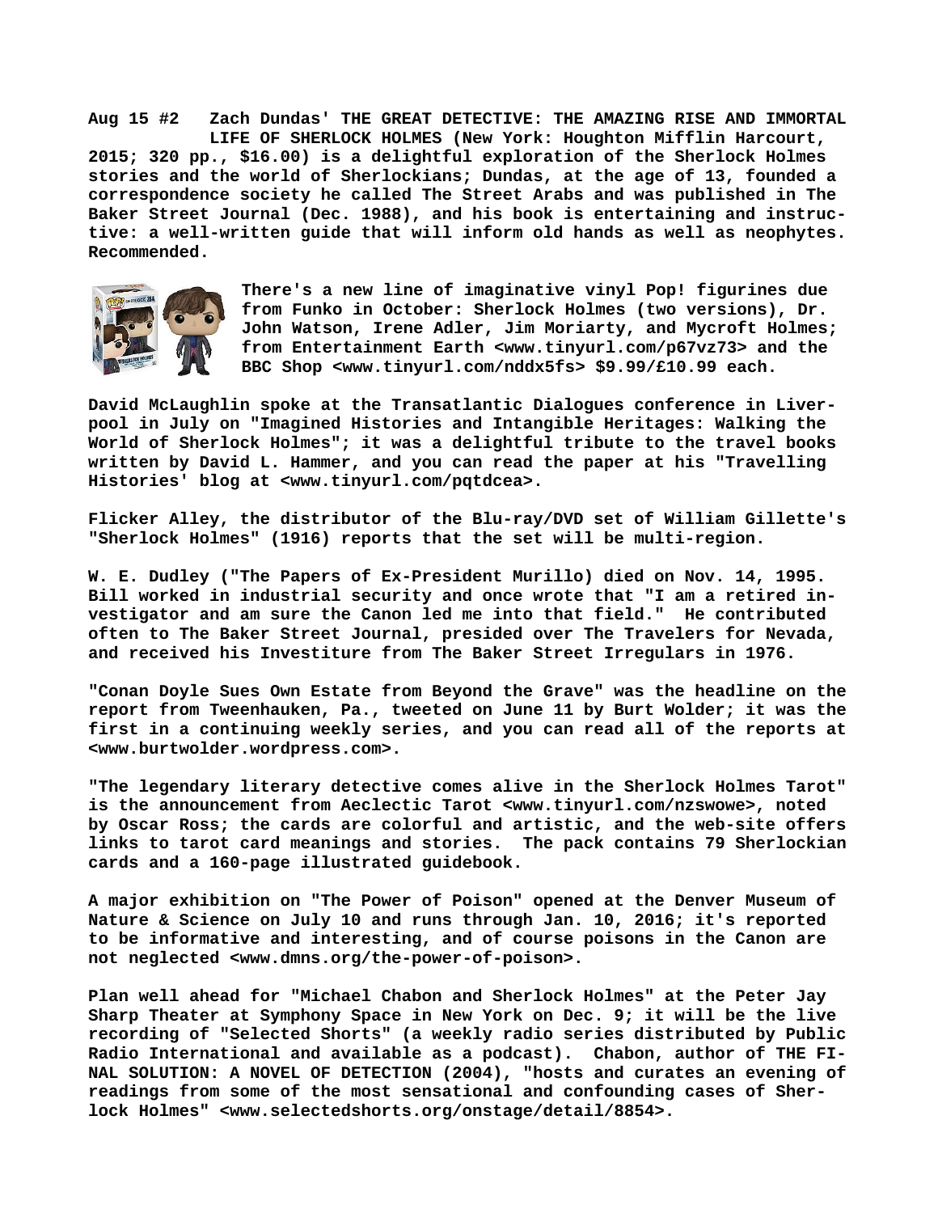**Aug 15 #2 Zach Dundas' THE GREAT DETECTIVE: THE AMAZING RISE AND IMMORTAL LIFE OF SHERLOCK HOLMES (New York: Houghton Mifflin Harcourt, 2015; 320 pp., $16.00) is a delightful exploration of the Sherlock Holmes stories and the world of Sherlockians; Dundas, at the age of 13, founded a correspondence society he called The Street Arabs and was published in The Baker Street Journal (Dec. 1988), and his book is entertaining and instructive: a well-written guide that will inform old hands as well as neophytes. Recommended.**

**There's a new line of imaginative vinyl Pop! figurines due from Funko in October: Sherlock Holmes (two versions), Dr. John Watson, Irene Adler, Jim Moriarty, and Mycroft Holmes; from Entertainment Earth <www.tinyurl.com/p67vz73> and the BBC Shop <www.tinyurl.com/nddx5fs> $9.99/£10.99 each.**

**David McLaughlin spoke at the Transatlantic Dialogues conference in Liverpool in July on "Imagined Histories and Intangible Heritages: Walking the World of Sherlock Holmes"; it was a delightful tribute to the travel books written by David L. Hammer, and you can read the paper at his "Travelling Histories' blog at <www.tinyurl.com/pqtdcea>.**

**Flicker Alley, the distributor of the Blu-ray/DVD set of William Gillette's "Sherlock Holmes" (1916) reports that the set will be multi-region.**

**W. E. Dudley ("The Papers of Ex-President Murillo) died on Nov. 14, 1995. Bill worked in industrial security and once wrote that "I am a retired investigator and am sure the Canon led me into that field." He contributed often to The Baker Street Journal, presided over The Travelers for Nevada, and received his Investiture from The Baker Street Irregulars in 1976.**

**"Conan Doyle Sues Own Estate from Beyond the Grave" was the headline on the report from Tweenhauken, Pa., tweeted on June 11 by Burt Wolder; it was the first in a continuing weekly series, and you can read all of the reports at <www.burtwolder.wordpress.com>.**

**"The legendary literary detective comes alive in the Sherlock Holmes Tarot" is the announcement from Aeclectic Tarot <www.tinyurl.com/nzswowe>, noted by Oscar Ross; the cards are colorful and artistic, and the web-site offers links to tarot card meanings and stories. The pack contains 79 Sherlockian cards and a 160-page illustrated guidebook.**

**A major exhibition on "The Power of Poison" opened at the Denver Museum of Nature & Science on July 10 and runs through Jan. 10, 2016; it's reported to be informative and interesting, and of course poisons in the Canon are not neglected <www.dmns.org/the-power-of-poison>.**

**Plan well ahead for "Michael Chabon and Sherlock Holmes" at the Peter Jay Sharp Theater at Symphony Space in New York on Dec. 9; it will be the live recording of "Selected Shorts" (a weekly radio series distributed by Public Radio International and available as a podcast). Chabon, author of THE FINAL SOLUTION: A NOVEL OF DETECTION (2004), "hosts and curates an evening of readings from some of the most sensational and confounding cases of Sherlock Holmes" <www.selectedshorts.org/onstage/detail/8854>.**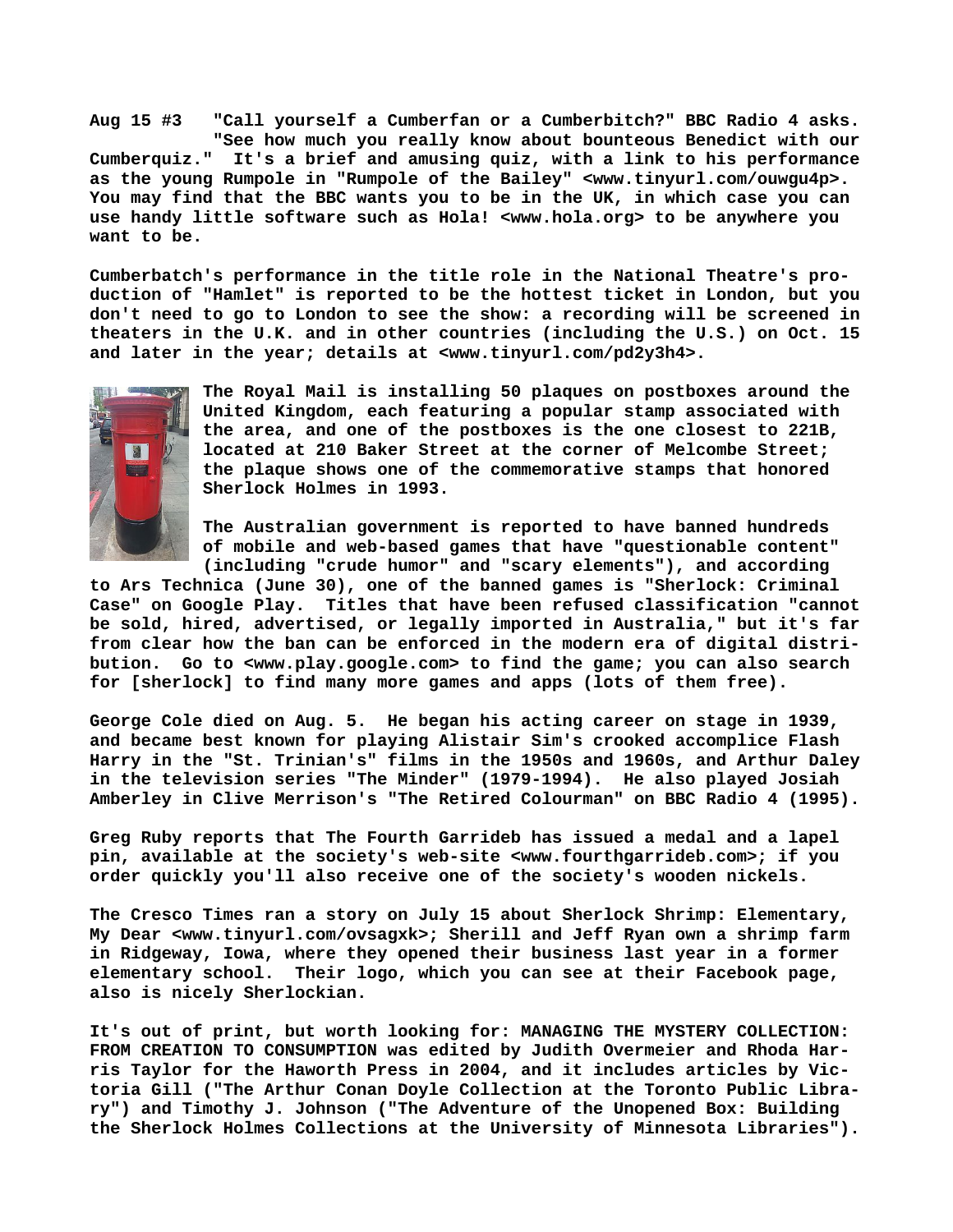**Aug 15 #3 "Call yourself a Cumberfan or a Cumberbitch?" BBC Radio 4 asks. "See how much you really know about bounteous Benedict with our Cumberquiz." It's a brief and amusing quiz, with a link to his performance as the young Rumpole in "Rumpole of the Bailey" <www.tinyurl.com/ouwgu4p>. You may find that the BBC wants you to be in the UK, in which case you can use handy little software such as Hola! <www.hola.org> to be anywhere you want to be.**

**Cumberbatch's performance in the title role in the National Theatre's production of "Hamlet" is reported to be the hottest ticket in London, but you don't need to go to London to see the show: a recording will be screened in theaters in the U.K. and in other countries (including the U.S.) on Oct. 15 and later in the year; details at <www.tinyurl.com/pd2y3h4>.**

**The Royal Mail is installing 50 plaques on postboxes around the United Kingdom, each featuring a popular stamp associated with the area, and one of the postboxes is the one closest to 221B, located at 210 Baker Street at the corner of Melcombe Street; the plaque shows one of the commemorative stamps that honored Sherlock Holmes in 1993.**

**The Australian government is reported to have banned hundreds of mobile and web-based games that have "questionable content" (including "crude humor" and "scary elements"), and according to Ars Technica (June 30), one of the banned games is "Sherlock: Criminal Case" on Google Play. Titles that have been refused classification "cannot be sold, hired, advertised, or legally imported in Australia," but it's far from clear how the ban can be enforced in the modern era of digital distribution. Go to <www.play.google.com> to find the game; you can also search for [sherlock] to find many more games and apps (lots of them free).**

**George Cole died on Aug. 5. He began his acting career on stage in 1939, and became best known for playing Alistair Sim's crooked accomplice Flash Harry in the "St. Trinian's" films in the 1950s and 1960s, and Arthur Daley in the television series "The Minder" (1979-1994). He also played Josiah Amberley in Clive Merrison's "The Retired Colourman" on BBC Radio 4 (1995).**

**Greg Ruby reports that The Fourth Garrideb has issued a medal and a lapel pin, available at the society's web-site <www.fourthgarrideb.com>; if you order quickly you'll also receive one of the society's wooden nickels.**

**The Cresco Times ran a story on July 15 about Sherlock Shrimp: Elementary, My Dear <www.tinyurl.com/ovsagxk>; Sherill and Jeff Ryan own a shrimp farm in Ridgeway, Iowa, where they opened their business last year in a former elementary school. Their logo, which you can see at their Facebook page, also is nicely Sherlockian.**

**It's out of print, but worth looking for: MANAGING THE MYSTERY COLLECTION: FROM CREATION TO CONSUMPTION was edited by Judith Overmeier and Rhoda Harris Taylor for the Haworth Press in 2004, and it includes articles by Victoria Gill ("The Arthur Conan Doyle Collection at the Toronto Public Library") and Timothy J. Johnson ("The Adventure of the Unopened Box: Building the Sherlock Holmes Collections at the University of Minnesota Libraries").**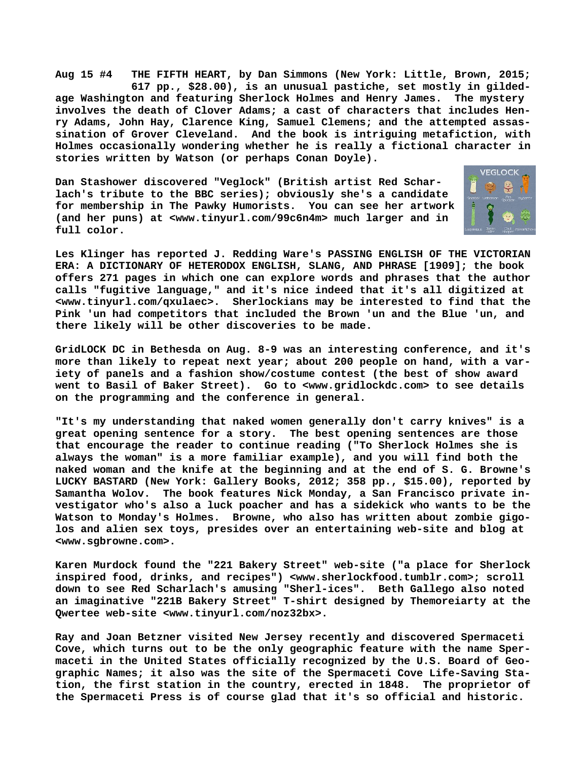**Aug 15 #4 THE FIFTH HEART, by Dan Simmons (New York: Little, Brown, 2015; 617 pp., $28.00), is an unusual pastiche, set mostly in gilded-age Washington and featuring Sherlock Holmes and Henry James. The mystery involves the death of Clover Adams; a cast of characters that includes Henry Adams, John Hay, Clarence King, Samuel Clemens; and the attempted assassination of Grover Cleveland. And the book is intriguing metafiction, with Holmes occasionally wondering whether he is really a fictional character in stories written by Watson (or perhaps Conan Doyle).**

**Dan Stashower discovered "Veglock" (British artist Red Scharlach's tribute to the BBC series); obviously she's a candidate for membership in The Pawky Humorists. You can see her artwork (and her puns) at <www.tinyurl.com/99c6n4m> much larger and in full color.**

**Les Klinger has reported J. Redding Ware's PASSING ENGLISH OF THE VICTORIAN ERA: A DICTIONARY OF HETERODOX ENGLISH, SLANG, AND PHRASE [1909]; the book offers 271 pages in which one can explore words and phrases that the author calls "fugitive language," and it's nice indeed that it's all digitized at <www.tinyurl.com/qxulaec>. Sherlockians may be interested to find that the Pink 'un had competitors that included the Brown 'un and the Blue 'un, and there likely will be other discoveries to be made.**

**GridLOCK DC in Bethesda on Aug. 8-9 was an interesting conference, and it's more than likely to repeat next year; about 200 people on hand, with a variety of panels and a fashion show/costume contest (the best of show award went to Basil of Baker Street). Go to <www.gridlockdc.com> to see details on the programming and the conference in general.**

**"It's my understanding that naked women generally don't carry knives" is a great opening sentence for a story. The best opening sentences are those that encourage the reader to continue reading ("To Sherlock Holmes she is always the woman" is a more familiar example), and you will find both the naked woman and the knife at the beginning and at the end of S. G. Browne's LUCKY BASTARD (New York: Gallery Books, 2012; 358 pp., $15.00), reported by Samantha Wolov. The book features Nick Monday, a San Francisco private investigator who's also a luck poacher and has a sidekick who wants to be the Watson to Monday's Holmes. Browne, who also has written about zombie gigolos and alien sex toys, presides over an entertaining web-site and blog at <www.sgbrowne.com>.**

**Karen Murdock found the "221 Bakery Street" web-site ("a place for Sherlock inspired food, drinks, and recipes") <www.sherlockfood.tumblr.com>; scroll down to see Red Scharlach's amusing "Sherl-ices". Beth Gallego also noted an imaginative "221B Bakery Street" T-shirt designed by Themoreiarty at the Qwertee web-site <www.tinyurl.com/noz32bx>.**

**Ray and Joan Betzner visited New Jersey recently and discovered Spermaceti Cove, which turns out to be the only geographic feature with the name Spermaceti in the United States officially recognized by the U.S. Board of Geographic Names; it also was the site of the Spermaceti Cove Life-Saving Station, the first station in the country, erected in 1848. The proprietor of the Spermaceti Press is of course glad that it's so official and historic.**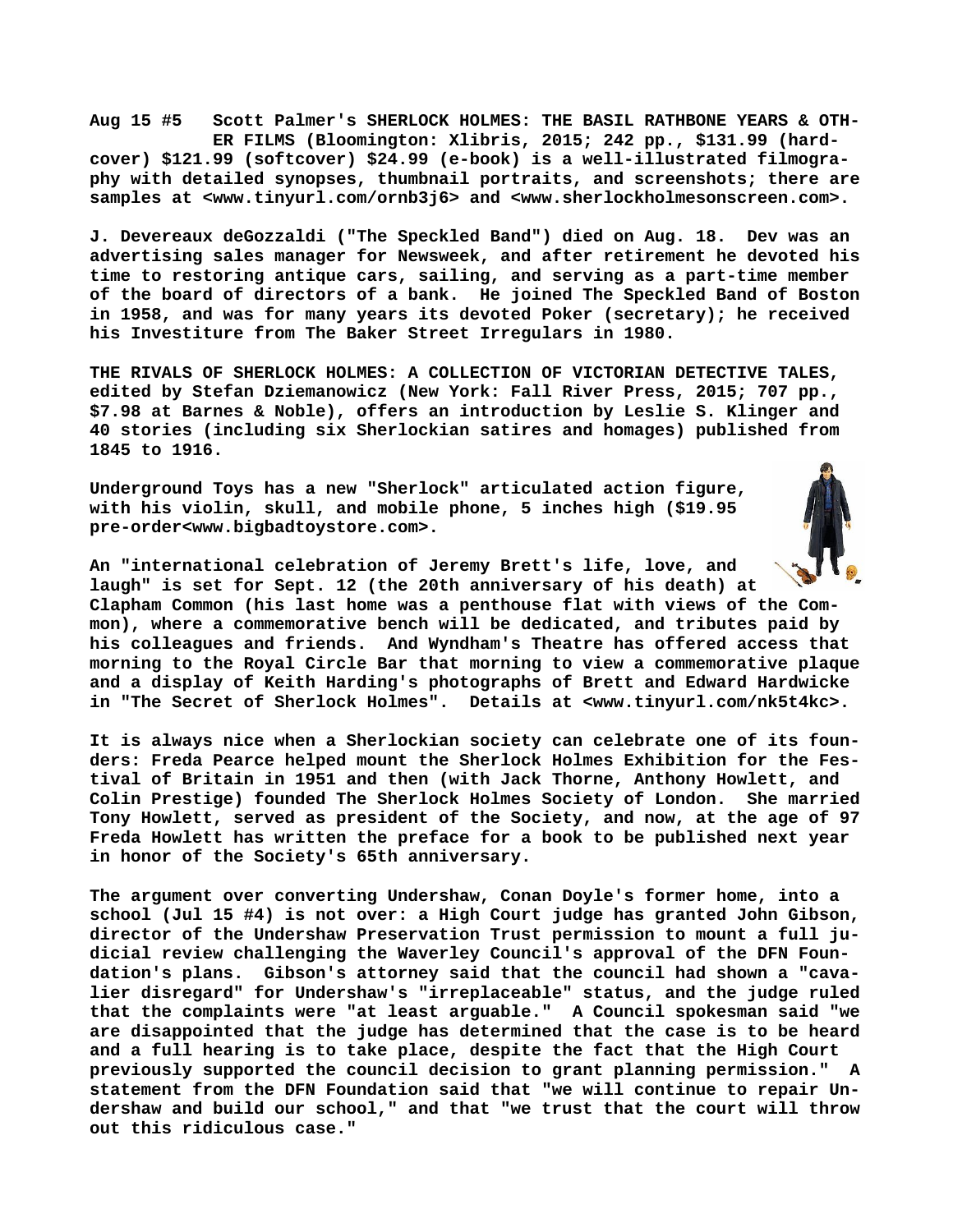**Aug 15 #5 Scott Palmer's SHERLOCK HOLMES: THE BASIL RATHBONE YEARS & OTHER FILMS (Bloomington: Xlibris, 2015; 242 pp., $131.99 (hardcover) $121.99 (softcover) $24.99 (e-book) is a well-illustrated filmography with detailed synopses, thumbnail portraits, and screenshots; there are samples at <www.tinyurl.com/ornb3j6> and <www.sherlockholmesonscreen.com>.**

**J. Devereaux deGozzaldi ("The Speckled Band") died on Aug. 18. Dev was an advertising sales manager for Newsweek, and after retirement he devoted his time to restoring antique cars, sailing, and serving as a part-time member of the board of directors of a bank. He joined The Speckled Band of Boston in 1958, and was for many years its devoted Poker (secretary); he received his Investiture from The Baker Street Irregulars in 1980.**

**THE RIVALS OF SHERLOCK HOLMES: A COLLECTION OF VICTORIAN DETECTIVE TALES, edited by Stefan Dziemanowicz (New York: Fall River Press, 2015; 707 pp., $7.98 at Barnes & Noble), offers an introduction by Leslie S. Klinger and 40 stories (including six Sherlockian satires and homages) published from 1845 to 1916.**

**Underground Toys has a new "Sherlock" articulated action figure, with his violin, skull, and mobile phone, 5 inches high ($19.95 pre-order<www.bigbadtoystore.com>.**

**An "international celebration of Jeremy Brett's life, love, and laugh" is set for Sept. 12 (the 20th anniversary of his death) at Clapham Common (his last home was a penthouse flat with views of the Common), where a commemorative bench will be dedicated, and tributes paid by his colleagues and friends. And Wyndham's Theatre has offered access that morning to the Royal Circle Bar that morning to view a commemorative plaque and a display of Keith Harding's photographs of Brett and Edward Hardwicke in "The Secret of Sherlock Holmes". Details at <www.tinyurl.com/nk5t4kc>.**

**It is always nice when a Sherlockian society can celebrate one of its founders: Freda Pearce helped mount the Sherlock Holmes Exhibition for the Festival of Britain in 1951 and then (with Jack Thorne, Anthony Howlett, and Colin Prestige) founded The Sherlock Holmes Society of London. She married Tony Howlett, served as president of the Society, and now, at the age of 97 Freda Howlett has written the preface for a book to be published next year in honor of the Society's 65th anniversary.**

**The argument over converting Undershaw, Conan Doyle's former home, into a school (Jul 15 #4) is not over: a High Court judge has granted John Gibson, director of the Undershaw Preservation Trust permission to mount a full judicial review challenging the Waverley Council's approval of the DFN Foundation's plans. Gibson's attorney said that the council had shown a "cavalier disregard" for Undershaw's "irreplaceable" status, and the judge ruled that the complaints were "at least arguable." A Council spokesman said "we are disappointed that the judge has determined that the case is to be heard and a full hearing is to take place, despite the fact that the High Court previously supported the council decision to grant planning permission." A statement from the DFN Foundation said that "we will continue to repair Undershaw and build our school," and that "we trust that the court will throw out this ridiculous case."**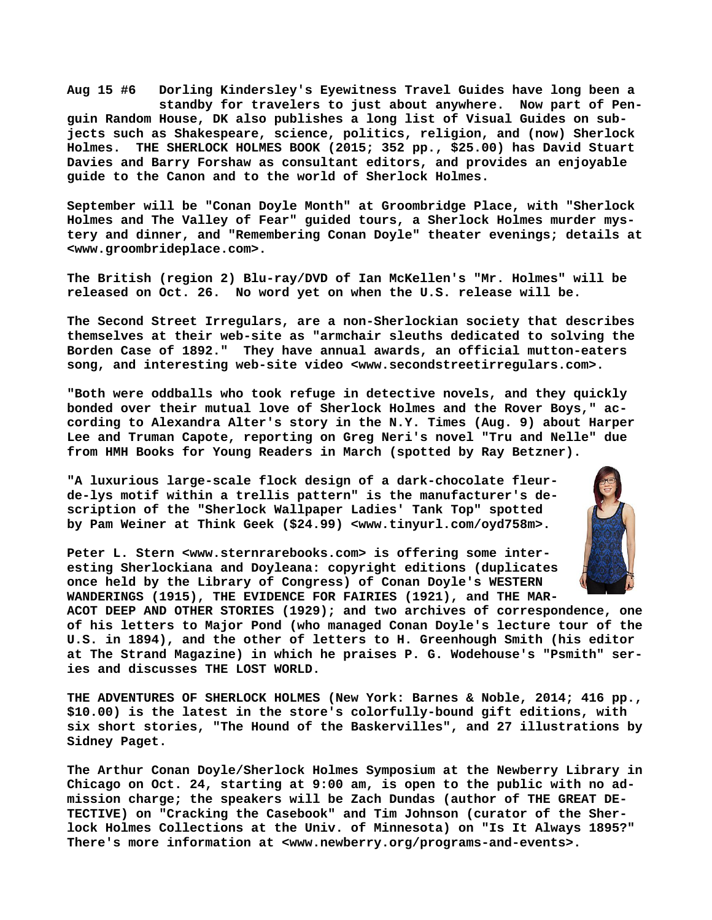**Aug 15 #6 Dorling Kindersley's Eyewitness Travel Guides have long been a standby for travelers to just about anywhere. Now part of Penguin Random House, DK also publishes a long list of Visual Guides on subjects such as Shakespeare, science, politics, religion, and (now) Sherlock Holmes. THE SHERLOCK HOLMES BOOK (2015; 352 pp., $25.00) has David Stuart Davies and Barry Forshaw as consultant editors, and provides an enjoyable guide to the Canon and to the world of Sherlock Holmes.**

**September will be "Conan Doyle Month" at Groombridge Place, with "Sherlock Holmes and The Valley of Fear" guided tours, a Sherlock Holmes murder mystery and dinner, and "Remembering Conan Doyle" theater evenings; details at <www.groombrideplace.com>.**

**The British (region 2) Blu-ray/DVD of Ian McKellen's "Mr. Holmes" will be released on Oct. 26. No word yet on when the U.S. release will be.**

**The Second Street Irregulars, are a non-Sherlockian society that describes themselves at their web-site as "armchair sleuths dedicated to solving the Borden Case of 1892." They have annual awards, an official mutton-eaters song, and interesting web-site video <www.secondstreetirregulars.com>.**

**"Both were oddballs who took refuge in detective novels, and they quickly bonded over their mutual love of Sherlock Holmes and the Rover Boys," according to Alexandra Alter's story in the N.Y. Times (Aug. 9) about Harper Lee and Truman Capote, reporting on Greg Neri's novel "Tru and Nelle" due from HMH Books for Young Readers in March (spotted by Ray Betzner).**

**"A luxurious large-scale flock design of a dark-chocolate fleur-de-lys motif within a trellis pattern" is the manufacturer's description of the "Sherlock Wallpaper Ladies' Tank Top" spotted by Pam Weiner at Think Geek ($24.99) <www.tinyurl.com/oyd758m>.**

**Peter L. Stern <www.sternrarebooks.com> is offering some interesting Sherlockiana and Doyleana: copyright editions (duplicates once held by the Library of Congress) of Conan Doyle's WESTERN WANDERINGS (1915), THE EVIDENCE FOR FAIRIES (1921), and THE MARACOT DEEP AND OTHER STORIES (1929); and two archives of correspondence, one of his letters to Major Pond (who managed Conan Doyle's lecture tour of the U.S. in 1894), and the other of letters to H. Greenhough Smith (his editor at The Strand Magazine) in which he praises P. G. Wodehouse's "Psmith" series and discusses THE LOST WORLD.**

**THE ADVENTURES OF SHERLOCK HOLMES (New York: Barnes & Noble, 2014; 416 pp., $10.00) is the latest in the store's colorfully-bound gift editions, with six short stories, "The Hound of the Baskervilles", and 27 illustrations by Sidney Paget.**

**The Arthur Conan Doyle/Sherlock Holmes Symposium at the Newberry Library in Chicago on Oct. 24, starting at 9:00 am, is open to the public with no admission charge; the speakers will be Zach Dundas (author of THE GREAT DETECTIVE) on "Cracking the Casebook" and Tim Johnson (curator of the Sherlock Holmes Collections at the Univ. of Minnesota) on "Is It Always 1895?" There's more information at <www.newberry.org/programs-and-events>.**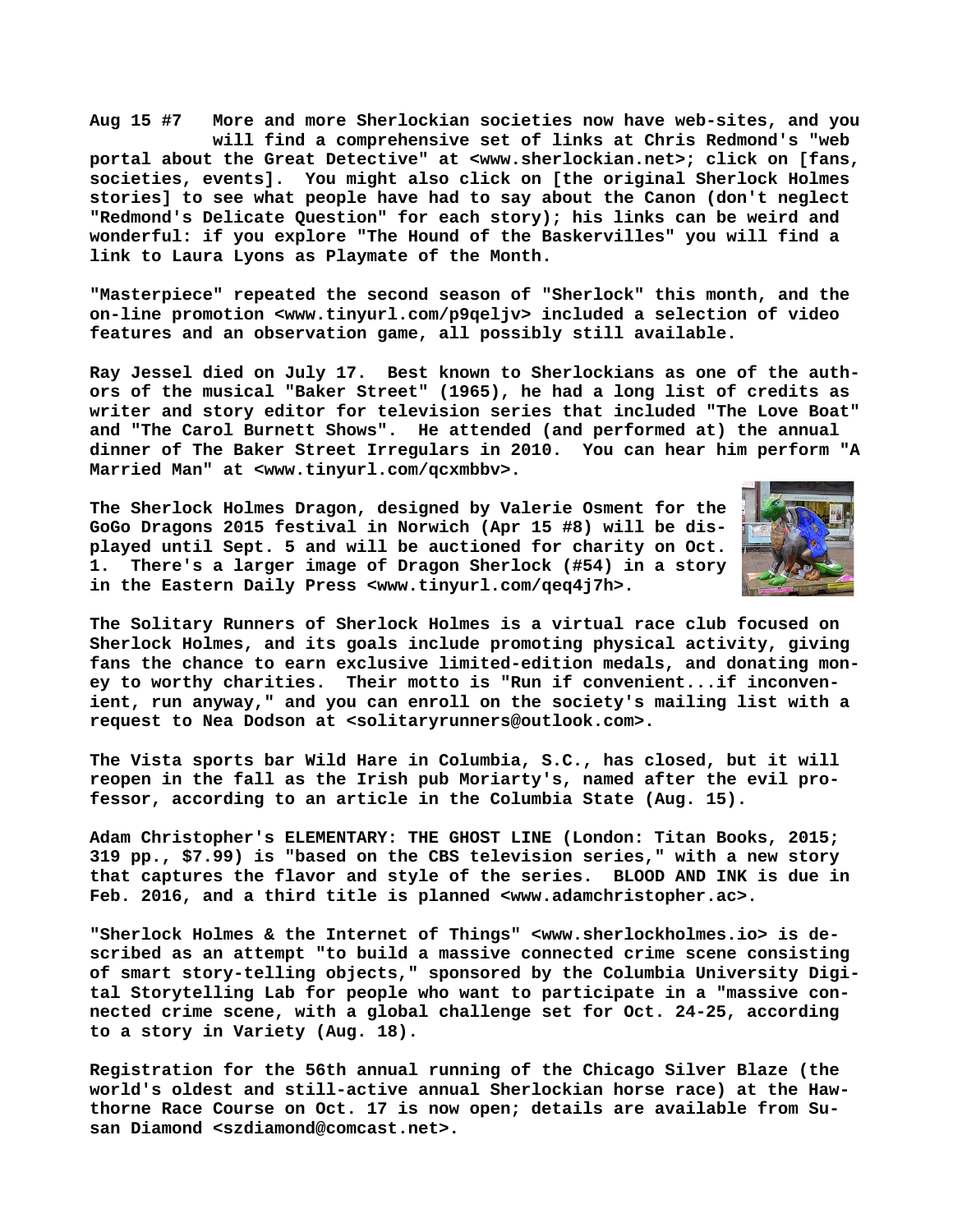**Aug 15 #7 More and more Sherlockian societies now have web-sites, and you will find a comprehensive set of links at Chris Redmond's "web portal about the Great Detective" at <www.sherlockian.net>; click on [fans, societies, events]. You might also click on [the original Sherlock Holmes stories] to see what people have had to say about the Canon (don't neglect "Redmond's Delicate Question" for each story); his links can be weird and wonderful: if you explore "The Hound of the Baskervilles" you will find a link to Laura Lyons as Playmate of the Month.**

**"Masterpiece" repeated the second season of "Sherlock" this month, and the on-line promotion <www.tinyurl.com/p9qeljv> included a selection of video features and an observation game, all possibly still available.**

**Ray Jessel died on July 17. Best known to Sherlockians as one of the authors of the musical "Baker Street" (1965), he had a long list of credits as writer and story editor for television series that included "The Love Boat" and "The Carol Burnett Shows". He attended (and performed at) the annual dinner of The Baker Street Irregulars in 2010. You can hear him perform "A Married Man" at <www.tinyurl.com/qcxmbbv>.**

**The Sherlock Holmes Dragon, designed by Valerie Osment for the GoGo Dragons 2015 festival in Norwich (Apr 15 #8) will be displayed until Sept. 5 and will be auctioned for charity on Oct. 1. There's a larger image of Dragon Sherlock (#54) in a story in the Eastern Daily Press <www.tinyurl.com/qeq4j7h>.**

**The Solitary Runners of Sherlock Holmes is a virtual race club focused on Sherlock Holmes, and its goals include promoting physical activity, giving fans the chance to earn exclusive limited-edition medals, and donating money to worthy charities. Their motto is "Run if convenient...if inconvenient, run anyway," and you can enroll on the society's mailing list with a request to Nea Dodson at <solitaryrunners@outlook.com>.**

**The Vista sports bar Wild Hare in Columbia, S.C., has closed, but it will reopen in the fall as the Irish pub Moriarty's, named after the evil professor, according to an article in the Columbia State (Aug. 15).**

**Adam Christopher's ELEMENTARY: THE GHOST LINE (London: Titan Books, 2015; 319 pp., $7.99) is "based on the CBS television series," with a new story that captures the flavor and style of the series. BLOOD AND INK is due in Feb. 2016, and a third title is planned <www.adamchristopher.ac>.**

**"Sherlock Holmes & the Internet of Things" <www.sherlockholmes.io> is described as an attempt "to build a massive connected crime scene consisting of smart story-telling objects," sponsored by the Columbia University Digital Storytelling Lab for people who want to participate in a "massive connected crime scene, with a global challenge set for Oct. 24-25, according to a story in Variety (Aug. 18).**

**Registration for the 56th annual running of the Chicago Silver Blaze (the world's oldest and still-active annual Sherlockian horse race) at the Hawthorne Race Course on Oct. 17 is now open; details are available from Susan Diamond <szdiamond@comcast.net>.**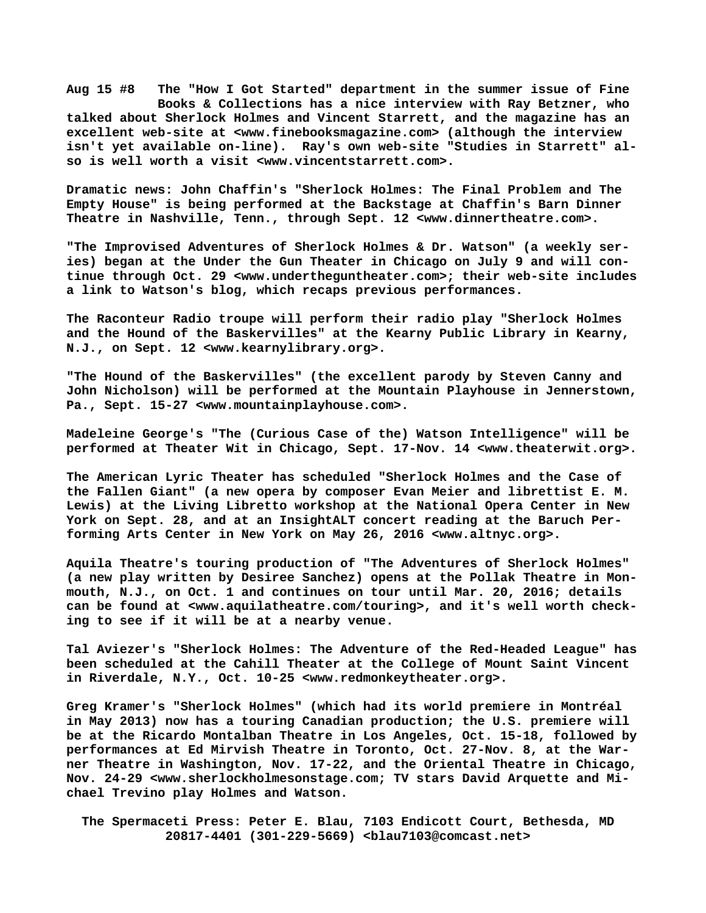Aug 15 #8 The "How I Got Started" department in the summer issue of Fine Books & Collections has a nice interview with Ray Betzner, who talked about Sherlock Holmes and Vincent Starrett, and the magazine has an excellent web-site at <www.finebooksmagazine.com> (although the interview isn't yet available on-line). Ray's own web-site "Studies in Starrett" also is well worth a visit <www.vincentstarrett.com>.

Dramatic news: John Chaffin's "Sherlock Holmes: The Final Problem and The Empty House" is being performed at the Backstage at Chaffin's Barn Dinner Theatre in Nashville, Tenn., through Sept. 12 <www.dinnertheatre.com>.

"The Improvised Adventures of Sherlock Holmes & Dr. Watson" (a weekly series) began at the Under the Gun Theater in Chicago on July 9 and will continue through Oct. 29 <www.undertheguntheater.com>; their web-site includes a link to Watson's blog, which recaps previous performances.

The Raconteur Radio troupe will perform their radio play "Sherlock Holmes and the Hound of the Baskervilles" at the Kearny Public Library in Kearny, N.J., on Sept. 12 <www.kearnylibrary.org>.

"The Hound of the Baskervilles" (the excellent parody by Steven Canny and John Nicholson) will be performed at the Mountain Playhouse in Jennerstown, Pa., Sept. 15-27 <www.mountainplayhouse.com>.

Madeleine George's "The (Curious Case of the) Watson Intelligence" will be performed at Theater Wit in Chicago, Sept. 17-Nov. 14 <www.theaterwit.org>.

The American Lyric Theater has scheduled "Sherlock Holmes and the Case of the Fallen Giant" (a new opera by composer Evan Meier and librettist E. M. Lewis) at the Living Libretto workshop at the National Opera Center in New York on Sept. 28, and at an InsightALT concert reading at the Baruch Performing Arts Center in New York on May 26, 2016 <www.altnyc.org>.

Aquila Theatre's touring production of "The Adventures of Sherlock Holmes" (a new play written by Desiree Sanchez) opens at the Pollak Theatre in Monmouth, N.J., on Oct. 1 and continues on tour until Mar. 20, 2016; details can be found at <www.aquilatheatre.com/touring>, and it's well worth checking to see if it will be at a nearby venue.

Tal Aviezer's "Sherlock Holmes: The Adventure of the Red-Headed League" has been scheduled at the Cahill Theater at the College of Mount Saint Vincent in Riverdale, N.Y., Oct. 10-25 <www.redmonkeytheater.org>.

Greg Kramer's "Sherlock Holmes" (which had its world premiere in Montréal in May 2013) now has a touring Canadian production; the U.S. premiere will be at the Ricardo Montalban Theatre in Los Angeles, Oct. 15-18, followed by performances at Ed Mirvish Theatre in Toronto, Oct. 27-Nov. 8, at the Warner Theatre in Washington, Nov. 17-22, and the Oriental Theatre in Chicago, Nov. 24-29 <www.sherlockholmesonstage.com; TV stars David Arquette and Michael Trevino play Holmes and Watson.

The Spermaceti Press: Peter E. Blau, 7103 Endicott Court, Bethesda, MD 20817-4401 (301-229-5669) <blau7103@comcast.net>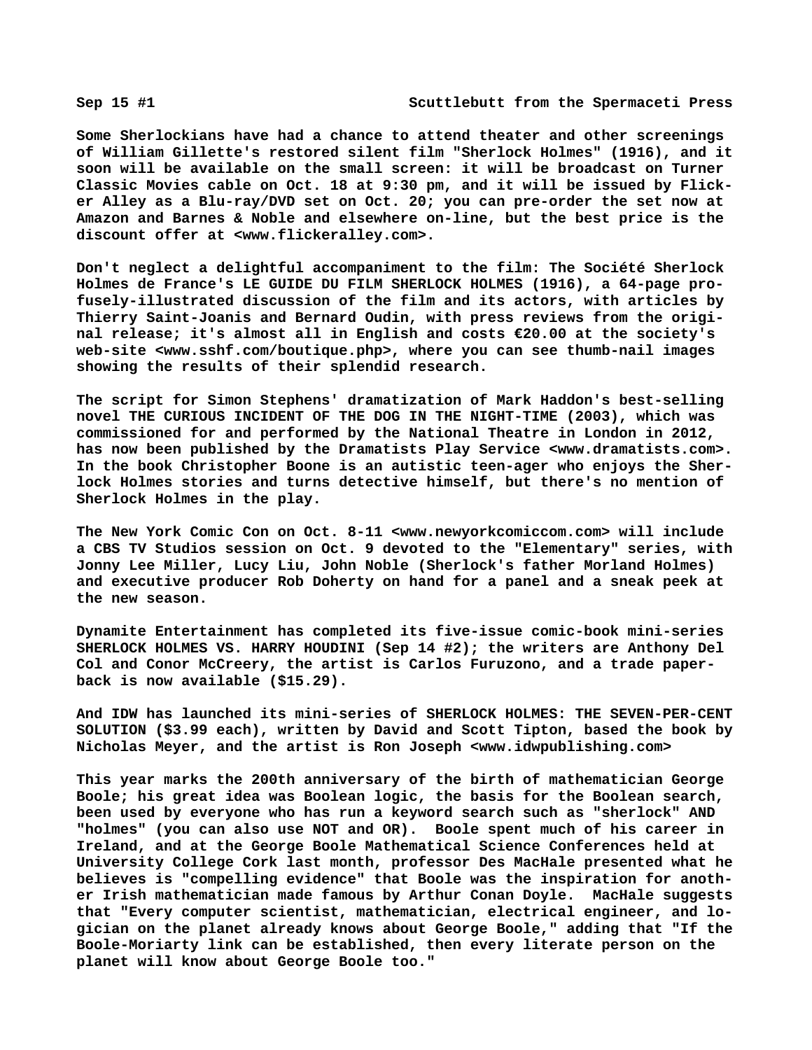Sep 15 #1 Scuttlebutt from the Spermaceti Press

Some Sherlockians have had a chance to attend theater and other screenings of William Gillette's restored silent film "Sherlock Holmes" (1916), and it soon will be available on the small screen: it will be broadcast on Turner Classic Movies cable on Oct. 18 at 9:30 pm, and it will be issued by Flicker Alley as a Blu-ray/DVD set on Oct. 20; you can pre-order the set now at Amazon and Barnes & Noble and elsewhere on-line, but the best price is the discount offer at <www.flickeralley.com>.

Don't neglect a delightful accompaniment to the film: The Société Sherlock Holmes de France's LE GUIDE DU FILM SHERLOCK HOLMES (1916), a 64-page profusely-illustrated discussion of the film and its actors, with articles by Thierry Saint-Joanis and Bernard Oudin, with press reviews from the original release; it's almost all in English and costs €20.00 at the society's web-site <www.sshf.com/boutique.php>, where you can see thumb-nail images showing the results of their splendid research.

The script for Simon Stephens' dramatization of Mark Haddon's best-selling novel THE CURIOUS INCIDENT OF THE DOG IN THE NIGHT-TIME (2003), which was commissioned for and performed by the National Theatre in London in 2012, has now been published by the Dramatists Play Service <www.dramatists.com>. In the book Christopher Boone is an autistic teen-ager who enjoys the Sherlock Holmes stories and turns detective himself, but there's no mention of Sherlock Holmes in the play.

The New York Comic Con on Oct. 8-11 <www.newyorkcomiccom.com> will include a CBS TV Studios session on Oct. 9 devoted to the "Elementary" series, with Jonny Lee Miller, Lucy Liu, John Noble (Sherlock's father Morland Holmes) and executive producer Rob Doherty on hand for a panel and a sneak peek at the new season.

Dynamite Entertainment has completed its five-issue comic-book mini-series SHERLOCK HOLMES VS. HARRY HOUDINI (Sep 14 #2); the writers are Anthony Del Col and Conor McCreery, the artist is Carlos Furuzono, and a trade paperback is now available ($15.29).

And IDW has launched its mini-series of SHERLOCK HOLMES: THE SEVEN-PER-CENT SOLUTION ($3.99 each), written by David and Scott Tipton, based the book by Nicholas Meyer, and the artist is Ron Joseph <www.idwpublishing.com>

This year marks the 200th anniversary of the birth of mathematician George Boole; his great idea was Boolean logic, the basis for the Boolean search, been used by everyone who has run a keyword search such as "sherlock" AND "holmes" (you can also use NOT and OR). Boole spent much of his career in Ireland, and at the George Boole Mathematical Science Conferences held at University College Cork last month, professor Des MacHale presented what he believes is "compelling evidence" that Boole was the inspiration for another Irish mathematician made famous by Arthur Conan Doyle. MacHale suggests that "Every computer scientist, mathematician, electrical engineer, and logician on the planet already knows about George Boole," adding that "If the Boole-Moriarty link can be established, then every literate person on the planet will know about George Boole too."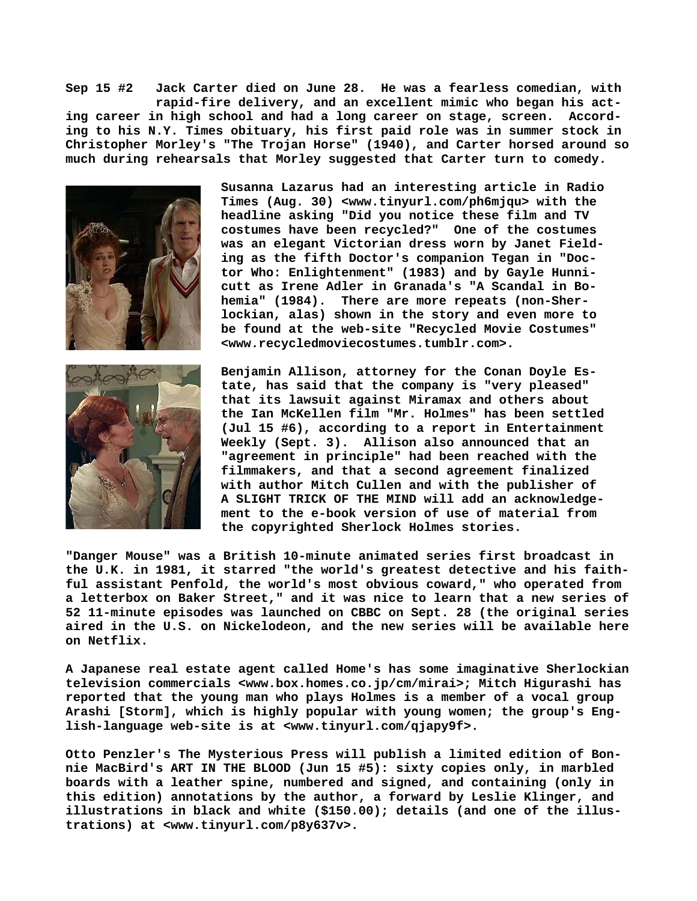**Sep 15 #2   Jack Carter died on June 28. He was a fearless comedian, with rapid-fire delivery, and an excellent mimic who began his acting career in high school and had a long career on stage, screen. According to his N.Y. Times obituary, his first paid role was in summer stock in Christopher Morley's "The Trojan Horse" (1940), and Carter horsed around so much during rehearsals that Morley suggested that Carter turn to comedy.**

**Susanna Lazarus had an interesting article in Radio Times (Aug. 30) <www.tinyurl.com/ph6mjqu> with the headline asking "Did you notice these film and TV costumes have been recycled?" One of the costumes was an elegant Victorian dress worn by Janet Fielding as the fifth Doctor's companion Tegan in "Doctor Who: Enlightenment" (1983) and by Gayle Hunnicutt as Irene Adler in Granada's "A Scandal in Bohemia" (1984). There are more repeats (non-Sherlockian, alas) shown in the story and even more to be found at the web-site "Recycled Movie Costumes" <www.recycledmoviecostumes.tumblr.com>.**

**Benjamin Allison, attorney for the Conan Doyle Estate, has said that the company is "very pleased" that its lawsuit against Miramax and others about the Ian McKellen film "Mr. Holmes" has been settled (Jul 15 #6), according to a report in Entertainment Weekly (Sept. 3). Allison also announced that an "agreement in principle" had been reached with the filmmakers, and that a second agreement finalized with author Mitch Cullen and with the publisher of A SLIGHT TRICK OF THE MIND will add an acknowledgement to the e-book version of use of material from the copyrighted Sherlock Holmes stories.**

**"Danger Mouse" was a British 10-minute animated series first broadcast in the U.K. in 1981, it starred "the world's greatest detective and his faithful assistant Penfold, the world's most obvious coward," who operated from a letterbox on Baker Street," and it was nice to learn that a new series of 52 11-minute episodes was launched on CBBC on Sept. 28 (the original series aired in the U.S. on Nickelodeon, and the new series will be available here on Netflix.**

**A Japanese real estate agent called Home's has some imaginative Sherlockian television commercials <www.box.homes.co.jp/cm/mirai>; Mitch Higurashi has reported that the young man who plays Holmes is a member of a vocal group Arashi [Storm], which is highly popular with young women; the group's English-language web-site is at <www.tinyurl.com/qjapy9f>.**

**Otto Penzler's The Mysterious Press will publish a limited edition of Bonnie MacBird's ART IN THE BLOOD (Jun 15 #5): sixty copies only, in marbled boards with a leather spine, numbered and signed, and containing (only in this edition) annotations by the author, a forward by Leslie Klinger, and illustrations in black and white ($150.00); details (and one of the illustrations) at <www.tinyurl.com/p8y637v>.**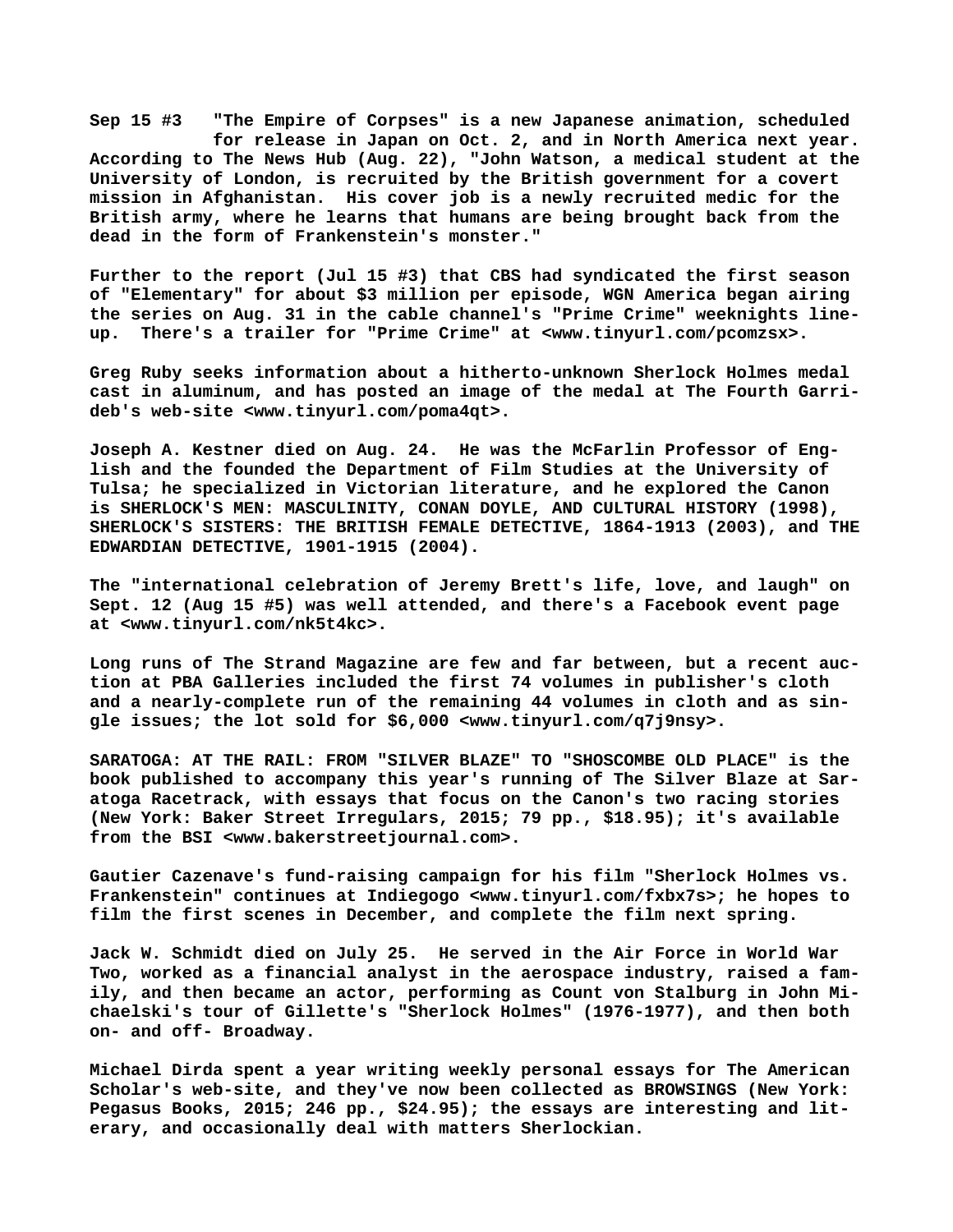**Sep 15 #3** "The Empire of Corpses" is a new Japanese animation, scheduled for release in Japan on Oct. 2, and in North America next year. According to The News Hub (Aug. 22), "John Watson, a medical student at the University of London, is recruited by the British government for a covert mission in Afghanistan. His cover job is a newly recruited medic for the British army, where he learns that humans are being brought back from the dead in the form of Frankenstein's monster."

Further to the report (Jul 15 #3) that CBS had syndicated the first season of "Elementary" for about $3 million per episode, WGN America began airing the series on Aug. 31 in the cable channel's "Prime Crime" weeknights lineup. There's a trailer for "Prime Crime" at <www.tinyurl.com/pcomzsx>.

Greg Ruby seeks information about a hitherto-unknown Sherlock Holmes medal cast in aluminum, and has posted an image of the medal at The Fourth Garrideb's web-site <www.tinyurl.com/poma4qt>.

Joseph A. Kestner died on Aug. 24. He was the McFarlin Professor of English and the founded the Department of Film Studies at the University of Tulsa; he specialized in Victorian literature, and he explored the Canon is SHERLOCK'S MEN: MASCULINITY, CONAN DOYLE, AND CULTURAL HISTORY (1998), SHERLOCK'S SISTERS: THE BRITISH FEMALE DETECTIVE, 1864-1913 (2003), and THE EDWARDIAN DETECTIVE, 1901-1915 (2004).

The "international celebration of Jeremy Brett's life, love, and laugh" on Sept. 12 (Aug 15 #5) was well attended, and there's a Facebook event page at <www.tinyurl.com/nk5t4kc>.

Long runs of The Strand Magazine are few and far between, but a recent auction at PBA Galleries included the first 74 volumes in publisher's cloth and a nearly-complete run of the remaining 44 volumes in cloth and as single issues; the lot sold for $6,000 <www.tinyurl.com/q7j9nsy>.

SARATOGA: AT THE RAIL: FROM "SILVER BLAZE" TO "SHOSCOMBE OLD PLACE" is the book published to accompany this year's running of The Silver Blaze at Saratoga Racetrack, with essays that focus on the Canon's two racing stories (New York: Baker Street Irregulars, 2015; 79 pp., $18.95); it's available from the BSI <www.bakerstreetjournal.com>.

Gautier Cazenave's fund-raising campaign for his film "Sherlock Holmes vs. Frankenstein" continues at Indiegogo <www.tinyurl.com/fxbx7s>; he hopes to film the first scenes in December, and complete the film next spring.

Jack W. Schmidt died on July 25. He served in the Air Force in World War Two, worked as a financial analyst in the aerospace industry, raised a family, and then became an actor, performing as Count von Stalburg in John Michaelski's tour of Gillette's "Sherlock Holmes" (1976-1977), and then both on- and off- Broadway.

Michael Dirda spent a year writing weekly personal essays for The American Scholar's web-site, and they've now been collected as BROWSINGS (New York: Pegasus Books, 2015; 246 pp., $24.95); the essays are interesting and literary, and occasionally deal with matters Sherlockian.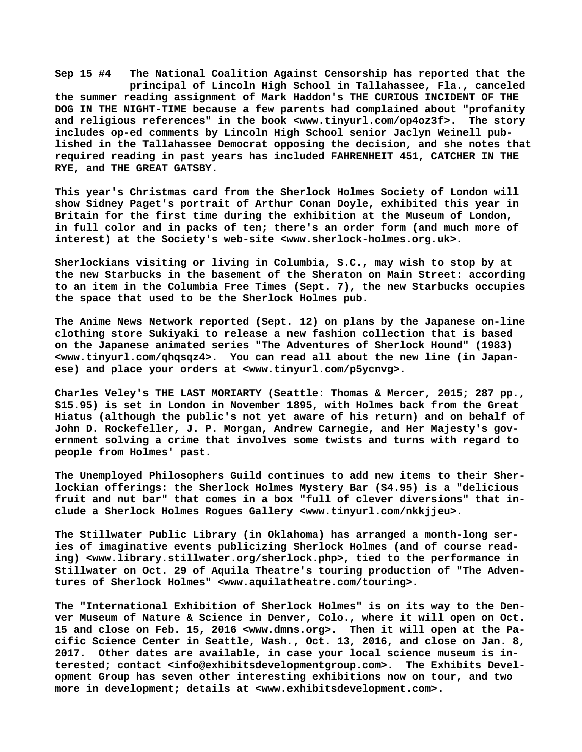**Sep 15 #4 The National Coalition Against Censorship has reported that the principal of Lincoln High School in Tallahassee, Fla., canceled the summer reading assignment of Mark Haddon's THE CURIOUS INCIDENT OF THE DOG IN THE NIGHT-TIME because a few parents had complained about "profanity and religious references" in the book <www.tinyurl.com/op4oz3f>. The story includes op-ed comments by Lincoln High School senior Jaclyn Weinell published in the Tallahassee Democrat opposing the decision, and she notes that required reading in past years has included FAHRENHEIT 451, CATCHER IN THE RYE, and THE GREAT GATSBY.**

**This year's Christmas card from the Sherlock Holmes Society of London will show Sidney Paget's portrait of Arthur Conan Doyle, exhibited this year in Britain for the first time during the exhibition at the Museum of London, in full color and in packs of ten; there's an order form (and much more of interest) at the Society's web-site <www.sherlock-holmes.org.uk>.**

**Sherlockians visiting or living in Columbia, S.C., may wish to stop by at the new Starbucks in the basement of the Sheraton on Main Street: according to an item in the Columbia Free Times (Sept. 7), the new Starbucks occupies the space that used to be the Sherlock Holmes pub.**

**The Anime News Network reported (Sept. 12) on plans by the Japanese on-line clothing store Sukiyaki to release a new fashion collection that is based on the Japanese animated series "The Adventures of Sherlock Hound" (1983) <www.tinyurl.com/qhqsqz4>. You can read all about the new line (in Japanese) and place your orders at <www.tinyurl.com/p5ycnvg>.**

**Charles Veley's THE LAST MORIARTY (Seattle: Thomas & Mercer, 2015; 287 pp., $15.95) is set in London in November 1895, with Holmes back from the Great Hiatus (although the public's not yet aware of his return) and on behalf of John D. Rockefeller, J. P. Morgan, Andrew Carnegie, and Her Majesty's government solving a crime that involves some twists and turns with regard to people from Holmes' past.**

**The Unemployed Philosophers Guild continues to add new items to their Sherlockian offerings: the Sherlock Holmes Mystery Bar ($4.95) is a "delicious fruit and nut bar" that comes in a box "full of clever diversions" that include a Sherlock Holmes Rogues Gallery <www.tinyurl.com/nkkjjeu>.**

**The Stillwater Public Library (in Oklahoma) has arranged a month-long series of imaginative events publicizing Sherlock Holmes (and of course reading) <www.library.stillwater.org/sherlock.php>, tied to the performance in Stillwater on Oct. 29 of Aquila Theatre's touring production of "The Adventures of Sherlock Holmes" <www.aquilatheatre.com/touring>.**

**The "International Exhibition of Sherlock Holmes" is on its way to the Denver Museum of Nature & Science in Denver, Colo., where it will open on Oct. 15 and close on Feb. 15, 2016 <www.dmns.org>. Then it will open at the Pacific Science Center in Seattle, Wash., Oct. 13, 2016, and close on Jan. 8, 2017. Other dates are available, in case your local science museum is interested; contact <info@exhibitsdevelopmentgroup.com>. The Exhibits Development Group has seven other interesting exhibitions now on tour, and two more in development; details at <www.exhibitsdevelopment.com>.**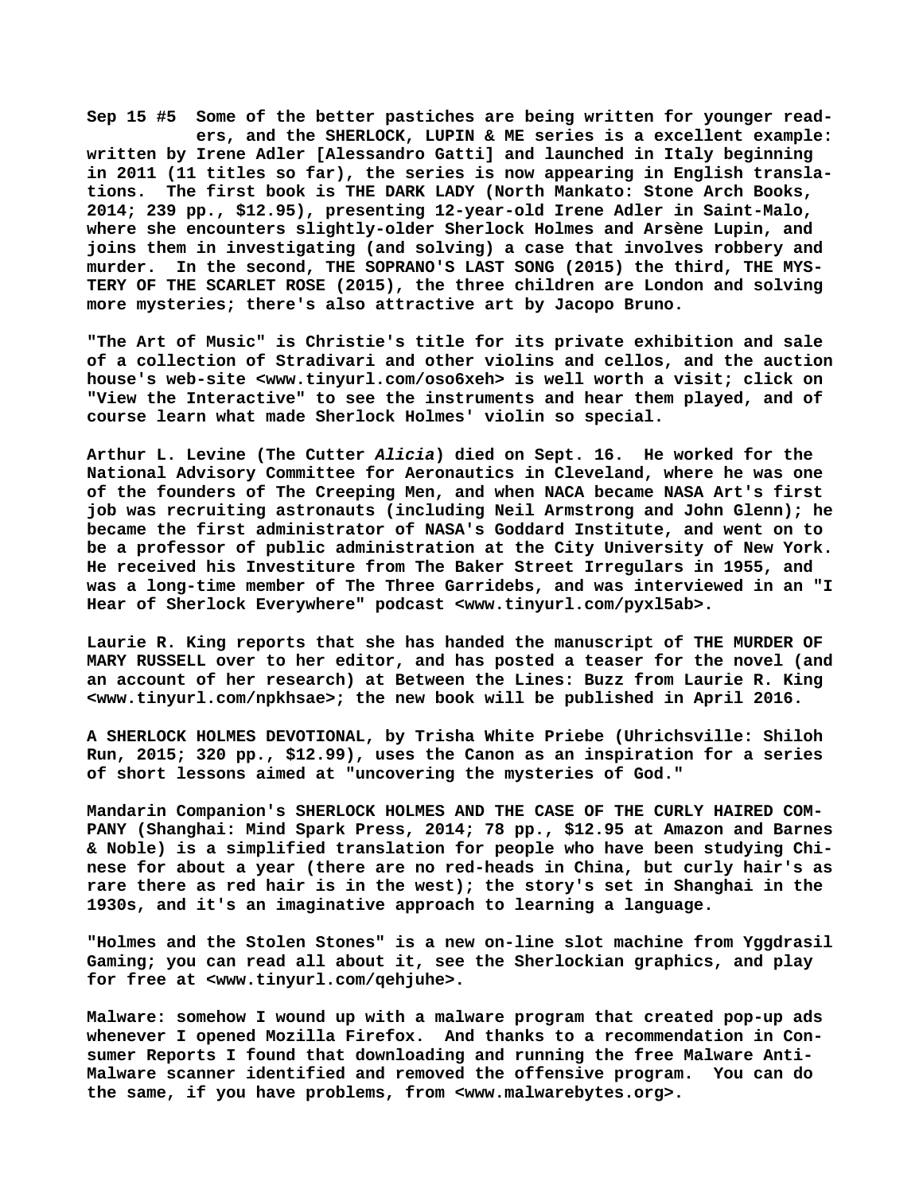**Sep 15 #5 Some of the better pastiches are being written for younger readers, and the SHERLOCK, LUPIN & ME series is a excellent example: written by Irene Adler [Alessandro Gatti] and launched in Italy beginning in 2011 (11 titles so far), the series is now appearing in English translations. The first book is THE DARK LADY (North Mankato: Stone Arch Books, 2014; 239 pp., $12.95), presenting 12-year-old Irene Adler in Saint-Malo, where she encounters slightly-older Sherlock Holmes and Arsène Lupin, and joins them in investigating (and solving) a case that involves robbery and murder. In the second, THE SOPRANO'S LAST SONG (2015) the third, THE MYSTERY OF THE SCARLET ROSE (2015), the three children are London and solving more mysteries; there's also attractive art by Jacopo Bruno.**

**"The Art of Music" is Christie's title for its private exhibition and sale of a collection of Stradivari and other violins and cellos, and the auction house's web-site <www.tinyurl.com/oso6xeh> is well worth a visit; click on "View the Interactive" to see the instruments and hear them played, and of course learn what made Sherlock Holmes' violin so special.**

**Arthur L. Levine (The Cutter *Alicia*) died on Sept. 16. He worked for the National Advisory Committee for Aeronautics in Cleveland, where he was one of the founders of The Creeping Men, and when NACA became NASA Art's first job was recruiting astronauts (including Neil Armstrong and John Glenn); he became the first administrator of NASA's Goddard Institute, and went on to be a professor of public administration at the City University of New York. He received his Investiture from The Baker Street Irregulars in 1955, and was a long-time member of The Three Garridebs, and was interviewed in an "I Hear of Sherlock Everywhere" podcast <www.tinyurl.com/pyxl5ab>.**

**Laurie R. King reports that she has handed the manuscript of THE MURDER OF MARY RUSSELL over to her editor, and has posted a teaser for the novel (and an account of her research) at Between the Lines: Buzz from Laurie R. King <www.tinyurl.com/npkhsae>; the new book will be published in April 2016.**

**A SHERLOCK HOLMES DEVOTIONAL, by Trisha White Priebe (Uhrichsville: Shiloh Run, 2015; 320 pp., $12.99), uses the Canon as an inspiration for a series of short lessons aimed at "uncovering the mysteries of God."**

**Mandarin Companion's SHERLOCK HOLMES AND THE CASE OF THE CURLY HAIRED COMPANY (Shanghai: Mind Spark Press, 2014; 78 pp., $12.95 at Amazon and Barnes & Noble) is a simplified translation for people who have been studying Chinese for about a year (there are no red-heads in China, but curly hair's as rare there as red hair is in the west); the story's set in Shanghai in the 1930s, and it's an imaginative approach to learning a language.**

**"Holmes and the Stolen Stones" is a new on-line slot machine from Yggdrasil Gaming; you can read all about it, see the Sherlockian graphics, and play for free at <www.tinyurl.com/qehjuhe>.**

**Malware: somehow I wound up with a malware program that created pop-up ads whenever I opened Mozilla Firefox. And thanks to a recommendation in Consumer Reports I found that downloading and running the free Malware Anti-Malware scanner identified and removed the offensive program. You can do the same, if you have problems, from <www.malwarebytes.org>.**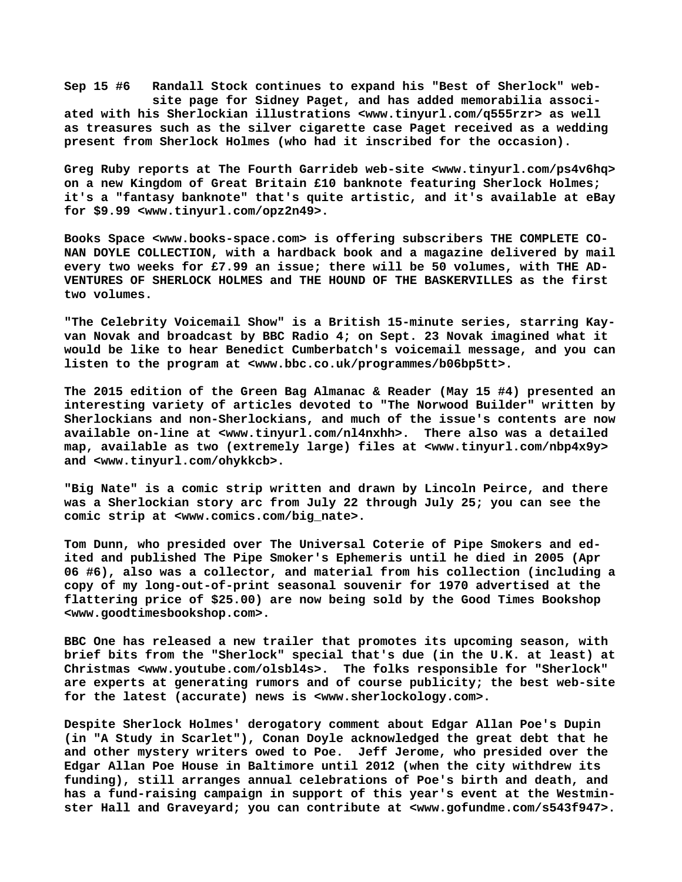**Sep 15 #6 Randall Stock continues to expand his "Best of Sherlock" web-site page for Sidney Paget, and has added memorabilia associated with his Sherlockian illustrations <www.tinyurl.com/q555rzr> as well as treasures such as the silver cigarette case Paget received as a wedding present from Sherlock Holmes (who had it inscribed for the occasion).**

**Greg Ruby reports at The Fourth Garrideb web-site <www.tinyurl.com/ps4v6hq> on a new Kingdom of Great Britain £10 banknote featuring Sherlock Holmes; it's a "fantasy banknote" that's quite artistic, and it's available at eBay for $9.99 <www.tinyurl.com/opz2n49>.**

**Books Space <www.books-space.com> is offering subscribers THE COMPLETE CONAN DOYLE COLLECTION, with a hardback book and a magazine delivered by mail every two weeks for £7.99 an issue; there will be 50 volumes, with THE ADVENTURES OF SHERLOCK HOLMES and THE HOUND OF THE BASKERVILLES as the first two volumes.**

**"The Celebrity Voicemail Show" is a British 15-minute series, starring Kayvan Novak and broadcast by BBC Radio 4; on Sept. 23 Novak imagined what it would be like to hear Benedict Cumberbatch's voicemail message, and you can listen to the program at <www.bbc.co.uk/programmes/b06bp5tt>.**

**The 2015 edition of the Green Bag Almanac & Reader (May 15 #4) presented an interesting variety of articles devoted to "The Norwood Builder" written by Sherlockians and non-Sherlockians, and much of the issue's contents are now available on-line at <www.tinyurl.com/nl4nxhh>. There also was a detailed map, available as two (extremely large) files at <www.tinyurl.com/nbp4x9y> and <www.tinyurl.com/ohykkcb>.**

**"Big Nate" is a comic strip written and drawn by Lincoln Peirce, and there was a Sherlockian story arc from July 22 through July 25; you can see the comic strip at <www.comics.com/big_nate>.**

**Tom Dunn, who presided over The Universal Coterie of Pipe Smokers and edited and published The Pipe Smoker's Ephemeris until he died in 2005 (Apr 06 #6), also was a collector, and material from his collection (including a copy of my long-out-of-print seasonal souvenir for 1970 advertised at the flattering price of $25.00) are now being sold by the Good Times Bookshop <www.goodtimesbookshop.com>.**

**BBC One has released a new trailer that promotes its upcoming season, with brief bits from the "Sherlock" special that's due (in the U.K. at least) at Christmas <www.youtube.com/olsbl4s>. The folks responsible for "Sherlock" are experts at generating rumors and of course publicity; the best web-site for the latest (accurate) news is <www.sherlockology.com>.**

**Despite Sherlock Holmes' derogatory comment about Edgar Allan Poe's Dupin (in "A Study in Scarlet"), Conan Doyle acknowledged the great debt that he and other mystery writers owed to Poe. Jeff Jerome, who presided over the Edgar Allan Poe House in Baltimore until 2012 (when the city withdrew its funding), still arranges annual celebrations of Poe's birth and death, and has a fund-raising campaign in support of this year's event at the Westminster Hall and Graveyard; you can contribute at <www.gofundme.com/s543f947>.**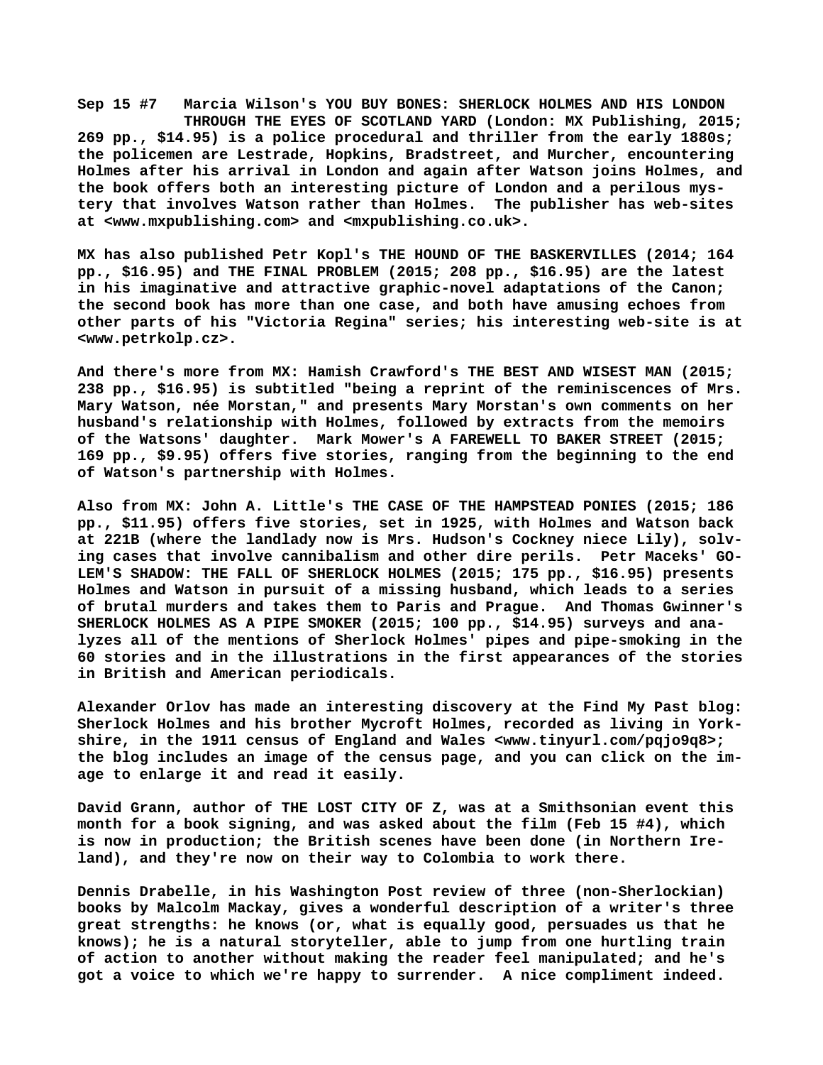**Sep 15 #7 Marcia Wilson's YOU BUY BONES: SHERLOCK HOLMES AND HIS LONDON THROUGH THE EYES OF SCOTLAND YARD (London: MX Publishing, 2015; 269 pp., $14.95) is a police procedural and thriller from the early 1880s; the policemen are Lestrade, Hopkins, Bradstreet, and Murcher, encountering Holmes after his arrival in London and again after Watson joins Holmes, and the book offers both an interesting picture of London and a perilous mystery that involves Watson rather than Holmes. The publisher has web-sites at <www.mxpublishing.com> and <mxpublishing.co.uk>.**

**MX has also published Petr Kopl's THE HOUND OF THE BASKERVILLES (2014; 164 pp., $16.95) and THE FINAL PROBLEM (2015; 208 pp., $16.95) are the latest in his imaginative and attractive graphic-novel adaptations of the Canon; the second book has more than one case, and both have amusing echoes from other parts of his "Victoria Regina" series; his interesting web-site is at <www.petrkolp.cz>.**

**And there's more from MX: Hamish Crawford's THE BEST AND WISEST MAN (2015; 238 pp., $16.95) is subtitled "being a reprint of the reminiscences of Mrs. Mary Watson, née Morstan," and presents Mary Morstan's own comments on her husband's relationship with Holmes, followed by extracts from the memoirs of the Watsons' daughter. Mark Mower's A FAREWELL TO BAKER STREET (2015; 169 pp., $9.95) offers five stories, ranging from the beginning to the end of Watson's partnership with Holmes.**

**Also from MX: John A. Little's THE CASE OF THE HAMPSTEAD PONIES (2015; 186 pp., $11.95) offers five stories, set in 1925, with Holmes and Watson back at 221B (where the landlady now is Mrs. Hudson's Cockney niece Lily), solving cases that involve cannibalism and other dire perils. Petr Maceks' GOLEM'S SHADOW: THE FALL OF SHERLOCK HOLMES (2015; 175 pp., $16.95) presents Holmes and Watson in pursuit of a missing husband, which leads to a series of brutal murders and takes them to Paris and Prague. And Thomas Gwinner's SHERLOCK HOLMES AS A PIPE SMOKER (2015; 100 pp., $14.95) surveys and analyzes all of the mentions of Sherlock Holmes' pipes and pipe-smoking in the 60 stories and in the illustrations in the first appearances of the stories in British and American periodicals.**

**Alexander Orlov has made an interesting discovery at the Find My Past blog: Sherlock Holmes and his brother Mycroft Holmes, recorded as living in Yorkshire, in the 1911 census of England and Wales <www.tinyurl.com/pqjo9q8>; the blog includes an image of the census page, and you can click on the image to enlarge it and read it easily.**

**David Grann, author of THE LOST CITY OF Z, was at a Smithsonian event this month for a book signing, and was asked about the film (Feb 15 #4), which is now in production; the British scenes have been done (in Northern Ireland), and they're now on their way to Colombia to work there.**

**Dennis Drabelle, in his Washington Post review of three (non-Sherlockian) books by Malcolm Mackay, gives a wonderful description of a writer's three great strengths: he knows (or, what is equally good, persuades us that he knows); he is a natural storyteller, able to jump from one hurtling train of action to another without making the reader feel manipulated; and he's got a voice to which we're happy to surrender. A nice compliment indeed.**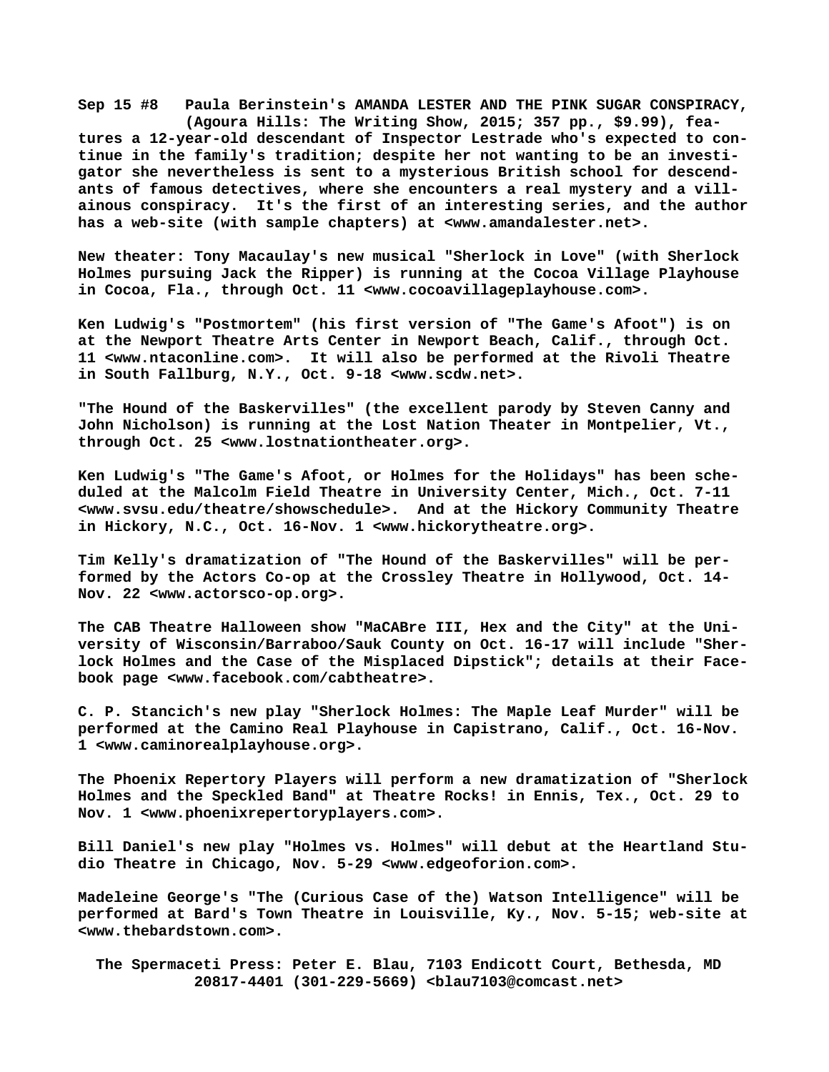**Sep 15 #8 Paula Berinstein's AMANDA LESTER AND THE PINK SUGAR CONSPIRACY, (Agoura Hills: The Writing Show, 2015; 357 pp., $9.99), features a 12-year-old descendant of Inspector Lestrade who's expected to continue in the family's tradition; despite her not wanting to be an investigator she nevertheless is sent to a mysterious British school for descendants of famous detectives, where she encounters a real mystery and a villainous conspiracy. It's the first of an interesting series, and the author has a web-site (with sample chapters) at <www.amandalester.net>.**

**New theater: Tony Macaulay's new musical "Sherlock in Love" (with Sherlock Holmes pursuing Jack the Ripper) is running at the Cocoa Village Playhouse in Cocoa, Fla., through Oct. 11 <www.cocoavillageplayhouse.com>.**

**Ken Ludwig's "Postmortem" (his first version of "The Game's Afoot") is on at the Newport Theatre Arts Center in Newport Beach, Calif., through Oct. 11 <www.ntaconline.com>. It will also be performed at the Rivoli Theatre in South Fallburg, N.Y., Oct. 9-18 <www.scdw.net>.**

**"The Hound of the Baskervilles" (the excellent parody by Steven Canny and John Nicholson) is running at the Lost Nation Theater in Montpelier, Vt., through Oct. 25 <www.lostnationtheater.org>.**

**Ken Ludwig's "The Game's Afoot, or Holmes for the Holidays" has been scheduled at the Malcolm Field Theatre in University Center, Mich., Oct. 7-11 <www.svsu.edu/theatre/showschedule>. And at the Hickory Community Theatre in Hickory, N.C., Oct. 16-Nov. 1 <www.hickorytheatre.org>.**

**Tim Kelly's dramatization of "The Hound of the Baskervilles" will be performed by the Actors Co-op at the Crossley Theatre in Hollywood, Oct. 14-Nov. 22 <www.actorsco-op.org>.**

**The CAB Theatre Halloween show "MaCABre III, Hex and the City" at the University of Wisconsin/Barraboo/Sauk County on Oct. 16-17 will include "Sherlock Holmes and the Case of the Misplaced Dipstick"; details at their Facebook page <www.facebook.com/cabtheatre>.**

**C. P. Stancich's new play "Sherlock Holmes: The Maple Leaf Murder" will be performed at the Camino Real Playhouse in Capistrano, Calif., Oct. 16-Nov. 1 <www.caminorealplayhouse.org>.**

**The Phoenix Repertory Players will perform a new dramatization of "Sherlock Holmes and the Speckled Band" at Theatre Rocks! in Ennis, Tex., Oct. 29 to Nov. 1 <www.phoenixrepertoryplayers.com>.**

**Bill Daniel's new play "Holmes vs. Holmes" will debut at the Heartland Studio Theatre in Chicago, Nov. 5-29 <www.edgeoforion.com>.**

**Madeleine George's "The (Curious Case of the) Watson Intelligence" will be performed at Bard's Town Theatre in Louisville, Ky., Nov. 5-15; web-site at <www.thebardstown.com>.**

**The Spermaceti Press: Peter E. Blau, 7103 Endicott Court, Bethesda, MD 20817-4401 (301-229-5669) <blau7103@comcast.net>**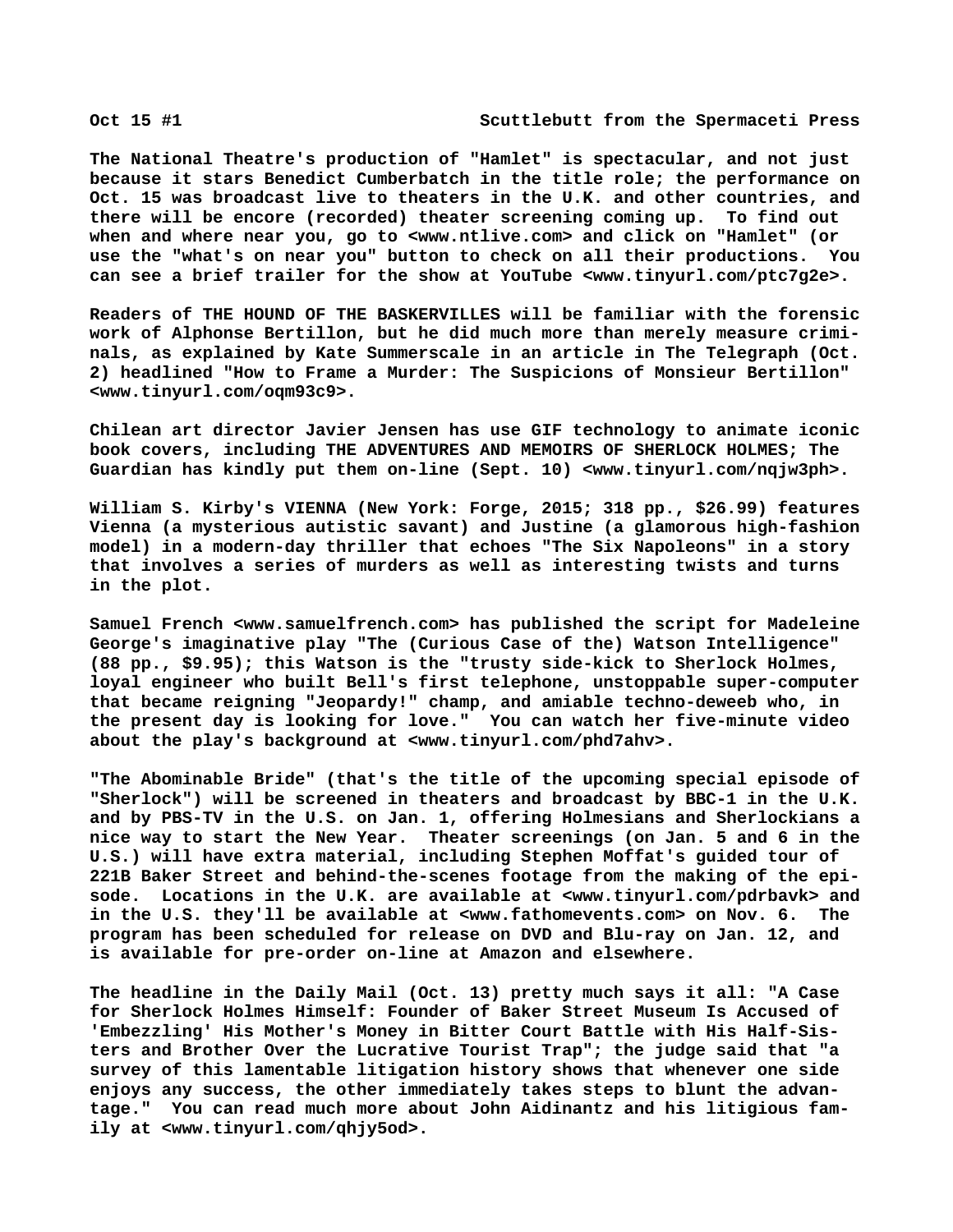The National Theatre's production of "Hamlet" is spectacular, and not just because it stars Benedict Cumberbatch in the title role; the performance on Oct. 15 was broadcast live to theaters in the U.K. and other countries, and there will be encore (recorded) theater screening coming up. To find out when and where near you, go to <www.ntlive.com> and click on "Hamlet" (or use the "what's on near you" button to check on all their productions. You can see a brief trailer for the show at YouTube <www.tinyurl.com/ptc7g2e>.

Readers of THE HOUND OF THE BASKERVILLES will be familiar with the forensic work of Alphonse Bertillon, but he did much more than merely measure criminals, as explained by Kate Summerscale in an article in The Telegraph (Oct. 2) headlined "How to Frame a Murder: The Suspicions of Monsieur Bertillon" <www.tinyurl.com/oqm93c9>.

Chilean art director Javier Jensen has use GIF technology to animate iconic book covers, including THE ADVENTURES AND MEMOIRS OF SHERLOCK HOLMES; The Guardian has kindly put them on-line (Sept. 10) <www.tinyurl.com/nqjw3ph>.

William S. Kirby's VIENNA (New York: Forge, 2015; 318 pp., $26.99) features Vienna (a mysterious autistic savant) and Justine (a glamorous high-fashion model) in a modern-day thriller that echoes "The Six Napoleons" in a story that involves a series of murders as well as interesting twists and turns in the plot.

Samuel French <www.samuelfrench.com> has published the script for Madeleine George's imaginative play "The (Curious Case of the) Watson Intelligence" (88 pp., $9.95); this Watson is the "trusty side-kick to Sherlock Holmes, loyal engineer who built Bell's first telephone, unstoppable super-computer that became reigning "Jeopardy!" champ, and amiable techno-deweeb who, in the present day is looking for love." You can watch her five-minute video about the play's background at <www.tinyurl.com/phd7ahv>.

"The Abominable Bride" (that's the title of the upcoming special episode of "Sherlock") will be screened in theaters and broadcast by BBC-1 in the U.K. and by PBS-TV in the U.S. on Jan. 1, offering Holmesians and Sherlockians a nice way to start the New Year. Theater screenings (on Jan. 5 and 6 in the U.S.) will have extra material, including Stephen Moffat's guided tour of 221B Baker Street and behind-the-scenes footage from the making of the episode. Locations in the U.K. are available at <www.tinyurl.com/pdrbavk> and in the U.S. they'll be available at <www.fathomevents.com> on Nov. 6. The program has been scheduled for release on DVD and Blu-ray on Jan. 12, and is available for pre-order on-line at Amazon and elsewhere.

The headline in the Daily Mail (Oct. 13) pretty much says it all: "A Case for Sherlock Holmes Himself: Founder of Baker Street Museum Is Accused of 'Embezzling' His Mother's Money in Bitter Court Battle with His Half-Sisters and Brother Over the Lucrative Tourist Trap"; the judge said that "a survey of this lamentable litigation history shows that whenever one side enjoys any success, the other immediately takes steps to blunt the advantage." You can read much more about John Aidinantz and his litigious family at <www.tinyurl.com/qhjy5od>.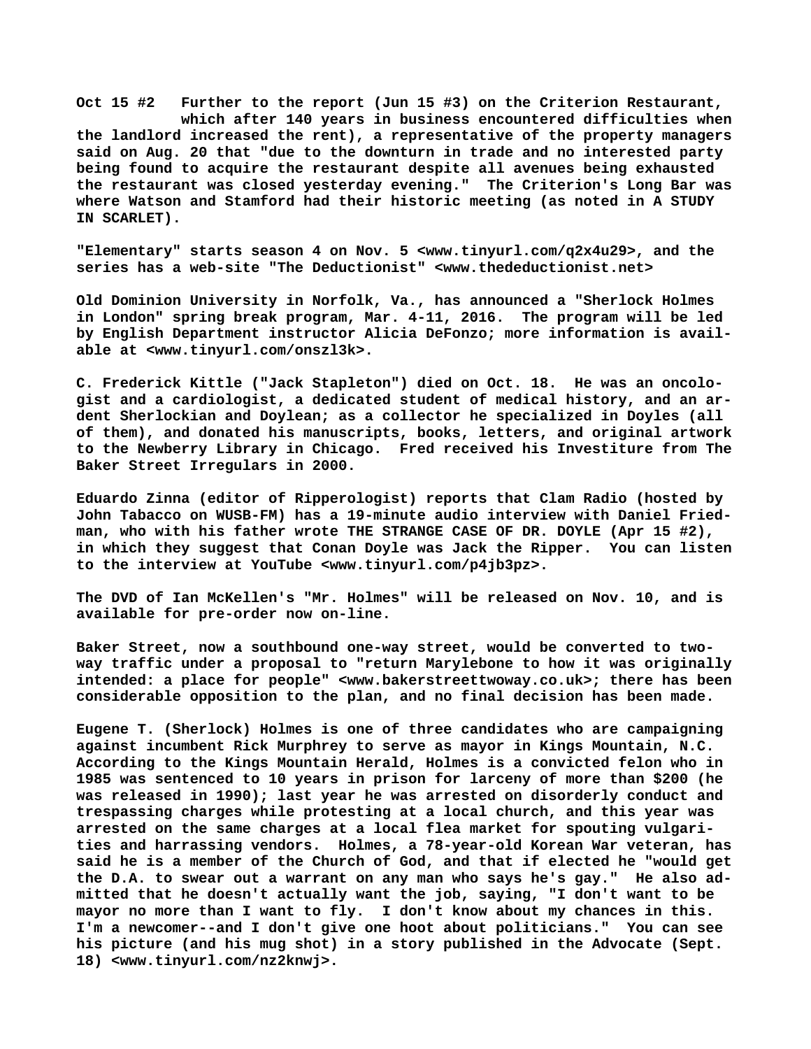**Oct 15 #2   Further to the report (Jun 15 #3) on the Criterion Restaurant, which after 140 years in business encountered difficulties when the landlord increased the rent), a representative of the property managers said on Aug. 20 that "due to the downturn in trade and no interested party being found to acquire the restaurant despite all avenues being exhausted the restaurant was closed yesterday evening."  The Criterion's Long Bar was where Watson and Stamford had their historic meeting (as noted in A STUDY IN SCARLET).**

**"Elementary" starts season 4 on Nov. 5 <www.tinyurl.com/q2x4u29>, and the series has a web-site "The Deductionist" <www.thedeductionist.net>**

**Old Dominion University in Norfolk, Va., has announced a "Sherlock Holmes in London" spring break program, Mar. 4-11, 2016.  The program will be led by English Department instructor Alicia DeFonzo; more information is available at <www.tinyurl.com/onszl3k>.**

**C. Frederick Kittle ("Jack Stapleton") died on Oct. 18.  He was an oncologist and a cardiologist, a dedicated student of medical history, and an ardent Sherlockian and Doylean; as a collector he specialized in Doyles (all of them), and donated his manuscripts, books, letters, and original artwork to the Newberry Library in Chicago.  Fred received his Investiture from The Baker Street Irregulars in 2000.**

**Eduardo Zinna (editor of Ripperologist) reports that Clam Radio (hosted by John Tabacco on WUSB-FM) has a 19-minute audio interview with Daniel Friedman, who with his father wrote THE STRANGE CASE OF DR. DOYLE (Apr 15 #2), in which they suggest that Conan Doyle was Jack the Ripper.  You can listen to the interview at YouTube <www.tinyurl.com/p4jb3pz>.**

**The DVD of Ian McKellen's "Mr. Holmes" will be released on Nov. 10, and is available for pre-order now on-line.**

**Baker Street, now a southbound one-way street, would be converted to two-way traffic under a proposal to "return Marylebone to how it was originally intended: a place for people" <www.bakerstreettwoway.co.uk>; there has been considerable opposition to the plan, and no final decision has been made.**

**Eugene T. (Sherlock) Holmes is one of three candidates who are campaigning against incumbent Rick Murphrey to serve as mayor in Kings Mountain, N.C. According to the Kings Mountain Herald, Holmes is a convicted felon who in 1985 was sentenced to 10 years in prison for larceny of more than $200 (he was released in 1990); last year he was arrested on disorderly conduct and trespassing charges while protesting at a local church, and this year was arrested on the same charges at a local flea market for spouting vulgarities and harrassing vendors.  Holmes, a 78-year-old Korean War veteran, has said he is a member of the Church of God, and that if elected he "would get the D.A. to swear out a warrant on any man who says he's gay."  He also admitted that he doesn't actually want the job, saying, "I don't want to be mayor no more than I want to fly.  I don't know about my chances in this. I'm a newcomer--and I don't give one hoot about politicians."  You can see his picture (and his mug shot) in a story published in the Advocate (Sept. 18) <www.tinyurl.com/nz2knwj>.**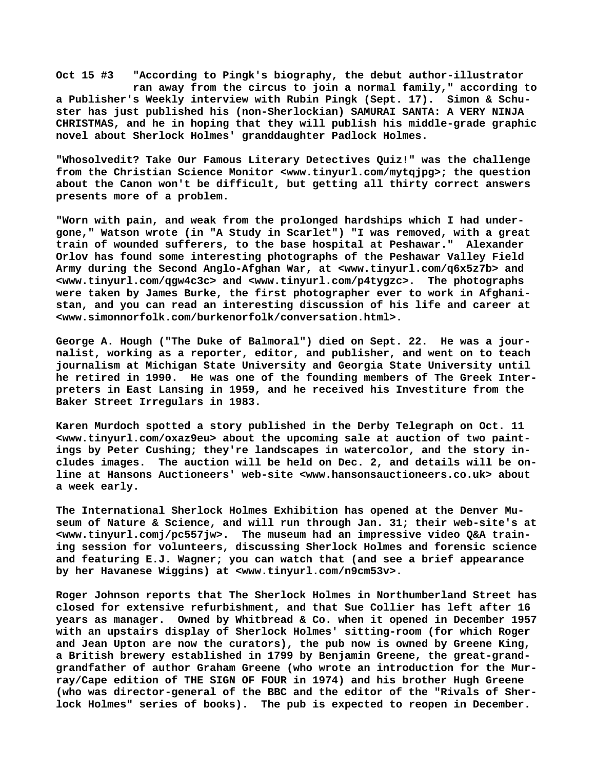**Oct 15 #3 "According to Pingk's biography, the debut author-illustrator ran away from the circus to join a normal family," according to a Publisher's Weekly interview with Rubin Pingk (Sept. 17). Simon & Schuster has just published his (non-Sherlockian) SAMURAI SANTA: A VERY NINJA CHRISTMAS, and he in hoping that they will publish his middle-grade graphic novel about Sherlock Holmes' granddaughter Padlock Holmes.**

**"Whosolvedit? Take Our Famous Literary Detectives Quiz!" was the challenge from the Christian Science Monitor <www.tinyurl.com/mytqjpg>; the question about the Canon won't be difficult, but getting all thirty correct answers presents more of a problem.**

**"Worn with pain, and weak from the prolonged hardships which I had undergone," Watson wrote (in "A Study in Scarlet") "I was removed, with a great train of wounded sufferers, to the base hospital at Peshawar." Alexander Orlov has found some interesting photographs of the Peshawar Valley Field Army during the Second Anglo-Afghan War, at <www.tinyurl.com/q6x5z7b> and <www.tinyurl.com/qgw4c3c> and <www.tinyurl.com/p4tygzc>. The photographs were taken by James Burke, the first photographer ever to work in Afghanistan, and you can read an interesting discussion of his life and career at <www.simonnorfolk.com/burkenorfolk/conversation.html>.**

**George A. Hough ("The Duke of Balmoral") died on Sept. 22. He was a journalist, working as a reporter, editor, and publisher, and went on to teach journalism at Michigan State University and Georgia State University until he retired in 1990. He was one of the founding members of The Greek Interpreters in East Lansing in 1959, and he received his Investiture from the Baker Street Irregulars in 1983.**

**Karen Murdoch spotted a story published in the Derby Telegraph on Oct. 11 <www.tinyurl.com/oxaz9eu> about the upcoming sale at auction of two paintings by Peter Cushing; they're landscapes in watercolor, and the story includes images. The auction will be held on Dec. 2, and details will be online at Hansons Auctioneers' web-site <www.hansonsauctioneers.co.uk> about a week early.**

**The International Sherlock Holmes Exhibition has opened at the Denver Museum of Nature & Science, and will run through Jan. 31; their web-site's at <www.tinyurl.comj/pc557jw>. The museum had an impressive video Q&A training session for volunteers, discussing Sherlock Holmes and forensic science and featuring E.J. Wagner; you can watch that (and see a brief appearance by her Havanese Wiggins) at <www.tinyurl.com/n9cm53v>.**

**Roger Johnson reports that The Sherlock Holmes in Northumberland Street has closed for extensive refurbishment, and that Sue Collier has left after 16 years as manager. Owned by Whitbread & Co. when it opened in December 1957 with an upstairs display of Sherlock Holmes' sitting-room (for which Roger and Jean Upton are now the curators), the pub now is owned by Greene King, a British brewery established in 1799 by Benjamin Greene, the great-great-grandfather of author Graham Greene (who wrote an introduction for the Murray/Cape edition of THE SIGN OF FOUR in 1974) and his brother Hugh Greene (who was director-general of the BBC and the editor of the "Rivals of Sherlock Holmes" series of books). The pub is expected to reopen in December.**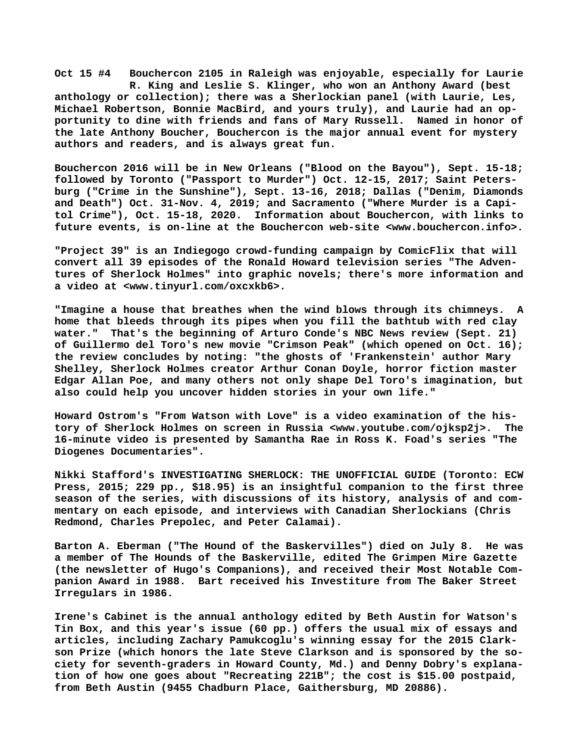**Oct 15 #4 Bouchercon 2105 in Raleigh was enjoyable, especially for Laurie R. King and Leslie S. Klinger, who won an Anthony Award (best anthology or collection); there was a Sherlockian panel (with Laurie, Les, Michael Robertson, Bonnie MacBird, and yours truly), and Laurie had an opportunity to dine with friends and fans of Mary Russell. Named in honor of the late Anthony Boucher, Bouchercon is the major annual event for mystery authors and readers, and is always great fun.**

**Bouchercon 2016 will be in New Orleans ("Blood on the Bayou"), Sept. 15-18; followed by Toronto ("Passport to Murder") Oct. 12-15, 2017; Saint Petersburg ("Crime in the Sunshine"), Sept. 13-16, 2018; Dallas ("Denim, Diamonds and Death") Oct. 31-Nov. 4, 2019; and Sacramento ("Where Murder is a Capitol Crime"), Oct. 15-18, 2020. Information about Bouchercon, with links to future events, is on-line at the Bouchercon web-site <www.bouchercon.info>.**

**"Project 39" is an Indiegogo crowd-funding campaign by ComicFlix that will convert all 39 episodes of the Ronald Howard television series "The Adventures of Sherlock Holmes" into graphic novels; there's more information and a video at <www.tinyurl.com/oxcxkb6>.**

**"Imagine a house that breathes when the wind blows through its chimneys. A home that bleeds through its pipes when you fill the bathtub with red clay water." That's the beginning of Arturo Conde's NBC News review (Sept. 21) of Guillermo del Toro's new movie "Crimson Peak" (which opened on Oct. 16); the review concludes by noting: "the ghosts of 'Frankenstein' author Mary Shelley, Sherlock Holmes creator Arthur Conan Doyle, horror fiction master Edgar Allan Poe, and many others not only shape Del Toro's imagination, but also could help you uncover hidden stories in your own life."**

**Howard Ostrom's "From Watson with Love" is a video examination of the history of Sherlock Holmes on screen in Russia <www.youtube.com/ojksp2j>. The 16-minute video is presented by Samantha Rae in Ross K. Foad's series "The Diogenes Documentaries".**

**Nikki Stafford's INVESTIGATING SHERLOCK: THE UNOFFICIAL GUIDE (Toronto: ECW Press, 2015; 229 pp., $18.95) is an insightful companion to the first three season of the series, with discussions of its history, analysis of and commentary on each episode, and interviews with Canadian Sherlockians (Chris Redmond, Charles Prepolec, and Peter Calamai).**

**Barton A. Eberman ("The Hound of the Baskervilles") died on July 8. He was a member of The Hounds of the Baskerville, edited The Grimpen Mire Gazette (the newsletter of Hugo's Companions), and received their Most Notable Companion Award in 1988. Bart received his Investiture from The Baker Street Irregulars in 1986.**

**Irene's Cabinet is the annual anthology edited by Beth Austin for Watson's Tin Box, and this year's issue (60 pp.) offers the usual mix of essays and articles, including Zachary Pamukcoglu's winning essay for the 2015 Clarkson Prize (which honors the late Steve Clarkson and is sponsored by the society for seventh-graders in Howard County, Md.) and Denny Dobry's explanation of how one goes about "Recreating 221B"; the cost is $15.00 postpaid, from Beth Austin (9455 Chadburn Place, Gaithersburg, MD 20886).**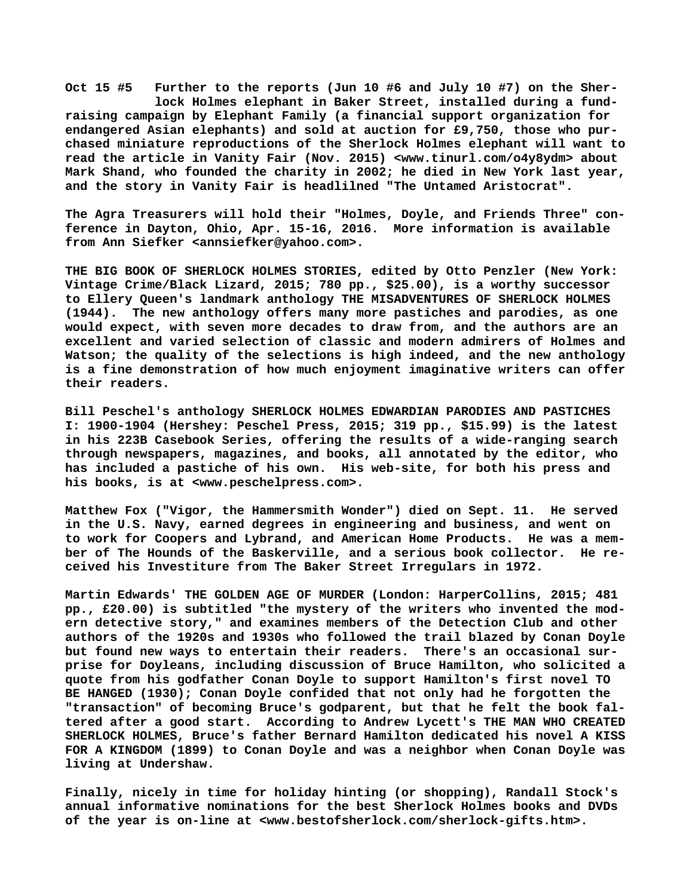**Oct 15 #5 Further to the reports (Jun 10 #6 and July 10 #7) on the Sherlock Holmes elephant in Baker Street, installed during a fund-raising campaign by Elephant Family (a financial support organization for endangered Asian elephants) and sold at auction for £9,750, those who purchased miniature reproductions of the Sherlock Holmes elephant will want to read the article in Vanity Fair (Nov. 2015) <www.tinurl.com/o4y8ydm> about Mark Shand, who founded the charity in 2002; he died in New York last year, and the story in Vanity Fair is headlilned "The Untamed Aristocrat".**

**The Agra Treasurers will hold their "Holmes, Doyle, and Friends Three" conference in Dayton, Ohio, Apr. 15-16, 2016. More information is available from Ann Siefker <annsiefker@yahoo.com>.**

**THE BIG BOOK OF SHERLOCK HOLMES STORIES, edited by Otto Penzler (New York: Vintage Crime/Black Lizard, 2015; 780 pp., $25.00), is a worthy successor to Ellery Queen's landmark anthology THE MISADVENTURES OF SHERLOCK HOLMES (1944). The new anthology offers many more pastiches and parodies, as one would expect, with seven more decades to draw from, and the authors are an excellent and varied selection of classic and modern admirers of Holmes and Watson; the quality of the selections is high indeed, and the new anthology is a fine demonstration of how much enjoyment imaginative writers can offer their readers.**

**Bill Peschel's anthology SHERLOCK HOLMES EDWARDIAN PARODIES AND PASTICHES I: 1900-1904 (Hershey: Peschel Press, 2015; 319 pp., $15.99) is the latest in his 223B Casebook Series, offering the results of a wide-ranging search through newspapers, magazines, and books, all annotated by the editor, who has included a pastiche of his own. His web-site, for both his press and his books, is at <www.peschelpress.com>.**

**Matthew Fox ("Vigor, the Hammersmith Wonder") died on Sept. 11. He served in the U.S. Navy, earned degrees in engineering and business, and went on to work for Coopers and Lybrand, and American Home Products. He was a member of The Hounds of the Baskerville, and a serious book collector. He received his Investiture from The Baker Street Irregulars in 1972.**

**Martin Edwards' THE GOLDEN AGE OF MURDER (London: HarperCollins, 2015; 481 pp., £20.00) is subtitled "the mystery of the writers who invented the modern detective story," and examines members of the Detection Club and other authors of the 1920s and 1930s who followed the trail blazed by Conan Doyle but found new ways to entertain their readers. There's an occasional surprise for Doyleans, including discussion of Bruce Hamilton, who solicited a quote from his godfather Conan Doyle to support Hamilton's first novel TO BE HANGED (1930); Conan Doyle confided that not only had he forgotten the "transaction" of becoming Bruce's godparent, but that he felt the book faltered after a good start. According to Andrew Lycett's THE MAN WHO CREATED SHERLOCK HOLMES, Bruce's father Bernard Hamilton dedicated his novel A KISS FOR A KINGDOM (1899) to Conan Doyle and was a neighbor when Conan Doyle was living at Undershaw.**

**Finally, nicely in time for holiday hinting (or shopping), Randall Stock's annual informative nominations for the best Sherlock Holmes books and DVDs of the year is on-line at <www.bestofsherlock.com/sherlock-gifts.htm>.**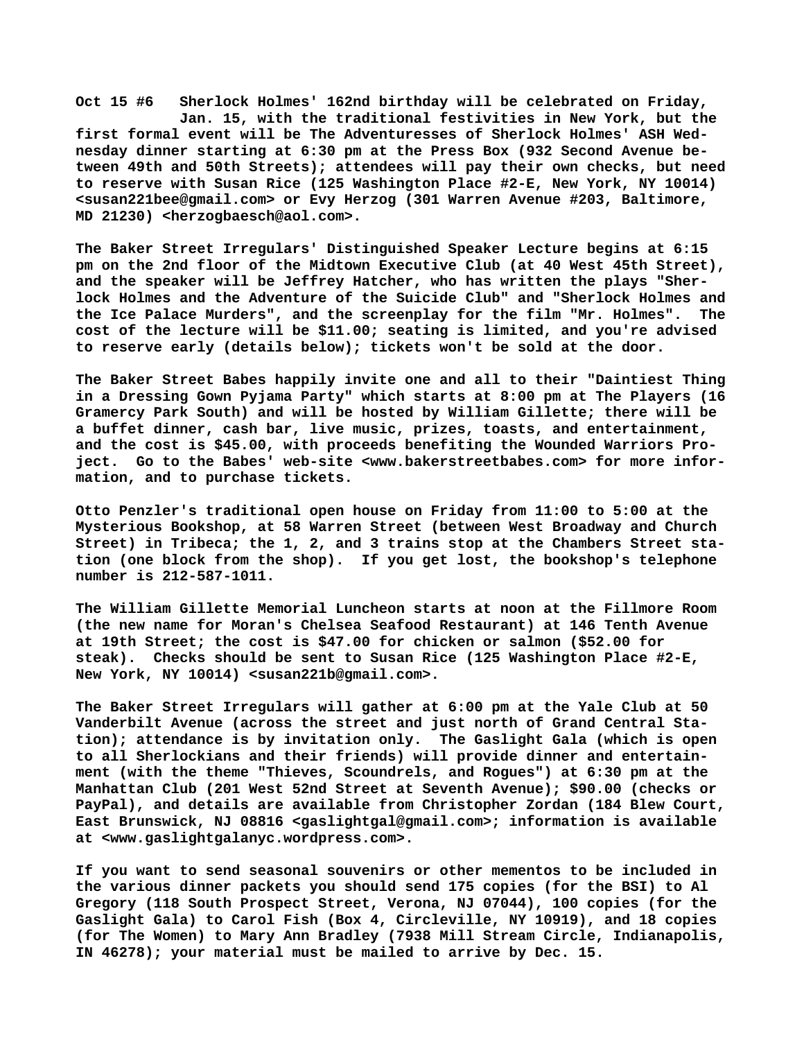**Oct 15 #6 Sherlock Holmes' 162nd birthday will be celebrated on Friday, Jan. 15, with the traditional festivities in New York, but the first formal event will be The Adventuresses of Sherlock Holmes' ASH Wednesday dinner starting at 6:30 pm at the Press Box (932 Second Avenue between 49th and 50th Streets); attendees will pay their own checks, but need to reserve with Susan Rice (125 Washington Place #2-E, New York, NY 10014) <susan221bee@gmail.com> or Evy Herzog (301 Warren Avenue #203, Baltimore, MD 21230) <herzogbaesch@aol.com>.**

**The Baker Street Irregulars' Distinguished Speaker Lecture begins at 6:15 pm on the 2nd floor of the Midtown Executive Club (at 40 West 45th Street), and the speaker will be Jeffrey Hatcher, who has written the plays "Sherlock Holmes and the Adventure of the Suicide Club" and "Sherlock Holmes and the Ice Palace Murders", and the screenplay for the film "Mr. Holmes". The cost of the lecture will be $11.00; seating is limited, and you're advised to reserve early (details below); tickets won't be sold at the door.**

**The Baker Street Babes happily invite one and all to their "Daintiest Thing in a Dressing Gown Pyjama Party" which starts at 8:00 pm at The Players (16 Gramercy Park South) and will be hosted by William Gillette; there will be a buffet dinner, cash bar, live music, prizes, toasts, and entertainment, and the cost is $45.00, with proceeds benefiting the Wounded Warriors Project. Go to the Babes' web-site <www.bakerstreetbabes.com> for more information, and to purchase tickets.**

**Otto Penzler's traditional open house on Friday from 11:00 to 5:00 at the Mysterious Bookshop, at 58 Warren Street (between West Broadway and Church Street) in Tribeca; the 1, 2, and 3 trains stop at the Chambers Street station (one block from the shop). If you get lost, the bookshop's telephone number is 212-587-1011.**

**The William Gillette Memorial Luncheon starts at noon at the Fillmore Room (the new name for Moran's Chelsea Seafood Restaurant) at 146 Tenth Avenue at 19th Street; the cost is $47.00 for chicken or salmon ($52.00 for steak). Checks should be sent to Susan Rice (125 Washington Place #2-E, New York, NY 10014) <susan221b@gmail.com>.**

**The Baker Street Irregulars will gather at 6:00 pm at the Yale Club at 50 Vanderbilt Avenue (across the street and just north of Grand Central Station); attendance is by invitation only. The Gaslight Gala (which is open to all Sherlockians and their friends) will provide dinner and entertainment (with the theme "Thieves, Scoundrels, and Rogues") at 6:30 pm at the Manhattan Club (201 West 52nd Street at Seventh Avenue); $90.00 (checks or PayPal), and details are available from Christopher Zordan (184 Blew Court, East Brunswick, NJ 08816 <gaslightgal@gmail.com>; information is available at <www.gaslightgalanyc.wordpress.com>.**

**If you want to send seasonal souvenirs or other mementos to be included in the various dinner packets you should send 175 copies (for the BSI) to Al Gregory (118 South Prospect Street, Verona, NJ 07044), 100 copies (for the Gaslight Gala) to Carol Fish (Box 4, Circleville, NY 10919), and 18 copies (for The Women) to Mary Ann Bradley (7938 Mill Stream Circle, Indianapolis, IN 46278); your material must be mailed to arrive by Dec. 15.**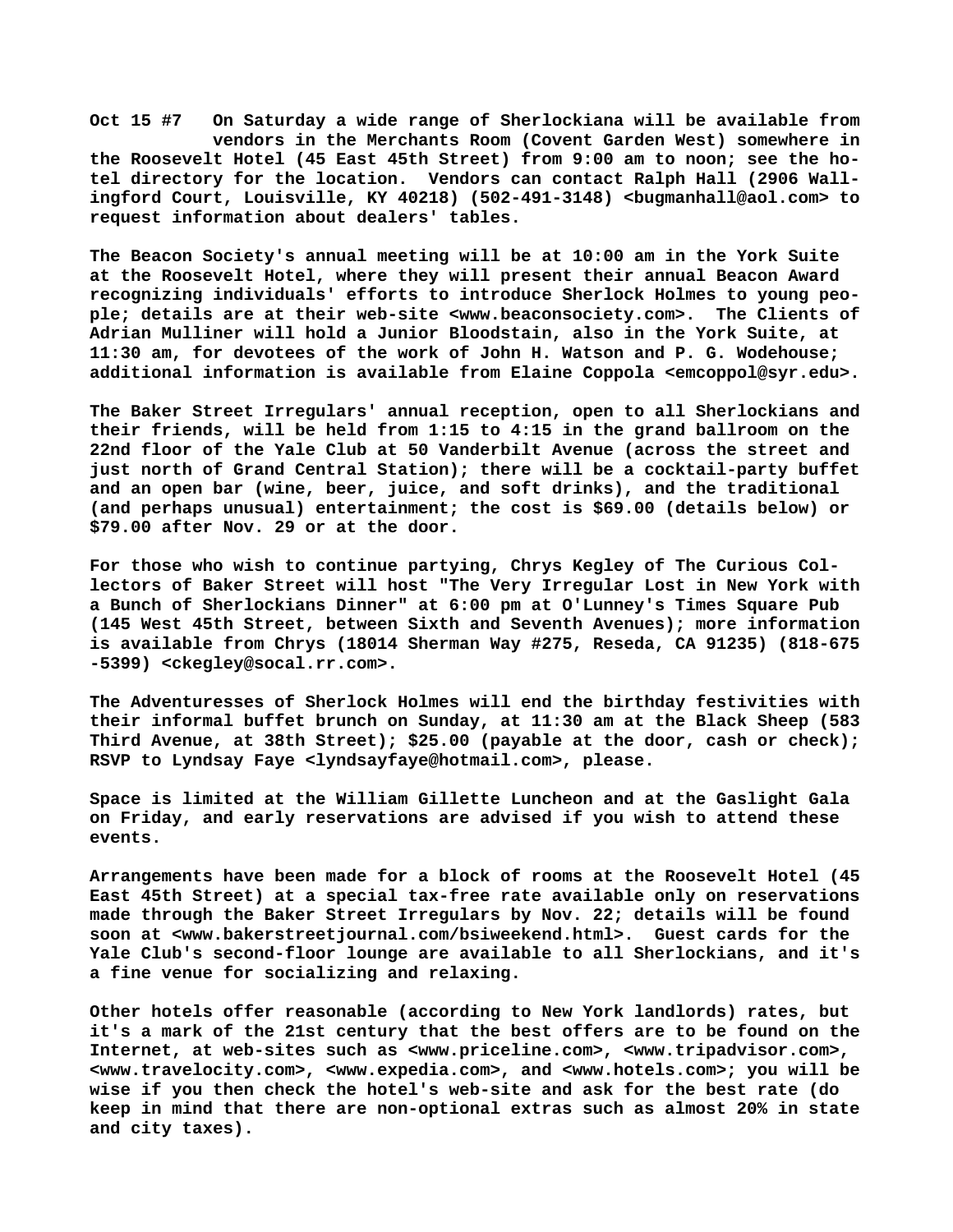**Oct 15 #7** On Saturday a wide range of Sherlockiana will be available from vendors in the Merchants Room (Covent Garden West) somewhere in the Roosevelt Hotel (45 East 45th Street) from 9:00 am to noon; see the hotel directory for the location. Vendors can contact Ralph Hall (2906 Wallingford Court, Louisville, KY 40218) (502-491-3148) <bugmanhall@aol.com> to request information about dealers' tables.

The Beacon Society's annual meeting will be at 10:00 am in the York Suite at the Roosevelt Hotel, where they will present their annual Beacon Award recognizing individuals' efforts to introduce Sherlock Holmes to young people; details are at their web-site <www.beaconsociety.com>. The Clients of Adrian Mulliner will hold a Junior Bloodstain, also in the York Suite, at 11:30 am, for devotees of the work of John H. Watson and P. G. Wodehouse; additional information is available from Elaine Coppola <emcoppol@syr.edu>.

The Baker Street Irregulars' annual reception, open to all Sherlockians and their friends, will be held from 1:15 to 4:15 in the grand ballroom on the 22nd floor of the Yale Club at 50 Vanderbilt Avenue (across the street and just north of Grand Central Station); there will be a cocktail-party buffet and an open bar (wine, beer, juice, and soft drinks), and the traditional (and perhaps unusual) entertainment; the cost is $69.00 (details below) or $79.00 after Nov. 29 or at the door.

For those who wish to continue partying, Chrys Kegley of The Curious Collectors of Baker Street will host "The Very Irregular Lost in New York with a Bunch of Sherlockians Dinner" at 6:00 pm at O'Lunney's Times Square Pub (145 West 45th Street, between Sixth and Seventh Avenues); more information is available from Chrys (18014 Sherman Way #275, Reseda, CA 91235) (818-675-5399) <ckegley@socal.rr.com>.

The Adventuresses of Sherlock Holmes will end the birthday festivities with their informal buffet brunch on Sunday, at 11:30 am at the Black Sheep (583 Third Avenue, at 38th Street); $25.00 (payable at the door, cash or check); RSVP to Lyndsay Faye <lyndsayfaye@hotmail.com>, please.

Space is limited at the William Gillette Luncheon and at the Gaslight Gala on Friday, and early reservations are advised if you wish to attend these events.

Arrangements have been made for a block of rooms at the Roosevelt Hotel (45 East 45th Street) at a special tax-free rate available only on reservations made through the Baker Street Irregulars by Nov. 22; details will be found soon at <www.bakerstreetjournal.com/bsiweekend.html>. Guest cards for the Yale Club's second-floor lounge are available to all Sherlockians, and it's a fine venue for socializing and relaxing.

Other hotels offer reasonable (according to New York landlords) rates, but it's a mark of the 21st century that the best offers are to be found on the Internet, at web-sites such as <www.priceline.com>, <www.tripadvisor.com>, <www.travelocity.com>, <www.expedia.com>, and <www.hotels.com>; you will be wise if you then check the hotel's web-site and ask for the best rate (do keep in mind that there are non-optional extras such as almost 20% in state and city taxes).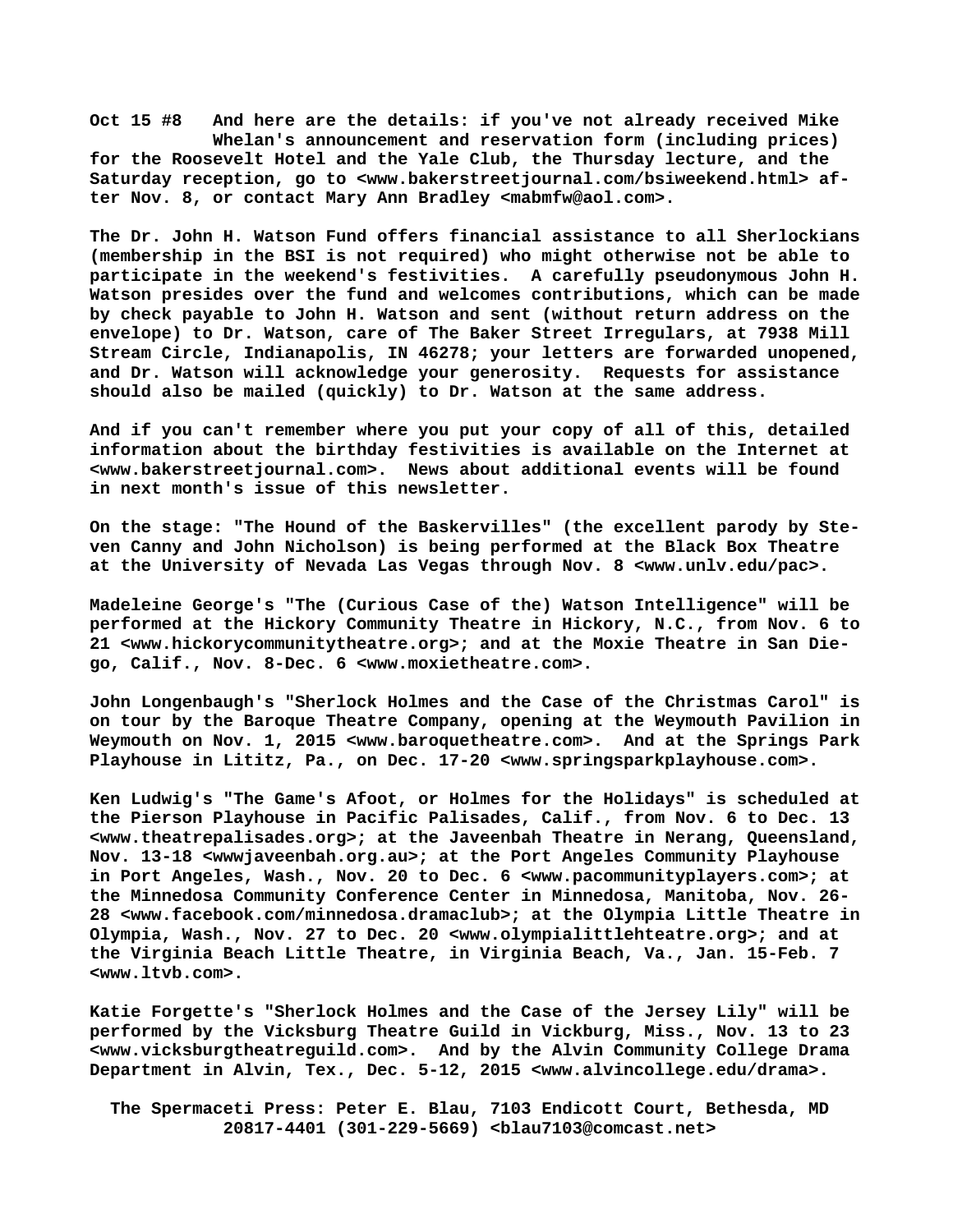**Oct 15 #8 And here are the details: if you've not already received Mike Whelan's announcement and reservation form (including prices) for the Roosevelt Hotel and the Yale Club, the Thursday lecture, and the Saturday reception, go to <www.bakerstreetjournal.com/bsiweekend.html> after Nov. 8, or contact Mary Ann Bradley <mabmfw@aol.com>.**

**The Dr. John H. Watson Fund offers financial assistance to all Sherlockians (membership in the BSI is not required) who might otherwise not be able to participate in the weekend's festivities. A carefully pseudonymous John H. Watson presides over the fund and welcomes contributions, which can be made by check payable to John H. Watson and sent (without return address on the envelope) to Dr. Watson, care of The Baker Street Irregulars, at 7938 Mill Stream Circle, Indianapolis, IN 46278; your letters are forwarded unopened, and Dr. Watson will acknowledge your generosity. Requests for assistance should also be mailed (quickly) to Dr. Watson at the same address.**

**And if you can't remember where you put your copy of all of this, detailed information about the birthday festivities is available on the Internet at <www.bakerstreetjournal.com>. News about additional events will be found in next month's issue of this newsletter.**

**On the stage: "The Hound of the Baskervilles" (the excellent parody by Steven Canny and John Nicholson) is being performed at the Black Box Theatre at the University of Nevada Las Vegas through Nov. 8 <www.unlv.edu/pac>.**

**Madeleine George's "The (Curious Case of the) Watson Intelligence" will be performed at the Hickory Community Theatre in Hickory, N.C., from Nov. 6 to 21 <www.hickorycommunitytheatre.org>; and at the Moxie Theatre in San Diego, Calif., Nov. 8-Dec. 6 <www.moxietheatre.com>.**

**John Longenbaugh's "Sherlock Holmes and the Case of the Christmas Carol" is on tour by the Baroque Theatre Company, opening at the Weymouth Pavilion in Weymouth on Nov. 1, 2015 <www.baroquetheatre.com>. And at the Springs Park Playhouse in Lititz, Pa., on Dec. 17-20 <www.springsparkplayhouse.com>.**

**Ken Ludwig's "The Game's Afoot, or Holmes for the Holidays" is scheduled at the Pierson Playhouse in Pacific Palisades, Calif., from Nov. 6 to Dec. 13 <www.theatrepalisades.org>; at the Javeenbah Theatre in Nerang, Queensland, Nov. 13-18 <wwwjaveenbah.org.au>; at the Port Angeles Community Playhouse in Port Angeles, Wash., Nov. 20 to Dec. 6 <www.pacommunityplayers.com>; at the Minnedosa Community Conference Center in Minnedosa, Manitoba, Nov. 26-28 <www.facebook.com/minnedosa.dramaclub>; at the Olympia Little Theatre in Olympia, Wash., Nov. 27 to Dec. 20 <www.olympialittlehteatre.org>; and at the Virginia Beach Little Theatre, in Virginia Beach, Va., Jan. 15-Feb. 7 <www.ltvb.com>.**

**Katie Forgette's "Sherlock Holmes and the Case of the Jersey Lily" will be performed by the Vicksburg Theatre Guild in Vickburg, Miss., Nov. 13 to 23 <www.vicksburgtheatreguild.com>. And by the Alvin Community College Drama Department in Alvin, Tex., Dec. 5-12, 2015 <www.alvincollege.edu/drama>.**

**The Spermaceti Press: Peter E. Blau, 7103 Endicott Court, Bethesda, MD 20817-4401 (301-229-5669) <blau7103@comcast.net>**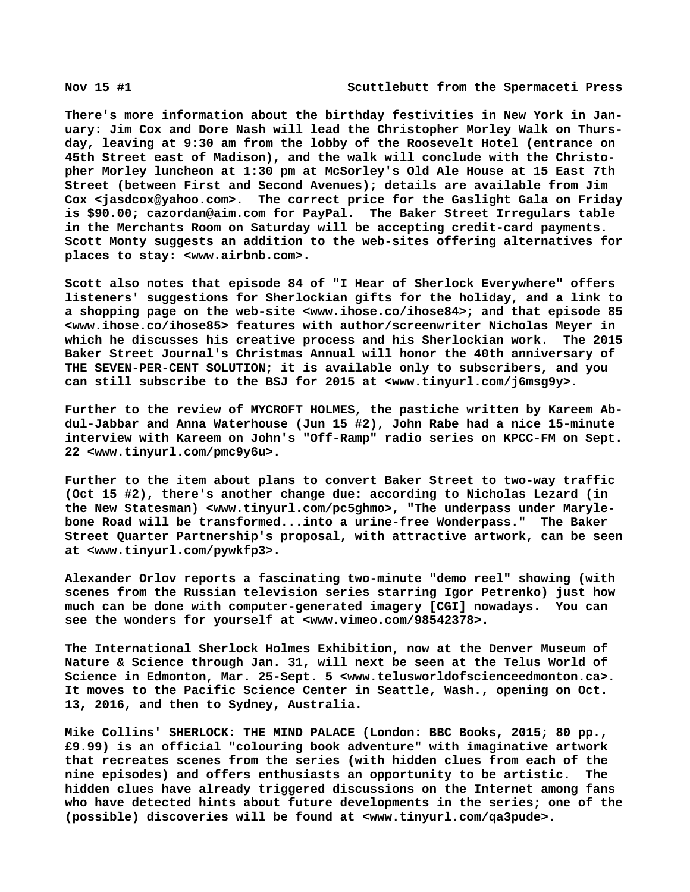There's more information about the birthday festivities in New York in January: Jim Cox and Dore Nash will lead the Christopher Morley Walk on Thursday, leaving at 9:30 am from the lobby of the Roosevelt Hotel (entrance on 45th Street east of Madison), and the walk will conclude with the Christopher Morley luncheon at 1:30 pm at McSorley's Old Ale House at 15 East 7th Street (between First and Second Avenues); details are available from Jim Cox <jasdcox@yahoo.com>. The correct price for the Gaslight Gala on Friday is $90.00; cazordan@aim.com for PayPal. The Baker Street Irregulars table in the Merchants Room on Saturday will be accepting credit-card payments. Scott Monty suggests an addition to the web-sites offering alternatives for places to stay: <www.airbnb.com>.

Scott also notes that episode 84 of "I Hear of Sherlock Everywhere" offers listeners' suggestions for Sherlockian gifts for the holiday, and a link to a shopping page on the web-site <www.ihose.co/ihose84>; and that episode 85 <www.ihose.co/ihose85> features with author/screenwriter Nicholas Meyer in which he discusses his creative process and his Sherlockian work. The 2015 Baker Street Journal's Christmas Annual will honor the 40th anniversary of THE SEVEN-PER-CENT SOLUTION; it is available only to subscribers, and you can still subscribe to the BSJ for 2015 at <www.tinyurl.com/j6msg9y>.

Further to the review of MYCROFT HOLMES, the pastiche written by Kareem Abdul-Jabbar and Anna Waterhouse (Jun 15 #2), John Rabe had a nice 15-minute interview with Kareem on John's "Off-Ramp" radio series on KPCC-FM on Sept. 22 <www.tinyurl.com/pmc9y6u>.

Further to the item about plans to convert Baker Street to two-way traffic (Oct 15 #2), there's another change due: according to Nicholas Lezard (in the New Statesman) <www.tinyurl.com/pc5ghmo>, "The underpass under Marylebone Road will be transformed...into a urine-free Wonderpass." The Baker Street Quarter Partnership's proposal, with attractive artwork, can be seen at <www.tinyurl.com/pywkfp3>.

Alexander Orlov reports a fascinating two-minute "demo reel" showing (with scenes from the Russian television series starring Igor Petrenko) just how much can be done with computer-generated imagery [CGI] nowadays. You can see the wonders for yourself at <www.vimeo.com/98542378>.

The International Sherlock Holmes Exhibition, now at the Denver Museum of Nature & Science through Jan. 31, will next be seen at the Telus World of Science in Edmonton, Mar. 25-Sept. 5 <www.telusworldofscienceedmonton.ca>. It moves to the Pacific Science Center in Seattle, Wash., opening on Oct. 13, 2016, and then to Sydney, Australia.

Mike Collins' SHERLOCK: THE MIND PALACE (London: BBC Books, 2015; 80 pp., £9.99) is an official "colouring book adventure" with imaginative artwork that recreates scenes from the series (with hidden clues from each of the nine episodes) and offers enthusiasts an opportunity to be artistic. The hidden clues have already triggered discussions on the Internet among fans who have detected hints about future developments in the series; one of the (possible) discoveries will be found at <www.tinyurl.com/qa3pude>.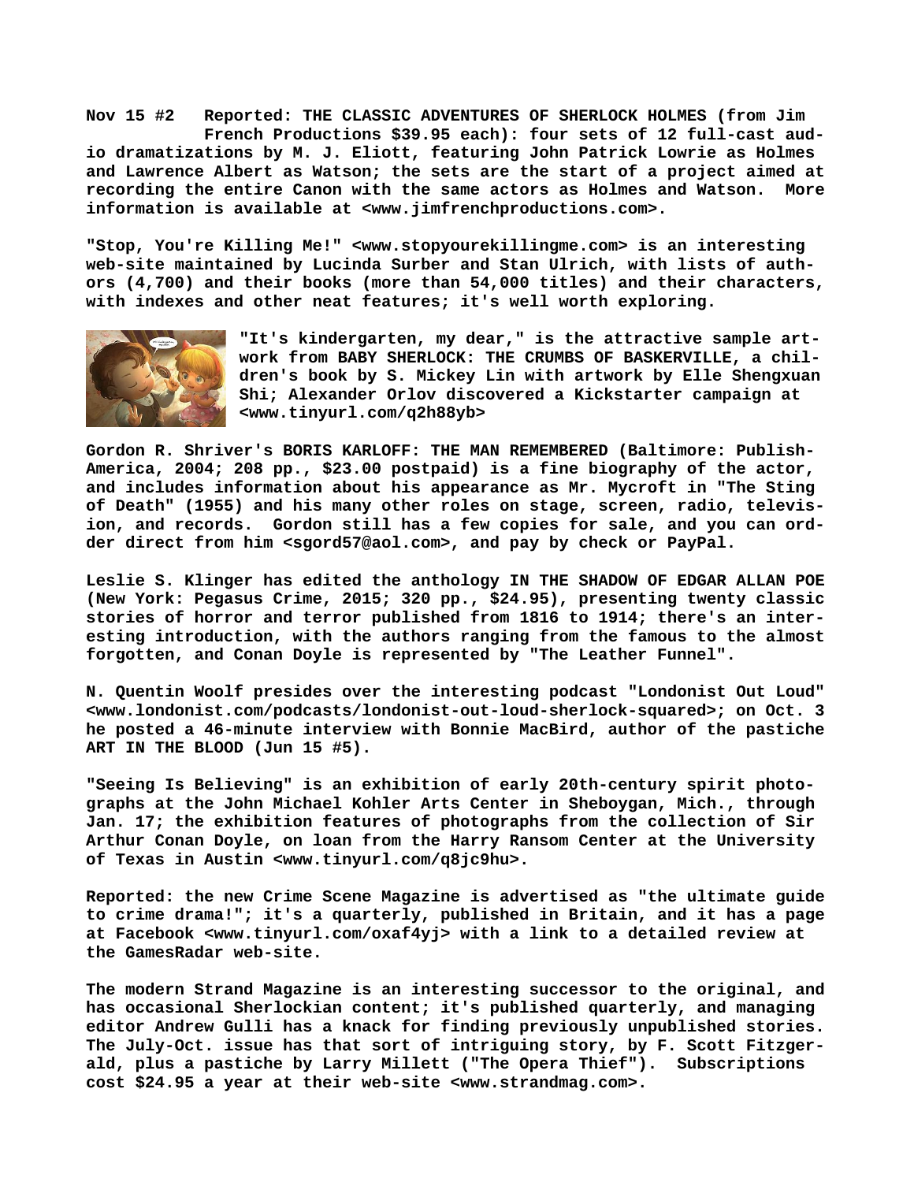**Nov 15 #2 Reported: THE CLASSIC ADVENTURES OF SHERLOCK HOLMES (from Jim French Productions $39.95 each): four sets of 12 full-cast audio dramatizations by M. J. Eliott, featuring John Patrick Lowrie as Holmes and Lawrence Albert as Watson; the sets are the start of a project aimed at recording the entire Canon with the same actors as Holmes and Watson. More information is available at <www.jimfrenchproductions.com>.**

**"Stop, You're Killing Me!" <www.stopyourekillingme.com> is an interesting web-site maintained by Lucinda Surber and Stan Ulrich, with lists of authors (4,700) and their books (more than 54,000 titles) and their characters, with indexes and other neat features; it's well worth exploring.**

**"It's kindergarten, my dear," is the attractive sample artwork from BABY SHERLOCK: THE CRUMBS OF BASKERVILLE, a children's book by S. Mickey Lin with artwork by Elle Shengxuan Shi; Alexander Orlov discovered a Kickstarter campaign at <www.tinyurl.com/q2h88yb>**

**Gordon R. Shriver's BORIS KARLOFF: THE MAN REMEMBERED (Baltimore: PublishAmerica, 2004; 208 pp., $23.00 postpaid) is a fine biography of the actor, and includes information about his appearance as Mr. Mycroft in "The Sting of Death" (1955) and his many other roles on stage, screen, radio, television, and records. Gordon still has a few copies for sale, and you can order direct from him <sgord57@aol.com>, and pay by check or PayPal.**

**Leslie S. Klinger has edited the anthology IN THE SHADOW OF EDGAR ALLAN POE (New York: Pegasus Crime, 2015; 320 pp., $24.95), presenting twenty classic stories of horror and terror published from 1816 to 1914; there's an interesting introduction, with the authors ranging from the famous to the almost forgotten, and Conan Doyle is represented by "The Leather Funnel".**

**N. Quentin Woolf presides over the interesting podcast "Londonist Out Loud" <www.londonist.com/podcasts/londonist-out-loud-sherlock-squared>; on Oct. 3 he posted a 46-minute interview with Bonnie MacBird, author of the pastiche ART IN THE BLOOD (Jun 15 #5).**

**"Seeing Is Believing" is an exhibition of early 20th-century spirit photographs at the John Michael Kohler Arts Center in Sheboygan, Mich., through Jan. 17; the exhibition features of photographs from the collection of Sir Arthur Conan Doyle, on loan from the Harry Ransom Center at the University of Texas in Austin <www.tinyurl.com/q8jc9hu>.**

**Reported: the new Crime Scene Magazine is advertised as "the ultimate guide to crime drama!"; it's a quarterly, published in Britain, and it has a page at Facebook <www.tinyurl.com/oxaf4yj> with a link to a detailed review at the GamesRadar web-site.**

**The modern Strand Magazine is an interesting successor to the original, and has occasional Sherlockian content; it's published quarterly, and managing editor Andrew Gulli has a knack for finding previously unpublished stories. The July-Oct. issue has that sort of intriguing story, by F. Scott Fitzgerald, plus a pastiche by Larry Millett ("The Opera Thief"). Subscriptions cost $24.95 a year at their web-site <www.strandmag.com>.**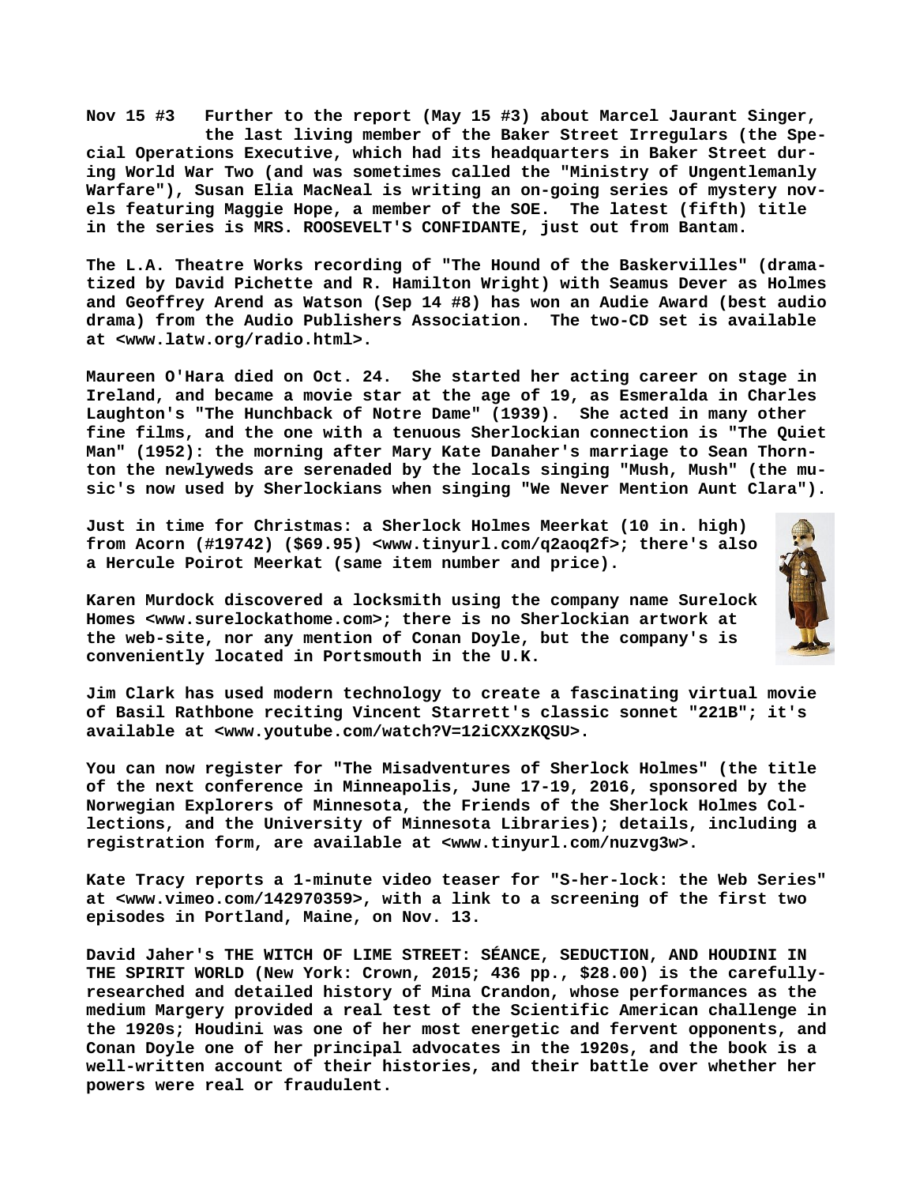**Nov 15 #3 Further to the report (May 15 #3) about Marcel Jaurant Singer, the last living member of the Baker Street Irregulars (the Special Operations Executive, which had its headquarters in Baker Street during World War Two (and was sometimes called the "Ministry of Ungentlemanly Warfare"), Susan Elia MacNeal is writing an on-going series of mystery novels featuring Maggie Hope, a member of the SOE. The latest (fifth) title in the series is MRS. ROOSEVELT'S CONFIDANTE, just out from Bantam.**

**The L.A. Theatre Works recording of "The Hound of the Baskervilles" (dramatized by David Pichette and R. Hamilton Wright) with Seamus Dever as Holmes and Geoffrey Arend as Watson (Sep 14 #8) has won an Audie Award (best audio drama) from the Audio Publishers Association. The two-CD set is available at <www.latw.org/radio.html>.**

**Maureen O'Hara died on Oct. 24. She started her acting career on stage in Ireland, and became a movie star at the age of 19, as Esmeralda in Charles Laughton's "The Hunchback of Notre Dame" (1939). She acted in many other fine films, and the one with a tenuous Sherlockian connection is "The Quiet Man" (1952): the morning after Mary Kate Danaher's marriage to Sean Thornton the newlyweds are serenaded by the locals singing "Mush, Mush" (the music's now used by Sherlockians when singing "We Never Mention Aunt Clara").**

**Just in time for Christmas: a Sherlock Holmes Meerkat (10 in. high) from Acorn (#19742) ($69.95) <www.tinyurl.com/q2aoq2f>; there's also a Hercule Poirot Meerkat (same item number and price).**

**Karen Murdock discovered a locksmith using the company name Surelock Homes <www.surelockathome.com>; there is no Sherlockian artwork at the web-site, nor any mention of Conan Doyle, but the company's is conveniently located in Portsmouth in the U.K.**

**Jim Clark has used modern technology to create a fascinating virtual movie of Basil Rathbone reciting Vincent Starrett's classic sonnet "221B"; it's available at <www.youtube.com/watch?V=12iCXXzKQSU>.**

**You can now register for "The Misadventures of Sherlock Holmes" (the title of the next conference in Minneapolis, June 17-19, 2016, sponsored by the Norwegian Explorers of Minnesota, the Friends of the Sherlock Holmes Collections, and the University of Minnesota Libraries); details, including a registration form, are available at <www.tinyurl.com/nuzvg3w>.**

**Kate Tracy reports a 1-minute video teaser for "S-her-lock: the Web Series" at <www.vimeo.com/142970359>, with a link to a screening of the first two episodes in Portland, Maine, on Nov. 13.**

**David Jaher's THE WITCH OF LIME STREET: SÉANCE, SEDUCTION, AND HOUDINI IN THE SPIRIT WORLD (New York: Crown, 2015; 436 pp., $28.00) is the carefully-researched and detailed history of Mina Crandon, whose performances as the medium Margery provided a real test of the Scientific American challenge in the 1920s; Houdini was one of her most energetic and fervent opponents, and Conan Doyle one of her principal advocates in the 1920s, and the book is a well-written account of their histories, and their battle over whether her powers were real or fraudulent.**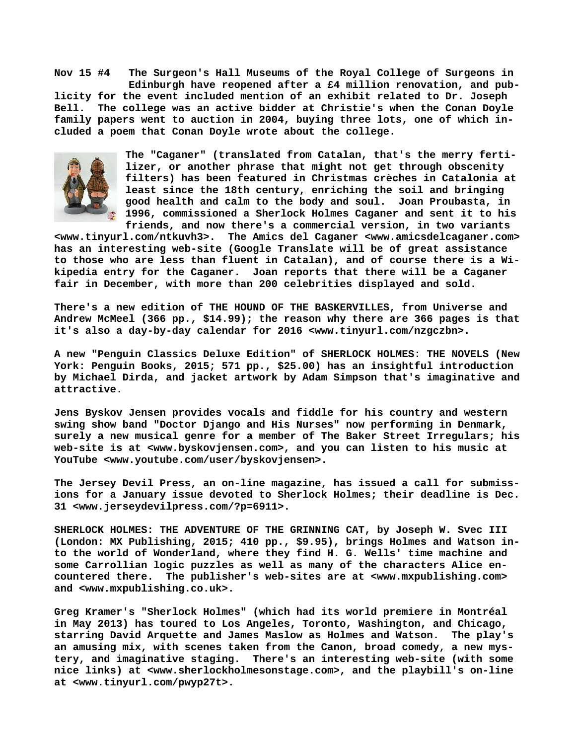**Nov 15 #4 The Surgeon's Hall Museums of the Royal College of Surgeons in Edinburgh have reopened after a £4 million renovation, and publicity for the event included mention of an exhibit related to Dr. Joseph Bell. The college was an active bidder at Christie's when the Conan Doyle family papers went to auction in 2004, buying three lots, one of which included a poem that Conan Doyle wrote about the college.**

**The "Caganer" (translated from Catalan, that's the merry fertilizer, or another phrase that might not get through obscenity filters) has been featured in Christmas crèches in Catalonia at least since the 18th century, enriching the soil and bringing good health and calm to the body and soul. Joan Proubasta, in 1996, commissioned a Sherlock Holmes Caganer and sent it to his friends, and now there's a commercial version, in two variants <www.tinyurl.com/ntkuvh3>. The Amics del Caganer <www.amicsdelcaganer.com> has an interesting web-site (Google Translate will be of great assistance to those who are less than fluent in Catalan), and of course there is a Wikipedia entry for the Caganer. Joan reports that there will be a Caganer fair in December, with more than 200 celebrities displayed and sold.**

**There's a new edition of THE HOUND OF THE BASKERVILLES, from Universe and Andrew McMeel (366 pp., $14.99); the reason why there are 366 pages is that it's also a day-by-day calendar for 2016 <www.tinyurl.com/nzgczbn>.**

**A new "Penguin Classics Deluxe Edition" of SHERLOCK HOLMES: THE NOVELS (New York: Penguin Books, 2015; 571 pp., $25.00) has an insightful introduction by Michael Dirda, and jacket artwork by Adam Simpson that's imaginative and attractive.**

**Jens Byskov Jensen provides vocals and fiddle for his country and western swing show band "Doctor Django and His Nurses" now performing in Denmark, surely a new musical genre for a member of The Baker Street Irregulars; his web-site is at <www.byskovjensen.com>, and you can listen to his music at YouTube <www.youtube.com/user/byskovjensen>.**

**The Jersey Devil Press, an on-line magazine, has issued a call for submissions for a January issue devoted to Sherlock Holmes; their deadline is Dec. 31 <www.jerseydevilpress.com/?p=6911>.**

**SHERLOCK HOLMES: THE ADVENTURE OF THE GRINNING CAT, by Joseph W. Svec III (London: MX Publishing, 2015; 410 pp., $9.95), brings Holmes and Watson into the world of Wonderland, where they find H. G. Wells' time machine and some Carrollian logic puzzles as well as many of the characters Alice encountered there. The publisher's web-sites are at <www.mxpublishing.com> and <www.mxpublishing.co.uk>.**

**Greg Kramer's "Sherlock Holmes" (which had its world premiere in Montréal in May 2013) has toured to Los Angeles, Toronto, Washington, and Chicago, starring David Arquette and James Maslow as Holmes and Watson. The play's an amusing mix, with scenes taken from the Canon, broad comedy, a new mystery, and imaginative staging. There's an interesting web-site (with some nice links) at <www.sherlockholmesonstage.com>, and the playbill's on-line at <www.tinyurl.com/pwyp27t>.**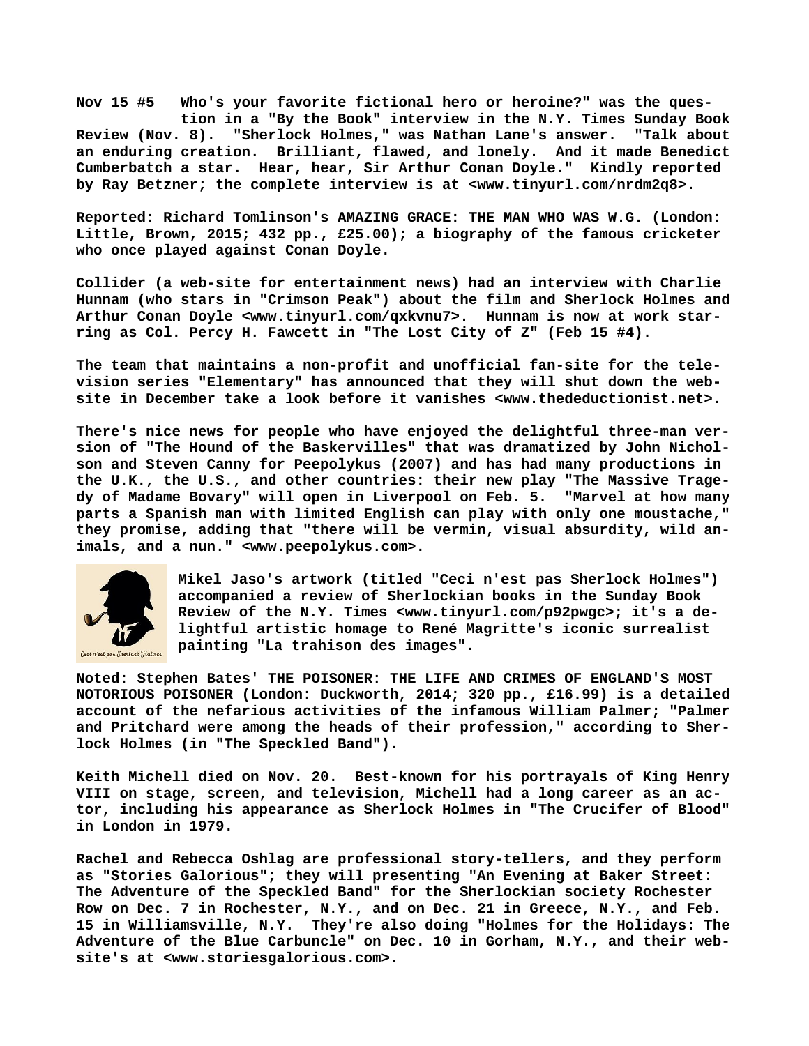**Nov 15 #5 Who's your favorite fictional hero or heroine?" was the question in a "By the Book" interview in the N.Y. Times Sunday Book Review (Nov. 8). "Sherlock Holmes," was Nathan Lane's answer. "Talk about an enduring creation. Brilliant, flawed, and lonely. And it made Benedict Cumberbatch a star. Hear, hear, Sir Arthur Conan Doyle." Kindly reported by Ray Betzner; the complete interview is at <www.tinyurl.com/nrdm2q8>.**

**Reported: Richard Tomlinson's AMAZING GRACE: THE MAN WHO WAS W.G. (London: Little, Brown, 2015; 432 pp., £25.00); a biography of the famous cricketer who once played against Conan Doyle.**

**Collider (a web-site for entertainment news) had an interview with Charlie Hunnam (who stars in "Crimson Peak") about the film and Sherlock Holmes and Arthur Conan Doyle <www.tinyurl.com/qxkvnu7>. Hunnam is now at work starring as Col. Percy H. Fawcett in "The Lost City of Z" (Feb 15 #4).**

**The team that maintains a non-profit and unofficial fan-site for the television series "Elementary" has announced that they will shut down the website in December take a look before it vanishes <www.thedeductionist.net>.**

**There's nice news for people who have enjoyed the delightful three-man version of "The Hound of the Baskervilles" that was dramatized by John Nicholson and Steven Canny for Peepolykus (2007) and has had many productions in the U.K., the U.S., and other countries: their new play "The Massive Tragedy of Madame Bovary" will open in Liverpool on Feb. 5. "Marvel at how many parts a Spanish man with limited English can play with only one moustache," they promise, adding that "there will be vermin, visual absurdity, wild animals, and a nun." <www.peepolykus.com>.**

Ceci n'est pas Sherlock Holmes

**Mikel Jaso's artwork (titled "Ceci n'est pas Sherlock Holmes") accompanied a review of Sherlockian books in the Sunday Book Review of the N.Y. Times <www.tinyurl.com/p92pwgc>; it's a delightful artistic homage to René Magritte's iconic surrealist painting "La trahison des images".**

**Noted: Stephen Bates' THE POISONER: THE LIFE AND CRIMES OF ENGLAND'S MOST NOTORIOUS POISONER (London: Duckworth, 2014; 320 pp., £16.99) is a detailed account of the nefarious activities of the infamous William Palmer; "Palmer and Pritchard were among the heads of their profession," according to Sherlock Holmes (in "The Speckled Band").**

**Keith Michell died on Nov. 20. Best-known for his portrayals of King Henry VIII on stage, screen, and television, Michell had a long career as an actor, including his appearance as Sherlock Holmes in "The Crucifer of Blood" in London in 1979.**

**Rachel and Rebecca Oshlag are professional story-tellers, and they perform as "Stories Galorious"; they will presenting "An Evening at Baker Street: The Adventure of the Speckled Band" for the Sherlockian society Rochester Row on Dec. 7 in Rochester, N.Y., and on Dec. 21 in Greece, N.Y., and Feb. 15 in Williamsville, N.Y. They're also doing "Holmes for the Holidays: The Adventure of the Blue Carbuncle" on Dec. 10 in Gorham, N.Y., and their website's at <www.storiesgalorious.com>.**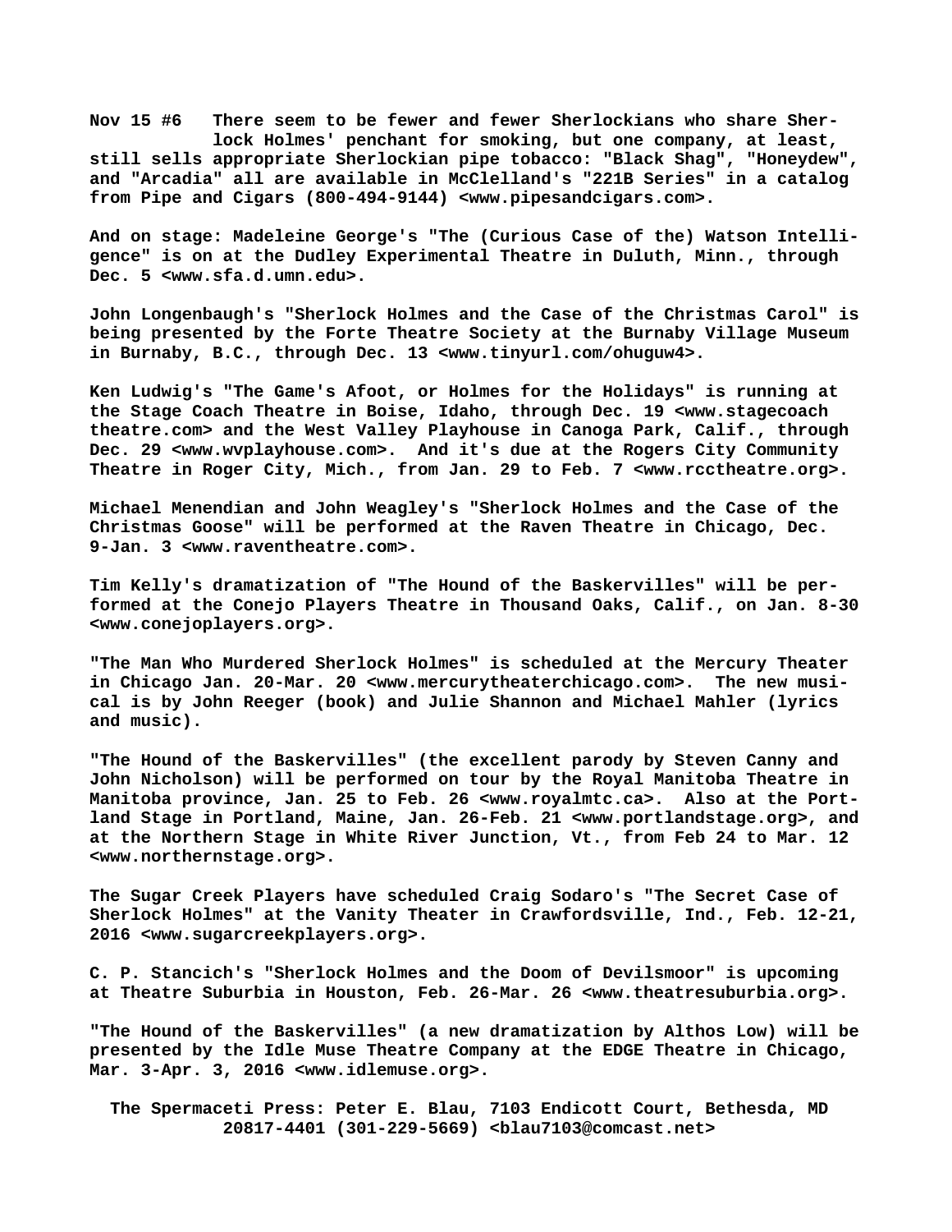**Nov 15 #6 There seem to be fewer and fewer Sherlockians who share Sherlock Holmes' penchant for smoking, but one company, at least, still sells appropriate Sherlockian pipe tobacco: "Black Shag", "Honeydew", and "Arcadia" all are available in McClelland's "221B Series" in a catalog from Pipe and Cigars (800-494-9144) <www.pipesandcigars.com>.**

**And on stage: Madeleine George's "The (Curious Case of the) Watson Intelligence" is on at the Dudley Experimental Theatre in Duluth, Minn., through Dec. 5 <www.sfa.d.umn.edu>.**

**John Longenbaugh's "Sherlock Holmes and the Case of the Christmas Carol" is being presented by the Forte Theatre Society at the Burnaby Village Museum in Burnaby, B.C., through Dec. 13 <www.tinyurl.com/ohuguw4>.**

**Ken Ludwig's "The Game's Afoot, or Holmes for the Holidays" is running at the Stage Coach Theatre in Boise, Idaho, through Dec. 19 <www.stagecoach theatre.com> and the West Valley Playhouse in Canoga Park, Calif., through Dec. 29 <www.wvplayhouse.com>. And it's due at the Rogers City Community Theatre in Roger City, Mich., from Jan. 29 to Feb. 7 <www.rcctheatre.org>.**

**Michael Menendian and John Weagley's "Sherlock Holmes and the Case of the Christmas Goose" will be performed at the Raven Theatre in Chicago, Dec. 9-Jan. 3 <www.raventheatre.com>.**

**Tim Kelly's dramatization of "The Hound of the Baskervilles" will be performed at the Conejo Players Theatre in Thousand Oaks, Calif., on Jan. 8-30 <www.conejoplayers.org>.**

**"The Man Who Murdered Sherlock Holmes" is scheduled at the Mercury Theater in Chicago Jan. 20-Mar. 20 <www.mercurytheaterchicago.com>. The new musical is by John Reeger (book) and Julie Shannon and Michael Mahler (lyrics and music).**

**"The Hound of the Baskervilles" (the excellent parody by Steven Canny and John Nicholson) will be performed on tour by the Royal Manitoba Theatre in Manitoba province, Jan. 25 to Feb. 26 <www.royalmtc.ca>. Also at the Portland Stage in Portland, Maine, Jan. 26-Feb. 21 <www.portlandstage.org>, and at the Northern Stage in White River Junction, Vt., from Feb 24 to Mar. 12 <www.northernstage.org>.**

**The Sugar Creek Players have scheduled Craig Sodaro's "The Secret Case of Sherlock Holmes" at the Vanity Theater in Crawfordsville, Ind., Feb. 12-21, 2016 <www.sugarcreekplayers.org>.**

**C. P. Stancich's "Sherlock Holmes and the Doom of Devilsmoor" is upcoming at Theatre Suburbia in Houston, Feb. 26-Mar. 26 <www.theatresuburbia.org>.**

**"The Hound of the Baskervilles" (a new dramatization by Althos Low) will be presented by the Idle Muse Theatre Company at the EDGE Theatre in Chicago, Mar. 3-Apr. 3, 2016 <www.idlemuse.org>.**

**The Spermaceti Press: Peter E. Blau, 7103 Endicott Court, Bethesda, MD 20817-4401 (301-229-5669) <blau7103@comcast.net>**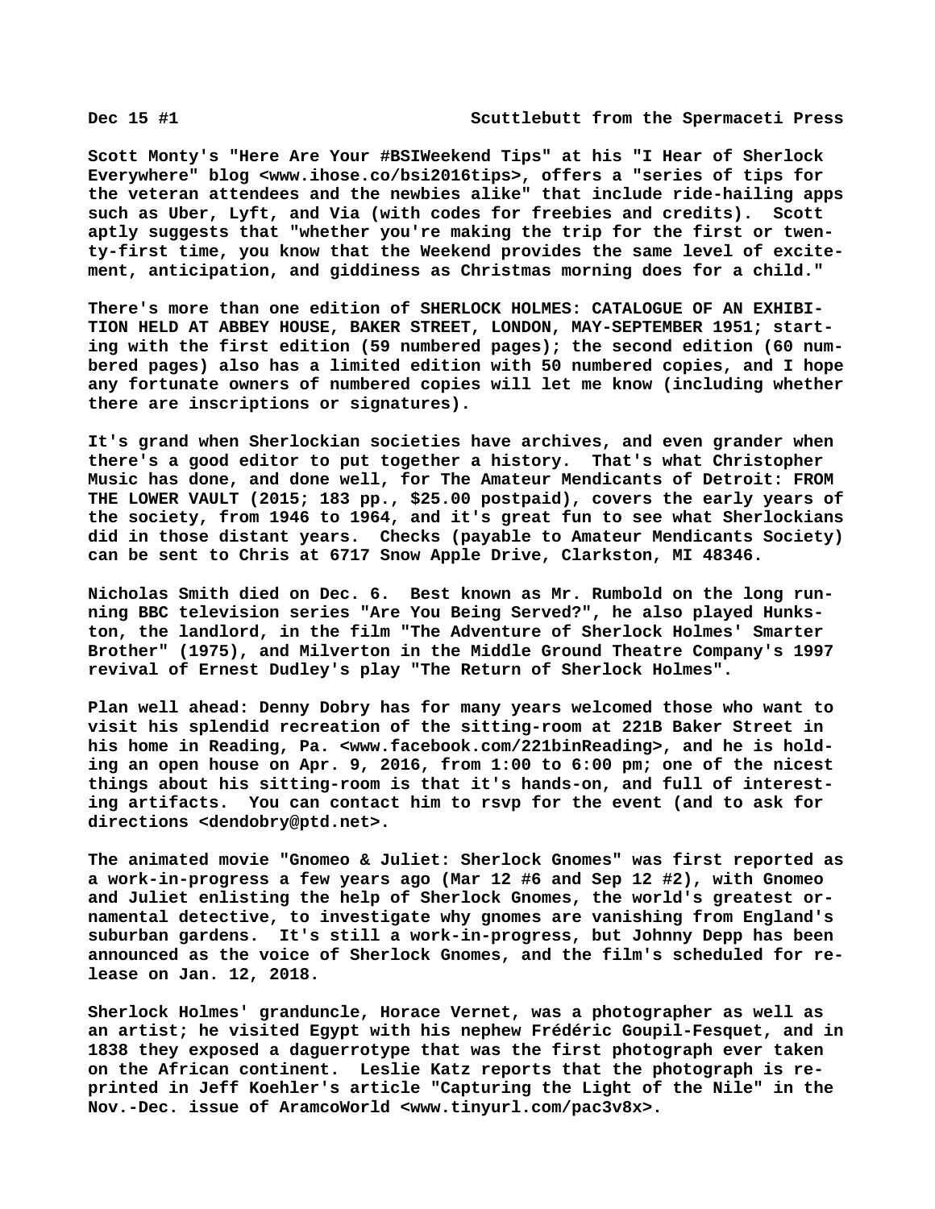Dec 15 #1 Scuttlebutt from the Spermaceti Press

Scott Monty's "Here Are Your #BSIWeekend Tips" at his "I Hear of Sherlock Everywhere" blog <www.ihose.co/bsi2016tips>, offers a "series of tips for the veteran attendees and the newbies alike" that include ride-hailing apps such as Uber, Lyft, and Via (with codes for freebies and credits). Scott aptly suggests that "whether you're making the trip for the first or twenty-first time, you know that the Weekend provides the same level of excitement, anticipation, and giddiness as Christmas morning does for a child."

There's more than one edition of SHERLOCK HOLMES: CATALOGUE OF AN EXHIBITION HELD AT ABBEY HOUSE, BAKER STREET, LONDON, MAY-SEPTEMBER 1951; starting with the first edition (59 numbered pages); the second edition (60 numbered pages) also has a limited edition with 50 numbered copies, and I hope any fortunate owners of numbered copies will let me know (including whether there are inscriptions or signatures).

It's grand when Sherlockian societies have archives, and even grander when there's a good editor to put together a history. That's what Christopher Music has done, and done well, for The Amateur Mendicants of Detroit: FROM THE LOWER VAULT (2015; 183 pp., $25.00 postpaid), covers the early years of the society, from 1946 to 1964, and it's great fun to see what Sherlockians did in those distant years. Checks (payable to Amateur Mendicants Society) can be sent to Chris at 6717 Snow Apple Drive, Clarkston, MI 48346.

Nicholas Smith died on Dec. 6. Best known as Mr. Rumbold on the long running BBC television series "Are You Being Served?", he also played Hunkston, the landlord, in the film "The Adventure of Sherlock Holmes' Smarter Brother" (1975), and Milverton in the Middle Ground Theatre Company's 1997 revival of Ernest Dudley's play "The Return of Sherlock Holmes".

Plan well ahead: Denny Dobry has for many years welcomed those who want to visit his splendid recreation of the sitting-room at 221B Baker Street in his home in Reading, Pa. <www.facebook.com/221binReading>, and he is holding an open house on Apr. 9, 2016, from 1:00 to 6:00 pm; one of the nicest things about his sitting-room is that it's hands-on, and full of interesting artifacts. You can contact him to rsvp for the event (and to ask for directions <dendobry@ptd.net>.

The animated movie "Gnomeo & Juliet: Sherlock Gnomes" was first reported as a work-in-progress a few years ago (Mar 12 #6 and Sep 12 #2), with Gnomeo and Juliet enlisting the help of Sherlock Gnomes, the world's greatest ornamental detective, to investigate why gnomes are vanishing from England's suburban gardens. It's still a work-in-progress, but Johnny Depp has been announced as the voice of Sherlock Gnomes, and the film's scheduled for release on Jan. 12, 2018.

Sherlock Holmes' granduncle, Horace Vernet, was a photographer as well as an artist; he visited Egypt with his nephew Frédéric Goupil-Fesquet, and in 1838 they exposed a daguerrotype that was the first photograph ever taken on the African continent. Leslie Katz reports that the photograph is reprinted in Jeff Koehler's article "Capturing the Light of the Nile" in the Nov.-Dec. issue of AramcoWorld <www.tinyurl.com/pac3v8x>.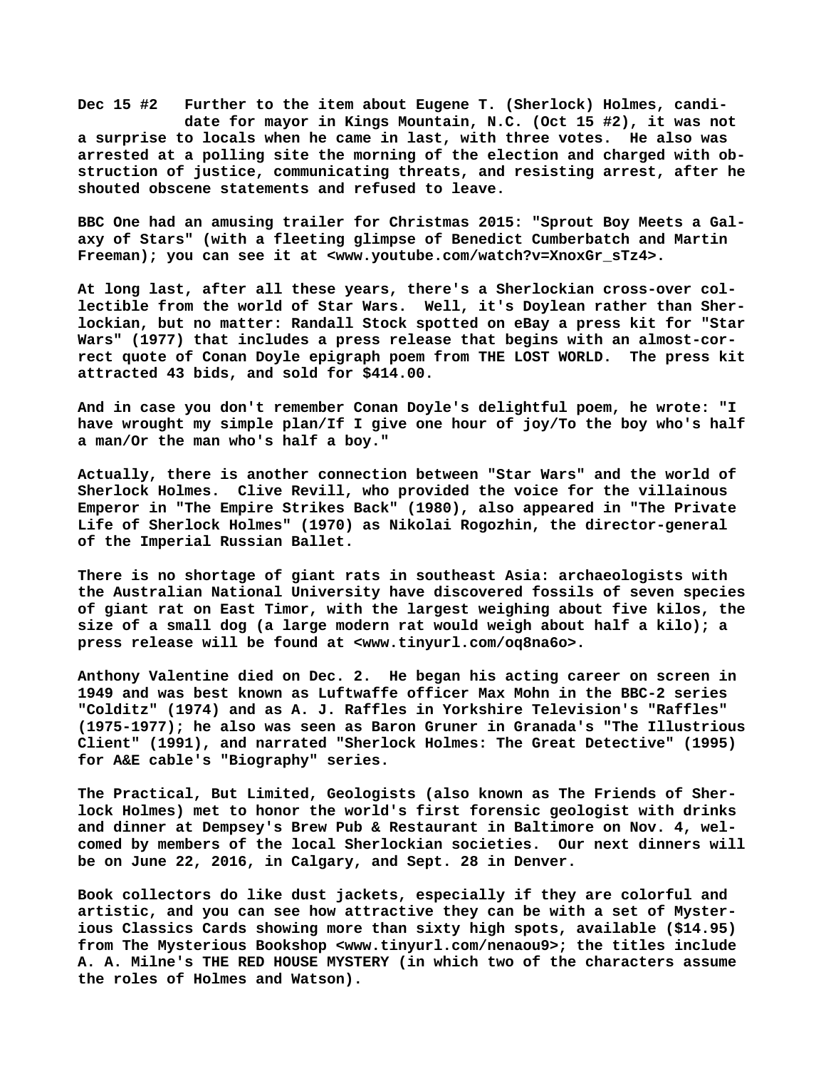**Dec 15 #2 Further to the item about Eugene T. (Sherlock) Holmes, candidate for mayor in Kings Mountain, N.C. (Oct 15 #2), it was not a surprise to locals when he came in last, with three votes. He also was arrested at a polling site the morning of the election and charged with obstruction of justice, communicating threats, and resisting arrest, after he shouted obscene statements and refused to leave.**

**BBC One had an amusing trailer for Christmas 2015: "Sprout Boy Meets a Galaxy of Stars" (with a fleeting glimpse of Benedict Cumberbatch and Martin Freeman); you can see it at <www.youtube.com/watch?v=XnoxGr_sTz4>.**

**At long last, after all these years, there's a Sherlockian cross-over collectible from the world of Star Wars. Well, it's Doylean rather than Sherlockian, but no matter: Randall Stock spotted on eBay a press kit for "Star Wars" (1977) that includes a press release that begins with an almost-correct quote of Conan Doyle epigraph poem from THE LOST WORLD. The press kit attracted 43 bids, and sold for $414.00.**

**And in case you don't remember Conan Doyle's delightful poem, he wrote: "I have wrought my simple plan/If I give one hour of joy/To the boy who's half a man/Or the man who's half a boy."**

**Actually, there is another connection between "Star Wars" and the world of Sherlock Holmes. Clive Revill, who provided the voice for the villainous Emperor in "The Empire Strikes Back" (1980), also appeared in "The Private Life of Sherlock Holmes" (1970) as Nikolai Rogozhin, the director-general of the Imperial Russian Ballet.**

**There is no shortage of giant rats in southeast Asia: archaeologists with the Australian National University have discovered fossils of seven species of giant rat on East Timor, with the largest weighing about five kilos, the size of a small dog (a large modern rat would weigh about half a kilo); a press release will be found at <www.tinyurl.com/oq8na6o>.**

**Anthony Valentine died on Dec. 2. He began his acting career on screen in 1949 and was best known as Luftwaffe officer Max Mohn in the BBC-2 series "Colditz" (1974) and as A. J. Raffles in Yorkshire Television's "Raffles" (1975-1977); he also was seen as Baron Gruner in Granada's "The Illustrious Client" (1991), and narrated "Sherlock Holmes: The Great Detective" (1995) for A&E cable's "Biography" series.**

**The Practical, But Limited, Geologists (also known as The Friends of Sherlock Holmes) met to honor the world's first forensic geologist with drinks and dinner at Dempsey's Brew Pub & Restaurant in Baltimore on Nov. 4, welcomed by members of the local Sherlockian societies. Our next dinners will be on June 22, 2016, in Calgary, and Sept. 28 in Denver.**

**Book collectors do like dust jackets, especially if they are colorful and artistic, and you can see how attractive they can be with a set of Mysterious Classics Cards showing more than sixty high spots, available ($14.95) from The Mysterious Bookshop <www.tinyurl.com/nenaou9>; the titles include A. A. Milne's THE RED HOUSE MYSTERY (in which two of the characters assume the roles of Holmes and Watson).**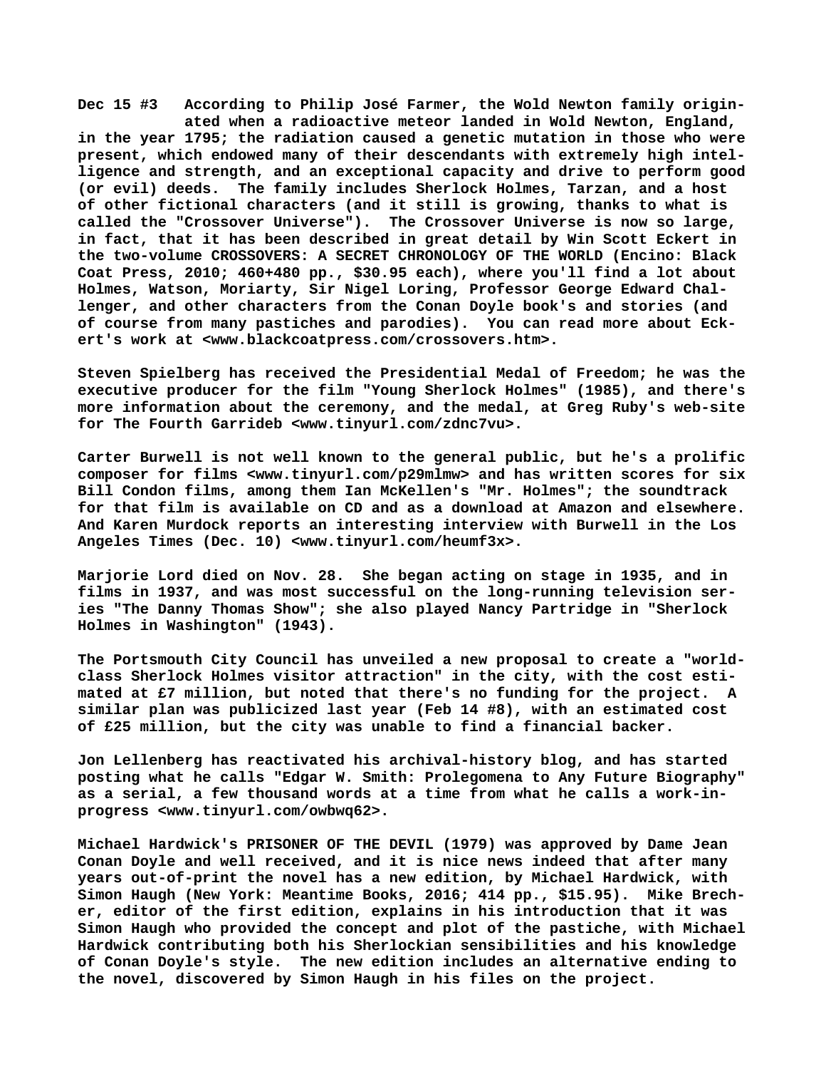**Dec 15 #3 According to Philip José Farmer, the Wold Newton family originated when a radioactive meteor landed in Wold Newton, England, in the year 1795; the radiation caused a genetic mutation in those who were present, which endowed many of their descendants with extremely high intelligence and strength, and an exceptional capacity and drive to perform good (or evil) deeds. The family includes Sherlock Holmes, Tarzan, and a host of other fictional characters (and it still is growing, thanks to what is called the "Crossover Universe"). The Crossover Universe is now so large, in fact, that it has been described in great detail by Win Scott Eckert in the two-volume CROSSOVERS: A SECRET CHRONOLOGY OF THE WORLD (Encino: Black Coat Press, 2010; 460+480 pp., $30.95 each), where you'll find a lot about Holmes, Watson, Moriarty, Sir Nigel Loring, Professor George Edward Challenger, and other characters from the Conan Doyle book's and stories (and of course from many pastiches and parodies). You can read more about Eckert's work at <www.blackcoatpress.com/crossovers.htm>.**

**Steven Spielberg has received the Presidential Medal of Freedom; he was the executive producer for the film "Young Sherlock Holmes" (1985), and there's more information about the ceremony, and the medal, at Greg Ruby's web-site for The Fourth Garrideb <www.tinyurl.com/zdnc7vu>.**

**Carter Burwell is not well known to the general public, but he's a prolific composer for films <www.tinyurl.com/p29mlmw> and has written scores for six Bill Condon films, among them Ian McKellen's "Mr. Holmes"; the soundtrack for that film is available on CD and as a download at Amazon and elsewhere. And Karen Murdock reports an interesting interview with Burwell in the Los Angeles Times (Dec. 10) <www.tinyurl.com/heumf3x>.**

**Marjorie Lord died on Nov. 28. She began acting on stage in 1935, and in films in 1937, and was most successful on the long-running television series "The Danny Thomas Show"; she also played Nancy Partridge in "Sherlock Holmes in Washington" (1943).**

**The Portsmouth City Council has unveiled a new proposal to create a "world-class Sherlock Holmes visitor attraction" in the city, with the cost estimated at £7 million, but noted that there's no funding for the project. A similar plan was publicized last year (Feb 14 #8), with an estimated cost of £25 million, but the city was unable to find a financial backer.**

**Jon Lellenberg has reactivated his archival-history blog, and has started posting what he calls "Edgar W. Smith: Prolegomena to Any Future Biography" as a serial, a few thousand words at a time from what he calls a work-in-progress <www.tinyurl.com/owbwq62>.**

**Michael Hardwick's PRISONER OF THE DEVIL (1979) was approved by Dame Jean Conan Doyle and well received, and it is nice news indeed that after many years out-of-print the novel has a new edition, by Michael Hardwick, with Simon Haugh (New York: Meantime Books, 2016; 414 pp., $15.95). Mike Brecher, editor of the first edition, explains in his introduction that it was Simon Haugh who provided the concept and plot of the pastiche, with Michael Hardwick contributing both his Sherlockian sensibilities and his knowledge of Conan Doyle's style. The new edition includes an alternative ending to the novel, discovered by Simon Haugh in his files on the project.**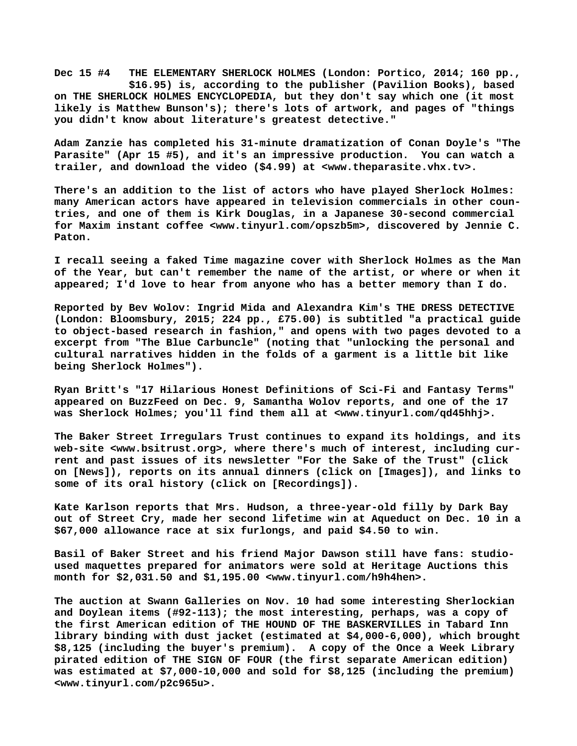**Dec 15 #4** THE ELEMENTARY SHERLOCK HOLMES (London: Portico, 2014; 160 pp., $16.95) is, according to the publisher (Pavilion Books), based on THE SHERLOCK HOLMES ENCYCLOPEDIA, but they don't say which one (it most likely is Matthew Bunson's); there's lots of artwork, and pages of "things you didn't know about literature's greatest detective."

Adam Zanzie has completed his 31-minute dramatization of Conan Doyle's "The Parasite" (Apr 15 #5), and it's an impressive production. You can watch a trailer, and download the video ($4.99) at <www.theparasite.vhx.tv>.

There's an addition to the list of actors who have played Sherlock Holmes: many American actors have appeared in television commercials in other countries, and one of them is Kirk Douglas, in a Japanese 30-second commercial for Maxim instant coffee <www.tinyurl.com/opszb5m>, discovered by Jennie C. Paton.

I recall seeing a faked Time magazine cover with Sherlock Holmes as the Man of the Year, but can't remember the name of the artist, or where or when it appeared; I'd love to hear from anyone who has a better memory than I do.

Reported by Bev Wolov: Ingrid Mida and Alexandra Kim's THE DRESS DETECTIVE (London: Bloomsbury, 2015; 224 pp., £75.00) is subtitled "a practical guide to object-based research in fashion," and opens with two pages devoted to a excerpt from "The Blue Carbuncle" (noting that "unlocking the personal and cultural narratives hidden in the folds of a garment is a little bit like being Sherlock Holmes").

Ryan Britt's "17 Hilarious Honest Definitions of Sci-Fi and Fantasy Terms" appeared on BuzzFeed on Dec. 9, Samantha Wolov reports, and one of the 17 was Sherlock Holmes; you'll find them all at <www.tinyurl.com/qd45hhj>.

The Baker Street Irregulars Trust continues to expand its holdings, and its web-site <www.bsitrust.org>, where there's much of interest, including current and past issues of its newsletter "For the Sake of the Trust" (click on [News]), reports on its annual dinners (click on [Images]), and links to some of its oral history (click on [Recordings]).

Kate Karlson reports that Mrs. Hudson, a three-year-old filly by Dark Bay out of Street Cry, made her second lifetime win at Aqueduct on Dec. 10 in a $67,000 allowance race at six furlongs, and paid $4.50 to win.

Basil of Baker Street and his friend Major Dawson still have fans: studio-used maquettes prepared for animators were sold at Heritage Auctions this month for $2,031.50 and $1,195.00 <www.tinyurl.com/h9h4hen>.

The auction at Swann Galleries on Nov. 10 had some interesting Sherlockian and Doylean items (#92-113); the most interesting, perhaps, was a copy of the first American edition of THE HOUND OF THE BASKERVILLES in Tabard Inn library binding with dust jacket (estimated at $4,000-6,000), which brought $8,125 (including the buyer's premium). A copy of the Once a Week Library pirated edition of THE SIGN OF FOUR (the first separate American edition) was estimated at $7,000-10,000 and sold for $8,125 (including the premium) <www.tinyurl.com/p2c965u>.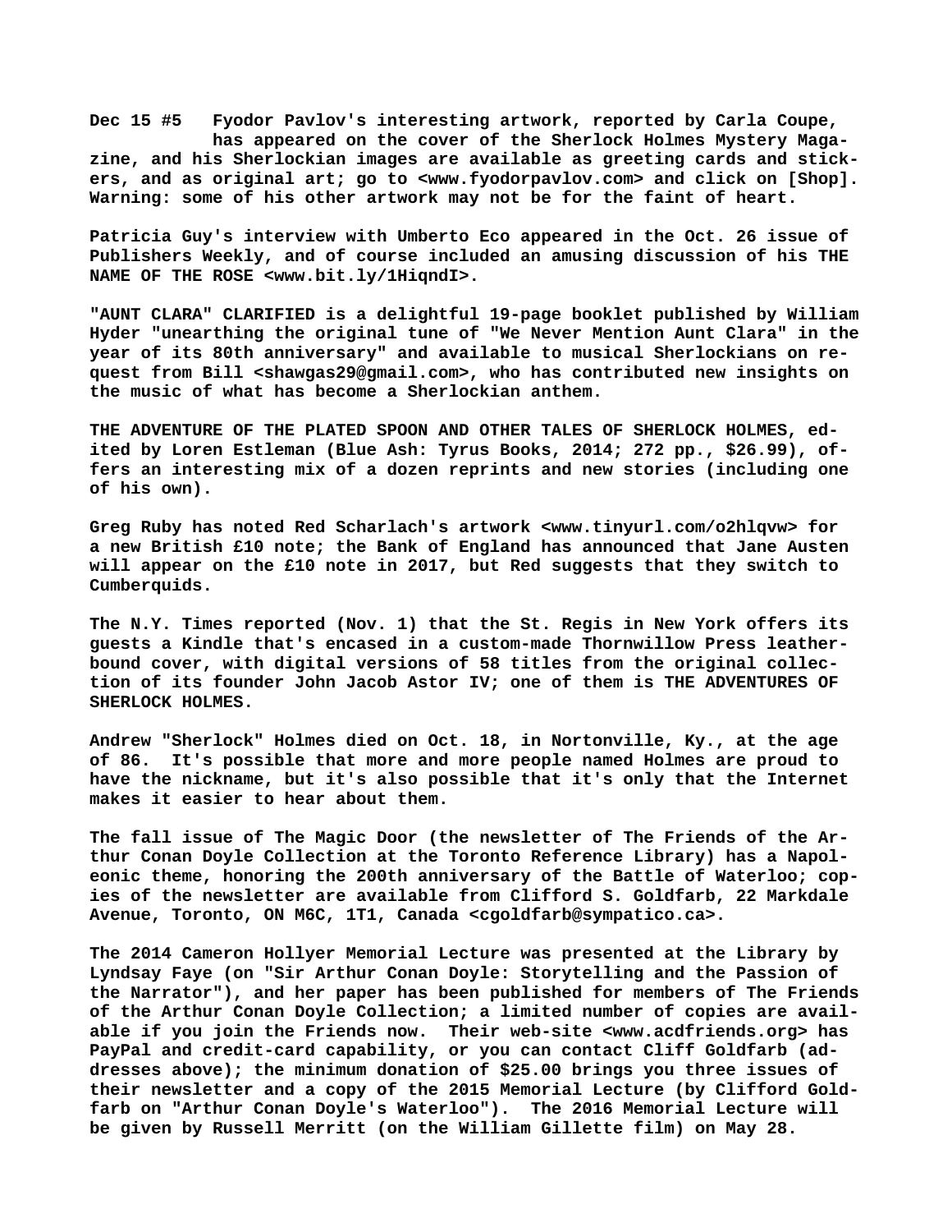**Dec 15 #5 Fyodor Pavlov's interesting artwork, reported by Carla Coupe, has appeared on the cover of the Sherlock Holmes Mystery Magazine, and his Sherlockian images are available as greeting cards and stickers, and as original art; go to <www.fyodorpavlov.com> and click on [Shop]. Warning: some of his other artwork may not be for the faint of heart.**

**Patricia Guy's interview with Umberto Eco appeared in the Oct. 26 issue of Publishers Weekly, and of course included an amusing discussion of his THE NAME OF THE ROSE <www.bit.ly/1HiqndI>.**

**"AUNT CLARA" CLARIFIED is a delightful 19-page booklet published by William Hyder "unearthing the original tune of "We Never Mention Aunt Clara" in the year of its 80th anniversary" and available to musical Sherlockians on request from Bill <shawgas29@gmail.com>, who has contributed new insights on the music of what has become a Sherlockian anthem.**

**THE ADVENTURE OF THE PLATED SPOON AND OTHER TALES OF SHERLOCK HOLMES, edited by Loren Estleman (Blue Ash: Tyrus Books, 2014; 272 pp., $26.99), offers an interesting mix of a dozen reprints and new stories (including one of his own).**

**Greg Ruby has noted Red Scharlach's artwork <www.tinyurl.com/o2hlqvw> for a new British £10 note; the Bank of England has announced that Jane Austen will appear on the £10 note in 2017, but Red suggests that they switch to Cumberquids.**

**The N.Y. Times reported (Nov. 1) that the St. Regis in New York offers its guests a Kindle that's encased in a custom-made Thornwillow Press leather-bound cover, with digital versions of 58 titles from the original collection of its founder John Jacob Astor IV; one of them is THE ADVENTURES OF SHERLOCK HOLMES.**

**Andrew "Sherlock" Holmes died on Oct. 18, in Nortonville, Ky., at the age of 86. It's possible that more and more people named Holmes are proud to have the nickname, but it's also possible that it's only that the Internet makes it easier to hear about them.**

**The fall issue of The Magic Door (the newsletter of The Friends of the Arthur Conan Doyle Collection at the Toronto Reference Library) has a Napoleonic theme, honoring the 200th anniversary of the Battle of Waterloo; copies of the newsletter are available from Clifford S. Goldfarb, 22 Markdale Avenue, Toronto, ON M6C, 1T1, Canada <cgoldfarb@sympatico.ca>.**

**The 2014 Cameron Hollyer Memorial Lecture was presented at the Library by Lyndsay Faye (on "Sir Arthur Conan Doyle: Storytelling and the Passion of the Narrator"), and her paper has been published for members of The Friends of the Arthur Conan Doyle Collection; a limited number of copies are available if you join the Friends now. Their web-site <www.acdfriends.org> has PayPal and credit-card capability, or you can contact Cliff Goldfarb (addresses above); the minimum donation of $25.00 brings you three issues of their newsletter and a copy of the 2015 Memorial Lecture (by Clifford Goldfarb on "Arthur Conan Doyle's Waterloo"). The 2016 Memorial Lecture will be given by Russell Merritt (on the William Gillette film) on May 28.**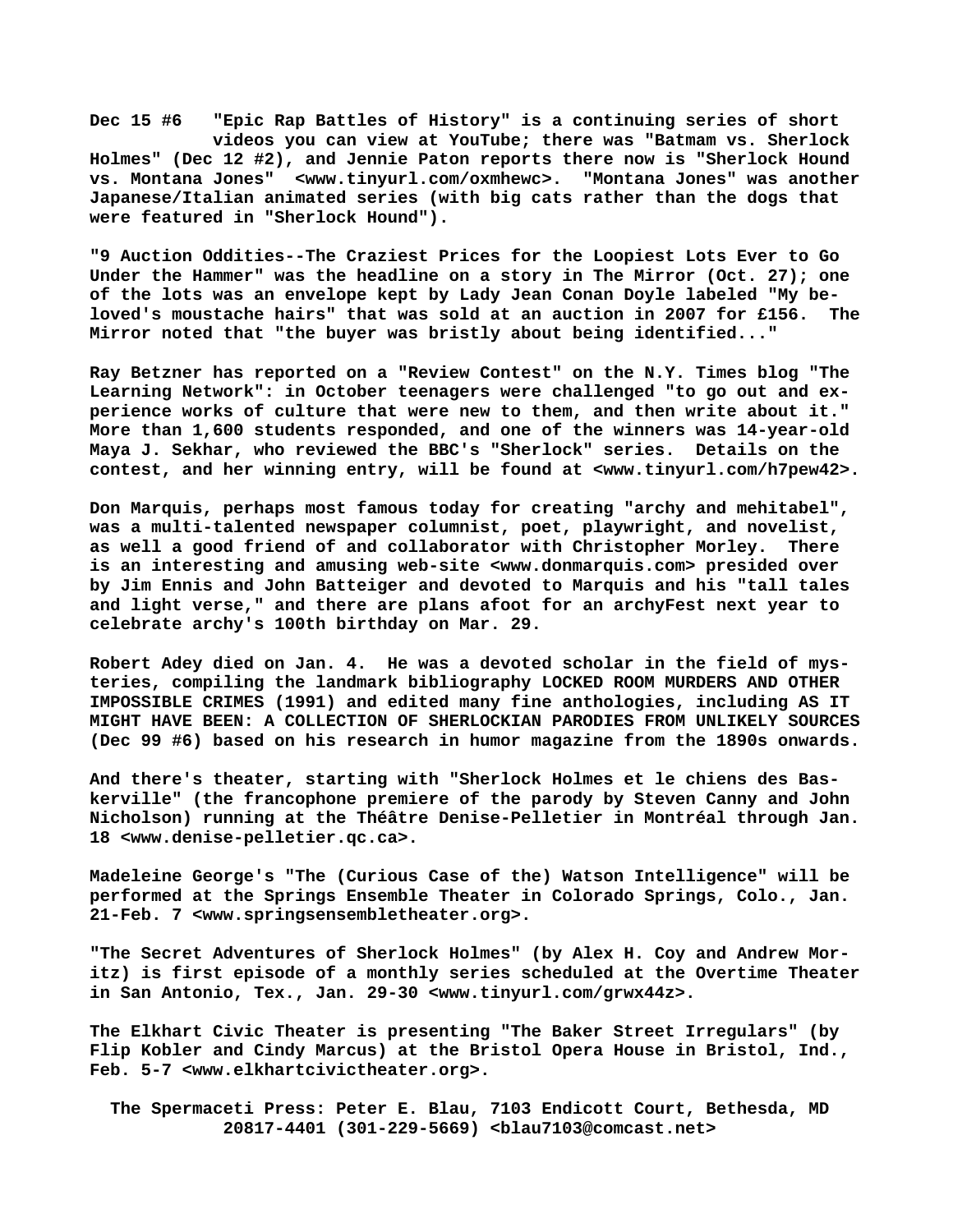**Dec 15 #6 "Epic Rap Battles of History" is a continuing series of short videos you can view at YouTube; there was "Batmam vs. Sherlock Holmes" (Dec 12 #2), and Jennie Paton reports there now is "Sherlock Hound vs. Montana Jones" <www.tinyurl.com/oxmhewc>. "Montana Jones" was another Japanese/Italian animated series (with big cats rather than the dogs that were featured in "Sherlock Hound").**

**"9 Auction Oddities--The Craziest Prices for the Loopiest Lots Ever to Go Under the Hammer" was the headline on a story in The Mirror (Oct. 27); one of the lots was an envelope kept by Lady Jean Conan Doyle labeled "My be- loved's moustache hairs" that was sold at an auction in 2007 for £156. The Mirror noted that "the buyer was bristly about being identified..."**

**Ray Betzner has reported on a "Review Contest" on the N.Y. Times blog "The Learning Network": in October teenagers were challenged "to go out and ex- perience works of culture that were new to them, and then write about it." More than 1,600 students responded, and one of the winners was 14-year-old Maya J. Sekhar, who reviewed the BBC's "Sherlock" series. Details on the contest, and her winning entry, will be found at <www.tinyurl.com/h7pew42>.**

**Don Marquis, perhaps most famous today for creating "archy and mehitabel", was a multi-talented newspaper columnist, poet, playwright, and novelist, as well a good friend of and collaborator with Christopher Morley. There is an interesting and amusing web-site <www.donmarquis.com> presided over by Jim Ennis and John Batteiger and devoted to Marquis and his "tall tales and light verse," and there are plans afoot for an archyFest next year to celebrate archy's 100th birthday on Mar. 29.**

**Robert Adey died on Jan. 4. He was a devoted scholar in the field of mys- teries, compiling the landmark bibliography LOCKED ROOM MURDERS AND OTHER IMPOSSIBLE CRIMES (1991) and edited many fine anthologies, including AS IT MIGHT HAVE BEEN: A COLLECTION OF SHERLOCKIAN PARODIES FROM UNLIKELY SOURCES (Dec 99 #6) based on his research in humor magazine from the 1890s onwards.**

**And there's theater, starting with "Sherlock Holmes et le chiens des Bas- kerville" (the francophone premiere of the parody by Steven Canny and John Nicholson) running at the Théâtre Denise-Pelletier in Montréal through Jan. 18 <www.denise-pelletier.qc.ca>.**

**Madeleine George's "The (Curious Case of the) Watson Intelligence" will be performed at the Springs Ensemble Theater in Colorado Springs, Colo., Jan. 21-Feb. 7 <www.springsensembletheater.org>.**

**"The Secret Adventures of Sherlock Holmes" (by Alex H. Coy and Andrew Mor- itz) is first episode of a monthly series scheduled at the Overtime Theater in San Antonio, Tex., Jan. 29-30 <www.tinyurl.com/grwx44z>.**

**The Elkhart Civic Theater is presenting "The Baker Street Irregulars" (by Flip Kobler and Cindy Marcus) at the Bristol Opera House in Bristol, Ind., Feb. 5-7 <www.elkhartcivictheater.org>.**

**The Spermaceti Press: Peter E. Blau, 7103 Endicott Court, Bethesda, MD 20817-4401 (301-229-5669) <blau7103@comcast.net>**